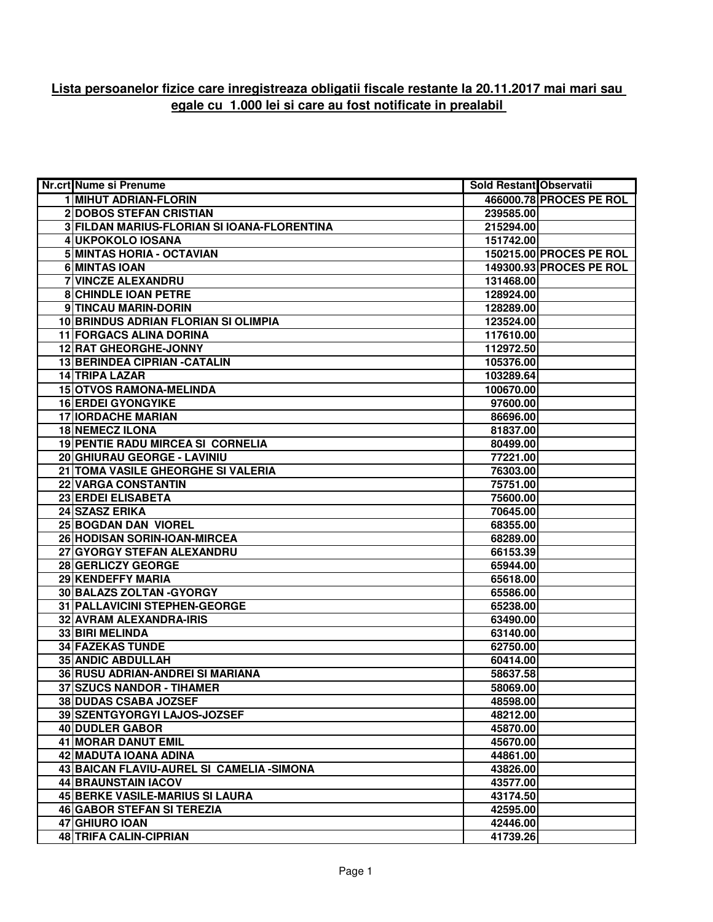**Lista persoanelor fizice care inregistreaza obligatii fiscale restante la 20.11.2017 mai mari sau egale cu 1.000 lei si care au fost notificate in prealabil**

| Nr.crt | Nume si Prenume | Sold Restant | Observatii |
|---|---|---|---|
| 1 | MIHUT ADRIAN-FLORIN | 466000.78 | PROCES PE ROL |
| 2 | DOBOS STEFAN CRISTIAN | 239585.00 | |
| 3 | FILDAN MARIUS-FLORIAN SI IOANA-FLORENTINA | 215294.00 | |
| 4 | UKPOKOLO IOSANA | 151742.00 | |
| 5 | MINTAS HORIA - OCTAVIAN | 150215.00 | PROCES PE ROL |
| 6 | MINTAS IOAN | 149300.93 | PROCES PE ROL |
| 7 | VINCZE ALEXANDRU | 131468.00 | |
| 8 | CHINDLE IOAN PETRE | 128924.00 | |
| 9 | TINCAU MARIN-DORIN | 128289.00 | |
| 10 | BRINDUS ADRIAN FLORIAN SI OLIMPIA | 123524.00 | |
| 11 | FORGACS ALINA DORINA | 117610.00 | |
| 12 | RAT GHEORGHE-JONNY | 112972.50 | |
| 13 | BERINDEA CIPRIAN -CATALIN | 105376.00 | |
| 14 | TRIPA LAZAR | 103289.64 | |
| 15 | OTVOS RAMONA-MELINDA | 100670.00 | |
| 16 | ERDEI GYONGYIKE | 97600.00 | |
| 17 | IORDACHE MARIAN | 86696.00 | |
| 18 | NEMECZ ILONA | 81837.00 | |
| 19 | PENTIE RADU MIRCEA SI CORNELIA | 80499.00 | |
| 20 | GHIURAU GEORGE - LAVINIU | 77221.00 | |
| 21 | TOMA VASILE GHEORGHE SI VALERIA | 76303.00 | |
| 22 | VARGA CONSTANTIN | 75751.00 | |
| 23 | ERDEI ELISABETA | 75600.00 | |
| 24 | SZASZ ERIKA | 70645.00 | |
| 25 | BOGDAN DAN VIOREL | 68355.00 | |
| 26 | HODISAN SORIN-IOAN-MIRCEA | 68289.00 | |
| 27 | GYORGY STEFAN ALEXANDRU | 66153.39 | |
| 28 | GERLICZY GEORGE | 65944.00 | |
| 29 | KENDEFFY MARIA | 65618.00 | |
| 30 | BALAZS ZOLTAN -GYORGY | 65586.00 | |
| 31 | PALLAVICINI STEPHEN-GEORGE | 65238.00 | |
| 32 | AVRAM ALEXANDRA-IRIS | 63490.00 | |
| 33 | BIRI MELINDA | 63140.00 | |
| 34 | FAZEKAS TUNDE | 62750.00 | |
| 35 | ANDIC ABDULLAH | 60414.00 | |
| 36 | RUSU ADRIAN-ANDREI SI MARIANA | 58637.58 | |
| 37 | SZUCS NANDOR - TIHAMER | 58069.00 | |
| 38 | DUDAS CSABA JOZSEF | 48598.00 | |
| 39 | SZENTGYORGYI LAJOS-JOZSEF | 48212.00 | |
| 40 | DUDLER GABOR | 45870.00 | |
| 41 | MORAR DANUT EMIL | 45670.00 | |
| 42 | MADUTA IOANA ADINA | 44861.00 | |
| 43 | BAICAN FLAVIU-AUREL SI CAMELIA -SIMONA | 43826.00 | |
| 44 | BRAUNSTAIN IACOV | 43577.00 | |
| 45 | BERKE VASILE-MARIUS SI LAURA | 43174.50 | |
| 46 | GABOR STEFAN SI TEREZIA | 42595.00 | |
| 47 | GHIURO IOAN | 42446.00 | |
| 48 | TRIFA CALIN-CIPRIAN | 41739.26 | |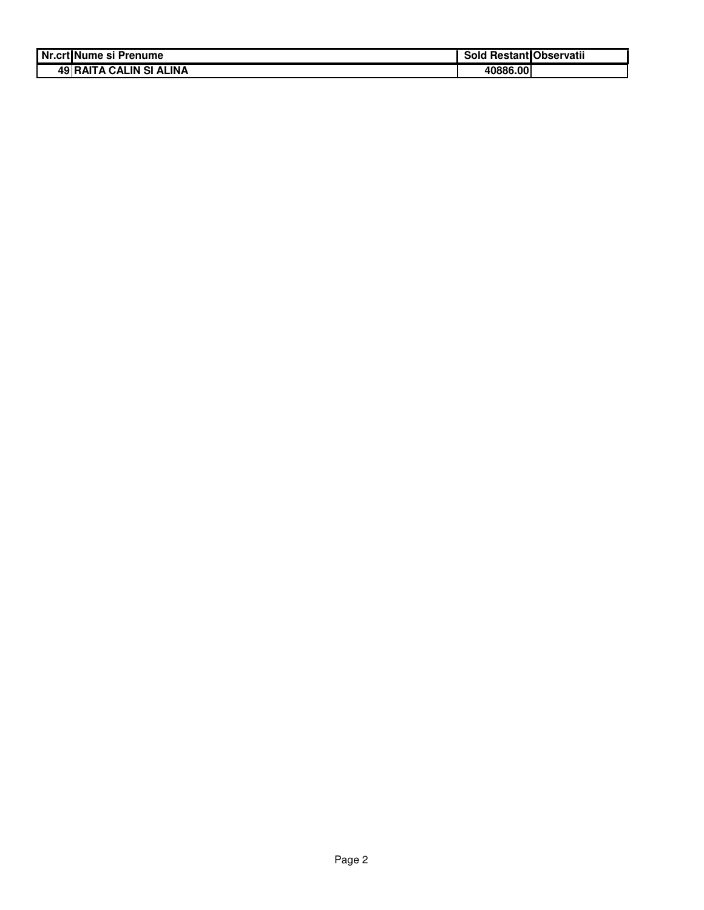| Nr.crt | Nume si Prenume | Sold Restant | Observatii |
|---|---|---|---|
| 49 | RAITA CALIN SI ALINA | 40886.00 | |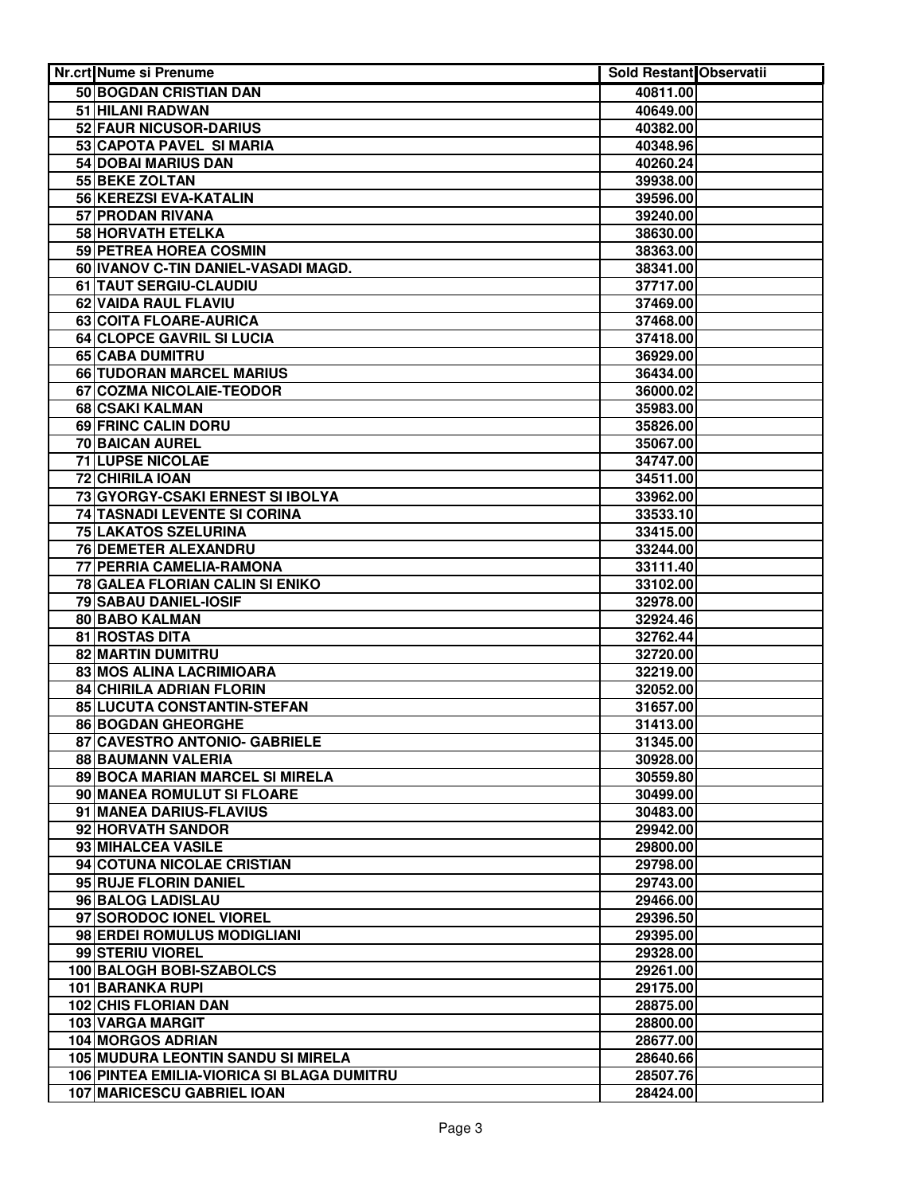| Nr.crt | Nume si Prenume | Sold Restant | Observatii |
|---|---|---|---|
| 50 | BOGDAN CRISTIAN DAN | 40811.00 | |
| 51 | HILANI RADWAN | 40649.00 | |
| 52 | FAUR NICUSOR-DARIUS | 40382.00 | |
| 53 | CAPOTA PAVEL SI MARIA | 40348.96 | |
| 54 | DOBAI MARIUS DAN | 40260.24 | |
| 55 | BEKE ZOLTAN | 39938.00 | |
| 56 | KEREZSI EVA-KATALIN | 39596.00 | |
| 57 | PRODAN RIVANA | 39240.00 | |
| 58 | HORVATH ETELKA | 38630.00 | |
| 59 | PETREA HOREA COSMIN | 38363.00 | |
| 60 | IVANOV C-TIN DANIEL-VASADI MAGD. | 38341.00 | |
| 61 | TAUT SERGIU-CLAUDIU | 37717.00 | |
| 62 | VAIDA RAUL FLAVIU | 37469.00 | |
| 63 | COITA FLOARE-AURICA | 37468.00 | |
| 64 | CLOPCE GAVRIL SI LUCIA | 37418.00 | |
| 65 | CABA DUMITRU | 36929.00 | |
| 66 | TUDORAN MARCEL MARIUS | 36434.00 | |
| 67 | COZMA NICOLAIE-TEODOR | 36000.02 | |
| 68 | CSAKI KALMAN | 35983.00 | |
| 69 | FRINC CALIN DORU | 35826.00 | |
| 70 | BAICAN AUREL | 35067.00 | |
| 71 | LUPSE NICOLAE | 34747.00 | |
| 72 | CHIRILA IOAN | 34511.00 | |
| 73 | GYORGY-CSAKI ERNEST SI IBOLYA | 33962.00 | |
| 74 | TASNADI LEVENTE SI CORINA | 33533.10 | |
| 75 | LAKATOS SZELURINA | 33415.00 | |
| 76 | DEMETER ALEXANDRU | 33244.00 | |
| 77 | PERRIA CAMELIA-RAMONA | 33111.40 | |
| 78 | GALEA FLORIAN CALIN SI ENIKO | 33102.00 | |
| 79 | SABAU DANIEL-IOSIF | 32978.00 | |
| 80 | BABO KALMAN | 32924.46 | |
| 81 | ROSTAS DITA | 32762.44 | |
| 82 | MARTIN DUMITRU | 32720.00 | |
| 83 | MOS ALINA LACRIMIOARA | 32219.00 | |
| 84 | CHIRILA ADRIAN FLORIN | 32052.00 | |
| 85 | LUCUTA CONSTANTIN-STEFAN | 31657.00 | |
| 86 | BOGDAN GHEORGHE | 31413.00 | |
| 87 | CAVESTRO ANTONIO- GABRIELE | 31345.00 | |
| 88 | BAUMANN VALERIA | 30928.00 | |
| 89 | BOCA MARIAN MARCEL SI MIRELA | 30559.80 | |
| 90 | MANEA ROMULUT SI FLOARE | 30499.00 | |
| 91 | MANEA DARIUS-FLAVIUS | 30483.00 | |
| 92 | HORVATH SANDOR | 29942.00 | |
| 93 | MIHALCEA VASILE | 29800.00 | |
| 94 | COTUNA NICOLAE CRISTIAN | 29798.00 | |
| 95 | RUJE FLORIN DANIEL | 29743.00 | |
| 96 | BALOG LADISLAU | 29466.00 | |
| 97 | SORODOC IONEL VIOREL | 29396.50 | |
| 98 | ERDEI ROMULUS MODIGLIANI | 29395.00 | |
| 99 | STERIU VIOREL | 29328.00 | |
| 100 | BALOGH BOBI-SZABOLCS | 29261.00 | |
| 101 | BARANKA RUPI | 29175.00 | |
| 102 | CHIS FLORIAN DAN | 28875.00 | |
| 103 | VARGA MARGIT | 28800.00 | |
| 104 | MORGOS ADRIAN | 28677.00 | |
| 105 | MUDURA LEONTIN SANDU SI MIRELA | 28640.66 | |
| 106 | PINTEA EMILIA-VIORICA SI BLAGA DUMITRU | 28507.76 | |
| 107 | MARICESCU GABRIEL IOAN | 28424.00 | |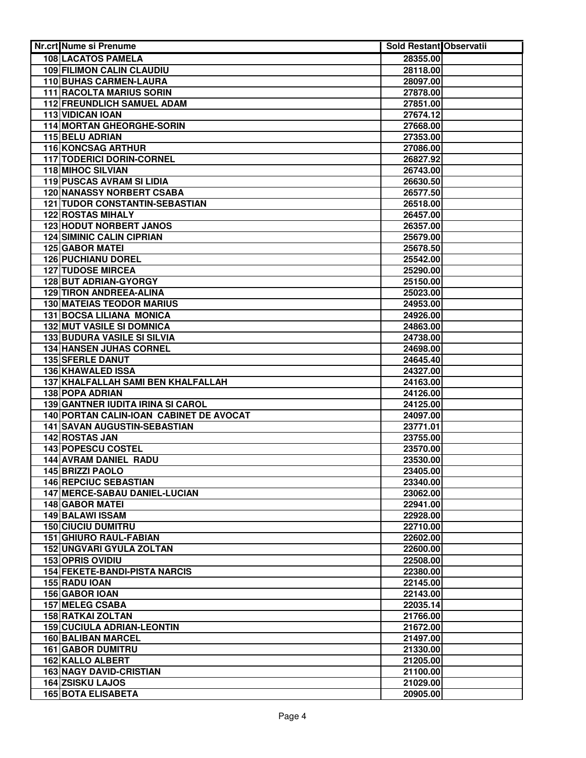| Nr.crt | Nume si Prenume | Sold Restant | Observatii |
|---|---|---|---|
| 108 | LACATOS PAMELA | 28355.00 | |
| 109 | FILIMON CALIN CLAUDIU | 28118.00 | |
| 110 | BUHAS CARMEN-LAURA | 28097.00 | |
| 111 | RACOLTA MARIUS SORIN | 27878.00 | |
| 112 | FREUNDLICH SAMUEL ADAM | 27851.00 | |
| 113 | VIDICAN IOAN | 27674.12 | |
| 114 | MORTAN GHEORGHE-SORIN | 27668.00 | |
| 115 | BELU ADRIAN | 27353.00 | |
| 116 | KONCSAG ARTHUR | 27086.00 | |
| 117 | TODERICI DORIN-CORNEL | 26827.92 | |
| 118 | MIHOC SILVIAN | 26743.00 | |
| 119 | PUSCAS AVRAM SI LIDIA | 26630.50 | |
| 120 | NANASSY NORBERT CSABA | 26577.50 | |
| 121 | TUDOR CONSTANTIN-SEBASTIAN | 26518.00 | |
| 122 | ROSTAS MIHALY | 26457.00 | |
| 123 | HODUT NORBERT JANOS | 26357.00 | |
| 124 | SIMINIC CALIN CIPRIAN | 25679.00 | |
| 125 | GABOR MATEI | 25678.50 | |
| 126 | PUCHIANU DOREL | 25542.00 | |
| 127 | TUDOSE MIRCEA | 25290.00 | |
| 128 | BUT ADRIAN-GYORGY | 25150.00 | |
| 129 | TIRON ANDREEA-ALINA | 25023.00 | |
| 130 | MATEIAS TEODOR MARIUS | 24953.00 | |
| 131 | BOCSA LILIANA MONICA | 24926.00 | |
| 132 | MUT VASILE SI DOMNICA | 24863.00 | |
| 133 | BUDURA VASILE SI SILVIA | 24738.00 | |
| 134 | HANSEN JUHAS CORNEL | 24698.00 | |
| 135 | SFERLE DANUT | 24645.40 | |
| 136 | KHAWALED ISSA | 24327.00 | |
| 137 | KHALFALLAH SAMI BEN KHALFALLAH | 24163.00 | |
| 138 | POPA ADRIAN | 24126.00 | |
| 139 | GANTNER IUDITA IRINA SI CAROL | 24125.00 | |
| 140 | PORTAN CALIN-IOAN CABINET DE AVOCAT | 24097.00 | |
| 141 | SAVAN AUGUSTIN-SEBASTIAN | 23771.01 | |
| 142 | ROSTAS JAN | 23755.00 | |
| 143 | POPESCU COSTEL | 23570.00 | |
| 144 | AVRAM DANIEL RADU | 23530.00 | |
| 145 | BRIZZI PAOLO | 23405.00 | |
| 146 | REPCIUC SEBASTIAN | 23340.00 | |
| 147 | MERCE-SABAU DANIEL-LUCIAN | 23062.00 | |
| 148 | GABOR MATEI | 22941.00 | |
| 149 | BALAWI ISSAM | 22928.00 | |
| 150 | CIUCIU DUMITRU | 22710.00 | |
| 151 | GHIURO RAUL-FABIAN | 22602.00 | |
| 152 | UNGVARI GYULA ZOLTAN | 22600.00 | |
| 153 | OPRIS OVIDIU | 22508.00 | |
| 154 | FEKETE-BANDI-PISTA NARCIS | 22380.00 | |
| 155 | RADU IOAN | 22145.00 | |
| 156 | GABOR IOAN | 22143.00 | |
| 157 | MELEG CSABA | 22035.14 | |
| 158 | RATKAI ZOLTAN | 21766.00 | |
| 159 | CUCIULA ADRIAN-LEONTIN | 21672.00 | |
| 160 | BALIBAN MARCEL | 21497.00 | |
| 161 | GABOR DUMITRU | 21330.00 | |
| 162 | KALLO ALBERT | 21205.00 | |
| 163 | NAGY DAVID-CRISTIAN | 21100.00 | |
| 164 | ZSISKU LAJOS | 21029.00 | |
| 165 | BOTA ELISABETA | 20905.00 | |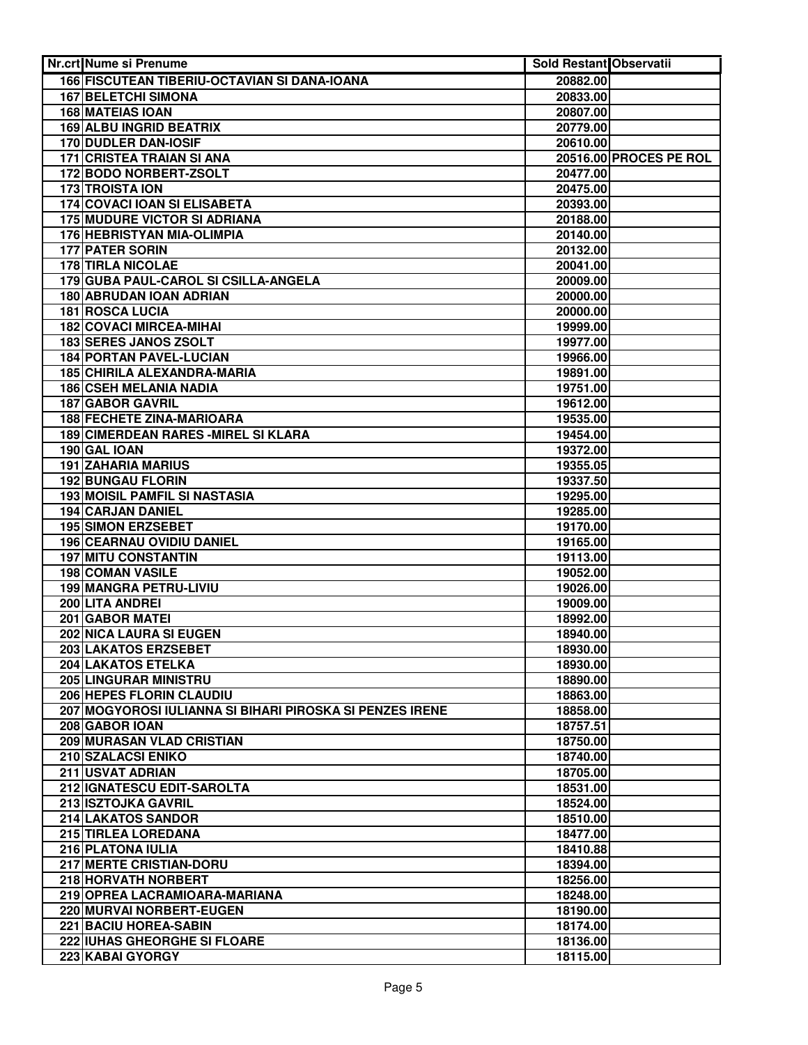| Nr.crt | Nume si Prenume | Sold Restant | Observatii |
|---|---|---|---|
| 166 | FISCUTEAN TIBERIU-OCTAVIAN SI DANA-IOANA | 20882.00 | |
| 167 | BELETCHI SIMONA | 20833.00 | |
| 168 | MATEIAS IOAN | 20807.00 | |
| 169 | ALBU INGRID BEATRIX | 20779.00 | |
| 170 | DUDLER DAN-IOSIF | 20610.00 | |
| 171 | CRISTEA TRAIAN SI ANA | 20516.00 | PROCES PE ROL |
| 172 | BODO NORBERT-ZSOLT | 20477.00 | |
| 173 | TROISTA ION | 20475.00 | |
| 174 | COVACI IOAN SI ELISABETA | 20393.00 | |
| 175 | MUDURE VICTOR SI ADRIANA | 20188.00 | |
| 176 | HEBRISTYAN MIA-OLIMPIA | 20140.00 | |
| 177 | PATER SORIN | 20132.00 | |
| 178 | TIRLA NICOLAE | 20041.00 | |
| 179 | GUBA PAUL-CAROL SI CSILLA-ANGELA | 20009.00 | |
| 180 | ABRUDAN IOAN ADRIAN | 20000.00 | |
| 181 | ROSCA LUCIA | 20000.00 | |
| 182 | COVACI MIRCEA-MIHAI | 19999.00 | |
| 183 | SERES JANOS ZSOLT | 19977.00 | |
| 184 | PORTAN PAVEL-LUCIAN | 19966.00 | |
| 185 | CHIRILA ALEXANDRA-MARIA | 19891.00 | |
| 186 | CSEH MELANIA NADIA | 19751.00 | |
| 187 | GABOR GAVRIL | 19612.00 | |
| 188 | FECHETE ZINA-MARIOARA | 19535.00 | |
| 189 | CIMERDEAN RARES -MIREL SI KLARA | 19454.00 | |
| 190 | GAL IOAN | 19372.00 | |
| 191 | ZAHARIA MARIUS | 19355.05 | |
| 192 | BUNGAU FLORIN | 19337.50 | |
| 193 | MOISIL PAMFIL SI NASTASIA | 19295.00 | |
| 194 | CARJAN DANIEL | 19285.00 | |
| 195 | SIMON ERZSEBET | 19170.00 | |
| 196 | CEARNAU OVIDIU DANIEL | 19165.00 | |
| 197 | MITU CONSTANTIN | 19113.00 | |
| 198 | COMAN VASILE | 19052.00 | |
| 199 | MANGRA PETRU-LIVIU | 19026.00 | |
| 200 | LITA ANDREI | 19009.00 | |
| 201 | GABOR MATEI | 18992.00 | |
| 202 | NICA LAURA SI EUGEN | 18940.00 | |
| 203 | LAKATOS ERZSEBET | 18930.00 | |
| 204 | LAKATOS ETELKA | 18930.00 | |
| 205 | LINGURAR MINISTRU | 18890.00 | |
| 206 | HEPES FLORIN CLAUDIU | 18863.00 | |
| 207 | MOGYOROSI IULIANNA SI BIHARI PIROSKA SI PENZES IRENE | 18858.00 | |
| 208 | GABOR IOAN | 18757.51 | |
| 209 | MURASAN VLAD CRISTIAN | 18750.00 | |
| 210 | SZALACSI ENIKO | 18740.00 | |
| 211 | USVAT ADRIAN | 18705.00 | |
| 212 | IGNATESCU EDIT-SAROLTA | 18531.00 | |
| 213 | ISZTOJKA GAVRIL | 18524.00 | |
| 214 | LAKATOS SANDOR | 18510.00 | |
| 215 | TIRLEA LOREDANA | 18477.00 | |
| 216 | PLATONA IULIA | 18410.88 | |
| 217 | MERTE CRISTIAN-DORU | 18394.00 | |
| 218 | HORVATH NORBERT | 18256.00 | |
| 219 | OPREA LACRAMIOARA-MARIANA | 18248.00 | |
| 220 | MURVAI NORBERT-EUGEN | 18190.00 | |
| 221 | BACIU HOREA-SABIN | 18174.00 | |
| 222 | IUHAS GHEORGHE SI FLOARE | 18136.00 | |
| 223 | KABAI GYORGY | 18115.00 | |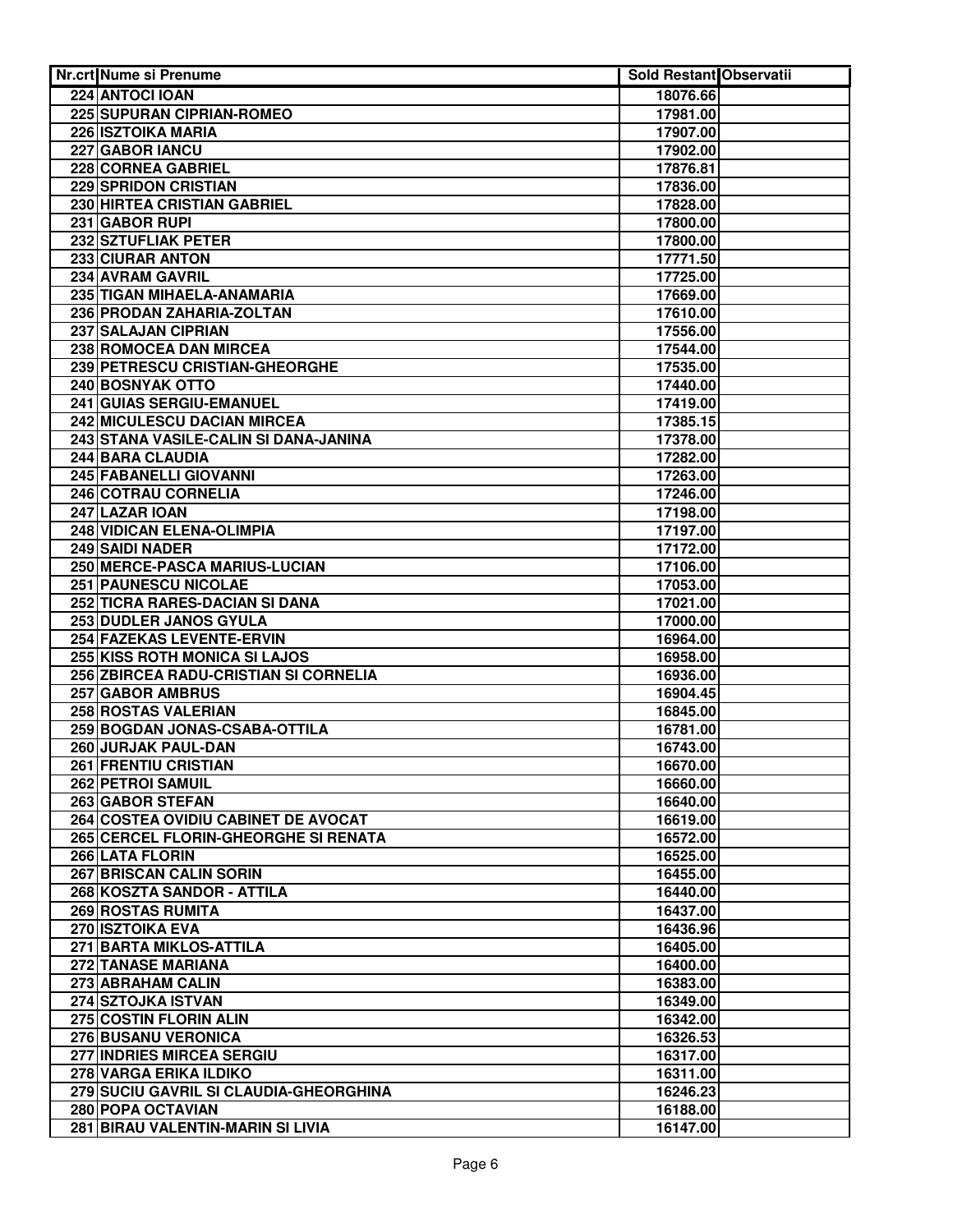| Nr.crt | Nume si Prenume | Sold Restant | Observatii |
|---|---|---|---|
| 224 | ANTOCI IOAN | 18076.66 | |
| 225 | SUPURAN CIPRIAN-ROMEO | 17981.00 | |
| 226 | ISZTOIKA MARIA | 17907.00 | |
| 227 | GABOR IANCU | 17902.00 | |
| 228 | CORNEA GABRIEL | 17876.81 | |
| 229 | SPRIDON CRISTIAN | 17836.00 | |
| 230 | HIRTEA CRISTIAN GABRIEL | 17828.00 | |
| 231 | GABOR RUPI | 17800.00 | |
| 232 | SZTUFLIAK PETER | 17800.00 | |
| 233 | CIURAR ANTON | 17771.50 | |
| 234 | AVRAM GAVRIL | 17725.00 | |
| 235 | TIGAN MIHAELA-ANAMARIA | 17669.00 | |
| 236 | PRODAN ZAHARIA-ZOLTAN | 17610.00 | |
| 237 | SALAJAN CIPRIAN | 17556.00 | |
| 238 | ROMOCEA DAN MIRCEA | 17544.00 | |
| 239 | PETRESCU CRISTIAN-GHEORGHE | 17535.00 | |
| 240 | BOSNYAK OTTO | 17440.00 | |
| 241 | GUIAS SERGIU-EMANUEL | 17419.00 | |
| 242 | MICULESCU DACIAN MIRCEA | 17385.15 | |
| 243 | STANA VASILE-CALIN SI DANA-JANINA | 17378.00 | |
| 244 | BARA CLAUDIA | 17282.00 | |
| 245 | FABANELLI GIOVANNI | 17263.00 | |
| 246 | COTRAU CORNELIA | 17246.00 | |
| 247 | LAZAR IOAN | 17198.00 | |
| 248 | VIDICAN ELENA-OLIMPIA | 17197.00 | |
| 249 | SAIDI NADER | 17172.00 | |
| 250 | MERCE-PASCA MARIUS-LUCIAN | 17106.00 | |
| 251 | PAUNESCU NICOLAE | 17053.00 | |
| 252 | TICRA RARES-DACIAN SI DANA | 17021.00 | |
| 253 | DUDLER JANOS GYULA | 17000.00 | |
| 254 | FAZEKAS LEVENTE-ERVIN | 16964.00 | |
| 255 | KISS ROTH MONICA SI LAJOS | 16958.00 | |
| 256 | ZBIRCEA RADU-CRISTIAN SI CORNELIA | 16936.00 | |
| 257 | GABOR AMBRUS | 16904.45 | |
| 258 | ROSTAS VALERIAN | 16845.00 | |
| 259 | BOGDAN JONAS-CSABA-OTTILA | 16781.00 | |
| 260 | JURJAK PAUL-DAN | 16743.00 | |
| 261 | FRENTIU CRISTIAN | 16670.00 | |
| 262 | PETROI SAMUIL | 16660.00 | |
| 263 | GABOR STEFAN | 16640.00 | |
| 264 | COSTEA OVIDIU CABINET DE AVOCAT | 16619.00 | |
| 265 | CERCEL FLORIN-GHEORGHE SI RENATA | 16572.00 | |
| 266 | LATA FLORIN | 16525.00 | |
| 267 | BRISCAN CALIN SORIN | 16455.00 | |
| 268 | KOSZTA SANDOR - ATTILA | 16440.00 | |
| 269 | ROSTAS RUMITA | 16437.00 | |
| 270 | ISZTOIKA EVA | 16436.96 | |
| 271 | BARTA MIKLOS-ATTILA | 16405.00 | |
| 272 | TANASE MARIANA | 16400.00 | |
| 273 | ABRAHAM CALIN | 16383.00 | |
| 274 | SZTOJKA ISTVAN | 16349.00 | |
| 275 | COSTIN FLORIN ALIN | 16342.00 | |
| 276 | BUSANU VERONICA | 16326.53 | |
| 277 | INDRIES MIRCEA SERGIU | 16317.00 | |
| 278 | VARGA ERIKA ILDIKO | 16311.00 | |
| 279 | SUCIU GAVRIL SI CLAUDIA-GHEORGHINA | 16246.23 | |
| 280 | POPA OCTAVIAN | 16188.00 | |
| 281 | BIRAU VALENTIN-MARIN SI LIVIA | 16147.00 | |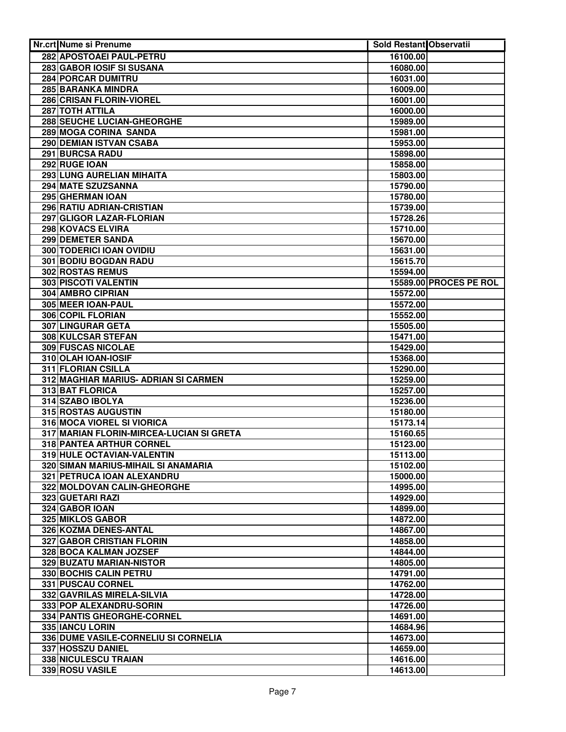| Nr.crt | Nume si Prenume | Sold Restant | Observatii |
|---|---|---|---|
| 282 | APOSTOAEI PAUL-PETRU | 16100.00 | |
| 283 | GABOR IOSIF SI SUSANA | 16080.00 | |
| 284 | PORCAR DUMITRU | 16031.00 | |
| 285 | BARANKA MINDRA | 16009.00 | |
| 286 | CRISAN FLORIN-VIOREL | 16001.00 | |
| 287 | TOTH ATTILA | 16000.00 | |
| 288 | SEUCHE LUCIAN-GHEORGHE | 15989.00 | |
| 289 | MOGA CORINA  SANDA | 15981.00 | |
| 290 | DEMIAN ISTVAN CSABA | 15953.00 | |
| 291 | BURCSA RADU | 15898.00 | |
| 292 | RUGE IOAN | 15858.00 | |
| 293 | LUNG AURELIAN MIHAITA | 15803.00 | |
| 294 | MATE SZUZSANNA | 15790.00 | |
| 295 | GHERMAN IOAN | 15780.00 | |
| 296 | RATIU ADRIAN-CRISTIAN | 15739.00 | |
| 297 | GLIGOR LAZAR-FLORIAN | 15728.26 | |
| 298 | KOVACS ELVIRA | 15710.00 | |
| 299 | DEMETER SANDA | 15670.00 | |
| 300 | TODERICI IOAN OVIDIU | 15631.00 | |
| 301 | BODIU BOGDAN RADU | 15615.70 | |
| 302 | ROSTAS REMUS | 15594.00 | |
| 303 | PISCOTI VALENTIN | 15589.00 | PROCES PE ROL |
| 304 | AMBRO CIPRIAN | 15572.00 | |
| 305 | MEER IOAN-PAUL | 15572.00 | |
| 306 | COPIL FLORIAN | 15552.00 | |
| 307 | LINGURAR GETA | 15505.00 | |
| 308 | KULCSAR STEFAN | 15471.00 | |
| 309 | FUSCAS NICOLAE | 15429.00 | |
| 310 | OLAH IOAN-IOSIF | 15368.00 | |
| 311 | FLORIAN CSILLA | 15290.00 | |
| 312 | MAGHIAR MARIUS- ADRIAN SI CARMEN | 15259.00 | |
| 313 | BAT FLORICA | 15257.00 | |
| 314 | SZABO IBOLYA | 15236.00 | |
| 315 | ROSTAS AUGUSTIN | 15180.00 | |
| 316 | MOCA VIOREL SI VIORICA | 15173.14 | |
| 317 | MARIAN FLORIN-MIRCEA-LUCIAN SI GRETA | 15160.65 | |
| 318 | PANTEA ARTHUR CORNEL | 15123.00 | |
| 319 | HULE OCTAVIAN-VALENTIN | 15113.00 | |
| 320 | SIMAN MARIUS-MIHAIL SI ANAMARIA | 15102.00 | |
| 321 | PETRUCA IOAN ALEXANDRU | 15000.00 | |
| 322 | MOLDOVAN CALIN-GHEORGHE | 14995.00 | |
| 323 | GUETARI RAZI | 14929.00 | |
| 324 | GABOR IOAN | 14899.00 | |
| 325 | MIKLOS GABOR | 14872.00 | |
| 326 | KOZMA DENES-ANTAL | 14867.00 | |
| 327 | GABOR CRISTIAN FLORIN | 14858.00 | |
| 328 | BOCA KALMAN JOZSEF | 14844.00 | |
| 329 | BUZATU MARIAN-NISTOR | 14805.00 | |
| 330 | BOCHIS CALIN PETRU | 14791.00 | |
| 331 | PUSCAU CORNEL | 14762.00 | |
| 332 | GAVRILAS MIRELA-SILVIA | 14728.00 | |
| 333 | POP ALEXANDRU-SORIN | 14726.00 | |
| 334 | PANTIS GHEORGHE-CORNEL | 14691.00 | |
| 335 | IANCU LORIN | 14684.96 | |
| 336 | DUME VASILE-CORNELIU SI CORNELIA | 14673.00 | |
| 337 | HOSSZU DANIEL | 14659.00 | |
| 338 | NICULESCU TRAIAN | 14616.00 | |
| 339 | ROSU VASILE | 14613.00 | |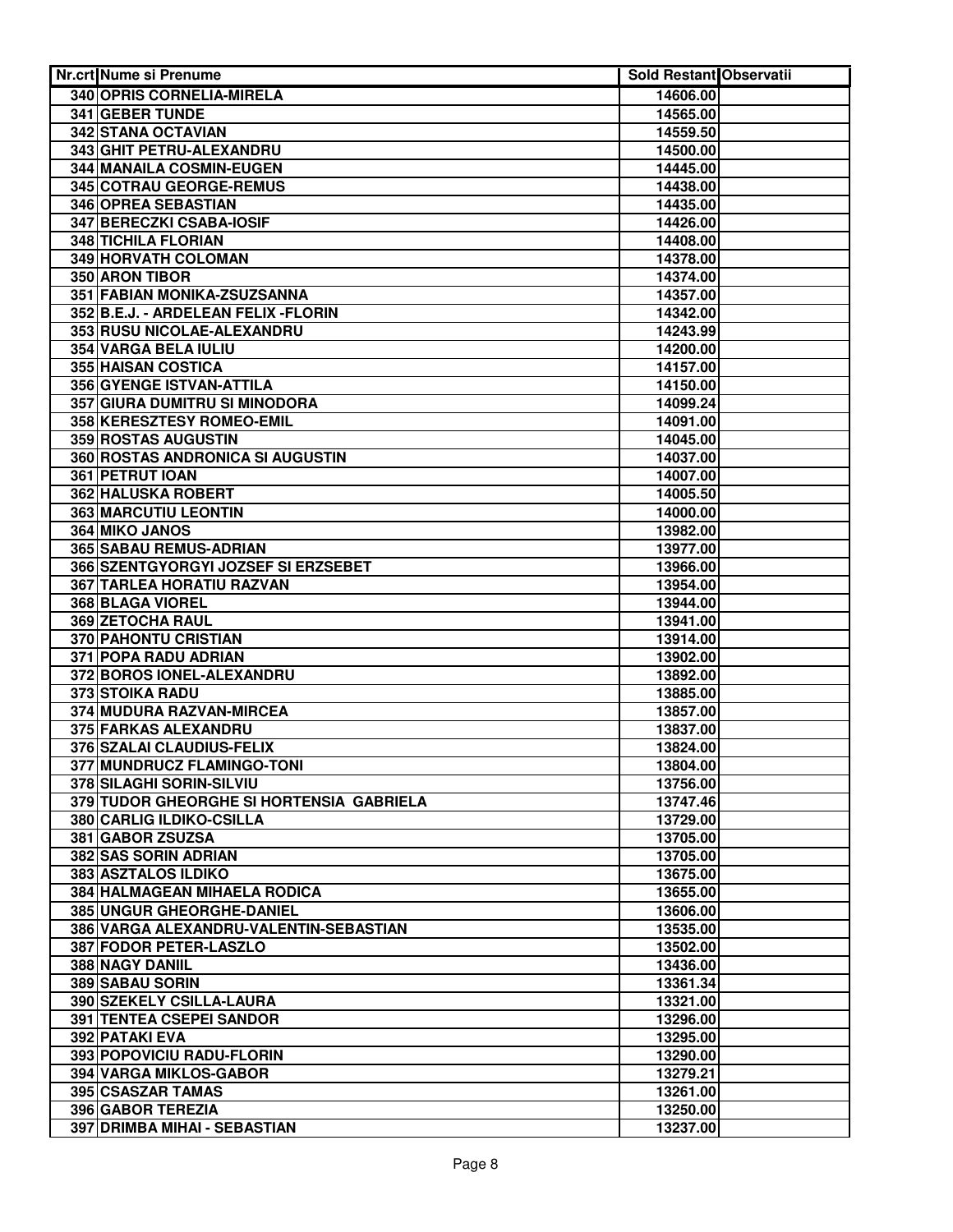| Nr.crt | Nume si Prenume | Sold Restant | Observatii |
|---|---|---|---|
| 340 | OPRIS CORNELIA-MIRELA | 14606.00 | |
| 341 | GEBER TUNDE | 14565.00 | |
| 342 | STANA OCTAVIAN | 14559.50 | |
| 343 | GHIT PETRU-ALEXANDRU | 14500.00 | |
| 344 | MANAILA COSMIN-EUGEN | 14445.00 | |
| 345 | COTRAU GEORGE-REMUS | 14438.00 | |
| 346 | OPREA SEBASTIAN | 14435.00 | |
| 347 | BERECZKI CSABA-IOSIF | 14426.00 | |
| 348 | TICHILA FLORIAN | 14408.00 | |
| 349 | HORVATH COLOMAN | 14378.00 | |
| 350 | ARON TIBOR | 14374.00 | |
| 351 | FABIAN MONIKA-ZSUZSANNA | 14357.00 | |
| 352 | B.E.J. - ARDELEAN FELIX -FLORIN | 14342.00 | |
| 353 | RUSU NICOLAE-ALEXANDRU | 14243.99 | |
| 354 | VARGA BELA IULIU | 14200.00 | |
| 355 | HAISAN COSTICA | 14157.00 | |
| 356 | GYENGE ISTVAN-ATTILA | 14150.00 | |
| 357 | GIURA DUMITRU SI MINODORA | 14099.24 | |
| 358 | KERESZTESY ROMEO-EMIL | 14091.00 | |
| 359 | ROSTAS AUGUSTIN | 14045.00 | |
| 360 | ROSTAS ANDRONICA SI AUGUSTIN | 14037.00 | |
| 361 | PETRUT IOAN | 14007.00 | |
| 362 | HALUSKA ROBERT | 14005.50 | |
| 363 | MARCUTIU LEONTIN | 14000.00 | |
| 364 | MIKO JANOS | 13982.00 | |
| 365 | SABAU REMUS-ADRIAN | 13977.00 | |
| 366 | SZENTGYORGYI JOZSEF SI ERZSEBET | 13966.00 | |
| 367 | TARLEA HORATIU RAZVAN | 13954.00 | |
| 368 | BLAGA VIOREL | 13944.00 | |
| 369 | ZETOCHA RAUL | 13941.00 | |
| 370 | PAHONTU CRISTIAN | 13914.00 | |
| 371 | POPA RADU ADRIAN | 13902.00 | |
| 372 | BOROS IONEL-ALEXANDRU | 13892.00 | |
| 373 | STOIKA RADU | 13885.00 | |
| 374 | MUDURA RAZVAN-MIRCEA | 13857.00 | |
| 375 | FARKAS ALEXANDRU | 13837.00 | |
| 376 | SZALAI CLAUDIUS-FELIX | 13824.00 | |
| 377 | MUNDRUCZ FLAMINGO-TONI | 13804.00 | |
| 378 | SILAGHI SORIN-SILVIU | 13756.00 | |
| 379 | TUDOR GHEORGHE SI HORTENSIA GABRIELA | 13747.46 | |
| 380 | CARLIG ILDIKO-CSILLA | 13729.00 | |
| 381 | GABOR ZSUZSA | 13705.00 | |
| 382 | SAS SORIN ADRIAN | 13705.00 | |
| 383 | ASZTALOS ILDIKO | 13675.00 | |
| 384 | HALMAGEAN MIHAELA RODICA | 13655.00 | |
| 385 | UNGUR GHEORGHE-DANIEL | 13606.00 | |
| 386 | VARGA ALEXANDRU-VALENTIN-SEBASTIAN | 13535.00 | |
| 387 | FODOR PETER-LASZLO | 13502.00 | |
| 388 | NAGY DANIIL | 13436.00 | |
| 389 | SABAU SORIN | 13361.34 | |
| 390 | SZEKELY CSILLA-LAURA | 13321.00 | |
| 391 | TENTEA CSEPEI SANDOR | 13296.00 | |
| 392 | PATAKI EVA | 13295.00 | |
| 393 | POPOVICIU RADU-FLORIN | 13290.00 | |
| 394 | VARGA MIKLOS-GABOR | 13279.21 | |
| 395 | CSASZAR TAMAS | 13261.00 | |
| 396 | GABOR TEREZIA | 13250.00 | |
| 397 | DRIMBA MIHAI - SEBASTIAN | 13237.00 | |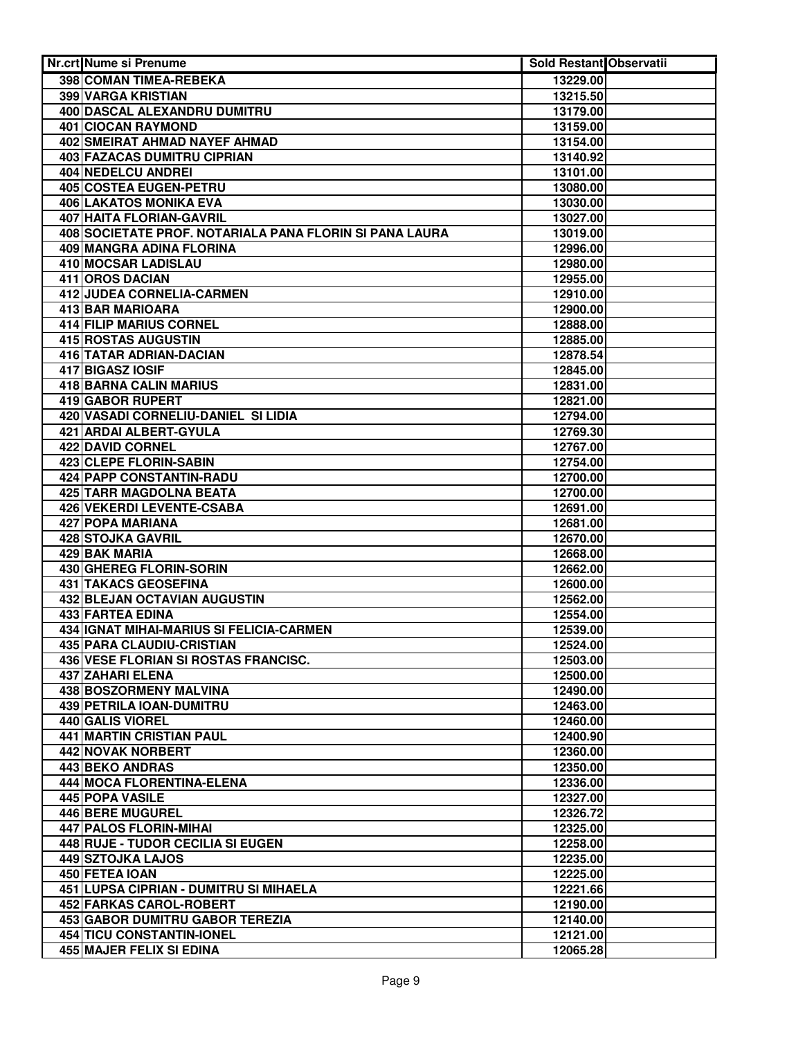| Nr.crt | Nume si Prenume | Sold Restant | Observatii |
|---|---|---|---|
| 398 | COMAN TIMEA-REBEKA | 13229.00 | |
| 399 | VARGA KRISTIAN | 13215.50 | |
| 400 | DASCAL ALEXANDRU DUMITRU | 13179.00 | |
| 401 | CIOCAN RAYMOND | 13159.00 | |
| 402 | SMEIRAT AHMAD NAYEF AHMAD | 13154.00 | |
| 403 | FAZACAS DUMITRU CIPRIAN | 13140.92 | |
| 404 | NEDELCU ANDREI | 13101.00 | |
| 405 | COSTEA EUGEN-PETRU | 13080.00 | |
| 406 | LAKATOS MONIKA EVA | 13030.00 | |
| 407 | HAITA FLORIAN-GAVRIL | 13027.00 | |
| 408 | SOCIETATE PROF. NOTARIALA PANA FLORIN SI PANA LAURA | 13019.00 | |
| 409 | MANGRA ADINA FLORINA | 12996.00 | |
| 410 | MOCSAR LADISLAU | 12980.00 | |
| 411 | OROS DACIAN | 12955.00 | |
| 412 | JUDEA CORNELIA-CARMEN | 12910.00 | |
| 413 | BAR MARIOARA | 12900.00 | |
| 414 | FILIP MARIUS CORNEL | 12888.00 | |
| 415 | ROSTAS AUGUSTIN | 12885.00 | |
| 416 | TATAR ADRIAN-DACIAN | 12878.54 | |
| 417 | BIGASZ IOSIF | 12845.00 | |
| 418 | BARNA CALIN MARIUS | 12831.00 | |
| 419 | GABOR RUPERT | 12821.00 | |
| 420 | VASADI CORNELIU-DANIEL SI LIDIA | 12794.00 | |
| 421 | ARDAI ALBERT-GYULA | 12769.30 | |
| 422 | DAVID CORNEL | 12767.00 | |
| 423 | CLEPE FLORIN-SABIN | 12754.00 | |
| 424 | PAPP CONSTANTIN-RADU | 12700.00 | |
| 425 | TARR MAGDOLNA BEATA | 12700.00 | |
| 426 | VEKERDI LEVENTE-CSABA | 12691.00 | |
| 427 | POPA MARIANA | 12681.00 | |
| 428 | STOJKA GAVRIL | 12670.00 | |
| 429 | BAK MARIA | 12668.00 | |
| 430 | GHEREG FLORIN-SORIN | 12662.00 | |
| 431 | TAKACS GEOSEFINA | 12600.00 | |
| 432 | BLEJAN OCTAVIAN AUGUSTIN | 12562.00 | |
| 433 | FARTEA EDINA | 12554.00 | |
| 434 | IGNAT MIHAI-MARIUS SI FELICIA-CARMEN | 12539.00 | |
| 435 | PARA CLAUDIU-CRISTIAN | 12524.00 | |
| 436 | VESE FLORIAN SI ROSTAS FRANCISC. | 12503.00 | |
| 437 | ZAHARI ELENA | 12500.00 | |
| 438 | BOSZORMENY MALVINA | 12490.00 | |
| 439 | PETRILA IOAN-DUMITRU | 12463.00 | |
| 440 | GALIS VIOREL | 12460.00 | |
| 441 | MARTIN CRISTIAN PAUL | 12400.90 | |
| 442 | NOVAK NORBERT | 12360.00 | |
| 443 | BEKO ANDRAS | 12350.00 | |
| 444 | MOCA FLORENTINA-ELENA | 12336.00 | |
| 445 | POPA VASILE | 12327.00 | |
| 446 | BERE MUGUREL | 12326.72 | |
| 447 | PALOS FLORIN-MIHAI | 12325.00 | |
| 448 | RUJE - TUDOR CECILIA SI EUGEN | 12258.00 | |
| 449 | SZTOJKA LAJOS | 12235.00 | |
| 450 | FETEA IOAN | 12225.00 | |
| 451 | LUPSA CIPRIAN - DUMITRU SI MIHAELA | 12221.66 | |
| 452 | FARKAS CAROL-ROBERT | 12190.00 | |
| 453 | GABOR DUMITRU GABOR TEREZIA | 12140.00 | |
| 454 | TICU CONSTANTIN-IONEL | 12121.00 | |
| 455 | MAJER FELIX SI EDINA | 12065.28 | |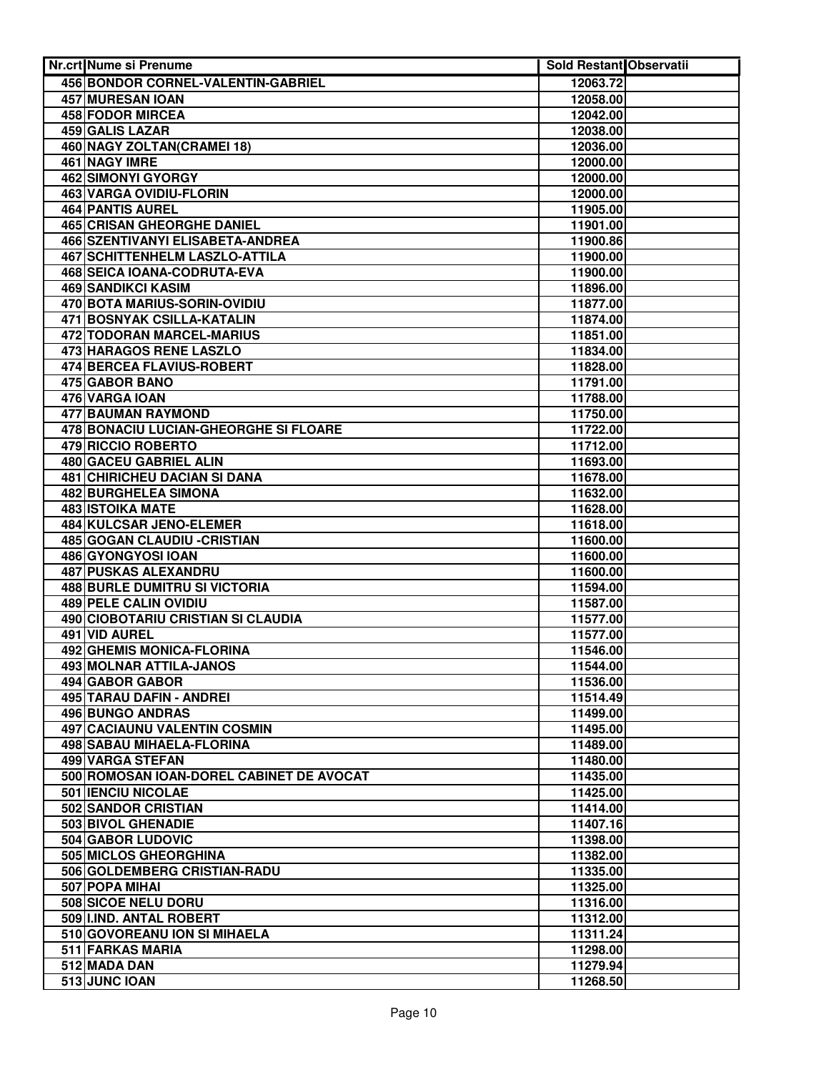| Nr.crt | Nume si Prenume | Sold Restant | Observatii |
|---|---|---|---|
| 456 | BONDOR CORNEL-VALENTIN-GABRIEL | 12063.72 | |
| 457 | MURESAN IOAN | 12058.00 | |
| 458 | FODOR MIRCEA | 12042.00 | |
| 459 | GALIS LAZAR | 12038.00 | |
| 460 | NAGY ZOLTAN(CRAMEI 18) | 12036.00 | |
| 461 | NAGY IMRE | 12000.00 | |
| 462 | SIMONYI GYORGY | 12000.00 | |
| 463 | VARGA OVIDIU-FLORIN | 12000.00 | |
| 464 | PANTIS AUREL | 11905.00 | |
| 465 | CRISAN GHEORGHE DANIEL | 11901.00 | |
| 466 | SZENTIVANYI ELISABETA-ANDREA | 11900.86 | |
| 467 | SCHITTENHELM LASZLO-ATTILA | 11900.00 | |
| 468 | SEICA IOANA-CODRUTA-EVA | 11900.00 | |
| 469 | SANDIKCI KASIM | 11896.00 | |
| 470 | BOTA MARIUS-SORIN-OVIDIU | 11877.00 | |
| 471 | BOSNYAK CSILLA-KATALIN | 11874.00 | |
| 472 | TODORAN MARCEL-MARIUS | 11851.00 | |
| 473 | HARAGOS RENE LASZLO | 11834.00 | |
| 474 | BERCEA FLAVIUS-ROBERT | 11828.00 | |
| 475 | GABOR BANO | 11791.00 | |
| 476 | VARGA IOAN | 11788.00 | |
| 477 | BAUMAN RAYMOND | 11750.00 | |
| 478 | BONACIU LUCIAN-GHEORGHE SI FLOARE | 11722.00 | |
| 479 | RICCIO ROBERTO | 11712.00 | |
| 480 | GACEU GABRIEL ALIN | 11693.00 | |
| 481 | CHIRICHEU DACIAN SI DANA | 11678.00 | |
| 482 | BURGHELEA SIMONA | 11632.00 | |
| 483 | ISTOIKA MATE | 11628.00 | |
| 484 | KULCSAR JENO-ELEMER | 11618.00 | |
| 485 | GOGAN CLAUDIU -CRISTIAN | 11600.00 | |
| 486 | GYONGYOSI IOAN | 11600.00 | |
| 487 | PUSKAS ALEXANDRU | 11600.00 | |
| 488 | BURLE DUMITRU SI VICTORIA | 11594.00 | |
| 489 | PELE CALIN OVIDIU | 11587.00 | |
| 490 | CIOBOTARIU CRISTIAN SI CLAUDIA | 11577.00 | |
| 491 | VID AUREL | 11577.00 | |
| 492 | GHEMIS MONICA-FLORINA | 11546.00 | |
| 493 | MOLNAR ATTILA-JANOS | 11544.00 | |
| 494 | GABOR GABOR | 11536.00 | |
| 495 | TARAU DAFIN - ANDREI | 11514.49 | |
| 496 | BUNGO ANDRAS | 11499.00 | |
| 497 | CACIAUNU VALENTIN COSMIN | 11495.00 | |
| 498 | SABAU MIHAELA-FLORINA | 11489.00 | |
| 499 | VARGA STEFAN | 11480.00 | |
| 500 | ROMOSAN IOAN-DOREL CABINET DE AVOCAT | 11435.00 | |
| 501 | IENCIU NICOLAE | 11425.00 | |
| 502 | SANDOR CRISTIAN | 11414.00 | |
| 503 | BIVOL GHENADIE | 11407.16 | |
| 504 | GABOR LUDOVIC | 11398.00 | |
| 505 | MICLOS GHEORGHINA | 11382.00 | |
| 506 | GOLDEMBERG CRISTIAN-RADU | 11335.00 | |
| 507 | POPA MIHAI | 11325.00 | |
| 508 | SICOE NELU DORU | 11316.00 | |
| 509 | I.IND. ANTAL ROBERT | 11312.00 | |
| 510 | GOVOREANU ION SI MIHAELA | 11311.24 | |
| 511 | FARKAS MARIA | 11298.00 | |
| 512 | MADA DAN | 11279.94 | |
| 513 | JUNC IOAN | 11268.50 | |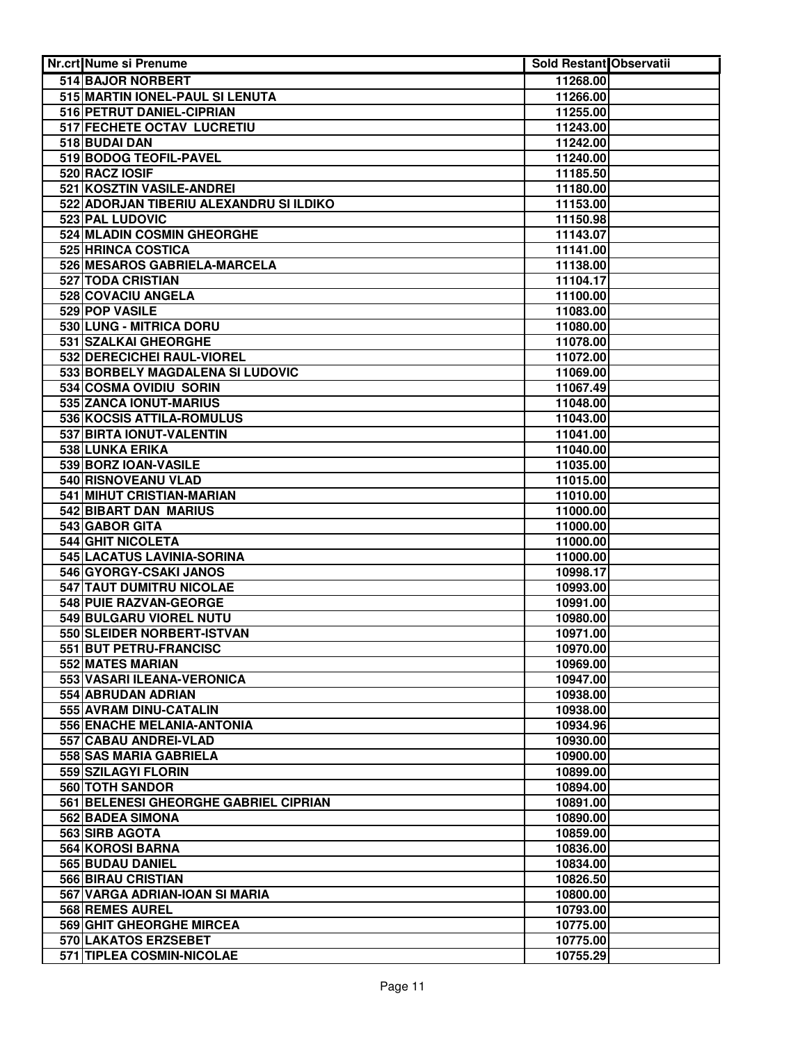| Nr.crt | Nume si Prenume | Sold Restant | Observatii |
|---|---|---|---|
| 514 | BAJOR NORBERT | 11268.00 | |
| 515 | MARTIN IONEL-PAUL SI LENUTA | 11266.00 | |
| 516 | PETRUT DANIEL-CIPRIAN | 11255.00 | |
| 517 | FECHETE OCTAV LUCRETIU | 11243.00 | |
| 518 | BUDAI DAN | 11242.00 | |
| 519 | BODOG TEOFIL-PAVEL | 11240.00 | |
| 520 | RACZ IOSIF | 11185.50 | |
| 521 | KOSZTIN VASILE-ANDREI | 11180.00 | |
| 522 | ADORJAN TIBERIU ALEXANDRU SI ILDIKO | 11153.00 | |
| 523 | PAL LUDOVIC | 11150.98 | |
| 524 | MLADIN COSMIN GHEORGHE | 11143.07 | |
| 525 | HRINCA COSTICA | 11141.00 | |
| 526 | MESAROS GABRIELA-MARCELA | 11138.00 | |
| 527 | TODA CRISTIAN | 11104.17 | |
| 528 | COVACIU ANGELA | 11100.00 | |
| 529 | POP VASILE | 11083.00 | |
| 530 | LUNG - MITRICA DORU | 11080.00 | |
| 531 | SZALKAI GHEORGHE | 11078.00 | |
| 532 | DERECICHEI RAUL-VIOREL | 11072.00 | |
| 533 | BORBELY MAGDALENA SI LUDOVIC | 11069.00 | |
| 534 | COSMA OVIDIU SORIN | 11067.49 | |
| 535 | ZANCA IONUT-MARIUS | 11048.00 | |
| 536 | KOCSIS ATTILA-ROMULUS | 11043.00 | |
| 537 | BIRTA IONUT-VALENTIN | 11041.00 | |
| 538 | LUNKA ERIKA | 11040.00 | |
| 539 | BORZ IOAN-VASILE | 11035.00 | |
| 540 | RISNOVEANU VLAD | 11015.00 | |
| 541 | MIHUT CRISTIAN-MARIAN | 11010.00 | |
| 542 | BIBART DAN MARIUS | 11000.00 | |
| 543 | GABOR GITA | 11000.00 | |
| 544 | GHIT NICOLETA | 11000.00 | |
| 545 | LACATUS LAVINIA-SORINA | 11000.00 | |
| 546 | GYORGY-CSAKI JANOS | 10998.17 | |
| 547 | TAUT DUMITRU NICOLAE | 10993.00 | |
| 548 | PUIE RAZVAN-GEORGE | 10991.00 | |
| 549 | BULGARU VIOREL NUTU | 10980.00 | |
| 550 | SLEIDER NORBERT-ISTVAN | 10971.00 | |
| 551 | BUT PETRU-FRANCISC | 10970.00 | |
| 552 | MATES MARIAN | 10969.00 | |
| 553 | VASARI ILEANA-VERONICA | 10947.00 | |
| 554 | ABRUDAN ADRIAN | 10938.00 | |
| 555 | AVRAM DINU-CATALIN | 10938.00 | |
| 556 | ENACHE MELANIA-ANTONIA | 10934.96 | |
| 557 | CABAU ANDREI-VLAD | 10930.00 | |
| 558 | SAS MARIA GABRIELA | 10900.00 | |
| 559 | SZILAGYI FLORIN | 10899.00 | |
| 560 | TOTH SANDOR | 10894.00 | |
| 561 | BELENESI GHEORGHE GABRIEL CIPRIAN | 10891.00 | |
| 562 | BADEA SIMONA | 10890.00 | |
| 563 | SIRB AGOTA | 10859.00 | |
| 564 | KOROSI BARNA | 10836.00 | |
| 565 | BUDAU DANIEL | 10834.00 | |
| 566 | BIRAU CRISTIAN | 10826.50 | |
| 567 | VARGA ADRIAN-IOAN SI MARIA | 10800.00 | |
| 568 | REMES AUREL | 10793.00 | |
| 569 | GHIT GHEORGHE MIRCEA | 10775.00 | |
| 570 | LAKATOS ERZSEBET | 10775.00 | |
| 571 | TIPLEA COSMIN-NICOLAE | 10755.29 | |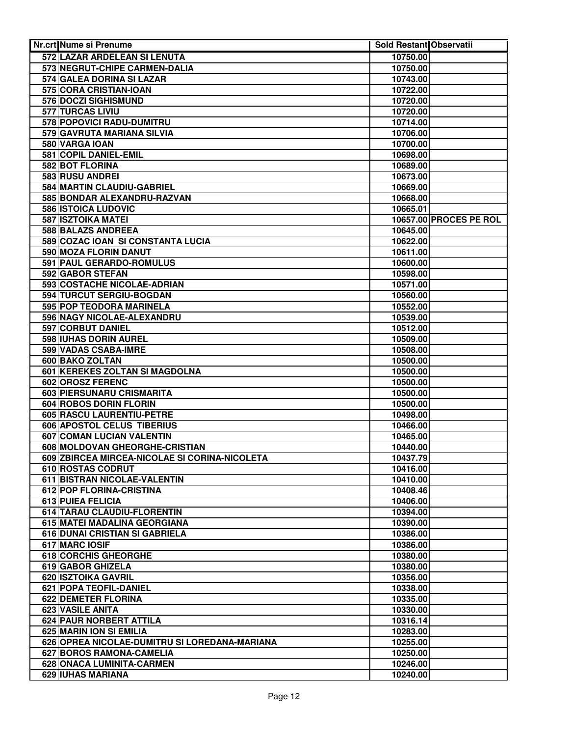| Nr.crt | Nume si Prenume | Sold Restant | Observatii |
|---|---|---|---|
| 572 | LAZAR ARDELEAN SI LENUTA | 10750.00 | |
| 573 | NEGRUT-CHIPE CARMEN-DALIA | 10750.00 | |
| 574 | GALEA DORINA SI LAZAR | 10743.00 | |
| 575 | CORA CRISTIAN-IOAN | 10722.00 | |
| 576 | DOCZI SIGHISMUND | 10720.00 | |
| 577 | TURCAS LIVIU | 10720.00 | |
| 578 | POPOVICI RADU-DUMITRU | 10714.00 | |
| 579 | GAVRUTA MARIANA SILVIA | 10706.00 | |
| 580 | VARGA IOAN | 10700.00 | |
| 581 | COPIL DANIEL-EMIL | 10698.00 | |
| 582 | BOT FLORINA | 10689.00 | |
| 583 | RUSU ANDREI | 10673.00 | |
| 584 | MARTIN CLAUDIU-GABRIEL | 10669.00 | |
| 585 | BONDAR ALEXANDRU-RAZVAN | 10668.00 | |
| 586 | ISTOICA LUDOVIC | 10665.01 | |
| 587 | ISZTOIKA MATEI | 10657.00 | PROCES PE ROL |
| 588 | BALAZS ANDREEA | 10645.00 | |
| 589 | COZAC IOAN SI CONSTANTA LUCIA | 10622.00 | |
| 590 | MOZA FLORIN DANUT | 10611.00 | |
| 591 | PAUL GERARDO-ROMULUS | 10600.00 | |
| 592 | GABOR STEFAN | 10598.00 | |
| 593 | COSTACHE NICOLAE-ADRIAN | 10571.00 | |
| 594 | TURCUT SERGIU-BOGDAN | 10560.00 | |
| 595 | POP TEODORA MARINELA | 10552.00 | |
| 596 | NAGY NICOLAE-ALEXANDRU | 10539.00 | |
| 597 | CORBUT DANIEL | 10512.00 | |
| 598 | IUHAS DORIN AUREL | 10509.00 | |
| 599 | VADAS CSABA-IMRE | 10508.00 | |
| 600 | BAKO ZOLTAN | 10500.00 | |
| 601 | KEREKES ZOLTAN SI MAGDOLNA | 10500.00 | |
| 602 | OROSZ FERENC | 10500.00 | |
| 603 | PIERSUNARU CRISMARITA | 10500.00 | |
| 604 | ROBOS DORIN FLORIN | 10500.00 | |
| 605 | RASCU LAURENTIU-PETRE | 10498.00 | |
| 606 | APOSTOL CELUS TIBERIUS | 10466.00 | |
| 607 | COMAN LUCIAN VALENTIN | 10465.00 | |
| 608 | MOLDOVAN GHEORGHE-CRISTIAN | 10440.00 | |
| 609 | ZBIRCEA MIRCEA-NICOLAE SI CORINA-NICOLETA | 10437.79 | |
| 610 | ROSTAS CODRUT | 10416.00 | |
| 611 | BISTRAN NICOLAE-VALENTIN | 10410.00 | |
| 612 | POP FLORINA-CRISTINA | 10408.46 | |
| 613 | PUIEA FELICIA | 10406.00 | |
| 614 | TARAU CLAUDIU-FLORENTIN | 10394.00 | |
| 615 | MATEI MADALINA GEORGIANA | 10390.00 | |
| 616 | DUNAI CRISTIAN SI GABRIELA | 10386.00 | |
| 617 | MARC IOSIF | 10386.00 | |
| 618 | CORCHIS GHEORGHE | 10380.00 | |
| 619 | GABOR GHIZELA | 10380.00 | |
| 620 | ISZTOIKA GAVRIL | 10356.00 | |
| 621 | POPA TEOFIL-DANIEL | 10338.00 | |
| 622 | DEMETER FLORINA | 10335.00 | |
| 623 | VASILE ANITA | 10330.00 | |
| 624 | PAUR NORBERT ATTILA | 10316.14 | |
| 625 | MARIN ION SI EMILIA | 10283.00 | |
| 626 | OPREA NICOLAE-DUMITRU SI LOREDANA-MARIANA | 10255.00 | |
| 627 | BOROS RAMONA-CAMELIA | 10250.00 | |
| 628 | ONACA LUMINITA-CARMEN | 10246.00 | |
| 629 | IUHAS MARIANA | 10240.00 | |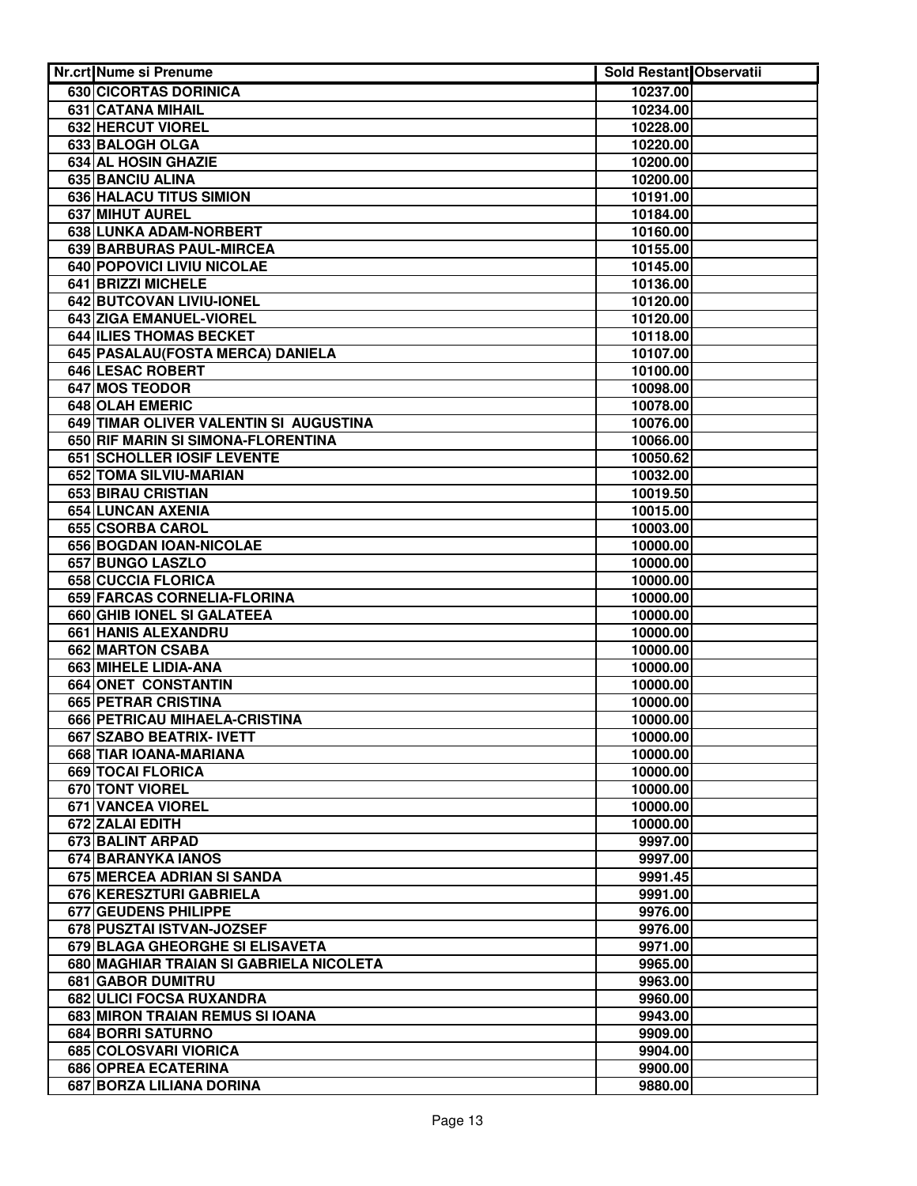| Nr.crt | Nume si Prenume | Sold Restant | Observatii |
|---|---|---|---|
| 630 | CICORTAS DORINICA | 10237.00 | |
| 631 | CATANA MIHAIL | 10234.00 | |
| 632 | HERCUT VIOREL | 10228.00 | |
| 633 | BALOGH OLGA | 10220.00 | |
| 634 | AL HOSIN GHAZIE | 10200.00 | |
| 635 | BANCIU ALINA | 10200.00 | |
| 636 | HALACU TITUS SIMION | 10191.00 | |
| 637 | MIHUT AUREL | 10184.00 | |
| 638 | LUNKA ADAM-NORBERT | 10160.00 | |
| 639 | BARBURAS PAUL-MIRCEA | 10155.00 | |
| 640 | POPOVICI LIVIU NICOLAE | 10145.00 | |
| 641 | BRIZZI MICHELE | 10136.00 | |
| 642 | BUTCOVAN LIVIU-IONEL | 10120.00 | |
| 643 | ZIGA EMANUEL-VIOREL | 10120.00 | |
| 644 | ILIES THOMAS BECKET | 10118.00 | |
| 645 | PASALAU(FOSTA MERCA) DANIELA | 10107.00 | |
| 646 | LESAC ROBERT | 10100.00 | |
| 647 | MOS TEODOR | 10098.00 | |
| 648 | OLAH EMERIC | 10078.00 | |
| 649 | TIMAR OLIVER VALENTIN SI AUGUSTINA | 10076.00 | |
| 650 | RIF MARIN SI SIMONA-FLORENTINA | 10066.00 | |
| 651 | SCHOLLER IOSIF LEVENTE | 10050.62 | |
| 652 | TOMA SILVIU-MARIAN | 10032.00 | |
| 653 | BIRAU CRISTIAN | 10019.50 | |
| 654 | LUNCAN AXENIA | 10015.00 | |
| 655 | CSORBA CAROL | 10003.00 | |
| 656 | BOGDAN IOAN-NICOLAE | 10000.00 | |
| 657 | BUNGO LASZLO | 10000.00 | |
| 658 | CUCCIA FLORICA | 10000.00 | |
| 659 | FARCAS CORNELIA-FLORINA | 10000.00 | |
| 660 | GHIB IONEL SI GALATEEA | 10000.00 | |
| 661 | HANIS ALEXANDRU | 10000.00 | |
| 662 | MARTON CSABA | 10000.00 | |
| 663 | MIHELE LIDIA-ANA | 10000.00 | |
| 664 | ONET CONSTANTIN | 10000.00 | |
| 665 | PETRAR CRISTINA | 10000.00 | |
| 666 | PETRICAU MIHAELA-CRISTINA | 10000.00 | |
| 667 | SZABO BEATRIX- IVETT | 10000.00 | |
| 668 | TIAR IOANA-MARIANA | 10000.00 | |
| 669 | TOCAI FLORICA | 10000.00 | |
| 670 | TONT VIOREL | 10000.00 | |
| 671 | VANCEA VIOREL | 10000.00 | |
| 672 | ZALAI EDITH | 10000.00 | |
| 673 | BALINT ARPAD | 9997.00 | |
| 674 | BARANYKA IANOS | 9997.00 | |
| 675 | MERCEA ADRIAN SI SANDA | 9991.45 | |
| 676 | KERESZTURI GABRIELA | 9991.00 | |
| 677 | GEUDENS PHILIPPE | 9976.00 | |
| 678 | PUSZTAI ISTVAN-JOZSEF | 9976.00 | |
| 679 | BLAGA GHEORGHE SI ELISAVETA | 9971.00 | |
| 680 | MAGHIAR TRAIAN SI GABRIELA NICOLETA | 9965.00 | |
| 681 | GABOR DUMITRU | 9963.00 | |
| 682 | ULICI FOCSA RUXANDRA | 9960.00 | |
| 683 | MIRON TRAIAN REMUS SI IOANA | 9943.00 | |
| 684 | BORRI SATURNO | 9909.00 | |
| 685 | COLOSVARI VIORICA | 9904.00 | |
| 686 | OPREA ECATERINA | 9900.00 | |
| 687 | BORZA LILIANA DORINA | 9880.00 | |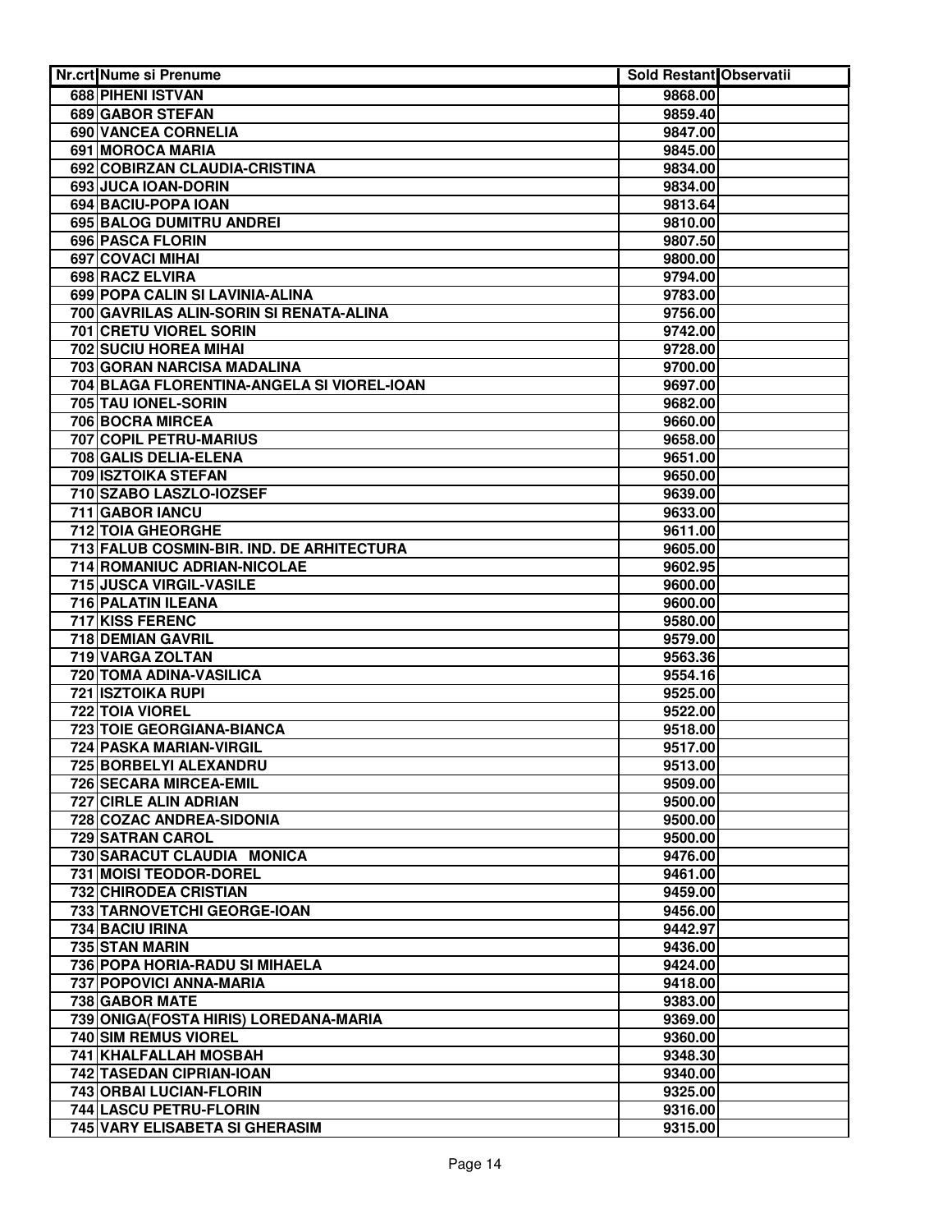| Nr.crt | Nume si Prenume | Sold Restant | Observatii |
|---|---|---|---|
| 688 | PIHENI ISTVAN | 9868.00 | |
| 689 | GABOR STEFAN | 9859.40 | |
| 690 | VANCEA CORNELIA | 9847.00 | |
| 691 | MOROCA MARIA | 9845.00 | |
| 692 | COBIRZAN CLAUDIA-CRISTINA | 9834.00 | |
| 693 | JUCA IOAN-DORIN | 9834.00 | |
| 694 | BACIU-POPA IOAN | 9813.64 | |
| 695 | BALOG DUMITRU ANDREI | 9810.00 | |
| 696 | PASCA FLORIN | 9807.50 | |
| 697 | COVACI MIHAI | 9800.00 | |
| 698 | RACZ ELVIRA | 9794.00 | |
| 699 | POPA CALIN SI LAVINIA-ALINA | 9783.00 | |
| 700 | GAVRILAS ALIN-SORIN SI RENATA-ALINA | 9756.00 | |
| 701 | CRETU VIOREL SORIN | 9742.00 | |
| 702 | SUCIU HOREA MIHAI | 9728.00 | |
| 703 | GORAN NARCISA MADALINA | 9700.00 | |
| 704 | BLAGA FLORENTINA-ANGELA SI VIOREL-IOAN | 9697.00 | |
| 705 | TAU IONEL-SORIN | 9682.00 | |
| 706 | BOCRA MIRCEA | 9660.00 | |
| 707 | COPIL PETRU-MARIUS | 9658.00 | |
| 708 | GALIS DELIA-ELENA | 9651.00 | |
| 709 | ISZTOIKA STEFAN | 9650.00 | |
| 710 | SZABO LASZLO-IOZSEF | 9639.00 | |
| 711 | GABOR IANCU | 9633.00 | |
| 712 | TOIA GHEORGHE | 9611.00 | |
| 713 | FALUB COSMIN-BIR. IND. DE ARHITECTURA | 9605.00 | |
| 714 | ROMANIUC ADRIAN-NICOLAE | 9602.95 | |
| 715 | JUSCA VIRGIL-VASILE | 9600.00 | |
| 716 | PALATIN ILEANA | 9600.00 | |
| 717 | KISS FERENC | 9580.00 | |
| 718 | DEMIAN GAVRIL | 9579.00 | |
| 719 | VARGA ZOLTAN | 9563.36 | |
| 720 | TOMA ADINA-VASILICA | 9554.16 | |
| 721 | ISZTOIKA RUPI | 9525.00 | |
| 722 | TOIA VIOREL | 9522.00 | |
| 723 | TOIE GEORGIANA-BIANCA | 9518.00 | |
| 724 | PASKA MARIAN-VIRGIL | 9517.00 | |
| 725 | BORBELYI ALEXANDRU | 9513.00 | |
| 726 | SECARA MIRCEA-EMIL | 9509.00 | |
| 727 | CIRLE ALIN ADRIAN | 9500.00 | |
| 728 | COZAC ANDREA-SIDONIA | 9500.00 | |
| 729 | SATRAN CAROL | 9500.00 | |
| 730 | SARACUT CLAUDIA MONICA | 9476.00 | |
| 731 | MOISI TEODOR-DOREL | 9461.00 | |
| 732 | CHIRODEA CRISTIAN | 9459.00 | |
| 733 | TARNOVETCHI GEORGE-IOAN | 9456.00 | |
| 734 | BACIU IRINA | 9442.97 | |
| 735 | STAN MARIN | 9436.00 | |
| 736 | POPA HORIA-RADU SI MIHAELA | 9424.00 | |
| 737 | POPOVICI ANNA-MARIA | 9418.00 | |
| 738 | GABOR MATE | 9383.00 | |
| 739 | ONIGA(FOSTA HIRIS) LOREDANA-MARIA | 9369.00 | |
| 740 | SIM REMUS VIOREL | 9360.00 | |
| 741 | KHALFALLAH MOSBAH | 9348.30 | |
| 742 | TASEDAN CIPRIAN-IOAN | 9340.00 | |
| 743 | ORBAI LUCIAN-FLORIN | 9325.00 | |
| 744 | LASCU PETRU-FLORIN | 9316.00 | |
| 745 | VARY ELISABETA SI GHERASIM | 9315.00 | |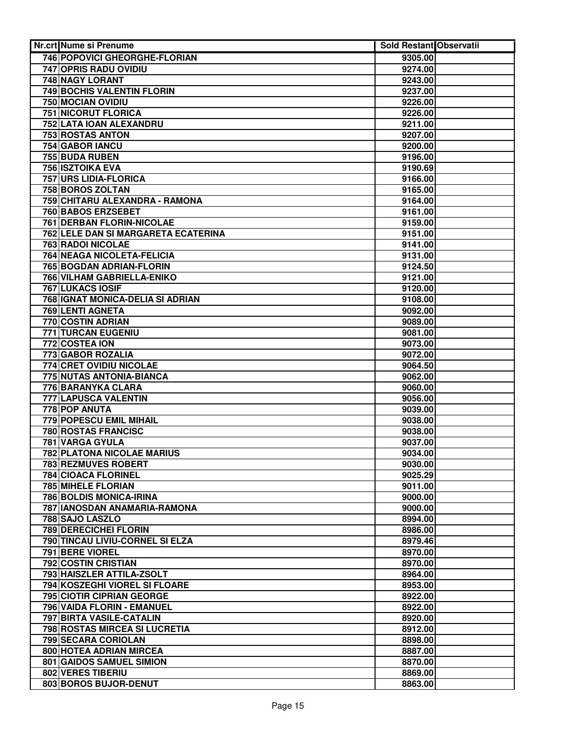| Nr.crt | Nume si Prenume | Sold Restant | Observatii |
|---|---|---|---|
| 746 | POPOVICI GHEORGHE-FLORIAN | 9305.00 | |
| 747 | OPRIS RADU OVIDIU | 9274.00 | |
| 748 | NAGY LORANT | 9243.00 | |
| 749 | BOCHIS VALENTIN FLORIN | 9237.00 | |
| 750 | MOCIAN OVIDIU | 9226.00 | |
| 751 | NICORUT FLORICA | 9226.00 | |
| 752 | LATA IOAN ALEXANDRU | 9211.00 | |
| 753 | ROSTAS ANTON | 9207.00 | |
| 754 | GABOR IANCU | 9200.00 | |
| 755 | BUDA RUBEN | 9196.00 | |
| 756 | ISZTOIKA EVA | 9190.69 | |
| 757 | URS LIDIA-FLORICA | 9166.00 | |
| 758 | BOROS ZOLTAN | 9165.00 | |
| 759 | CHITARU ALEXANDRA - RAMONA | 9164.00 | |
| 760 | BABOS ERZSEBET | 9161.00 | |
| 761 | DERBAN FLORIN-NICOLAE | 9159.00 | |
| 762 | LELE DAN SI MARGARETA ECATERINA | 9151.00 | |
| 763 | RADOI NICOLAE | 9141.00 | |
| 764 | NEAGA NICOLETA-FELICIA | 9131.00 | |
| 765 | BOGDAN ADRIAN-FLORIN | 9124.50 | |
| 766 | VILHAM GABRIELLA-ENIKO | 9121.00 | |
| 767 | LUKACS IOSIF | 9120.00 | |
| 768 | IGNAT MONICA-DELIA SI ADRIAN | 9108.00 | |
| 769 | LENTI AGNETA | 9092.00 | |
| 770 | COSTIN ADRIAN | 9089.00 | |
| 771 | TURCAN EUGENIU | 9081.00 | |
| 772 | COSTEA ION | 9073.00 | |
| 773 | GABOR ROZALIA | 9072.00 | |
| 774 | CRET OVIDIU NICOLAE | 9064.50 | |
| 775 | NUTAS ANTONIA-BIANCA | 9062.00 | |
| 776 | BARANYKA CLARA | 9060.00 | |
| 777 | LAPUSCA VALENTIN | 9056.00 | |
| 778 | POP ANUTA | 9039.00 | |
| 779 | POPESCU EMIL MIHAIL | 9038.00 | |
| 780 | ROSTAS FRANCISC | 9038.00 | |
| 781 | VARGA GYULA | 9037.00 | |
| 782 | PLATONA NICOLAE MARIUS | 9034.00 | |
| 783 | REZMUVES ROBERT | 9030.00 | |
| 784 | CIOACA FLORINEL | 9025.29 | |
| 785 | MIHELE FLORIAN | 9011.00 | |
| 786 | BOLDIS MONICA-IRINA | 9000.00 | |
| 787 | IANOSDAN ANAMARIA-RAMONA | 9000.00 | |
| 788 | SAJO LASZLO | 8994.00 | |
| 789 | DERECICHEI FLORIN | 8986.00 | |
| 790 | TINCAU LIVIU-CORNEL SI ELZA | 8979.46 | |
| 791 | BERE VIOREL | 8970.00 | |
| 792 | COSTIN CRISTIAN | 8970.00 | |
| 793 | HAISZLER ATTILA-ZSOLT | 8964.00 | |
| 794 | KOSZEGHI VIOREL SI FLOARE | 8953.00 | |
| 795 | CIOTIR CIPRIAN GEORGE | 8922.00 | |
| 796 | VAIDA FLORIN - EMANUEL | 8922.00 | |
| 797 | BIRTA VASILE-CATALIN | 8920.00 | |
| 798 | ROSTAS MIRCEA SI LUCRETIA | 8912.00 | |
| 799 | SECARA CORIOLAN | 8898.00 | |
| 800 | HOTEA ADRIAN MIRCEA | 8887.00 | |
| 801 | GAIDOS SAMUEL SIMION | 8870.00 | |
| 802 | VERES TIBERIU | 8869.00 | |
| 803 | BOROS BUJOR-DENUT | 8863.00 | |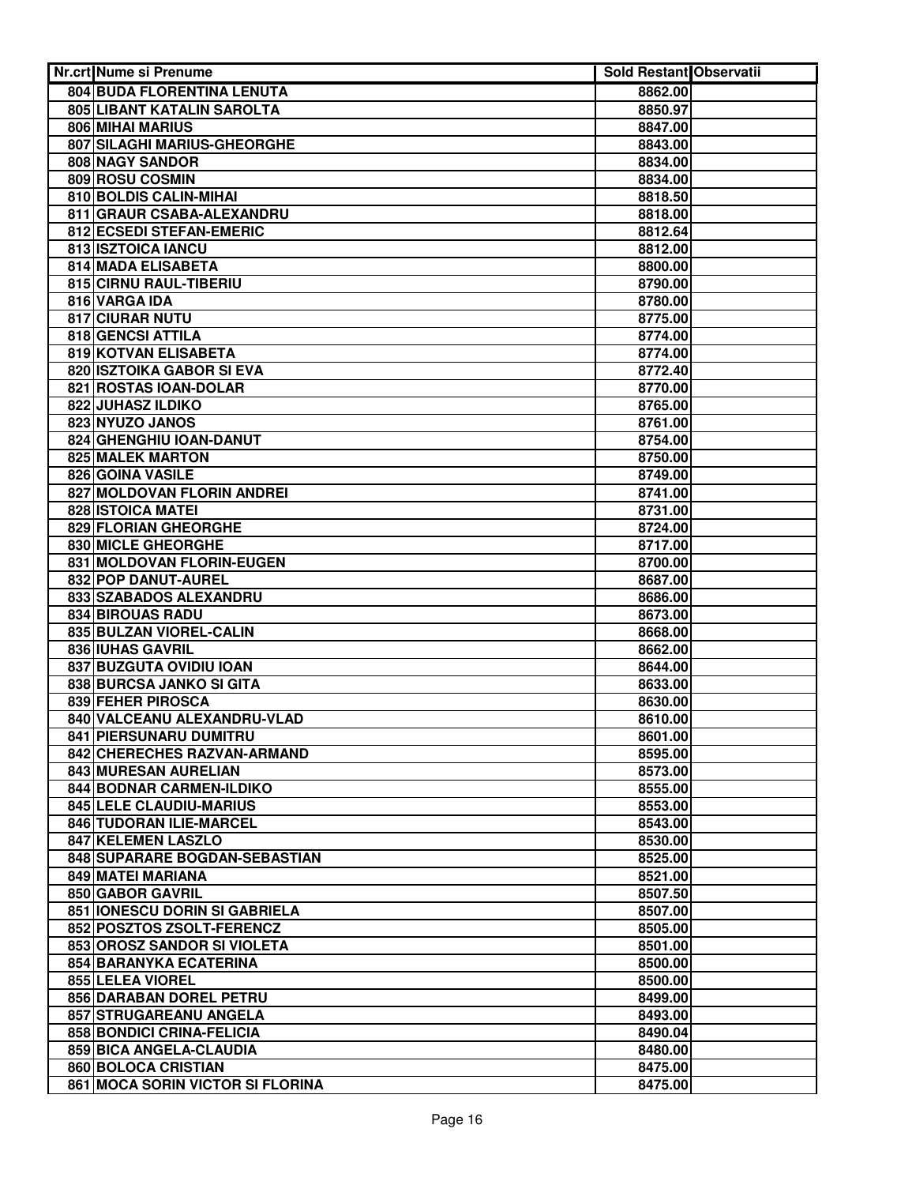| Nr.crt | Nume si Prenume | Sold Restant | Observatii |
|---|---|---|---|
| 804 | BUDA FLORENTINA LENUTA | 8862.00 | |
| 805 | LIBANT KATALIN SAROLTA | 8850.97 | |
| 806 | MIHAI MARIUS | 8847.00 | |
| 807 | SILAGHI MARIUS-GHEORGHE | 8843.00 | |
| 808 | NAGY SANDOR | 8834.00 | |
| 809 | ROSU COSMIN | 8834.00 | |
| 810 | BOLDIS CALIN-MIHAI | 8818.50 | |
| 811 | GRAUR CSABA-ALEXANDRU | 8818.00 | |
| 812 | ECSEDI STEFAN-EMERIC | 8812.64 | |
| 813 | ISZTOICA IANCU | 8812.00 | |
| 814 | MADA ELISABETA | 8800.00 | |
| 815 | CIRNU RAUL-TIBERIU | 8790.00 | |
| 816 | VARGA IDA | 8780.00 | |
| 817 | CIURAR NUTU | 8775.00 | |
| 818 | GENCSI ATTILA | 8774.00 | |
| 819 | KOTVAN ELISABETA | 8774.00 | |
| 820 | ISZTOIKA GABOR SI EVA | 8772.40 | |
| 821 | ROSTAS IOAN-DOLAR | 8770.00 | |
| 822 | JUHASZ ILDIKO | 8765.00 | |
| 823 | NYUZO JANOS | 8761.00 | |
| 824 | GHENGHIU IOAN-DANUT | 8754.00 | |
| 825 | MALEK MARTON | 8750.00 | |
| 826 | GOINA VASILE | 8749.00 | |
| 827 | MOLDOVAN FLORIN ANDREI | 8741.00 | |
| 828 | ISTOICA MATEI | 8731.00 | |
| 829 | FLORIAN GHEORGHE | 8724.00 | |
| 830 | MICLE GHEORGHE | 8717.00 | |
| 831 | MOLDOVAN FLORIN-EUGEN | 8700.00 | |
| 832 | POP DANUT-AUREL | 8687.00 | |
| 833 | SZABADOS ALEXANDRU | 8686.00 | |
| 834 | BIROUAS RADU | 8673.00 | |
| 835 | BULZAN VIOREL-CALIN | 8668.00 | |
| 836 | IUHAS GAVRIL | 8662.00 | |
| 837 | BUZGUTA OVIDIU IOAN | 8644.00 | |
| 838 | BURCSA JANKO SI GITA | 8633.00 | |
| 839 | FEHER PIROSCA | 8630.00 | |
| 840 | VALCEANU ALEXANDRU-VLAD | 8610.00 | |
| 841 | PIERSUNARU DUMITRU | 8601.00 | |
| 842 | CHERECHES RAZVAN-ARMAND | 8595.00 | |
| 843 | MURESAN AURELIAN | 8573.00 | |
| 844 | BODNAR CARMEN-ILDIKO | 8555.00 | |
| 845 | LELE CLAUDIU-MARIUS | 8553.00 | |
| 846 | TUDORAN ILIE-MARCEL | 8543.00 | |
| 847 | KELEMEN LASZLO | 8530.00 | |
| 848 | SUPARARE BOGDAN-SEBASTIAN | 8525.00 | |
| 849 | MATEI MARIANA | 8521.00 | |
| 850 | GABOR GAVRIL | 8507.50 | |
| 851 | IONESCU DORIN SI GABRIELA | 8507.00 | |
| 852 | POSZTOS ZSOLT-FERENCZ | 8505.00 | |
| 853 | OROSZ SANDOR SI VIOLETA | 8501.00 | |
| 854 | BARANYKA ECATERINA | 8500.00 | |
| 855 | LELEA VIOREL | 8500.00 | |
| 856 | DARABAN DOREL PETRU | 8499.00 | |
| 857 | STRUGAREANU ANGELA | 8493.00 | |
| 858 | BONDICI CRINA-FELICIA | 8490.04 | |
| 859 | BICA ANGELA-CLAUDIA | 8480.00 | |
| 860 | BOLOCA CRISTIAN | 8475.00 | |
| 861 | MOCA SORIN VICTOR SI FLORINA | 8475.00 | |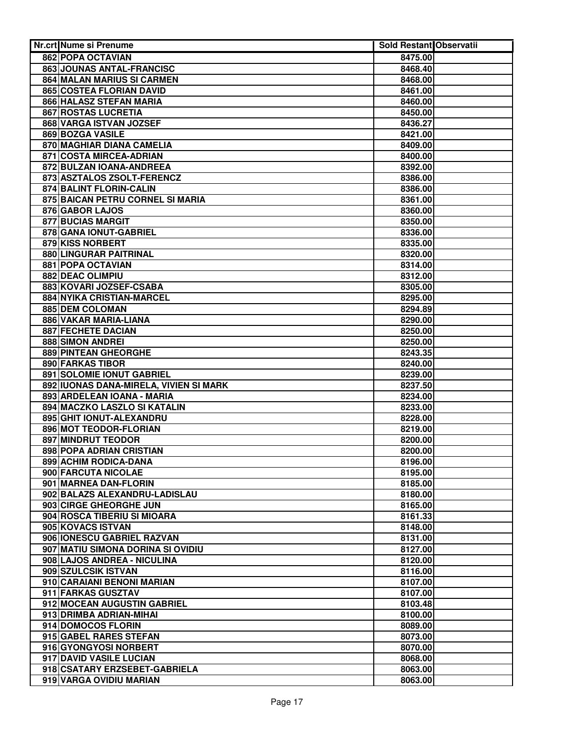| Nr.crt | Nume si Prenume | Sold Restant | Observatii |
|---|---|---|---|
| 862 | POPA OCTAVIAN | 8475.00 | |
| 863 | JOUNAS ANTAL-FRANCISC | 8468.40 | |
| 864 | MALAN MARIUS SI CARMEN | 8468.00 | |
| 865 | COSTEA FLORIAN DAVID | 8461.00 | |
| 866 | HALASZ STEFAN MARIA | 8460.00 | |
| 867 | ROSTAS LUCRETIA | 8450.00 | |
| 868 | VARGA ISTVAN JOZSEF | 8436.27 | |
| 869 | BOZGA VASILE | 8421.00 | |
| 870 | MAGHIAR DIANA CAMELIA | 8409.00 | |
| 871 | COSTA MIRCEA-ADRIAN | 8400.00 | |
| 872 | BULZAN IOANA-ANDREEA | 8392.00 | |
| 873 | ASZTALOS ZSOLT-FERENCZ | 8386.00 | |
| 874 | BALINT FLORIN-CALIN | 8386.00 | |
| 875 | BAICAN PETRU CORNEL SI MARIA | 8361.00 | |
| 876 | GABOR LAJOS | 8360.00 | |
| 877 | BUCIAS MARGIT | 8350.00 | |
| 878 | GANA IONUT-GABRIEL | 8336.00 | |
| 879 | KISS NORBERT | 8335.00 | |
| 880 | LINGURAR PAITRINAL | 8320.00 | |
| 881 | POPA OCTAVIAN | 8314.00 | |
| 882 | DEAC OLIMPIU | 8312.00 | |
| 883 | KOVARI JOZSEF-CSABA | 8305.00 | |
| 884 | NYIKA CRISTIAN-MARCEL | 8295.00 | |
| 885 | DEM COLOMAN | 8294.89 | |
| 886 | VAKAR MARIA-LIANA | 8290.00 | |
| 887 | FECHETE DACIAN | 8250.00 | |
| 888 | SIMON ANDREI | 8250.00 | |
| 889 | PINTEAN GHEORGHE | 8243.35 | |
| 890 | FARKAS TIBOR | 8240.00 | |
| 891 | SOLOMIE IONUT GABRIEL | 8239.00 | |
| 892 | IUONAS DANA-MIRELA, VIVIEN SI MARK | 8237.50 | |
| 893 | ARDELEAN IOANA - MARIA | 8234.00 | |
| 894 | MACZKO LASZLO SI KATALIN | 8233.00 | |
| 895 | GHIT IONUT-ALEXANDRU | 8228.00 | |
| 896 | MOT TEODOR-FLORIAN | 8219.00 | |
| 897 | MINDRUT TEODOR | 8200.00 | |
| 898 | POPA ADRIAN CRISTIAN | 8200.00 | |
| 899 | ACHIM RODICA-DANA | 8196.00 | |
| 900 | FARCUTA NICOLAE | 8195.00 | |
| 901 | MARNEA DAN-FLORIN | 8185.00 | |
| 902 | BALAZS ALEXANDRU-LADISLAU | 8180.00 | |
| 903 | CIRGE GHEORGHE JUN | 8165.00 | |
| 904 | ROSCA TIBERIU SI MIOARA | 8161.33 | |
| 905 | KOVACS ISTVAN | 8148.00 | |
| 906 | IONESCU GABRIEL RAZVAN | 8131.00 | |
| 907 | MATIU SIMONA DORINA SI OVIDIU | 8127.00 | |
| 908 | LAJOS ANDREA - NICULINA | 8120.00 | |
| 909 | SZULCSIK ISTVAN | 8116.00 | |
| 910 | CARAIANI BENONI MARIAN | 8107.00 | |
| 911 | FARKAS GUSZTAV | 8107.00 | |
| 912 | MOCEAN AUGUSTIN GABRIEL | 8103.48 | |
| 913 | DRIMBA ADRIAN-MIHAI | 8100.00 | |
| 914 | DOMOCOS FLORIN | 8089.00 | |
| 915 | GABEL RARES STEFAN | 8073.00 | |
| 916 | GYONGYOSI NORBERT | 8070.00 | |
| 917 | DAVID VASILE LUCIAN | 8068.00 | |
| 918 | CSATARY ERZSEBET-GABRIELA | 8063.00 | |
| 919 | VARGA OVIDIU MARIAN | 8063.00 | |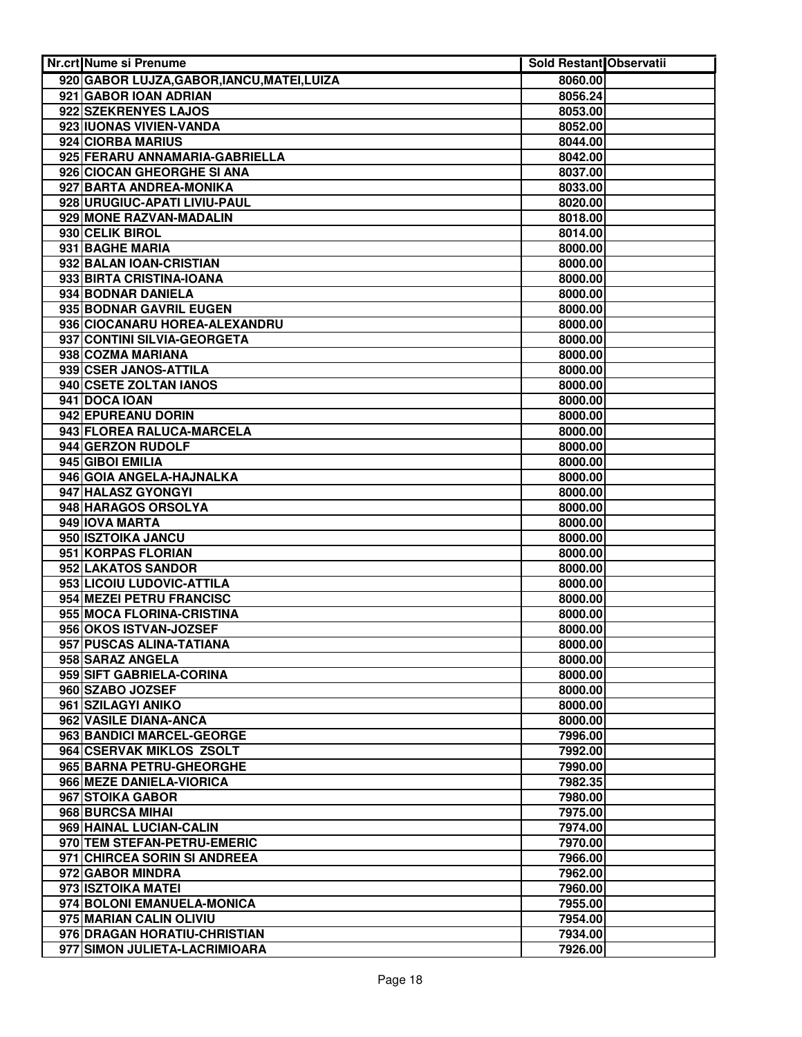| Nr.crt | Nume si Prenume | Sold Restant | Observatii |
|---|---|---|---|
| 920 | GABOR LUJZA,GABOR,IANCU,MATEI,LUIZA | 8060.00 | |
| 921 | GABOR IOAN ADRIAN | 8056.24 | |
| 922 | SZEKRENYES LAJOS | 8053.00 | |
| 923 | IUONAS VIVIEN-VANDA | 8052.00 | |
| 924 | CIORBA MARIUS | 8044.00 | |
| 925 | FERARU ANNAMARIA-GABRIELLA | 8042.00 | |
| 926 | CIOCAN GHEORGHE SI ANA | 8037.00 | |
| 927 | BARTA ANDREA-MONIKA | 8033.00 | |
| 928 | URUGIUC-APATI LIVIU-PAUL | 8020.00 | |
| 929 | MONE RAZVAN-MADALIN | 8018.00 | |
| 930 | CELIK BIROL | 8014.00 | |
| 931 | BAGHE MARIA | 8000.00 | |
| 932 | BALAN IOAN-CRISTIAN | 8000.00 | |
| 933 | BIRTA CRISTINA-IOANA | 8000.00 | |
| 934 | BODNAR DANIELA | 8000.00 | |
| 935 | BODNAR GAVRIL EUGEN | 8000.00 | |
| 936 | CIOCANARU HOREA-ALEXANDRU | 8000.00 | |
| 937 | CONTINI SILVIA-GEORGETA | 8000.00 | |
| 938 | COZMA MARIANA | 8000.00 | |
| 939 | CSER JANOS-ATTILA | 8000.00 | |
| 940 | CSETE ZOLTAN IANOS | 8000.00 | |
| 941 | DOCA IOAN | 8000.00 | |
| 942 | EPUREANU DORIN | 8000.00 | |
| 943 | FLOREA RALUCA-MARCELA | 8000.00 | |
| 944 | GERZON RUDOLF | 8000.00 | |
| 945 | GIBOI EMILIA | 8000.00 | |
| 946 | GOIA ANGELA-HAJNALKA | 8000.00 | |
| 947 | HALASZ GYONGYI | 8000.00 | |
| 948 | HARAGOS ORSOLYA | 8000.00 | |
| 949 | IOVA MARTA | 8000.00 | |
| 950 | ISZTOIKA JANCU | 8000.00 | |
| 951 | KORPAS FLORIAN | 8000.00 | |
| 952 | LAKATOS SANDOR | 8000.00 | |
| 953 | LICOIU LUDOVIC-ATTILA | 8000.00 | |
| 954 | MEZEI PETRU FRANCISC | 8000.00 | |
| 955 | MOCA FLORINA-CRISTINA | 8000.00 | |
| 956 | OKOS ISTVAN-JOZSEF | 8000.00 | |
| 957 | PUSCAS ALINA-TATIANA | 8000.00 | |
| 958 | SARAZ ANGELA | 8000.00 | |
| 959 | SIFT GABRIELA-CORINA | 8000.00 | |
| 960 | SZABO JOZSEF | 8000.00 | |
| 961 | SZILAGYI ANIKO | 8000.00 | |
| 962 | VASILE DIANA-ANCA | 8000.00 | |
| 963 | BANDICI MARCEL-GEORGE | 7996.00 | |
| 964 | CSERVAK MIKLOS ZSOLT | 7992.00 | |
| 965 | BARNA PETRU-GHEORGHE | 7990.00 | |
| 966 | MEZE DANIELA-VIORICA | 7982.35 | |
| 967 | STOIKA GABOR | 7980.00 | |
| 968 | BURCSA MIHAI | 7975.00 | |
| 969 | HAINAL LUCIAN-CALIN | 7974.00 | |
| 970 | TEM STEFAN-PETRU-EMERIC | 7970.00 | |
| 971 | CHIRCEA SORIN SI ANDREEA | 7966.00 | |
| 972 | GABOR MINDRA | 7962.00 | |
| 973 | ISZTOIKA MATEI | 7960.00 | |
| 974 | BOLONI EMANUELA-MONICA | 7955.00 | |
| 975 | MARIAN CALIN OLIVIU | 7954.00 | |
| 976 | DRAGAN HORATIU-CHRISTIAN | 7934.00 | |
| 977 | SIMON JULIETA-LACRIMIOARA | 7926.00 | |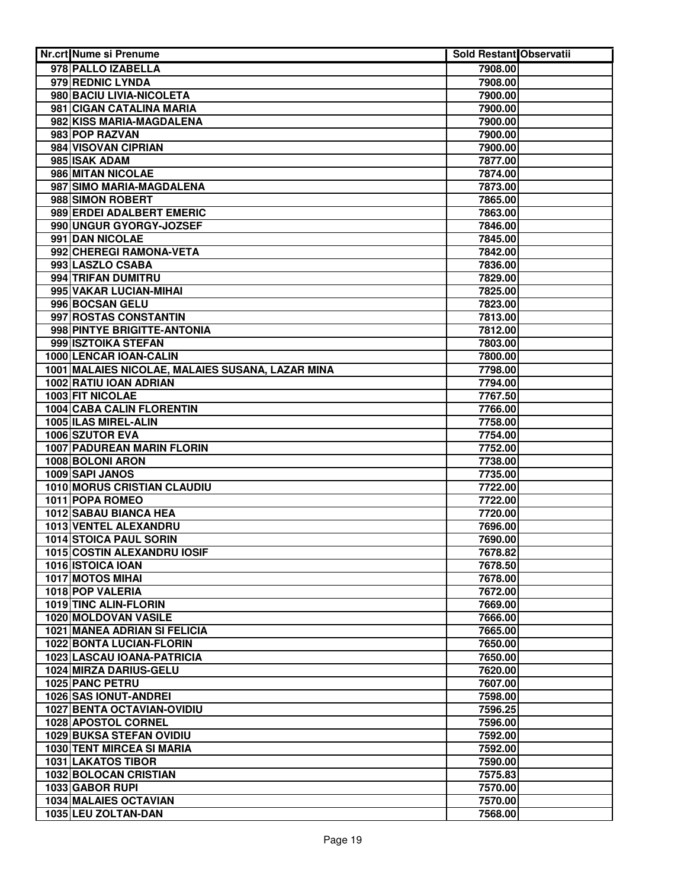| Nr.crt | Nume si Prenume | Sold Restant | Observatii |
|---|---|---|---|
| 978 | PALLO IZABELLA | 7908.00 | |
| 979 | REDNIC LYNDA | 7908.00 | |
| 980 | BACIU LIVIA-NICOLETA | 7900.00 | |
| 981 | CIGAN CATALINA MARIA | 7900.00 | |
| 982 | KISS MARIA-MAGDALENA | 7900.00 | |
| 983 | POP RAZVAN | 7900.00 | |
| 984 | VISOVAN CIPRIAN | 7900.00 | |
| 985 | ISAK ADAM | 7877.00 | |
| 986 | MITAN NICOLAE | 7874.00 | |
| 987 | SIMO MARIA-MAGDALENA | 7873.00 | |
| 988 | SIMON ROBERT | 7865.00 | |
| 989 | ERDEI ADALBERT EMERIC | 7863.00 | |
| 990 | UNGUR GYORGY-JOZSEF | 7846.00 | |
| 991 | DAN NICOLAE | 7845.00 | |
| 992 | CHEREGI RAMONA-VETA | 7842.00 | |
| 993 | LASZLO CSABA | 7836.00 | |
| 994 | TRIFAN DUMITRU | 7829.00 | |
| 995 | VAKAR LUCIAN-MIHAI | 7825.00 | |
| 996 | BOCSAN GELU | 7823.00 | |
| 997 | ROSTAS CONSTANTIN | 7813.00 | |
| 998 | PINTYE BRIGITTE-ANTONIA | 7812.00 | |
| 999 | ISZTOIKA STEFAN | 7803.00 | |
| 1000 | LENCAR IOAN-CALIN | 7800.00 | |
| 1001 | MALAIES NICOLAE, MALAIES SUSANA, LAZAR MINA | 7798.00 | |
| 1002 | RATIU IOAN ADRIAN | 7794.00 | |
| 1003 | FIT NICOLAE | 7767.50 | |
| 1004 | CABA CALIN FLORENTIN | 7766.00 | |
| 1005 | ILAS MIREL-ALIN | 7758.00 | |
| 1006 | SZUTOR EVA | 7754.00 | |
| 1007 | PADUREAN MARIN FLORIN | 7752.00 | |
| 1008 | BOLONI ARON | 7738.00 | |
| 1009 | SAPI JANOS | 7735.00 | |
| 1010 | MORUS CRISTIAN CLAUDIU | 7722.00 | |
| 1011 | POPA ROMEO | 7722.00 | |
| 1012 | SABAU BIANCA HEA | 7720.00 | |
| 1013 | VENTEL ALEXANDRU | 7696.00 | |
| 1014 | STOICA PAUL SORIN | 7690.00 | |
| 1015 | COSTIN ALEXANDRU IOSIF | 7678.82 | |
| 1016 | ISTOICA IOAN | 7678.50 | |
| 1017 | MOTOS MIHAI | 7678.00 | |
| 1018 | POP VALERIA | 7672.00 | |
| 1019 | TINC ALIN-FLORIN | 7669.00 | |
| 1020 | MOLDOVAN VASILE | 7666.00 | |
| 1021 | MANEA ADRIAN SI FELICIA | 7665.00 | |
| 1022 | BONTA LUCIAN-FLORIN | 7650.00 | |
| 1023 | LASCAU IOANA-PATRICIA | 7650.00 | |
| 1024 | MIRZA DARIUS-GELU | 7620.00 | |
| 1025 | PANC PETRU | 7607.00 | |
| 1026 | SAS IONUT-ANDREI | 7598.00 | |
| 1027 | BENTA OCTAVIAN-OVIDIU | 7596.25 | |
| 1028 | APOSTOL CORNEL | 7596.00 | |
| 1029 | BUKSA STEFAN OVIDIU | 7592.00 | |
| 1030 | TENT MIRCEA SI MARIA | 7592.00 | |
| 1031 | LAKATOS TIBOR | 7590.00 | |
| 1032 | BOLOCAN CRISTIAN | 7575.83 | |
| 1033 | GABOR RUPI | 7570.00 | |
| 1034 | MALAIES OCTAVIAN | 7570.00 | |
| 1035 | LEU ZOLTAN-DAN | 7568.00 | |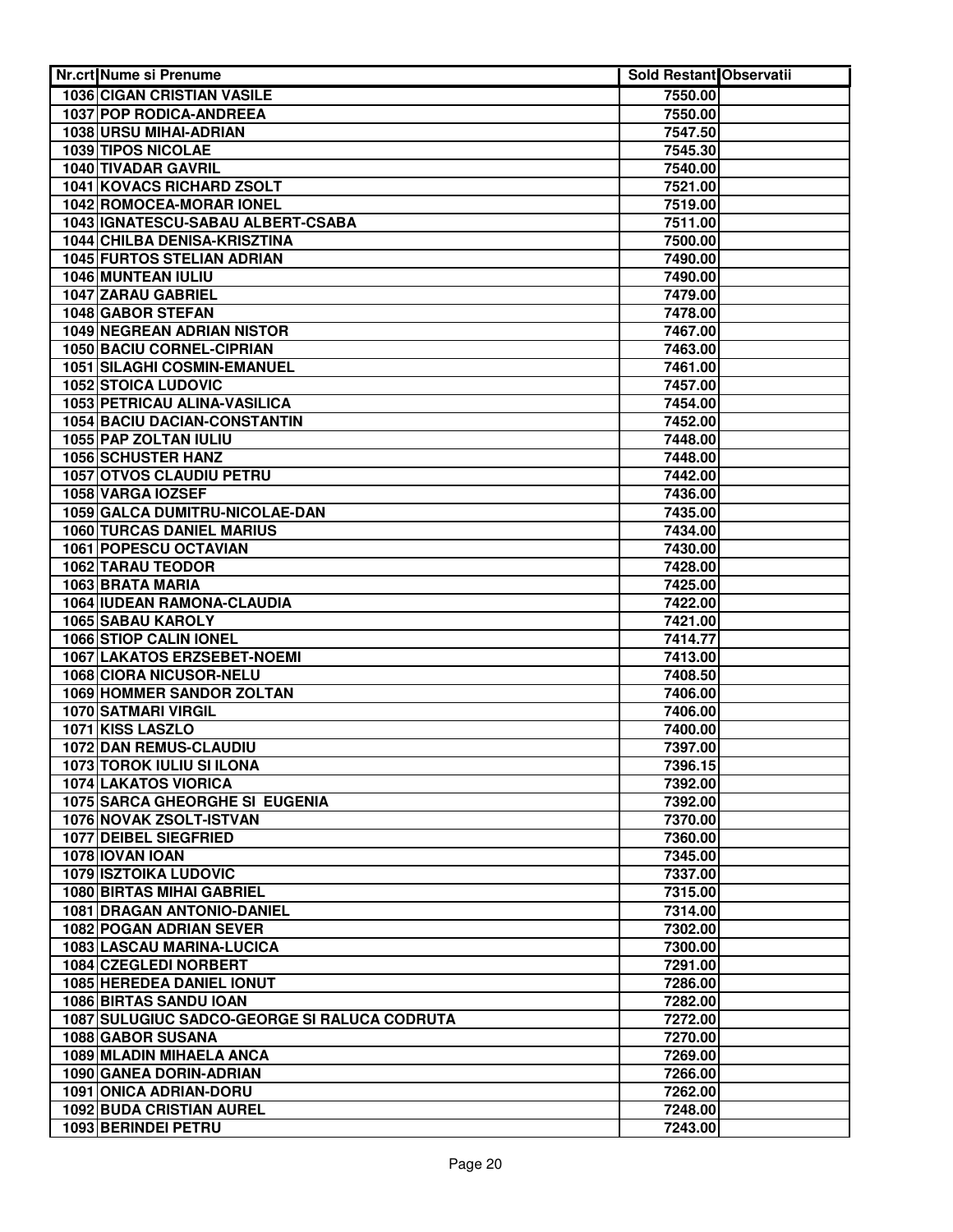| Nr.crt | Nume si Prenume | Sold Restant | Observatii |
|---|---|---|---|
| 1036 | CIGAN CRISTIAN VASILE | 7550.00 | |
| 1037 | POP RODICA-ANDREEA | 7550.00 | |
| 1038 | URSU MIHAI-ADRIAN | 7547.50 | |
| 1039 | TIPOS NICOLAE | 7545.30 | |
| 1040 | TIVADAR GAVRIL | 7540.00 | |
| 1041 | KOVACS RICHARD ZSOLT | 7521.00 | |
| 1042 | ROMOCEA-MORAR IONEL | 7519.00 | |
| 1043 | IGNATESCU-SABAU ALBERT-CSABA | 7511.00 | |
| 1044 | CHILBA DENISA-KRISZTINA | 7500.00 | |
| 1045 | FURTOS STELIAN ADRIAN | 7490.00 | |
| 1046 | MUNTEAN IULIU | 7490.00 | |
| 1047 | ZARAU GABRIEL | 7479.00 | |
| 1048 | GABOR STEFAN | 7478.00 | |
| 1049 | NEGREAN ADRIAN NISTOR | 7467.00 | |
| 1050 | BACIU CORNEL-CIPRIAN | 7463.00 | |
| 1051 | SILAGHI COSMIN-EMANUEL | 7461.00 | |
| 1052 | STOICA LUDOVIC | 7457.00 | |
| 1053 | PETRICAU ALINA-VASILICA | 7454.00 | |
| 1054 | BACIU DACIAN-CONSTANTIN | 7452.00 | |
| 1055 | PAP ZOLTAN IULIU | 7448.00 | |
| 1056 | SCHUSTER HANZ | 7448.00 | |
| 1057 | OTVOS CLAUDIU PETRU | 7442.00 | |
| 1058 | VARGA IOZSEF | 7436.00 | |
| 1059 | GALCA DUMITRU-NICOLAE-DAN | 7435.00 | |
| 1060 | TURCAS DANIEL MARIUS | 7434.00 | |
| 1061 | POPESCU OCTAVIAN | 7430.00 | |
| 1062 | TARAU TEODOR | 7428.00 | |
| 1063 | BRATA MARIA | 7425.00 | |
| 1064 | IUDEAN RAMONA-CLAUDIA | 7422.00 | |
| 1065 | SABAU KAROLY | 7421.00 | |
| 1066 | STIOP CALIN IONEL | 7414.77 | |
| 1067 | LAKATOS ERZSEBET-NOEMI | 7413.00 | |
| 1068 | CIORA NICUSOR-NELU | 7408.50 | |
| 1069 | HOMMER SANDOR ZOLTAN | 7406.00 | |
| 1070 | SATMARI VIRGIL | 7406.00 | |
| 1071 | KISS LASZLO | 7400.00 | |
| 1072 | DAN REMUS-CLAUDIU | 7397.00 | |
| 1073 | TOROK IULIU SI ILONA | 7396.15 | |
| 1074 | LAKATOS VIORICA | 7392.00 | |
| 1075 | SARCA GHEORGHE SI EUGENIA | 7392.00 | |
| 1076 | NOVAK ZSOLT-ISTVAN | 7370.00 | |
| 1077 | DEIBEL SIEGFRIED | 7360.00 | |
| 1078 | IOVAN IOAN | 7345.00 | |
| 1079 | ISZTOIKA LUDOVIC | 7337.00 | |
| 1080 | BIRTAS MIHAI GABRIEL | 7315.00 | |
| 1081 | DRAGAN ANTONIO-DANIEL | 7314.00 | |
| 1082 | POGAN ADRIAN SEVER | 7302.00 | |
| 1083 | LASCAU MARINA-LUCICA | 7300.00 | |
| 1084 | CZEGLEDI NORBERT | 7291.00 | |
| 1085 | HEREDEA DANIEL IONUT | 7286.00 | |
| 1086 | BIRTAS SANDU IOAN | 7282.00 | |
| 1087 | SULUGIUC SADCO-GEORGE SI RALUCA CODRUTA | 7272.00 | |
| 1088 | GABOR SUSANA | 7270.00 | |
| 1089 | MLADIN MIHAELA ANCA | 7269.00 | |
| 1090 | GANEA DORIN-ADRIAN | 7266.00 | |
| 1091 | ONICA ADRIAN-DORU | 7262.00 | |
| 1092 | BUDA CRISTIAN AUREL | 7248.00 | |
| 1093 | BERINDEI PETRU | 7243.00 | |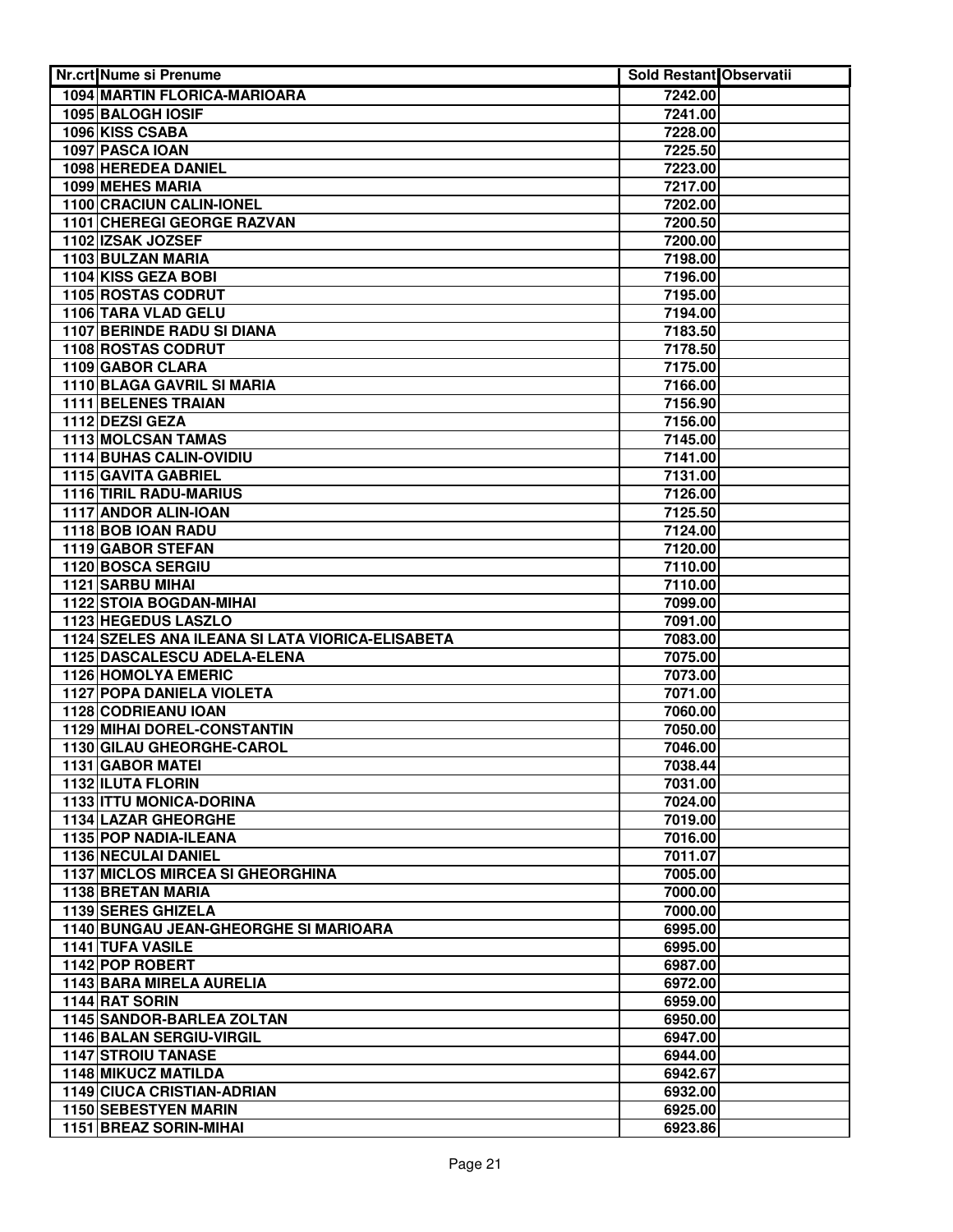| Nr.crt | Nume si Prenume | Sold Restant | Observatii |
| --- | --- | --- | --- |
| 1094 | MARTIN FLORICA-MARIOARA | 7242.00 | |
| 1095 | BALOGH IOSIF | 7241.00 | |
| 1096 | KISS CSABA | 7228.00 | |
| 1097 | PASCA IOAN | 7225.50 | |
| 1098 | HEREDEA DANIEL | 7223.00 | |
| 1099 | MEHES MARIA | 7217.00 | |
| 1100 | CRACIUN CALIN-IONEL | 7202.00 | |
| 1101 | CHEREGI GEORGE RAZVAN | 7200.50 | |
| 1102 | IZSAK JOZSEF | 7200.00 | |
| 1103 | BULZAN MARIA | 7198.00 | |
| 1104 | KISS GEZA BOBI | 7196.00 | |
| 1105 | ROSTAS CODRUT | 7195.00 | |
| 1106 | TARA VLAD GELU | 7194.00 | |
| 1107 | BERINDE RADU SI DIANA | 7183.50 | |
| 1108 | ROSTAS CODRUT | 7178.50 | |
| 1109 | GABOR CLARA | 7175.00 | |
| 1110 | BLAGA GAVRIL SI MARIA | 7166.00 | |
| 1111 | BELENES TRAIAN | 7156.90 | |
| 1112 | DEZSI GEZA | 7156.00 | |
| 1113 | MOLCSAN TAMAS | 7145.00 | |
| 1114 | BUHAS CALIN-OVIDIU | 7141.00 | |
| 1115 | GAVITA GABRIEL | 7131.00 | |
| 1116 | TIRIL RADU-MARIUS | 7126.00 | |
| 1117 | ANDOR ALIN-IOAN | 7125.50 | |
| 1118 | BOB IOAN RADU | 7124.00 | |
| 1119 | GABOR STEFAN | 7120.00 | |
| 1120 | BOSCA SERGIU | 7110.00 | |
| 1121 | SARBU MIHAI | 7110.00 | |
| 1122 | STOIA BOGDAN-MIHAI | 7099.00 | |
| 1123 | HEGEDUS LASZLO | 7091.00 | |
| 1124 | SZELES ANA ILEANA SI LATA VIORICA-ELISABETA | 7083.00 | |
| 1125 | DASCALESCU ADELA-ELENA | 7075.00 | |
| 1126 | HOMOLYA EMERIC | 7073.00 | |
| 1127 | POPA DANIELA VIOLETA | 7071.00 | |
| 1128 | CODRIEANU IOAN | 7060.00 | |
| 1129 | MIHAI DOREL-CONSTANTIN | 7050.00 | |
| 1130 | GILAU GHEORGHE-CAROL | 7046.00 | |
| 1131 | GABOR MATEI | 7038.44 | |
| 1132 | ILUTA FLORIN | 7031.00 | |
| 1133 | ITTU MONICA-DORINA | 7024.00 | |
| 1134 | LAZAR GHEORGHE | 7019.00 | |
| 1135 | POP NADIA-ILEANA | 7016.00 | |
| 1136 | NECULAI DANIEL | 7011.07 | |
| 1137 | MICLOS MIRCEA SI GHEORGHINA | 7005.00 | |
| 1138 | BRETAN MARIA | 7000.00 | |
| 1139 | SERES GHIZELA | 7000.00 | |
| 1140 | BUNGAU JEAN-GHEORGHE SI MARIOARA | 6995.00 | |
| 1141 | TUFA VASILE | 6995.00 | |
| 1142 | POP ROBERT | 6987.00 | |
| 1143 | BARA MIRELA AURELIA | 6972.00 | |
| 1144 | RAT SORIN | 6959.00 | |
| 1145 | SANDOR-BARLEA ZOLTAN | 6950.00 | |
| 1146 | BALAN SERGIU-VIRGIL | 6947.00 | |
| 1147 | STROIU TANASE | 6944.00 | |
| 1148 | MIKUCZ MATILDA | 6942.67 | |
| 1149 | CIUCA CRISTIAN-ADRIAN | 6932.00 | |
| 1150 | SEBESTYEN MARIN | 6925.00 | |
| 1151 | BREAZ SORIN-MIHAI | 6923.86 | |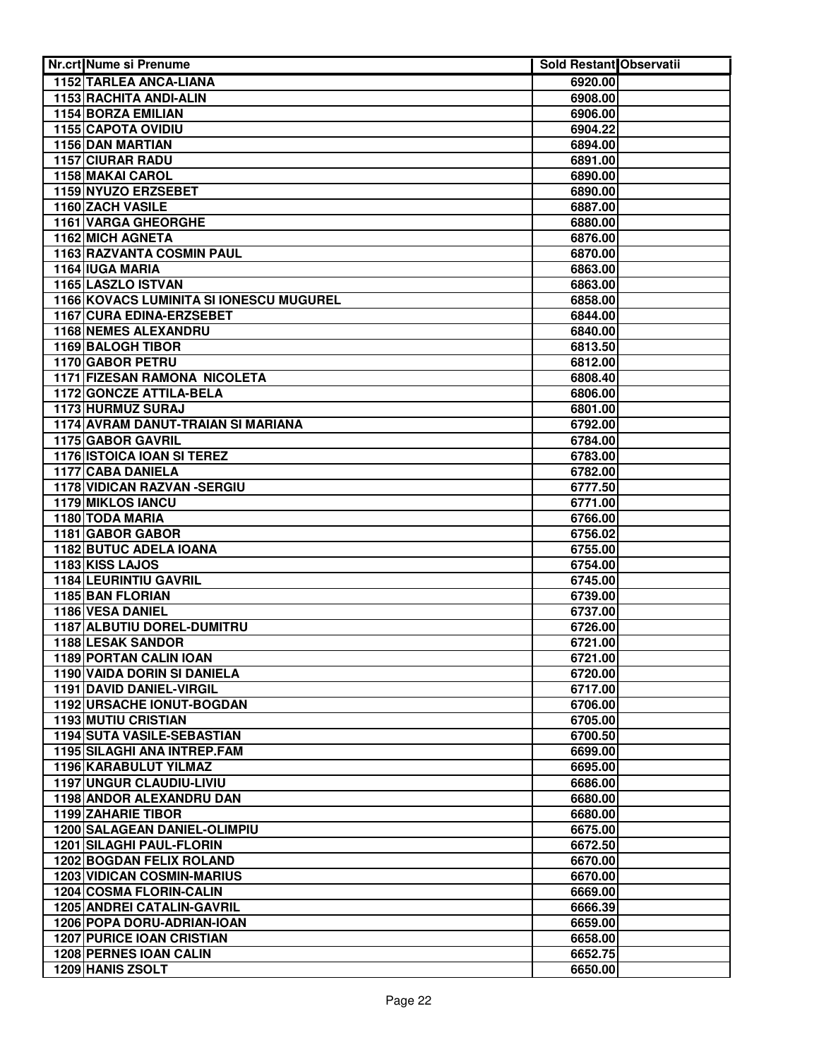| Nr.crt | Nume si Prenume | Sold Restant | Observatii |
|---|---|---|---|
| 1152 | TARLEA ANCA-LIANA | 6920.00 | |
| 1153 | RACHITA ANDI-ALIN | 6908.00 | |
| 1154 | BORZA EMILIAN | 6906.00 | |
| 1155 | CAPOTA OVIDIU | 6904.22 | |
| 1156 | DAN MARTIAN | 6894.00 | |
| 1157 | CIURAR RADU | 6891.00 | |
| 1158 | MAKAI CAROL | 6890.00 | |
| 1159 | NYUZO ERZSEBET | 6890.00 | |
| 1160 | ZACH VASILE | 6887.00 | |
| 1161 | VARGA GHEORGHE | 6880.00 | |
| 1162 | MICH AGNETA | 6876.00 | |
| 1163 | RAZVANTA COSMIN PAUL | 6870.00 | |
| 1164 | IUGA MARIA | 6863.00 | |
| 1165 | LASZLO ISTVAN | 6863.00 | |
| 1166 | KOVACS LUMINITA SI IONESCU MUGUREL | 6858.00 | |
| 1167 | CURA EDINA-ERZSEBET | 6844.00 | |
| 1168 | NEMES ALEXANDRU | 6840.00 | |
| 1169 | BALOGH TIBOR | 6813.50 | |
| 1170 | GABOR PETRU | 6812.00 | |
| 1171 | FIZESAN RAMONA NICOLETA | 6808.40 | |
| 1172 | GONCZE ATTILA-BELA | 6806.00 | |
| 1173 | HURMUZ SURAJ | 6801.00 | |
| 1174 | AVRAM DANUT-TRAIAN SI MARIANA | 6792.00 | |
| 1175 | GABOR GAVRIL | 6784.00 | |
| 1176 | ISTOICA IOAN SI TEREZ | 6783.00 | |
| 1177 | CABA DANIELA | 6782.00 | |
| 1178 | VIDICAN RAZVAN -SERGIU | 6777.50 | |
| 1179 | MIKLOS IANCU | 6771.00 | |
| 1180 | TODA MARIA | 6766.00 | |
| 1181 | GABOR GABOR | 6756.02 | |
| 1182 | BUTUC ADELA IOANA | 6755.00 | |
| 1183 | KISS LAJOS | 6754.00 | |
| 1184 | LEURINTIU GAVRIL | 6745.00 | |
| 1185 | BAN FLORIAN | 6739.00 | |
| 1186 | VESA DANIEL | 6737.00 | |
| 1187 | ALBUTIU DOREL-DUMITRU | 6726.00 | |
| 1188 | LESAK SANDOR | 6721.00 | |
| 1189 | PORTAN CALIN IOAN | 6721.00 | |
| 1190 | VAIDA DORIN SI DANIELA | 6720.00 | |
| 1191 | DAVID DANIEL-VIRGIL | 6717.00 | |
| 1192 | URSACHE IONUT-BOGDAN | 6706.00 | |
| 1193 | MUTIU CRISTIAN | 6705.00 | |
| 1194 | SUTA VASILE-SEBASTIAN | 6700.50 | |
| 1195 | SILAGHI ANA INTREP.FAM | 6699.00 | |
| 1196 | KARABULUT YILMAZ | 6695.00 | |
| 1197 | UNGUR CLAUDIU-LIVIU | 6686.00 | |
| 1198 | ANDOR ALEXANDRU DAN | 6680.00 | |
| 1199 | ZAHARIE TIBOR | 6680.00 | |
| 1200 | SALAGEAN DANIEL-OLIMPIU | 6675.00 | |
| 1201 | SILAGHI PAUL-FLORIN | 6672.50 | |
| 1202 | BOGDAN FELIX ROLAND | 6670.00 | |
| 1203 | VIDICAN COSMIN-MARIUS | 6670.00 | |
| 1204 | COSMA FLORIN-CALIN | 6669.00 | |
| 1205 | ANDREI CATALIN-GAVRIL | 6666.39 | |
| 1206 | POPA DORU-ADRIAN-IOAN | 6659.00 | |
| 1207 | PURICE IOAN CRISTIAN | 6658.00 | |
| 1208 | PERNES IOAN CALIN | 6652.75 | |
| 1209 | HANIS ZSOLT | 6650.00 | |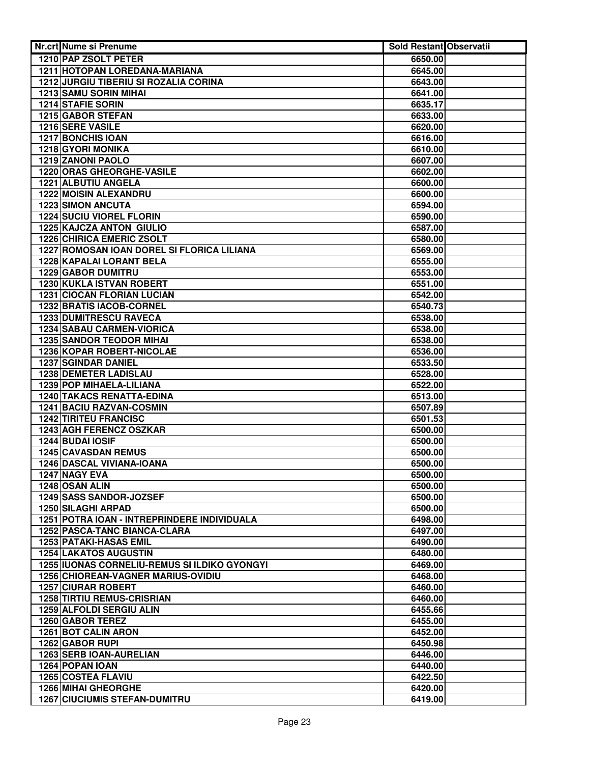| Nr.crt | Nume si Prenume | Sold Restant | Observatii |
|---|---|---|---|
| 1210 | PAP ZSOLT PETER | 6650.00 | |
| 1211 | HOTOPAN LOREDANA-MARIANA | 6645.00 | |
| 1212 | JURGIU TIBERIU SI ROZALIA CORINA | 6643.00 | |
| 1213 | SAMU SORIN MIHAI | 6641.00 | |
| 1214 | STAFIE SORIN | 6635.17 | |
| 1215 | GABOR STEFAN | 6633.00 | |
| 1216 | SERE VASILE | 6620.00 | |
| 1217 | BONCHIS IOAN | 6616.00 | |
| 1218 | GYORI MONIKA | 6610.00 | |
| 1219 | ZANONI PAOLO | 6607.00 | |
| 1220 | ORAS GHEORGHE-VASILE | 6602.00 | |
| 1221 | ALBUTIU ANGELA | 6600.00 | |
| 1222 | MOISIN ALEXANDRU | 6600.00 | |
| 1223 | SIMON ANCUTA | 6594.00 | |
| 1224 | SUCIU VIOREL FLORIN | 6590.00 | |
| 1225 | KAJCZA ANTON GIULIO | 6587.00 | |
| 1226 | CHIRICA EMERIC ZSOLT | 6580.00 | |
| 1227 | ROMOSAN IOAN DOREL SI FLORICA LILIANA | 6569.00 | |
| 1228 | KAPALAI LORANT BELA | 6555.00 | |
| 1229 | GABOR DUMITRU | 6553.00 | |
| 1230 | KUKLA ISTVAN ROBERT | 6551.00 | |
| 1231 | CIOCAN FLORIAN LUCIAN | 6542.00 | |
| 1232 | BRATIS IACOB-CORNEL | 6540.73 | |
| 1233 | DUMITRESCU RAVECA | 6538.00 | |
| 1234 | SABAU CARMEN-VIORICA | 6538.00 | |
| 1235 | SANDOR TEODOR MIHAI | 6538.00 | |
| 1236 | KOPAR ROBERT-NICOLAE | 6536.00 | |
| 1237 | SGINDAR DANIEL | 6533.50 | |
| 1238 | DEMETER LADISLAU | 6528.00 | |
| 1239 | POP MIHAELA-LILIANA | 6522.00 | |
| 1240 | TAKACS RENATTA-EDINA | 6513.00 | |
| 1241 | BACIU RAZVAN-COSMIN | 6507.89 | |
| 1242 | TIRITEU FRANCISC | 6501.53 | |
| 1243 | AGH FERENCZ OSZKAR | 6500.00 | |
| 1244 | BUDAI IOSIF | 6500.00 | |
| 1245 | CAVASDAN REMUS | 6500.00 | |
| 1246 | DASCAL VIVIANA-IOANA | 6500.00 | |
| 1247 | NAGY EVA | 6500.00 | |
| 1248 | OSAN ALIN | 6500.00 | |
| 1249 | SASS SANDOR-JOZSEF | 6500.00 | |
| 1250 | SILAGHI ARPAD | 6500.00 | |
| 1251 | POTRA IOAN - INTREPRINDERE INDIVIDUALA | 6498.00 | |
| 1252 | PASCA-TANC BIANCA-CLARA | 6497.00 | |
| 1253 | PATAKI-HASAS EMIL | 6490.00 | |
| 1254 | LAKATOS AUGUSTIN | 6480.00 | |
| 1255 | IUONAS CORNELIU-REMUS SI ILDIKO GYONGYI | 6469.00 | |
| 1256 | CHIOREAN-VAGNER MARIUS-OVIDIU | 6468.00 | |
| 1257 | CIURAR ROBERT | 6460.00 | |
| 1258 | TIRTIU REMUS-CRISRIAN | 6460.00 | |
| 1259 | ALFOLDI SERGIU ALIN | 6455.66 | |
| 1260 | GABOR TEREZ | 6455.00 | |
| 1261 | BOT CALIN ARON | 6452.00 | |
| 1262 | GABOR RUPI | 6450.98 | |
| 1263 | SERB IOAN-AURELIAN | 6446.00 | |
| 1264 | POPAN IOAN | 6440.00 | |
| 1265 | COSTEA FLAVIU | 6422.50 | |
| 1266 | MIHAI GHEORGHE | 6420.00 | |
| 1267 | CIUCIUMIS STEFAN-DUMITRU | 6419.00 | |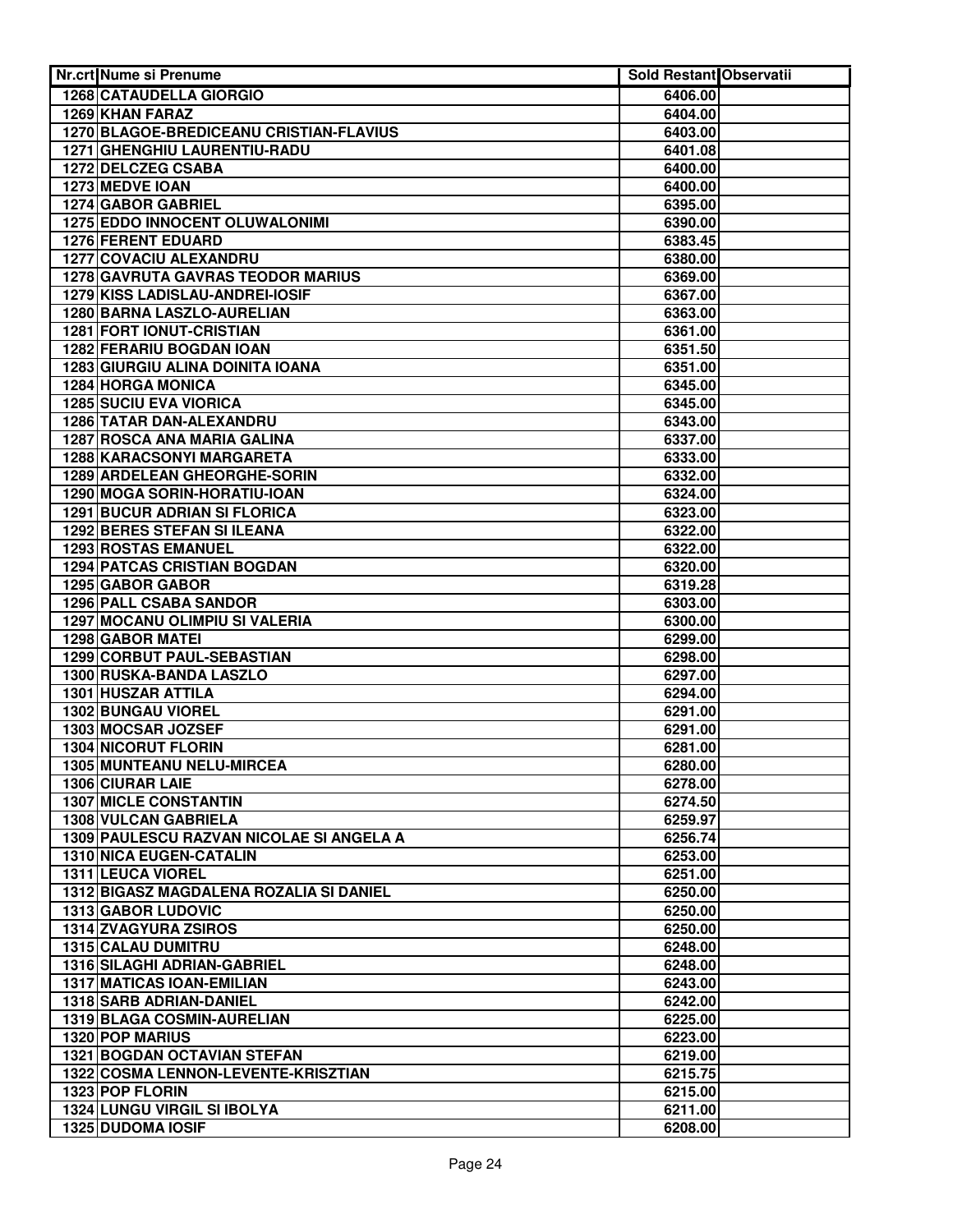| Nr.crt | Nume si Prenume | Sold Restant | Observatii |
|---|---|---|---|
| 1268 | CATAUDELLA GIORGIO | 6406.00 | |
| 1269 | KHAN FARAZ | 6404.00 | |
| 1270 | BLAGOE-BREDICEANU CRISTIAN-FLAVIUS | 6403.00 | |
| 1271 | GHENGHIU LAURENTIU-RADU | 6401.08 | |
| 1272 | DELCZEG CSABA | 6400.00 | |
| 1273 | MEDVE IOAN | 6400.00 | |
| 1274 | GABOR GABRIEL | 6395.00 | |
| 1275 | EDDO INNOCENT OLUWALONIMI | 6390.00 | |
| 1276 | FERENT EDUARD | 6383.45 | |
| 1277 | COVACIU ALEXANDRU | 6380.00 | |
| 1278 | GAVRUTA GAVRAS TEODOR MARIUS | 6369.00 | |
| 1279 | KISS LADISLAU-ANDREI-IOSIF | 6367.00 | |
| 1280 | BARNA LASZLO-AURELIAN | 6363.00 | |
| 1281 | FORT IONUT-CRISTIAN | 6361.00 | |
| 1282 | FERARIU BOGDAN IOAN | 6351.50 | |
| 1283 | GIURGIU ALINA DOINITA IOANA | 6351.00 | |
| 1284 | HORGA MONICA | 6345.00 | |
| 1285 | SUCIU EVA VIORICA | 6345.00 | |
| 1286 | TATAR DAN-ALEXANDRU | 6343.00 | |
| 1287 | ROSCA ANA MARIA GALINA | 6337.00 | |
| 1288 | KARACSONYI MARGARETA | 6333.00 | |
| 1289 | ARDELEAN GHEORGHE-SORIN | 6332.00 | |
| 1290 | MOGA SORIN-HORATIU-IOAN | 6324.00 | |
| 1291 | BUCUR ADRIAN SI FLORICA | 6323.00 | |
| 1292 | BERES STEFAN SI ILEANA | 6322.00 | |
| 1293 | ROSTAS EMANUEL | 6322.00 | |
| 1294 | PATCAS CRISTIAN BOGDAN | 6320.00 | |
| 1295 | GABOR GABOR | 6319.28 | |
| 1296 | PALL CSABA SANDOR | 6303.00 | |
| 1297 | MOCANU OLIMPIU SI VALERIA | 6300.00 | |
| 1298 | GABOR MATEI | 6299.00 | |
| 1299 | CORBUT PAUL-SEBASTIAN | 6298.00 | |
| 1300 | RUSKA-BANDA LASZLO | 6297.00 | |
| 1301 | HUSZAR ATTILA | 6294.00 | |
| 1302 | BUNGAU VIOREL | 6291.00 | |
| 1303 | MOCSAR JOZSEF | 6291.00 | |
| 1304 | NICORUT FLORIN | 6281.00 | |
| 1305 | MUNTEANU NELU-MIRCEA | 6280.00 | |
| 1306 | CIURAR LAIE | 6278.00 | |
| 1307 | MICLE CONSTANTIN | 6274.50 | |
| 1308 | VULCAN GABRIELA | 6259.97 | |
| 1309 | PAULESCU RAZVAN NICOLAE SI ANGELA A | 6256.74 | |
| 1310 | NICA EUGEN-CATALIN | 6253.00 | |
| 1311 | LEUCA VIOREL | 6251.00 | |
| 1312 | BIGASZ MAGDALENA ROZALIA SI DANIEL | 6250.00 | |
| 1313 | GABOR LUDOVIC | 6250.00 | |
| 1314 | ZVAGYURA ZSIROS | 6250.00 | |
| 1315 | CALAU DUMITRU | 6248.00 | |
| 1316 | SILAGHI ADRIAN-GABRIEL | 6248.00 | |
| 1317 | MATICAS IOAN-EMILIAN | 6243.00 | |
| 1318 | SARB ADRIAN-DANIEL | 6242.00 | |
| 1319 | BLAGA COSMIN-AURELIAN | 6225.00 | |
| 1320 | POP MARIUS | 6223.00 | |
| 1321 | BOGDAN OCTAVIAN STEFAN | 6219.00 | |
| 1322 | COSMA LENNON-LEVENTE-KRISZTIAN | 6215.75 | |
| 1323 | POP FLORIN | 6215.00 | |
| 1324 | LUNGU VIRGIL SI IBOLYA | 6211.00 | |
| 1325 | DUDOMA IOSIF | 6208.00 | |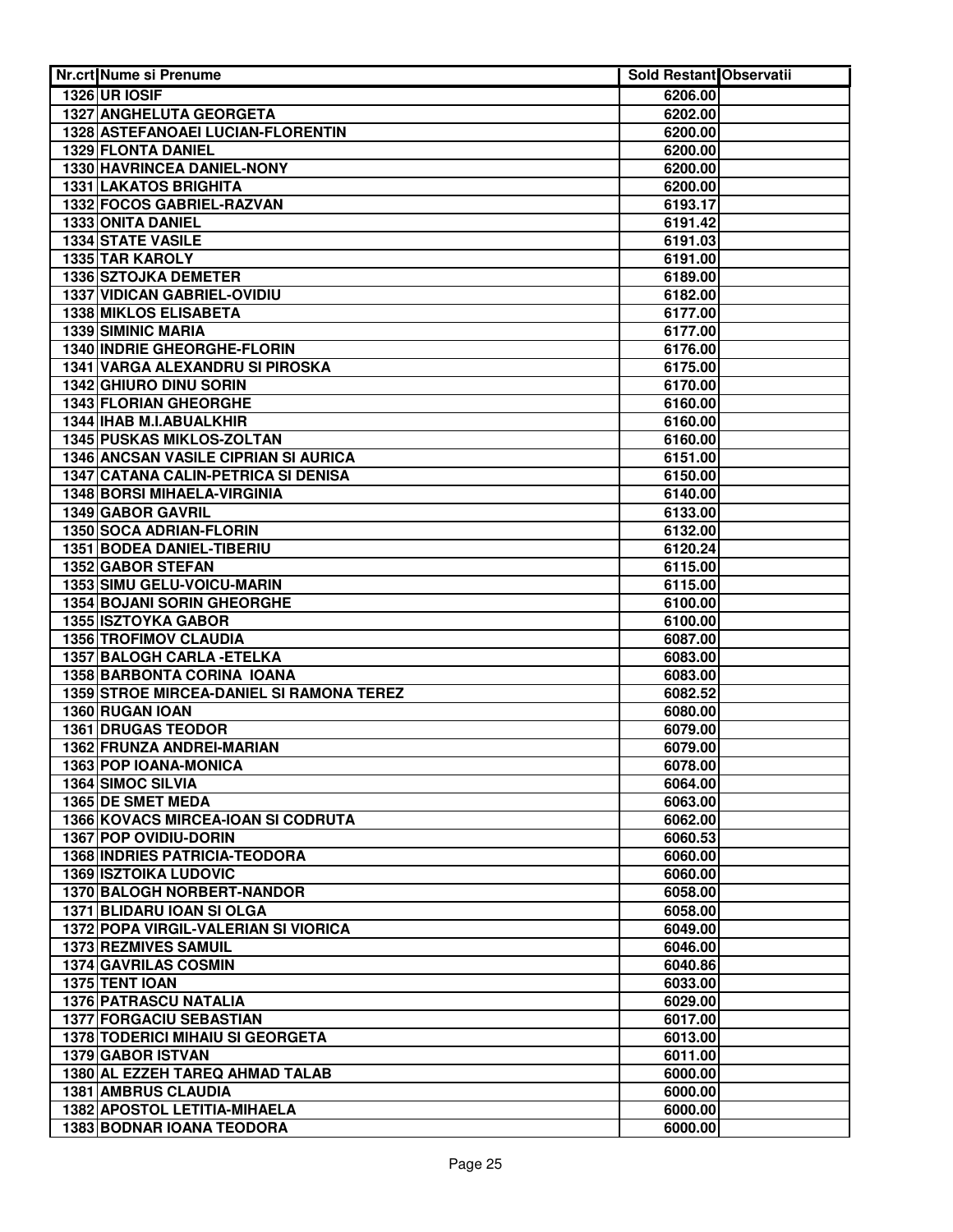| Nr.crt | Nume si Prenume | Sold Restant | Observatii |
|---|---|---|---|
| 1326 | UR IOSIF | 6206.00 | |
| 1327 | ANGHELUTA GEORGETA | 6202.00 | |
| 1328 | ASTEFANOAEI LUCIAN-FLORENTIN | 6200.00 | |
| 1329 | FLONTA DANIEL | 6200.00 | |
| 1330 | HAVRINCEA DANIEL-NONY | 6200.00 | |
| 1331 | LAKATOS BRIGHITA | 6200.00 | |
| 1332 | FOCOS GABRIEL-RAZVAN | 6193.17 | |
| 1333 | ONITA DANIEL | 6191.42 | |
| 1334 | STATE VASILE | 6191.03 | |
| 1335 | TAR KAROLY | 6191.00 | |
| 1336 | SZTOJKA DEMETER | 6189.00 | |
| 1337 | VIDICAN GABRIEL-OVIDIU | 6182.00 | |
| 1338 | MIKLOS ELISABETA | 6177.00 | |
| 1339 | SIMINIC MARIA | 6177.00 | |
| 1340 | INDRIE GHEORGHE-FLORIN | 6176.00 | |
| 1341 | VARGA ALEXANDRU SI PIROSKA | 6175.00 | |
| 1342 | GHIURO DINU SORIN | 6170.00 | |
| 1343 | FLORIAN GHEORGHE | 6160.00 | |
| 1344 | IHAB M.I.ABUALKHIR | 6160.00 | |
| 1345 | PUSKAS MIKLOS-ZOLTAN | 6160.00 | |
| 1346 | ANCSAN VASILE CIPRIAN SI AURICA | 6151.00 | |
| 1347 | CATANA CALIN-PETRICA SI DENISA | 6150.00 | |
| 1348 | BORSI MIHAELA-VIRGINIA | 6140.00 | |
| 1349 | GABOR GAVRIL | 6133.00 | |
| 1350 | SOCA ADRIAN-FLORIN | 6132.00 | |
| 1351 | BODEA DANIEL-TIBERIU | 6120.24 | |
| 1352 | GABOR STEFAN | 6115.00 | |
| 1353 | SIMU GELU-VOICU-MARIN | 6115.00 | |
| 1354 | BOJANI SORIN GHEORGHE | 6100.00 | |
| 1355 | ISZTOYKA GABOR | 6100.00 | |
| 1356 | TROFIMOV CLAUDIA | 6087.00 | |
| 1357 | BALOGH CARLA -ETELKA | 6083.00 | |
| 1358 | BARBONTA CORINA IOANA | 6083.00 | |
| 1359 | STROE MIRCEA-DANIEL SI RAMONA TEREZ | 6082.52 | |
| 1360 | RUGAN IOAN | 6080.00 | |
| 1361 | DRUGAS TEODOR | 6079.00 | |
| 1362 | FRUNZA ANDREI-MARIAN | 6079.00 | |
| 1363 | POP IOANA-MONICA | 6078.00 | |
| 1364 | SIMOC SILVIA | 6064.00 | |
| 1365 | DE SMET MEDA | 6063.00 | |
| 1366 | KOVACS MIRCEA-IOAN SI CODRUTA | 6062.00 | |
| 1367 | POP OVIDIU-DORIN | 6060.53 | |
| 1368 | INDRIES PATRICIA-TEODORA | 6060.00 | |
| 1369 | ISZTOIKA LUDOVIC | 6060.00 | |
| 1370 | BALOGH NORBERT-NANDOR | 6058.00 | |
| 1371 | BLIDARU IOAN SI OLGA | 6058.00 | |
| 1372 | POPA VIRGIL-VALERIAN SI VIORICA | 6049.00 | |
| 1373 | REZMIVES SAMUIL | 6046.00 | |
| 1374 | GAVRILAS COSMIN | 6040.86 | |
| 1375 | TENT IOAN | 6033.00 | |
| 1376 | PATRASCU NATALIA | 6029.00 | |
| 1377 | FORGACIU SEBASTIAN | 6017.00 | |
| 1378 | TODERICI MIHAIU SI GEORGETA | 6013.00 | |
| 1379 | GABOR ISTVAN | 6011.00 | |
| 1380 | AL EZZEH TAREQ AHMAD TALAB | 6000.00 | |
| 1381 | AMBRUS CLAUDIA | 6000.00 | |
| 1382 | APOSTOL LETITIA-MIHAELA | 6000.00 | |
| 1383 | BODNAR IOANA TEODORA | 6000.00 | |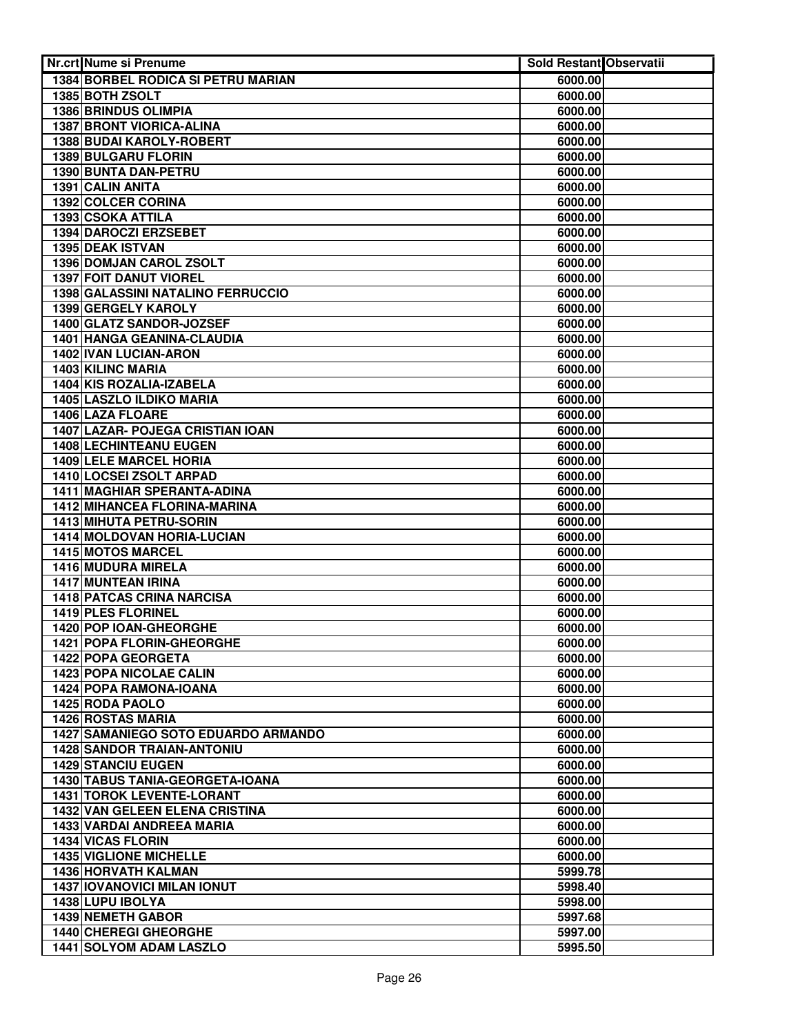| Nr.crt | Nume si Prenume | Sold Restant | Observatii |
|---|---|---|---|
| 1384 | BORBEL RODICA SI PETRU MARIAN | 6000.00 | |
| 1385 | BOTH ZSOLT | 6000.00 | |
| 1386 | BRINDUS OLIMPIA | 6000.00 | |
| 1387 | BRONT VIORICA-ALINA | 6000.00 | |
| 1388 | BUDAI KAROLY-ROBERT | 6000.00 | |
| 1389 | BULGARU FLORIN | 6000.00 | |
| 1390 | BUNTA DAN-PETRU | 6000.00 | |
| 1391 | CALIN ANITA | 6000.00 | |
| 1392 | COLCER CORINA | 6000.00 | |
| 1393 | CSOKA ATTILA | 6000.00 | |
| 1394 | DAROCZI ERZSEBET | 6000.00 | |
| 1395 | DEAK ISTVAN | 6000.00 | |
| 1396 | DOMJAN CAROL ZSOLT | 6000.00 | |
| 1397 | FOIT DANUT VIOREL | 6000.00 | |
| 1398 | GALASSINI NATALINO FERRUCCIO | 6000.00 | |
| 1399 | GERGELY KAROLY | 6000.00 | |
| 1400 | GLATZ SANDOR-JOZSEF | 6000.00 | |
| 1401 | HANGA GEANINA-CLAUDIA | 6000.00 | |
| 1402 | IVAN LUCIAN-ARON | 6000.00 | |
| 1403 | KILINC MARIA | 6000.00 | |
| 1404 | KIS ROZALIA-IZABELA | 6000.00 | |
| 1405 | LASZLO ILDIKO MARIA | 6000.00 | |
| 1406 | LAZA FLOARE | 6000.00 | |
| 1407 | LAZAR- POJEGA CRISTIAN IOAN | 6000.00 | |
| 1408 | LECHINTEANU EUGEN | 6000.00 | |
| 1409 | LELE MARCEL HORIA | 6000.00 | |
| 1410 | LOCSEI ZSOLT ARPAD | 6000.00 | |
| 1411 | MAGHIAR SPERANTA-ADINA | 6000.00 | |
| 1412 | MIHANCEA FLORINA-MARINA | 6000.00 | |
| 1413 | MIHUTA PETRU-SORIN | 6000.00 | |
| 1414 | MOLDOVAN HORIA-LUCIAN | 6000.00 | |
| 1415 | MOTOS MARCEL | 6000.00 | |
| 1416 | MUDURA MIRELA | 6000.00 | |
| 1417 | MUNTEAN IRINA | 6000.00 | |
| 1418 | PATCAS CRINA NARCISA | 6000.00 | |
| 1419 | PLES FLORINEL | 6000.00 | |
| 1420 | POP IOAN-GHEORGHE | 6000.00 | |
| 1421 | POPA FLORIN-GHEORGHE | 6000.00 | |
| 1422 | POPA GEORGETA | 6000.00 | |
| 1423 | POPA NICOLAE CALIN | 6000.00 | |
| 1424 | POPA RAMONA-IOANA | 6000.00 | |
| 1425 | RODA PAOLO | 6000.00 | |
| 1426 | ROSTAS MARIA | 6000.00 | |
| 1427 | SAMANIEGO SOTO EDUARDO ARMANDO | 6000.00 | |
| 1428 | SANDOR TRAIAN-ANTONIU | 6000.00 | |
| 1429 | STANCIU EUGEN | 6000.00 | |
| 1430 | TABUS TANIA-GEORGETA-IOANA | 6000.00 | |
| 1431 | TOROK LEVENTE-LORANT | 6000.00 | |
| 1432 | VAN GELEEN ELENA CRISTINA | 6000.00 | |
| 1433 | VARDAI ANDREEA MARIA | 6000.00 | |
| 1434 | VICAS FLORIN | 6000.00 | |
| 1435 | VIGLIONE MICHELLE | 6000.00 | |
| 1436 | HORVATH KALMAN | 5999.78 | |
| 1437 | IOVANOVICI MILAN IONUT | 5998.40 | |
| 1438 | LUPU IBOLYA | 5998.00 | |
| 1439 | NEMETH GABOR | 5997.68 | |
| 1440 | CHEREGI GHEORGHE | 5997.00 | |
| 1441 | SOLYOM ADAM LASZLO | 5995.50 | |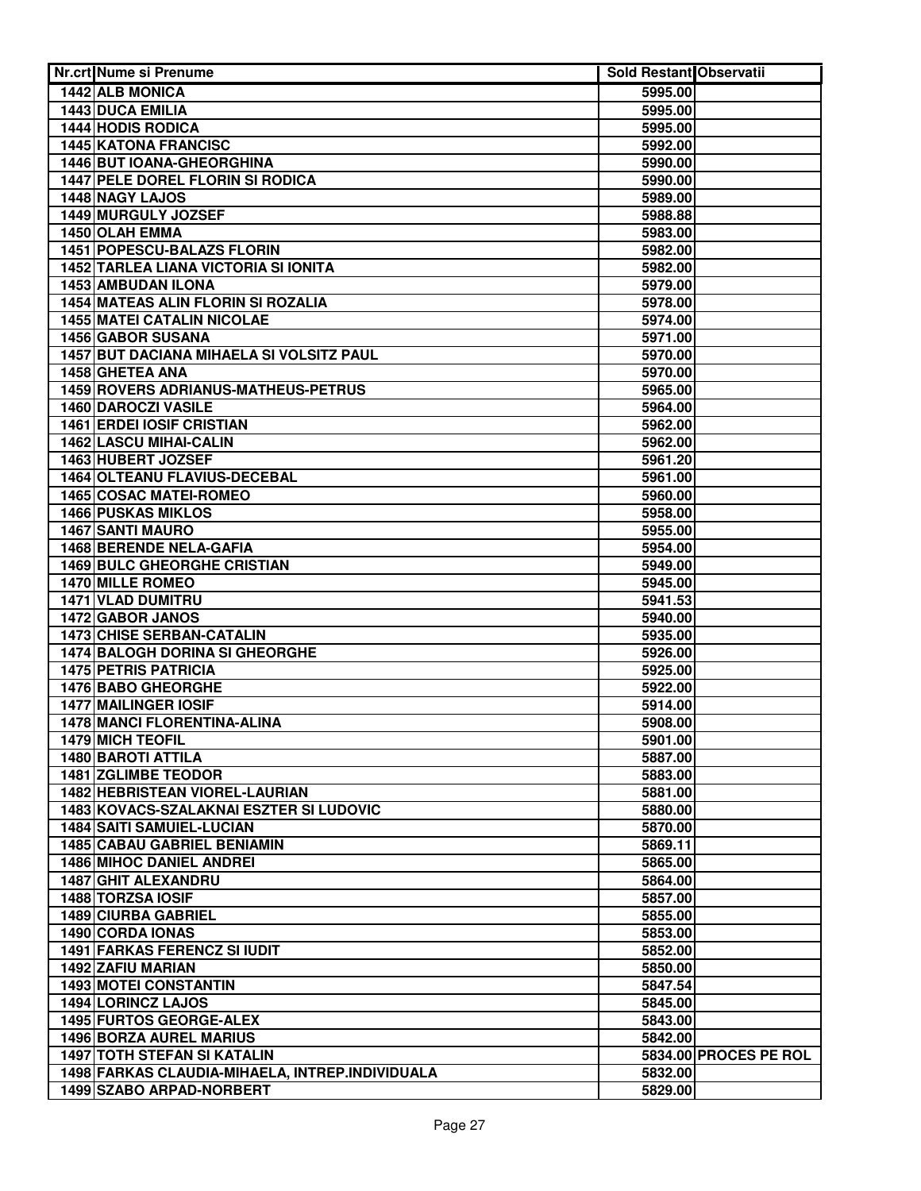| Nr.crt | Nume si Prenume | Sold Restant | Observatii |
|---|---|---|---|
| 1442 | ALB MONICA | 5995.00 | |
| 1443 | DUCA EMILIA | 5995.00 | |
| 1444 | HODIS RODICA | 5995.00 | |
| 1445 | KATONA FRANCISC | 5992.00 | |
| 1446 | BUT IOANA-GHEORGHINA | 5990.00 | |
| 1447 | PELE DOREL FLORIN SI RODICA | 5990.00 | |
| 1448 | NAGY LAJOS | 5989.00 | |
| 1449 | MURGULY JOZSEF | 5988.88 | |
| 1450 | OLAH EMMA | 5983.00 | |
| 1451 | POPESCU-BALAZS FLORIN | 5982.00 | |
| 1452 | TARLEA LIANA VICTORIA SI IONITA | 5982.00 | |
| 1453 | AMBUDAN ILONA | 5979.00 | |
| 1454 | MATEAS ALIN FLORIN SI ROZALIA | 5978.00 | |
| 1455 | MATEI CATALIN NICOLAE | 5974.00 | |
| 1456 | GABOR SUSANA | 5971.00 | |
| 1457 | BUT DACIANA MIHAELA SI VOLSITZ PAUL | 5970.00 | |
| 1458 | GHETEA ANA | 5970.00 | |
| 1459 | ROVERS ADRIANUS-MATHEUS-PETRUS | 5965.00 | |
| 1460 | DAROCZI VASILE | 5964.00 | |
| 1461 | ERDEI IOSIF CRISTIAN | 5962.00 | |
| 1462 | LASCU MIHAI-CALIN | 5962.00 | |
| 1463 | HUBERT JOZSEF | 5961.20 | |
| 1464 | OLTEANU FLAVIUS-DECEBAL | 5961.00 | |
| 1465 | COSAC MATEI-ROMEO | 5960.00 | |
| 1466 | PUSKAS MIKLOS | 5958.00 | |
| 1467 | SANTI MAURO | 5955.00 | |
| 1468 | BERENDE NELA-GAFIA | 5954.00 | |
| 1469 | BULC GHEORGHE CRISTIAN | 5949.00 | |
| 1470 | MILLE ROMEO | 5945.00 | |
| 1471 | VLAD DUMITRU | 5941.53 | |
| 1472 | GABOR JANOS | 5940.00 | |
| 1473 | CHISE SERBAN-CATALIN | 5935.00 | |
| 1474 | BALOGH DORINA SI GHEORGHE | 5926.00 | |
| 1475 | PETRIS PATRICIA | 5925.00 | |
| 1476 | BABO GHEORGHE | 5922.00 | |
| 1477 | MAILINGER IOSIF | 5914.00 | |
| 1478 | MANCI FLORENTINA-ALINA | 5908.00 | |
| 1479 | MICH TEOFIL | 5901.00 | |
| 1480 | BAROTI ATTILA | 5887.00 | |
| 1481 | ZGLIMBE TEODOR | 5883.00 | |
| 1482 | HEBRISTEAN VIOREL-LAURIAN | 5881.00 | |
| 1483 | KOVACS-SZALAKNAI ESZTER SI LUDOVIC | 5880.00 | |
| 1484 | SAITI SAMUIEL-LUCIAN | 5870.00 | |
| 1485 | CABAU GABRIEL BENIAMIN | 5869.11 | |
| 1486 | MIHOC DANIEL ANDREI | 5865.00 | |
| 1487 | GHIT ALEXANDRU | 5864.00 | |
| 1488 | TORZSA IOSIF | 5857.00 | |
| 1489 | CIURBA GABRIEL | 5855.00 | |
| 1490 | CORDA IONAS | 5853.00 | |
| 1491 | FARKAS FERENCZ SI IUDIT | 5852.00 | |
| 1492 | ZAFIU MARIAN | 5850.00 | |
| 1493 | MOTEI CONSTANTIN | 5847.54 | |
| 1494 | LORINCZ LAJOS | 5845.00 | |
| 1495 | FURTOS GEORGE-ALEX | 5843.00 | |
| 1496 | BORZA AUREL MARIUS | 5842.00 | |
| 1497 | TOTH STEFAN SI KATALIN | 5834.00 | PROCES PE ROL |
| 1498 | FARKAS CLAUDIA-MIHAELA, INTREP.INDIVIDUALA | 5832.00 | |
| 1499 | SZABO ARPAD-NORBERT | 5829.00 | |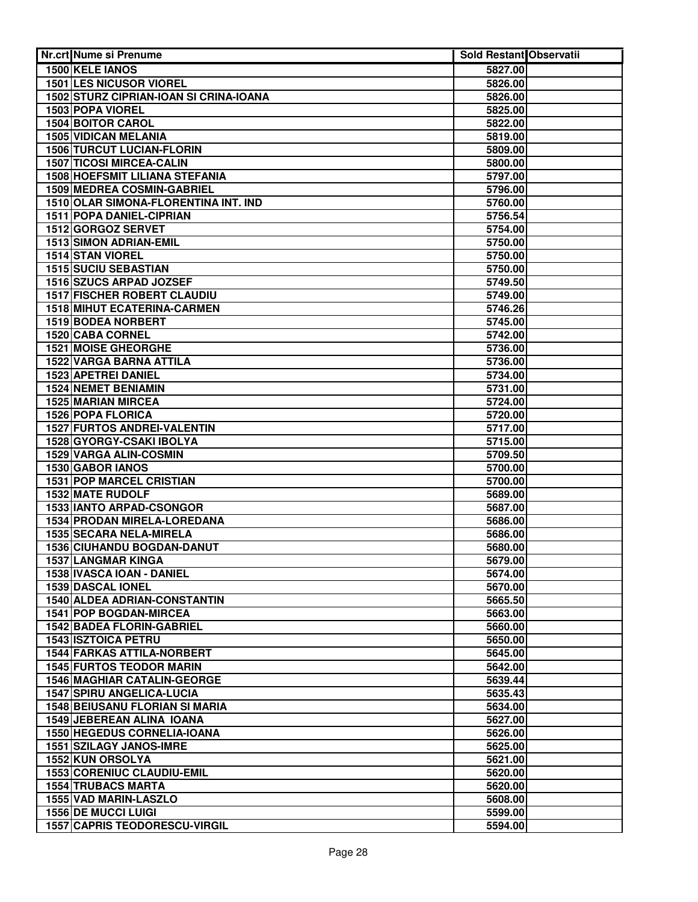| Nr.crt | Nume si Prenume | Sold Restant | Observatii |
|---|---|---|---|
| 1500 | KELE IANOS | 5827.00 | |
| 1501 | LES NICUSOR VIOREL | 5826.00 | |
| 1502 | STURZ CIPRIAN-IOAN SI CRINA-IOANA | 5826.00 | |
| 1503 | POPA VIOREL | 5825.00 | |
| 1504 | BOITOR CAROL | 5822.00 | |
| 1505 | VIDICAN MELANIA | 5819.00 | |
| 1506 | TURCUT LUCIAN-FLORIN | 5809.00 | |
| 1507 | TICOSI MIRCEA-CALIN | 5800.00 | |
| 1508 | HOEFSMIT LILIANA STEFANIA | 5797.00 | |
| 1509 | MEDREA COSMIN-GABRIEL | 5796.00 | |
| 1510 | OLAR SIMONA-FLORENTINA INT. IND | 5760.00 | |
| 1511 | POPA DANIEL-CIPRIAN | 5756.54 | |
| 1512 | GORGOZ SERVET | 5754.00 | |
| 1513 | SIMON ADRIAN-EMIL | 5750.00 | |
| 1514 | STAN VIOREL | 5750.00 | |
| 1515 | SUCIU SEBASTIAN | 5750.00 | |
| 1516 | SZUCS ARPAD JOZSEF | 5749.50 | |
| 1517 | FISCHER ROBERT CLAUDIU | 5749.00 | |
| 1518 | MIHUT ECATERINA-CARMEN | 5746.26 | |
| 1519 | BODEA NORBERT | 5745.00 | |
| 1520 | CABA CORNEL | 5742.00 | |
| 1521 | MOISE GHEORGHE | 5736.00 | |
| 1522 | VARGA BARNA ATTILA | 5736.00 | |
| 1523 | APETREI DANIEL | 5734.00 | |
| 1524 | NEMET BENIAMIN | 5731.00 | |
| 1525 | MARIAN MIRCEA | 5724.00 | |
| 1526 | POPA FLORICA | 5720.00 | |
| 1527 | FURTOS ANDREI-VALENTIN | 5717.00 | |
| 1528 | GYORGY-CSAKI IBOLYA | 5715.00 | |
| 1529 | VARGA ALIN-COSMIN | 5709.50 | |
| 1530 | GABOR IANOS | 5700.00 | |
| 1531 | POP MARCEL CRISTIAN | 5700.00 | |
| 1532 | MATE RUDOLF | 5689.00 | |
| 1533 | IANTO ARPAD-CSONGOR | 5687.00 | |
| 1534 | PRODAN MIRELA-LOREDANA | 5686.00 | |
| 1535 | SECARA NELA-MIRELA | 5686.00 | |
| 1536 | CIUHANDU BOGDAN-DANUT | 5680.00 | |
| 1537 | LANGMAR KINGA | 5679.00 | |
| 1538 | IVASCA IOAN - DANIEL | 5674.00 | |
| 1539 | DASCAL IONEL | 5670.00 | |
| 1540 | ALDEA ADRIAN-CONSTANTIN | 5665.50 | |
| 1541 | POP BOGDAN-MIRCEA | 5663.00 | |
| 1542 | BADEA FLORIN-GABRIEL | 5660.00 | |
| 1543 | ISZTOICA PETRU | 5650.00 | |
| 1544 | FARKAS ATTILA-NORBERT | 5645.00 | |
| 1545 | FURTOS TEODOR MARIN | 5642.00 | |
| 1546 | MAGHIAR CATALIN-GEORGE | 5639.44 | |
| 1547 | SPIRU ANGELICA-LUCIA | 5635.43 | |
| 1548 | BEIUSANU FLORIAN SI MARIA | 5634.00 | |
| 1549 | JEBEREAN ALINA IOANA | 5627.00 | |
| 1550 | HEGEDUS CORNELIA-IOANA | 5626.00 | |
| 1551 | SZILAGY JANOS-IMRE | 5625.00 | |
| 1552 | KUN ORSOLYA | 5621.00 | |
| 1553 | CORENIUC CLAUDIU-EMIL | 5620.00 | |
| 1554 | TRUBACS MARTA | 5620.00 | |
| 1555 | VAD MARIN-LASZLO | 5608.00 | |
| 1556 | DE MUCCI LUIGI | 5599.00 | |
| 1557 | CAPRIS TEODORESCU-VIRGIL | 5594.00 | |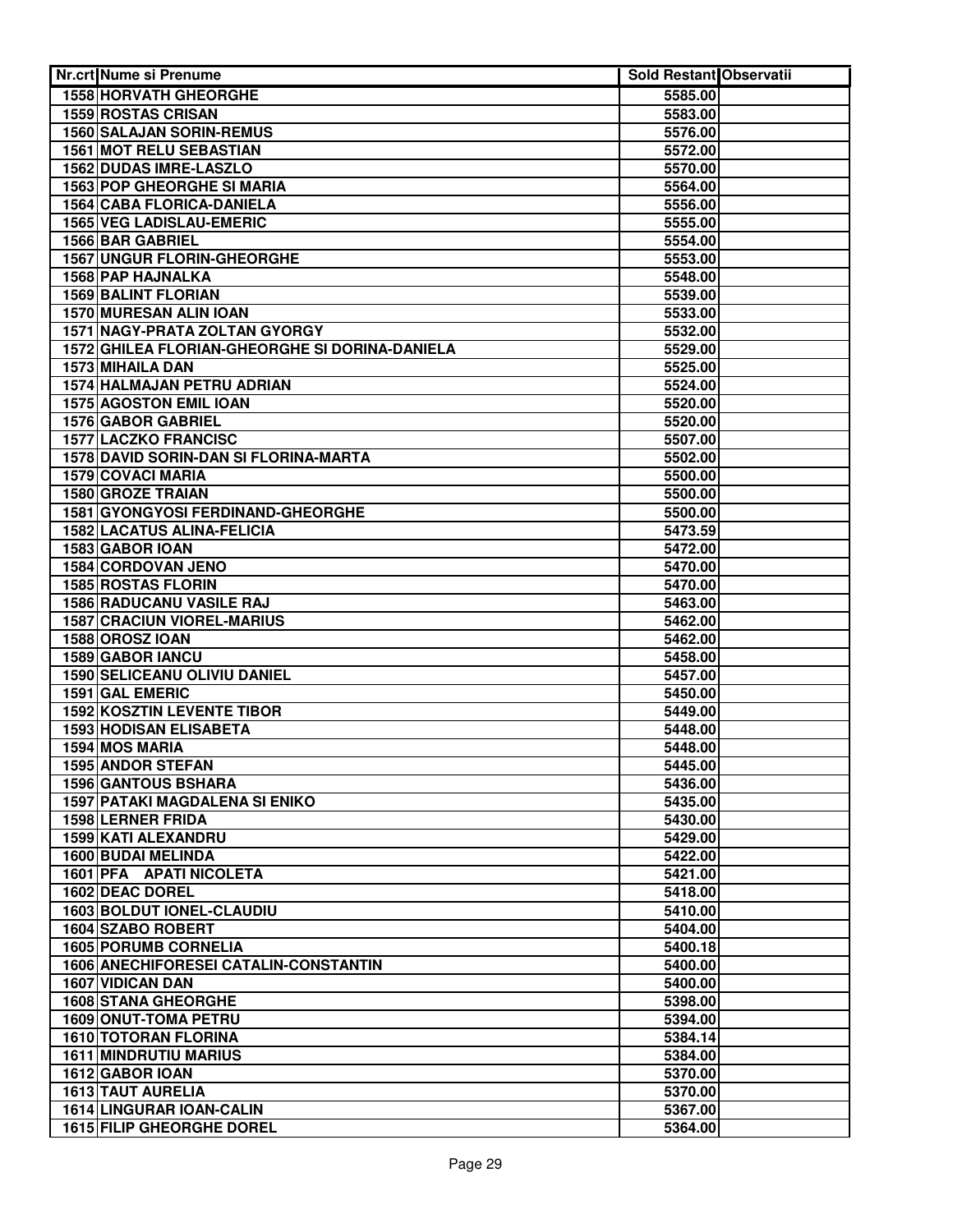| Nr.crt | Nume si Prenume | Sold Restant | Observatii |
|---|---|---|---|
| 1558 | HORVATH GHEORGHE | 5585.00 | |
| 1559 | ROSTAS CRISAN | 5583.00 | |
| 1560 | SALAJAN SORIN-REMUS | 5576.00 | |
| 1561 | MOT RELU SEBASTIAN | 5572.00 | |
| 1562 | DUDAS IMRE-LASZLO | 5570.00 | |
| 1563 | POP GHEORGHE SI MARIA | 5564.00 | |
| 1564 | CABA FLORICA-DANIELA | 5556.00 | |
| 1565 | VEG LADISLAU-EMERIC | 5555.00 | |
| 1566 | BAR GABRIEL | 5554.00 | |
| 1567 | UNGUR FLORIN-GHEORGHE | 5553.00 | |
| 1568 | PAP HAJNALKA | 5548.00 | |
| 1569 | BALINT FLORIAN | 5539.00 | |
| 1570 | MURESAN ALIN IOAN | 5533.00 | |
| 1571 | NAGY-PRATA ZOLTAN GYORGY | 5532.00 | |
| 1572 | GHILEA FLORIAN-GHEORGHE SI DORINA-DANIELA | 5529.00 | |
| 1573 | MIHAILA DAN | 5525.00 | |
| 1574 | HALMAJAN PETRU ADRIAN | 5524.00 | |
| 1575 | AGOSTON EMIL IOAN | 5520.00 | |
| 1576 | GABOR GABRIEL | 5520.00 | |
| 1577 | LACZKO FRANCISC | 5507.00 | |
| 1578 | DAVID SORIN-DAN SI FLORINA-MARTA | 5502.00 | |
| 1579 | COVACI MARIA | 5500.00 | |
| 1580 | GROZE TRAIAN | 5500.00 | |
| 1581 | GYONGYOSI FERDINAND-GHEORGHE | 5500.00 | |
| 1582 | LACATUS ALINA-FELICIA | 5473.59 | |
| 1583 | GABOR IOAN | 5472.00 | |
| 1584 | CORDOVAN JENO | 5470.00 | |
| 1585 | ROSTAS FLORIN | 5470.00 | |
| 1586 | RADUCANU VASILE RAJ | 5463.00 | |
| 1587 | CRACIUN VIOREL-MARIUS | 5462.00 | |
| 1588 | OROSZ IOAN | 5462.00 | |
| 1589 | GABOR IANCU | 5458.00 | |
| 1590 | SELICEANU OLIVIU DANIEL | 5457.00 | |
| 1591 | GAL EMERIC | 5450.00 | |
| 1592 | KOSZTIN LEVENTE TIBOR | 5449.00 | |
| 1593 | HODISAN ELISABETA | 5448.00 | |
| 1594 | MOS MARIA | 5448.00 | |
| 1595 | ANDOR STEFAN | 5445.00 | |
| 1596 | GANTOUS BSHARA | 5436.00 | |
| 1597 | PATAKI MAGDALENA SI ENIKO | 5435.00 | |
| 1598 | LERNER FRIDA | 5430.00 | |
| 1599 | KATI ALEXANDRU | 5429.00 | |
| 1600 | BUDAI MELINDA | 5422.00 | |
| 1601 | PFA APATI NICOLETA | 5421.00 | |
| 1602 | DEAC DOREL | 5418.00 | |
| 1603 | BOLDUT IONEL-CLAUDIU | 5410.00 | |
| 1604 | SZABO ROBERT | 5404.00 | |
| 1605 | PORUMB CORNELIA | 5400.18 | |
| 1606 | ANECHIFORESEI CATALIN-CONSTANTIN | 5400.00 | |
| 1607 | VIDICAN DAN | 5400.00 | |
| 1608 | STANA GHEORGHE | 5398.00 | |
| 1609 | ONUT-TOMA PETRU | 5394.00 | |
| 1610 | TOTORAN FLORINA | 5384.14 | |
| 1611 | MINDRUTIU MARIUS | 5384.00 | |
| 1612 | GABOR IOAN | 5370.00 | |
| 1613 | TAUT AURELIA | 5370.00 | |
| 1614 | LINGURAR IOAN-CALIN | 5367.00 | |
| 1615 | FILIP GHEORGHE DOREL | 5364.00 | |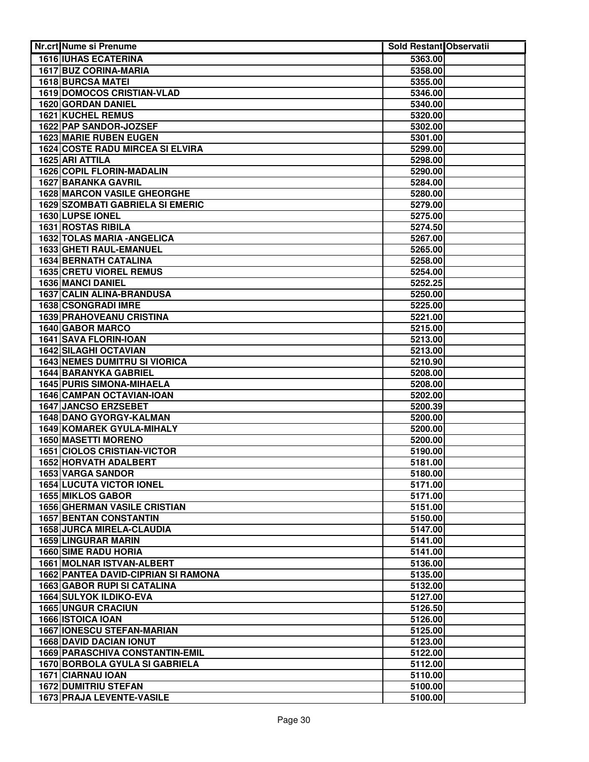| Nr.crt | Nume si Prenume | Sold Restant | Observatii |
|---|---|---|---|
| 1616 | IUHAS ECATERINA | 5363.00 | |
| 1617 | BUZ CORINA-MARIA | 5358.00 | |
| 1618 | BURCSA MATEI | 5355.00 | |
| 1619 | DOMOCOS CRISTIAN-VLAD | 5346.00 | |
| 1620 | GORDAN DANIEL | 5340.00 | |
| 1621 | KUCHEL REMUS | 5320.00 | |
| 1622 | PAP SANDOR-JOZSEF | 5302.00 | |
| 1623 | MARIE RUBEN EUGEN | 5301.00 | |
| 1624 | COSTE RADU MIRCEA SI ELVIRA | 5299.00 | |
| 1625 | ARI ATTILA | 5298.00 | |
| 1626 | COPIL FLORIN-MADALIN | 5290.00 | |
| 1627 | BARANKA GAVRIL | 5284.00 | |
| 1628 | MARCON VASILE GHEORGHE | 5280.00 | |
| 1629 | SZOMBATI GABRIELA SI EMERIC | 5279.00 | |
| 1630 | LUPSE IONEL | 5275.00 | |
| 1631 | ROSTAS RIBILA | 5274.50 | |
| 1632 | TOLAS MARIA -ANGELICA | 5267.00 | |
| 1633 | GHETI RAUL-EMANUEL | 5265.00 | |
| 1634 | BERNATH CATALINA | 5258.00 | |
| 1635 | CRETU VIOREL REMUS | 5254.00 | |
| 1636 | MANCI DANIEL | 5252.25 | |
| 1637 | CALIN ALINA-BRANDUSA | 5250.00 | |
| 1638 | CSONGRADI IMRE | 5225.00 | |
| 1639 | PRAHOVEANU CRISTINA | 5221.00 | |
| 1640 | GABOR MARCO | 5215.00 | |
| 1641 | SAVA FLORIN-IOAN | 5213.00 | |
| 1642 | SILAGHI OCTAVIAN | 5213.00 | |
| 1643 | NEMES DUMITRU SI VIORICA | 5210.90 | |
| 1644 | BARANYKA GABRIEL | 5208.00 | |
| 1645 | PURIS SIMONA-MIHAELA | 5208.00 | |
| 1646 | CAMPAN OCTAVIAN-IOAN | 5202.00 | |
| 1647 | JANCSO ERZSEBET | 5200.39 | |
| 1648 | DANO GYORGY-KALMAN | 5200.00 | |
| 1649 | KOMAREK GYULA-MIHALY | 5200.00 | |
| 1650 | MASETTI MORENO | 5200.00 | |
| 1651 | CIOLOS CRISTIAN-VICTOR | 5190.00 | |
| 1652 | HORVATH ADALBERT | 5181.00 | |
| 1653 | VARGA SANDOR | 5180.00 | |
| 1654 | LUCUTA VICTOR IONEL | 5171.00 | |
| 1655 | MIKLOS GABOR | 5171.00 | |
| 1656 | GHERMAN VASILE CRISTIAN | 5151.00 | |
| 1657 | BENTAN CONSTANTIN | 5150.00 | |
| 1658 | JURCA MIRELA-CLAUDIA | 5147.00 | |
| 1659 | LINGURAR MARIN | 5141.00 | |
| 1660 | SIME RADU HORIA | 5141.00 | |
| 1661 | MOLNAR ISTVAN-ALBERT | 5136.00 | |
| 1662 | PANTEA DAVID-CIPRIAN SI RAMONA | 5135.00 | |
| 1663 | GABOR RUPI SI CATALINA | 5132.00 | |
| 1664 | SULYOK ILDIKO-EVA | 5127.00 | |
| 1665 | UNGUR CRACIUN | 5126.50 | |
| 1666 | ISTOICA IOAN | 5126.00 | |
| 1667 | IONESCU STEFAN-MARIAN | 5125.00 | |
| 1668 | DAVID DACIAN IONUT | 5123.00 | |
| 1669 | PARASCHIVA CONSTANTIN-EMIL | 5122.00 | |
| 1670 | BORBOLA GYULA SI GABRIELA | 5112.00 | |
| 1671 | CIARNAU IOAN | 5110.00 | |
| 1672 | DUMITRIU STEFAN | 5100.00 | |
| 1673 | PRAJA LEVENTE-VASILE | 5100.00 | |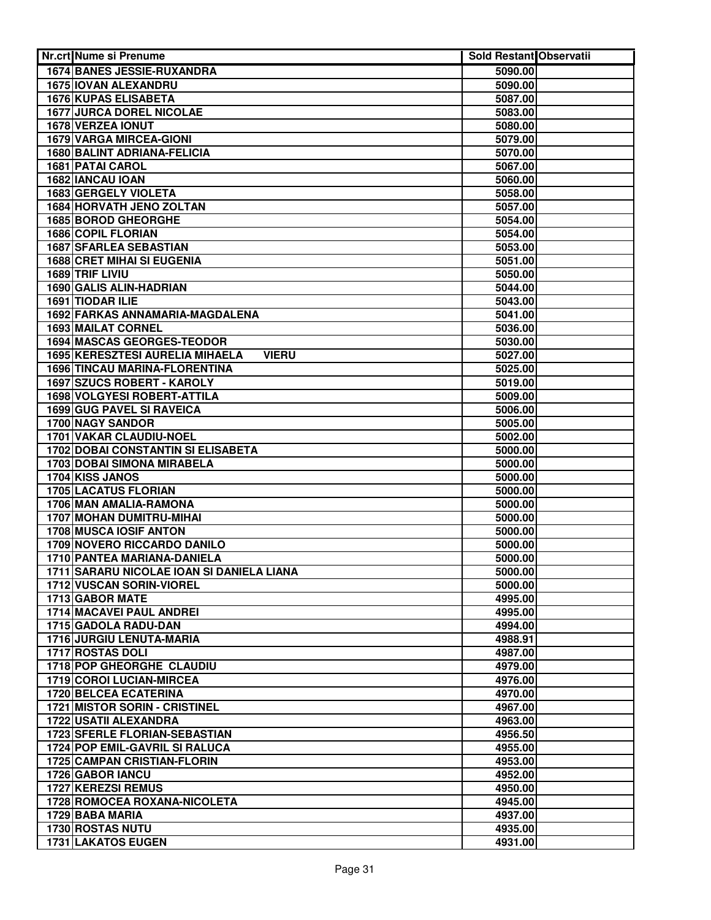| Nr.crt | Nume si Prenume | Sold Restant | Observatii |
|---|---|---|---|
| 1674 | BANES JESSIE-RUXANDRA | 5090.00 | |
| 1675 | IOVAN ALEXANDRU | 5090.00 | |
| 1676 | KUPAS ELISABETA | 5087.00 | |
| 1677 | JURCA DOREL NICOLAE | 5083.00 | |
| 1678 | VERZEA IONUT | 5080.00 | |
| 1679 | VARGA MIRCEA-GIONI | 5079.00 | |
| 1680 | BALINT ADRIANA-FELICIA | 5070.00 | |
| 1681 | PATAI CAROL | 5067.00 | |
| 1682 | IANCAU IOAN | 5060.00 | |
| 1683 | GERGELY VIOLETA | 5058.00 | |
| 1684 | HORVATH JENO ZOLTAN | 5057.00 | |
| 1685 | BOROD GHEORGHE | 5054.00 | |
| 1686 | COPIL FLORIAN | 5054.00 | |
| 1687 | SFARLEA SEBASTIAN | 5053.00 | |
| 1688 | CRET MIHAI SI EUGENIA | 5051.00 | |
| 1689 | TRIF LIVIU | 5050.00 | |
| 1690 | GALIS ALIN-HADRIAN | 5044.00 | |
| 1691 | TIODAR ILIE | 5043.00 | |
| 1692 | FARKAS ANNAMARIA-MAGDALENA | 5041.00 | |
| 1693 | MAILAT CORNEL | 5036.00 | |
| 1694 | MASCAS GEORGES-TEODOR | 5030.00 | |
| 1695 | KERESZTESI AURELIA MIHAELA VIERU | 5027.00 | |
| 1696 | TINCAU MARINA-FLORENTINA | 5025.00 | |
| 1697 | SZUCS ROBERT - KAROLY | 5019.00 | |
| 1698 | VOLGYESI ROBERT-ATTILA | 5009.00 | |
| 1699 | GUG PAVEL SI RAVEICA | 5006.00 | |
| 1700 | NAGY SANDOR | 5005.00 | |
| 1701 | VAKAR CLAUDIU-NOEL | 5002.00 | |
| 1702 | DOBAI CONSTANTIN SI ELISABETA | 5000.00 | |
| 1703 | DOBAI SIMONA MIRABELA | 5000.00 | |
| 1704 | KISS JANOS | 5000.00 | |
| 1705 | LACATUS FLORIAN | 5000.00 | |
| 1706 | MAN AMALIA-RAMONA | 5000.00 | |
| 1707 | MOHAN DUMITRU-MIHAI | 5000.00 | |
| 1708 | MUSCA IOSIF ANTON | 5000.00 | |
| 1709 | NOVERO RICCARDO DANILO | 5000.00 | |
| 1710 | PANTEA MARIANA-DANIELA | 5000.00 | |
| 1711 | SARARU NICOLAE IOAN SI DANIELA LIANA | 5000.00 | |
| 1712 | VUSCAN SORIN-VIOREL | 5000.00 | |
| 1713 | GABOR MATE | 4995.00 | |
| 1714 | MACAVEI PAUL ANDREI | 4995.00 | |
| 1715 | GADOLA RADU-DAN | 4994.00 | |
| 1716 | JURGIU LENUTA-MARIA | 4988.91 | |
| 1717 | ROSTAS DOLI | 4987.00 | |
| 1718 | POP GHEORGHE CLAUDIU | 4979.00 | |
| 1719 | COROI LUCIAN-MIRCEA | 4976.00 | |
| 1720 | BELCEA ECATERINA | 4970.00 | |
| 1721 | MISTOR SORIN - CRISTINEL | 4967.00 | |
| 1722 | USATII ALEXANDRA | 4963.00 | |
| 1723 | SFERLE FLORIAN-SEBASTIAN | 4956.50 | |
| 1724 | POP EMIL-GAVRIL SI RALUCA | 4955.00 | |
| 1725 | CAMPAN CRISTIAN-FLORIN | 4953.00 | |
| 1726 | GABOR IANCU | 4952.00 | |
| 1727 | KEREZSI REMUS | 4950.00 | |
| 1728 | ROMOCEA ROXANA-NICOLETA | 4945.00 | |
| 1729 | BABA MARIA | 4937.00 | |
| 1730 | ROSTAS NUTU | 4935.00 | |
| 1731 | LAKATOS EUGEN | 4931.00 | |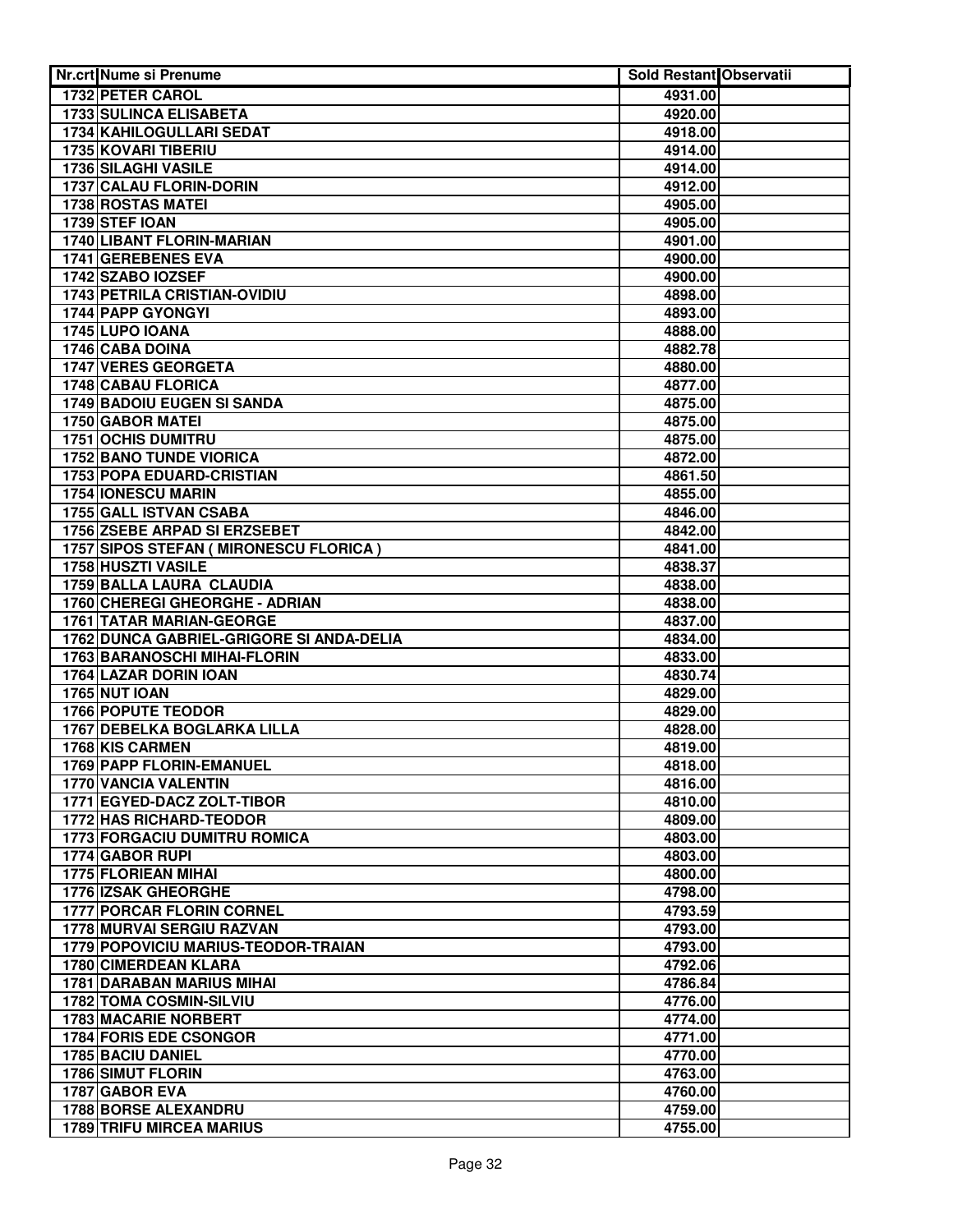| Nr.crt | Nume si Prenume | Sold Restant | Observatii |
|---|---|---|---|
| 1732 | PETER CAROL | 4931.00 | |
| 1733 | SULINCA ELISABETA | 4920.00 | |
| 1734 | KAHILOGULLARI SEDAT | 4918.00 | |
| 1735 | KOVARI TIBERIU | 4914.00 | |
| 1736 | SILAGHI VASILE | 4914.00 | |
| 1737 | CALAU FLORIN-DORIN | 4912.00 | |
| 1738 | ROSTAS MATEI | 4905.00 | |
| 1739 | STEF IOAN | 4905.00 | |
| 1740 | LIBANT FLORIN-MARIAN | 4901.00 | |
| 1741 | GEREBENES EVA | 4900.00 | |
| 1742 | SZABO IOZSEF | 4900.00 | |
| 1743 | PETRILA CRISTIAN-OVIDIU | 4898.00 | |
| 1744 | PAPP GYONGYI | 4893.00 | |
| 1745 | LUPO IOANA | 4888.00 | |
| 1746 | CABA DOINA | 4882.78 | |
| 1747 | VERES GEORGETA | 4880.00 | |
| 1748 | CABAU FLORICA | 4877.00 | |
| 1749 | BADOIU EUGEN SI SANDA | 4875.00 | |
| 1750 | GABOR MATEI | 4875.00 | |
| 1751 | OCHIS DUMITRU | 4875.00 | |
| 1752 | BANO TUNDE VIORICA | 4872.00 | |
| 1753 | POPA EDUARD-CRISTIAN | 4861.50 | |
| 1754 | IONESCU MARIN | 4855.00 | |
| 1755 | GALL ISTVAN CSABA | 4846.00 | |
| 1756 | ZSEBE ARPAD SI ERZSEBET | 4842.00 | |
| 1757 | SIPOS STEFAN ( MIRONESCU FLORICA ) | 4841.00 | |
| 1758 | HUSZTI VASILE | 4838.37 | |
| 1759 | BALLA LAURA CLAUDIA | 4838.00 | |
| 1760 | CHEREGI GHEORGHE - ADRIAN | 4838.00 | |
| 1761 | TATAR MARIAN-GEORGE | 4837.00 | |
| 1762 | DUNCA GABRIEL-GRIGORE SI ANDA-DELIA | 4834.00 | |
| 1763 | BARANOSCHI MIHAI-FLORIN | 4833.00 | |
| 1764 | LAZAR DORIN IOAN | 4830.74 | |
| 1765 | NUT IOAN | 4829.00 | |
| 1766 | POPUTE TEODOR | 4829.00 | |
| 1767 | DEBELKA BOGLARKA LILLA | 4828.00 | |
| 1768 | KIS CARMEN | 4819.00 | |
| 1769 | PAPP FLORIN-EMANUEL | 4818.00 | |
| 1770 | VANCIA VALENTIN | 4816.00 | |
| 1771 | EGYED-DACZ ZOLT-TIBOR | 4810.00 | |
| 1772 | HAS RICHARD-TEODOR | 4809.00 | |
| 1773 | FORGACIU DUMITRU ROMICA | 4803.00 | |
| 1774 | GABOR RUPI | 4803.00 | |
| 1775 | FLORIEAN MIHAI | 4800.00 | |
| 1776 | IZSAK GHEORGHE | 4798.00 | |
| 1777 | PORCAR FLORIN CORNEL | 4793.59 | |
| 1778 | MURVAI SERGIU RAZVAN | 4793.00 | |
| 1779 | POPOVICIU MARIUS-TEODOR-TRAIAN | 4793.00 | |
| 1780 | CIMERDEAN KLARA | 4792.06 | |
| 1781 | DARABAN MARIUS MIHAI | 4786.84 | |
| 1782 | TOMA COSMIN-SILVIU | 4776.00 | |
| 1783 | MACARIE NORBERT | 4774.00 | |
| 1784 | FORIS EDE CSONGOR | 4771.00 | |
| 1785 | BACIU DANIEL | 4770.00 | |
| 1786 | SIMUT FLORIN | 4763.00 | |
| 1787 | GABOR EVA | 4760.00 | |
| 1788 | BORSE ALEXANDRU | 4759.00 | |
| 1789 | TRIFU MIRCEA MARIUS | 4755.00 | |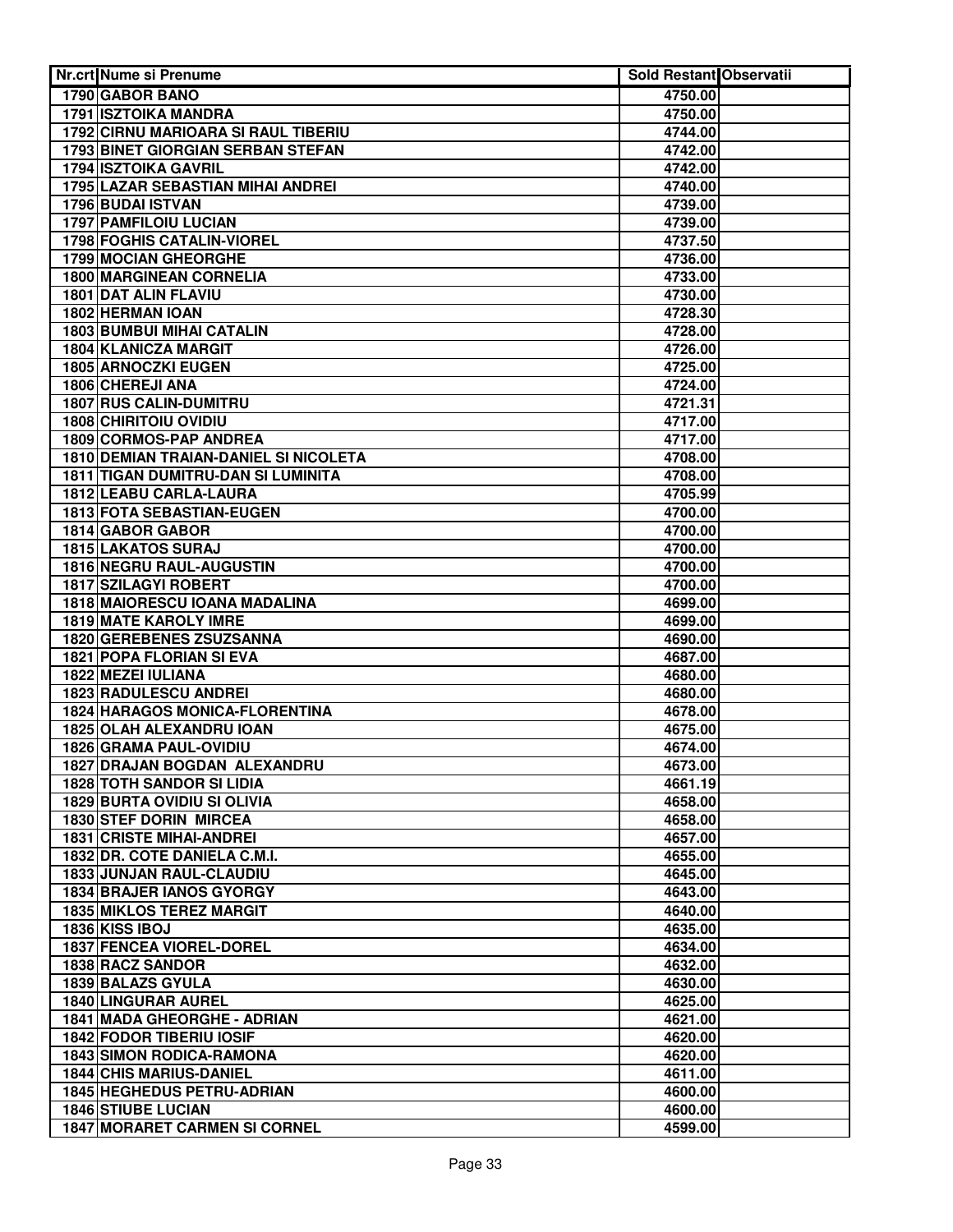| Nr.crt | Nume si Prenume | Sold Restant | Observatii |
|---|---|---|---|
| 1790 | GABOR BANO | 4750.00 | |
| 1791 | ISZTOIKA MANDRA | 4750.00 | |
| 1792 | CIRNU MARIOARA SI RAUL TIBERIU | 4744.00 | |
| 1793 | BINET GIORGIAN SERBAN STEFAN | 4742.00 | |
| 1794 | ISZTOIKA GAVRIL | 4742.00 | |
| 1795 | LAZAR SEBASTIAN MIHAI ANDREI | 4740.00 | |
| 1796 | BUDAI ISTVAN | 4739.00 | |
| 1797 | PAMFILOIU LUCIAN | 4739.00 | |
| 1798 | FOGHIS CATALIN-VIOREL | 4737.50 | |
| 1799 | MOCIAN GHEORGHE | 4736.00 | |
| 1800 | MARGINEAN CORNELIA | 4733.00 | |
| 1801 | DAT ALIN FLAVIU | 4730.00 | |
| 1802 | HERMAN IOAN | 4728.30 | |
| 1803 | BUMBUI MIHAI CATALIN | 4728.00 | |
| 1804 | KLANICZA MARGIT | 4726.00 | |
| 1805 | ARNOCZKI EUGEN | 4725.00 | |
| 1806 | CHEREJI ANA | 4724.00 | |
| 1807 | RUS CALIN-DUMITRU | 4721.31 | |
| 1808 | CHIRITOIU OVIDIU | 4717.00 | |
| 1809 | CORMOS-PAP ANDREA | 4717.00 | |
| 1810 | DEMIAN TRAIAN-DANIEL SI NICOLETA | 4708.00 | |
| 1811 | TIGAN DUMITRU-DAN SI LUMINITA | 4708.00 | |
| 1812 | LEABU CARLA-LAURA | 4705.99 | |
| 1813 | FOTA SEBASTIAN-EUGEN | 4700.00 | |
| 1814 | GABOR GABOR | 4700.00 | |
| 1815 | LAKATOS SURAJ | 4700.00 | |
| 1816 | NEGRU RAUL-AUGUSTIN | 4700.00 | |
| 1817 | SZILAGYI ROBERT | 4700.00 | |
| 1818 | MAIORESCU IOANA MADALINA | 4699.00 | |
| 1819 | MATE KAROLY IMRE | 4699.00 | |
| 1820 | GEREBENES ZSUZSANNA | 4690.00 | |
| 1821 | POPA FLORIAN SI EVA | 4687.00 | |
| 1822 | MEZEI IULIANA | 4680.00 | |
| 1823 | RADULESCU ANDREI | 4680.00 | |
| 1824 | HARAGOS MONICA-FLORENTINA | 4678.00 | |
| 1825 | OLAH ALEXANDRU IOAN | 4675.00 | |
| 1826 | GRAMA PAUL-OVIDIU | 4674.00 | |
| 1827 | DRAJAN BOGDAN ALEXANDRU | 4673.00 | |
| 1828 | TOTH SANDOR SI LIDIA | 4661.19 | |
| 1829 | BURTA OVIDIU SI OLIVIA | 4658.00 | |
| 1830 | STEF DORIN MIRCEA | 4658.00 | |
| 1831 | CRISTE MIHAI-ANDREI | 4657.00 | |
| 1832 | DR. COTE DANIELA C.M.I. | 4655.00 | |
| 1833 | JUNJAN RAUL-CLAUDIU | 4645.00 | |
| 1834 | BRAJER IANOS GYORGY | 4643.00 | |
| 1835 | MIKLOS TEREZ MARGIT | 4640.00 | |
| 1836 | KISS IBOJ | 4635.00 | |
| 1837 | FENCEA VIOREL-DOREL | 4634.00 | |
| 1838 | RACZ SANDOR | 4632.00 | |
| 1839 | BALAZS GYULA | 4630.00 | |
| 1840 | LINGURAR AUREL | 4625.00 | |
| 1841 | MADA GHEORGHE - ADRIAN | 4621.00 | |
| 1842 | FODOR TIBERIU IOSIF | 4620.00 | |
| 1843 | SIMON RODICA-RAMONA | 4620.00 | |
| 1844 | CHIS MARIUS-DANIEL | 4611.00 | |
| 1845 | HEGHEDUS PETRU-ADRIAN | 4600.00 | |
| 1846 | STIUBE LUCIAN | 4600.00 | |
| 1847 | MORARET CARMEN SI CORNEL | 4599.00 | |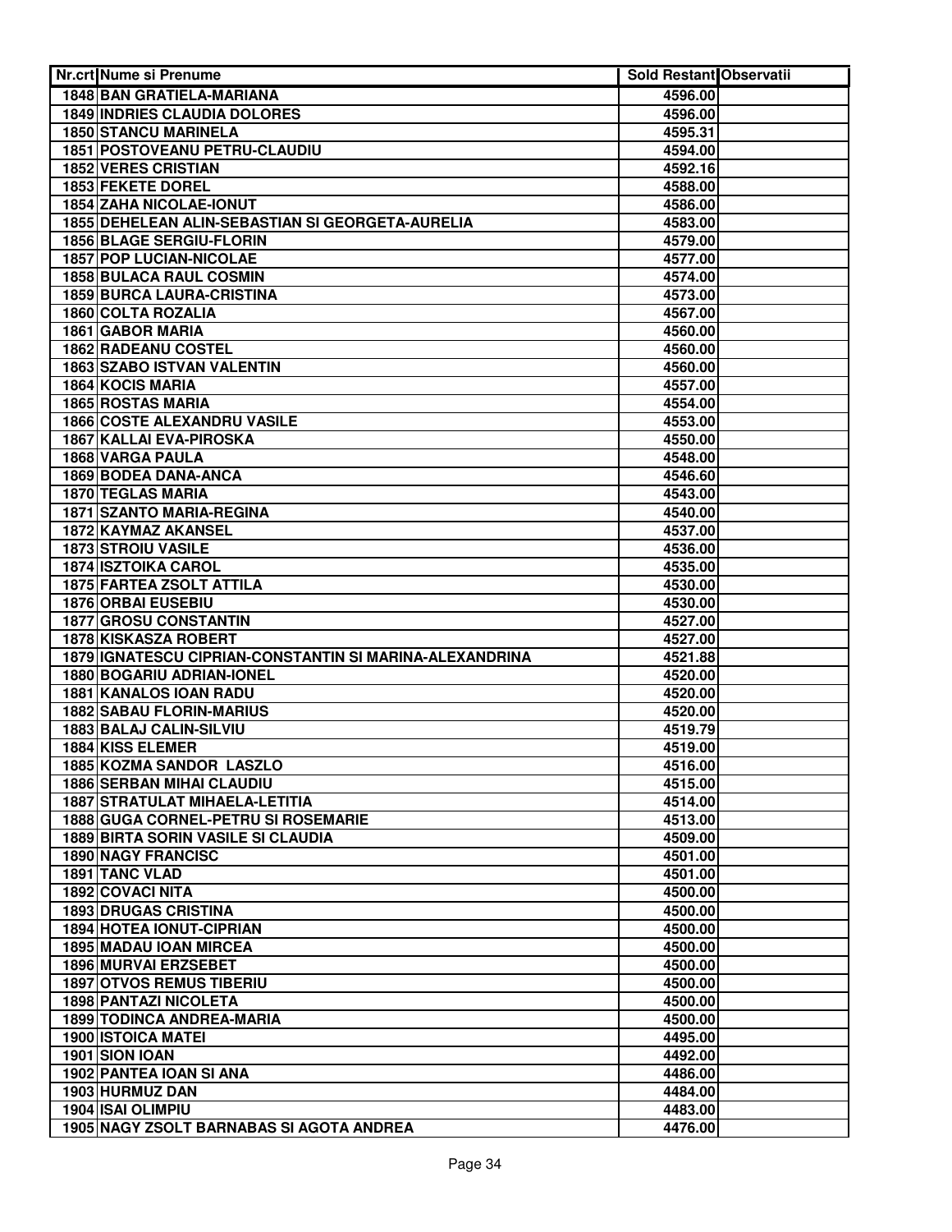| Nr.crt | Nume si Prenume | Sold Restant | Observatii |
|---|---|---|---|
| 1848 | BAN GRATIELA-MARIANA | 4596.00 | |
| 1849 | INDRIES CLAUDIA DOLORES | 4596.00 | |
| 1850 | STANCU MARINELA | 4595.31 | |
| 1851 | POSTOVEANU PETRU-CLAUDIU | 4594.00 | |
| 1852 | VERES CRISTIAN | 4592.16 | |
| 1853 | FEKETE DOREL | 4588.00 | |
| 1854 | ZAHA NICOLAE-IONUT | 4586.00 | |
| 1855 | DEHELEAN ALIN-SEBASTIAN SI GEORGETA-AURELIA | 4583.00 | |
| 1856 | BLAGE SERGIU-FLORIN | 4579.00 | |
| 1857 | POP LUCIAN-NICOLAE | 4577.00 | |
| 1858 | BULACA RAUL COSMIN | 4574.00 | |
| 1859 | BURCA LAURA-CRISTINA | 4573.00 | |
| 1860 | COLTA ROZALIA | 4567.00 | |
| 1861 | GABOR MARIA | 4560.00 | |
| 1862 | RADEANU COSTEL | 4560.00 | |
| 1863 | SZABO ISTVAN VALENTIN | 4560.00 | |
| 1864 | KOCIS MARIA | 4557.00 | |
| 1865 | ROSTAS MARIA | 4554.00 | |
| 1866 | COSTE ALEXANDRU VASILE | 4553.00 | |
| 1867 | KALLAI EVA-PIROSKA | 4550.00 | |
| 1868 | VARGA PAULA | 4548.00 | |
| 1869 | BODEA DANA-ANCA | 4546.60 | |
| 1870 | TEGLAS MARIA | 4543.00 | |
| 1871 | SZANTO MARIA-REGINA | 4540.00 | |
| 1872 | KAYMAZ AKANSEL | 4537.00 | |
| 1873 | STROIU VASILE | 4536.00 | |
| 1874 | ISZTOIKA CAROL | 4535.00 | |
| 1875 | FARTEA ZSOLT ATTILA | 4530.00 | |
| 1876 | ORBAI EUSEBIU | 4530.00 | |
| 1877 | GROSU CONSTANTIN | 4527.00 | |
| 1878 | KISKASZA ROBERT | 4527.00 | |
| 1879 | IGNATESCU CIPRIAN-CONSTANTIN SI MARINA-ALEXANDRINA | 4521.88 | |
| 1880 | BOGARIU ADRIAN-IONEL | 4520.00 | |
| 1881 | KANALOS IOAN RADU | 4520.00 | |
| 1882 | SABAU FLORIN-MARIUS | 4520.00 | |
| 1883 | BALAJ CALIN-SILVIU | 4519.79 | |
| 1884 | KISS ELEMER | 4519.00 | |
| 1885 | KOZMA SANDOR LASZLO | 4516.00 | |
| 1886 | SERBAN MIHAI CLAUDIU | 4515.00 | |
| 1887 | STRATULAT MIHAELA-LETITIA | 4514.00 | |
| 1888 | GUGA CORNEL-PETRU SI ROSEMARIE | 4513.00 | |
| 1889 | BIRTA SORIN VASILE SI CLAUDIA | 4509.00 | |
| 1890 | NAGY FRANCISC | 4501.00 | |
| 1891 | TANC VLAD | 4501.00 | |
| 1892 | COVACI NITA | 4500.00 | |
| 1893 | DRUGAS CRISTINA | 4500.00 | |
| 1894 | HOTEA IONUT-CIPRIAN | 4500.00 | |
| 1895 | MADAU IOAN MIRCEA | 4500.00 | |
| 1896 | MURVAI ERZSEBET | 4500.00 | |
| 1897 | OTVOS REMUS TIBERIU | 4500.00 | |
| 1898 | PANTAZI NICOLETA | 4500.00 | |
| 1899 | TODINCA ANDREA-MARIA | 4500.00 | |
| 1900 | ISTOICA MATEI | 4495.00 | |
| 1901 | SION IOAN | 4492.00 | |
| 1902 | PANTEA IOAN SI ANA | 4486.00 | |
| 1903 | HURMUZ DAN | 4484.00 | |
| 1904 | ISAI OLIMPIU | 4483.00 | |
| 1905 | NAGY ZSOLT BARNABAS SI AGOTA ANDREA | 4476.00 | |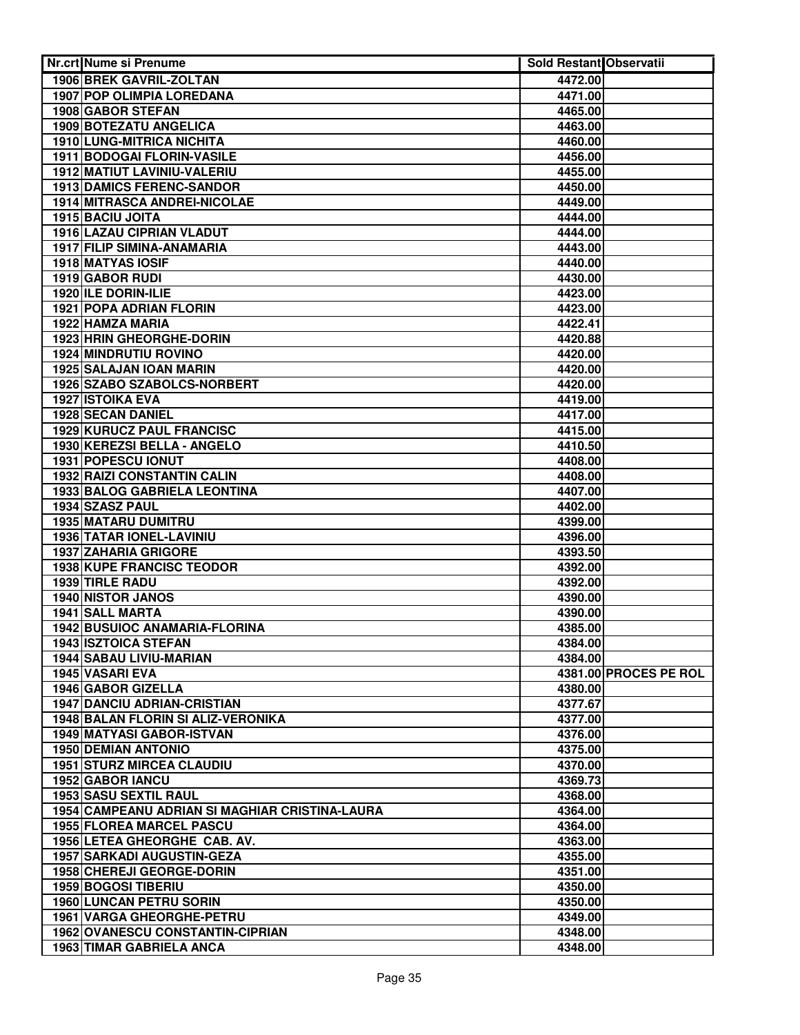| Nr.crt | Nume si Prenume | Sold Restant | Observatii |
|---|---|---|---|
| 1906 | BREK GAVRIL-ZOLTAN | 4472.00 | |
| 1907 | POP OLIMPIA LOREDANA | 4471.00 | |
| 1908 | GABOR STEFAN | 4465.00 | |
| 1909 | BOTEZATU ANGELICA | 4463.00 | |
| 1910 | LUNG-MITRICA NICHITA | 4460.00 | |
| 1911 | BODOGAI FLORIN-VASILE | 4456.00 | |
| 1912 | MATIUT LAVINIU-VALERIU | 4455.00 | |
| 1913 | DAMICS FERENC-SANDOR | 4450.00 | |
| 1914 | MITRASCA ANDREI-NICOLAE | 4449.00 | |
| 1915 | BACIU JOITA | 4444.00 | |
| 1916 | LAZAU CIPRIAN VLADUT | 4444.00 | |
| 1917 | FILIP SIMINA-ANAMARIA | 4443.00 | |
| 1918 | MATYAS IOSIF | 4440.00 | |
| 1919 | GABOR RUDI | 4430.00 | |
| 1920 | ILE DORIN-ILIE | 4423.00 | |
| 1921 | POPA ADRIAN FLORIN | 4423.00 | |
| 1922 | HAMZA MARIA | 4422.41 | |
| 1923 | HRIN GHEORGHE-DORIN | 4420.88 | |
| 1924 | MINDRUTIU ROVINO | 4420.00 | |
| 1925 | SALAJAN IOAN MARIN | 4420.00 | |
| 1926 | SZABO SZABOLCS-NORBERT | 4420.00 | |
| 1927 | ISTOIKA EVA | 4419.00 | |
| 1928 | SECAN DANIEL | 4417.00 | |
| 1929 | KURUCZ PAUL FRANCISC | 4415.00 | |
| 1930 | KEREZSI BELLA - ANGELO | 4410.50 | |
| 1931 | POPESCU IONUT | 4408.00 | |
| 1932 | RAIZI CONSTANTIN CALIN | 4408.00 | |
| 1933 | BALOG GABRIELA LEONTINA | 4407.00 | |
| 1934 | SZASZ PAUL | 4402.00 | |
| 1935 | MATARU DUMITRU | 4399.00 | |
| 1936 | TATAR IONEL-LAVINIU | 4396.00 | |
| 1937 | ZAHARIA GRIGORE | 4393.50 | |
| 1938 | KUPE FRANCISC TEODOR | 4392.00 | |
| 1939 | TIRLE RADU | 4392.00 | |
| 1940 | NISTOR JANOS | 4390.00 | |
| 1941 | SALL MARTA | 4390.00 | |
| 1942 | BUSUIOC ANAMARIA-FLORINA | 4385.00 | |
| 1943 | ISZTOICA STEFAN | 4384.00 | |
| 1944 | SABAU LIVIU-MARIAN | 4384.00 | |
| 1945 | VASARI EVA | 4381.00 | PROCES PE ROL |
| 1946 | GABOR GIZELLA | 4380.00 | |
| 1947 | DANCIU ADRIAN-CRISTIAN | 4377.67 | |
| 1948 | BALAN FLORIN SI ALIZ-VERONIKA | 4377.00 | |
| 1949 | MATYASI GABOR-ISTVAN | 4376.00 | |
| 1950 | DEMIAN ANTONIO | 4375.00 | |
| 1951 | STURZ MIRCEA CLAUDIU | 4370.00 | |
| 1952 | GABOR IANCU | 4369.73 | |
| 1953 | SASU SEXTIL RAUL | 4368.00 | |
| 1954 | CAMPEANU ADRIAN SI MAGHIAR CRISTINA-LAURA | 4364.00 | |
| 1955 | FLOREA MARCEL PASCU | 4364.00 | |
| 1956 | LETEA GHEORGHE CAB. AV. | 4363.00 | |
| 1957 | SARKADI AUGUSTIN-GEZA | 4355.00 | |
| 1958 | CHEREJI GEORGE-DORIN | 4351.00 | |
| 1959 | BOGOSI TIBERIU | 4350.00 | |
| 1960 | LUNCAN PETRU SORIN | 4350.00 | |
| 1961 | VARGA GHEORGHE-PETRU | 4349.00 | |
| 1962 | OVANESCU CONSTANTIN-CIPRIAN | 4348.00 | |
| 1963 | TIMAR GABRIELA ANCA | 4348.00 | |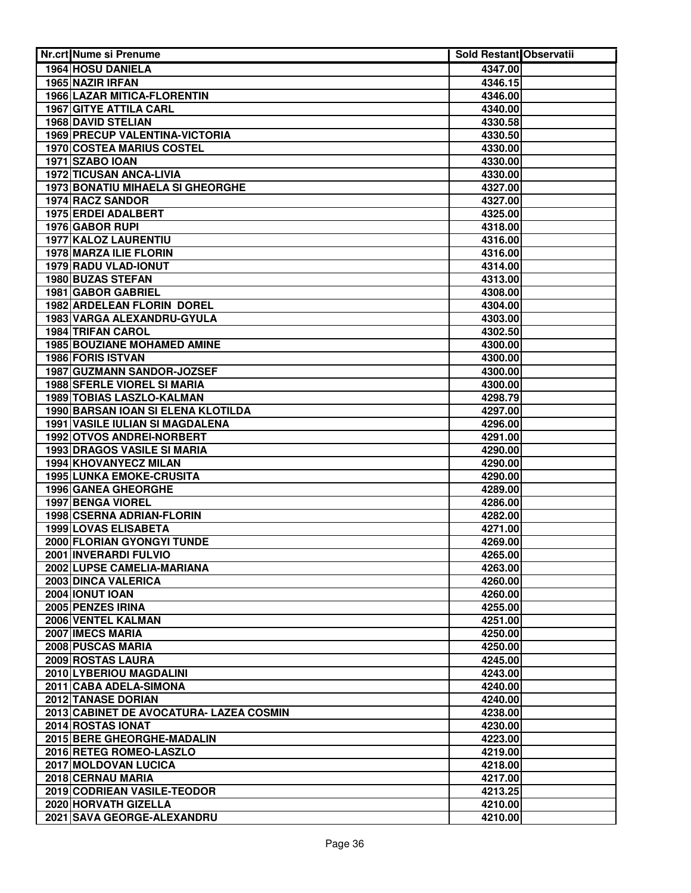| Nr.crt | Nume si Prenume | Sold Restant | Observatii |
|---|---|---|---|
| 1964 | HOSU DANIELA | 4347.00 | |
| 1965 | NAZIR IRFAN | 4346.15 | |
| 1966 | LAZAR MITICA-FLORENTIN | 4346.00 | |
| 1967 | GITYE ATTILA CARL | 4340.00 | |
| 1968 | DAVID STELIAN | 4330.58 | |
| 1969 | PRECUP VALENTINA-VICTORIA | 4330.50 | |
| 1970 | COSTEA MARIUS COSTEL | 4330.00 | |
| 1971 | SZABO IOAN | 4330.00 | |
| 1972 | TICUSAN ANCA-LIVIA | 4330.00 | |
| 1973 | BONATIU MIHAELA SI GHEORGHE | 4327.00 | |
| 1974 | RACZ SANDOR | 4327.00 | |
| 1975 | ERDEI ADALBERT | 4325.00 | |
| 1976 | GABOR RUPI | 4318.00 | |
| 1977 | KALOZ LAURENTIU | 4316.00 | |
| 1978 | MARZA ILIE FLORIN | 4316.00 | |
| 1979 | RADU VLAD-IONUT | 4314.00 | |
| 1980 | BUZAS STEFAN | 4313.00 | |
| 1981 | GABOR GABRIEL | 4308.00 | |
| 1982 | ARDELEAN FLORIN DOREL | 4304.00 | |
| 1983 | VARGA ALEXANDRU-GYULA | 4303.00 | |
| 1984 | TRIFAN CAROL | 4302.50 | |
| 1985 | BOUZIANE MOHAMED AMINE | 4300.00 | |
| 1986 | FORIS ISTVAN | 4300.00 | |
| 1987 | GUZMANN SANDOR-JOZSEF | 4300.00 | |
| 1988 | SFERLE VIOREL SI MARIA | 4300.00 | |
| 1989 | TOBIAS LASZLO-KALMAN | 4298.79 | |
| 1990 | BARSAN IOAN SI ELENA KLOTILDA | 4297.00 | |
| 1991 | VASILE IULIAN SI MAGDALENA | 4296.00 | |
| 1992 | OTVOS ANDREI-NORBERT | 4291.00 | |
| 1993 | DRAGOS VASILE SI MARIA | 4290.00 | |
| 1994 | KHOVANYECZ MILAN | 4290.00 | |
| 1995 | LUNKA EMOKE-CRUSITA | 4290.00 | |
| 1996 | GANEA GHEORGHE | 4289.00 | |
| 1997 | BENGA VIOREL | 4286.00 | |
| 1998 | CSERNA ADRIAN-FLORIN | 4282.00 | |
| 1999 | LOVAS ELISABETA | 4271.00 | |
| 2000 | FLORIAN GYONGYI TUNDE | 4269.00 | |
| 2001 | INVERARDI FULVIO | 4265.00 | |
| 2002 | LUPSE CAMELIA-MARIANA | 4263.00 | |
| 2003 | DINCA VALERICA | 4260.00 | |
| 2004 | IONUT IOAN | 4260.00 | |
| 2005 | PENZES IRINA | 4255.00 | |
| 2006 | VENTEL KALMAN | 4251.00 | |
| 2007 | IMECS MARIA | 4250.00 | |
| 2008 | PUSCAS MARIA | 4250.00 | |
| 2009 | ROSTAS LAURA | 4245.00 | |
| 2010 | LYBERIOU MAGDALINI | 4243.00 | |
| 2011 | CABA ADELA-SIMONA | 4240.00 | |
| 2012 | TANASE DORIAN | 4240.00 | |
| 2013 | CABINET DE AVOCATURA- LAZEA COSMIN | 4238.00 | |
| 2014 | ROSTAS IONAT | 4230.00 | |
| 2015 | BERE GHEORGHE-MADALIN | 4223.00 | |
| 2016 | RETEG ROMEO-LASZLO | 4219.00 | |
| 2017 | MOLDOVAN LUCICA | 4218.00 | |
| 2018 | CERNAU MARIA | 4217.00 | |
| 2019 | CODRIEAN VASILE-TEODOR | 4213.25 | |
| 2020 | HORVATH GIZELLA | 4210.00 | |
| 2021 | SAVA GEORGE-ALEXANDRU | 4210.00 | |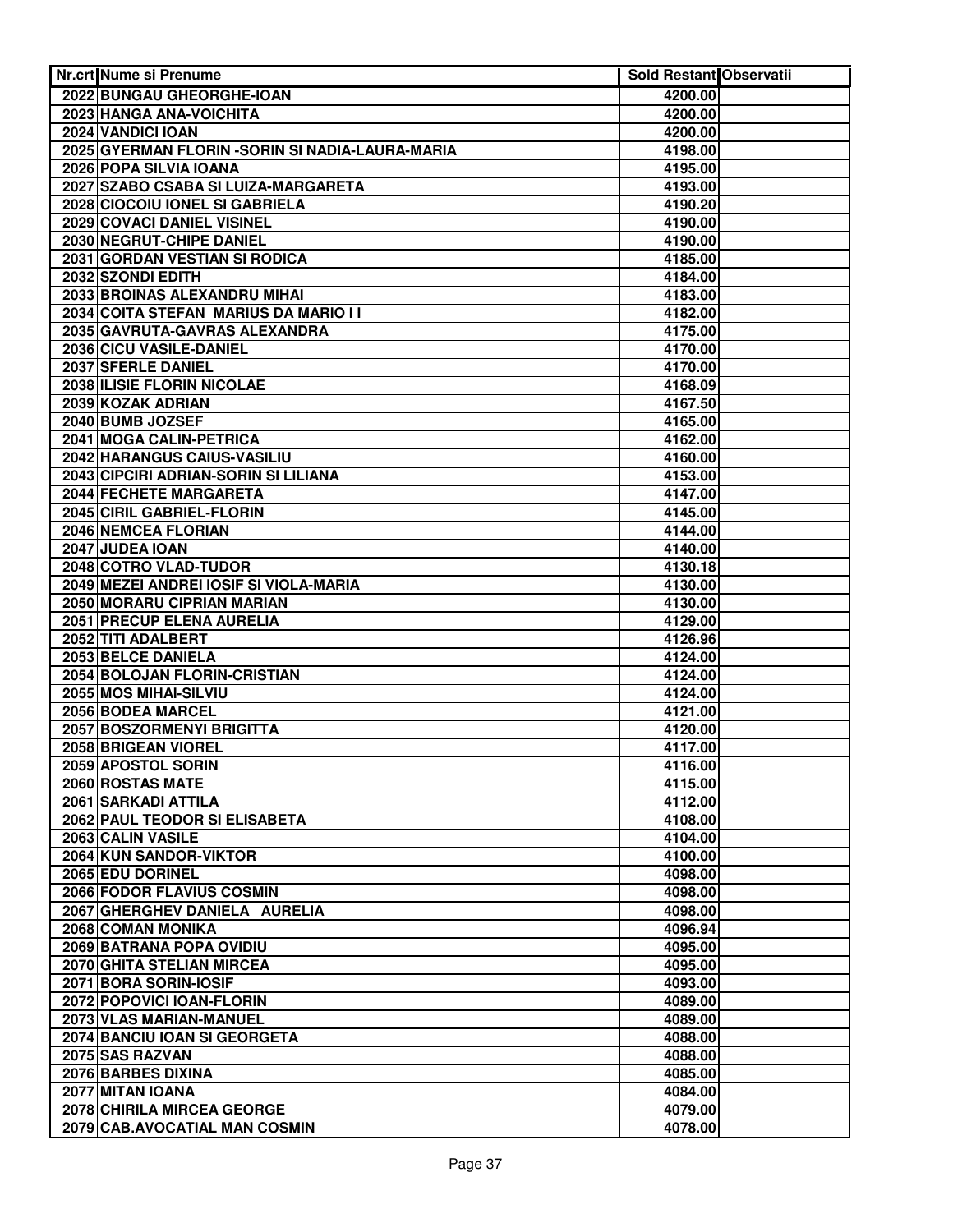| Nr.crt | Nume si Prenume | Sold Restant | Observatii |
|---|---|---|---|
| 2022 | BUNGAU GHEORGHE-IOAN | 4200.00 | |
| 2023 | HANGA ANA-VOICHITA | 4200.00 | |
| 2024 | VANDICI IOAN | 4200.00 | |
| 2025 | GYERMAN FLORIN -SORIN SI NADIA-LAURA-MARIA | 4198.00 | |
| 2026 | POPA SILVIA IOANA | 4195.00 | |
| 2027 | SZABO CSABA SI LUIZA-MARGARETA | 4193.00 | |
| 2028 | CIOCOIU IONEL SI GABRIELA | 4190.20 | |
| 2029 | COVACI DANIEL VISINEL | 4190.00 | |
| 2030 | NEGRUT-CHIPE DANIEL | 4190.00 | |
| 2031 | GORDAN VESTIAN SI RODICA | 4185.00 | |
| 2032 | SZONDI EDITH | 4184.00 | |
| 2033 | BROINAS ALEXANDRU MIHAI | 4183.00 | |
| 2034 | COITA STEFAN MARIUS DA MARIO I I | 4182.00 | |
| 2035 | GAVRUTA-GAVRAS ALEXANDRA | 4175.00 | |
| 2036 | CICU VASILE-DANIEL | 4170.00 | |
| 2037 | SFERLE DANIEL | 4170.00 | |
| 2038 | ILISIE FLORIN NICOLAE | 4168.09 | |
| 2039 | KOZAK ADRIAN | 4167.50 | |
| 2040 | BUMB JOZSEF | 4165.00 | |
| 2041 | MOGA CALIN-PETRICA | 4162.00 | |
| 2042 | HARANGUS CAIUS-VASILIU | 4160.00 | |
| 2043 | CIPCIRI ADRIAN-SORIN SI LILIANA | 4153.00 | |
| 2044 | FECHETE MARGARETA | 4147.00 | |
| 2045 | CIRIL GABRIEL-FLORIN | 4145.00 | |
| 2046 | NEMCEA FLORIAN | 4144.00 | |
| 2047 | JUDEA IOAN | 4140.00 | |
| 2048 | COTRO VLAD-TUDOR | 4130.18 | |
| 2049 | MEZEI ANDREI IOSIF SI VIOLA-MARIA | 4130.00 | |
| 2050 | MORARU CIPRIAN MARIAN | 4130.00 | |
| 2051 | PRECUP ELENA AURELIA | 4129.00 | |
| 2052 | TITI ADALBERT | 4126.96 | |
| 2053 | BELCE DANIELA | 4124.00 | |
| 2054 | BOLOJAN FLORIN-CRISTIAN | 4124.00 | |
| 2055 | MOS MIHAI-SILVIU | 4124.00 | |
| 2056 | BODEA MARCEL | 4121.00 | |
| 2057 | BOSZORMENYI BRIGITTA | 4120.00 | |
| 2058 | BRIGEAN VIOREL | 4117.00 | |
| 2059 | APOSTOL SORIN | 4116.00 | |
| 2060 | ROSTAS MATE | 4115.00 | |
| 2061 | SARKADI ATTILA | 4112.00 | |
| 2062 | PAUL TEODOR SI ELISABETA | 4108.00 | |
| 2063 | CALIN VASILE | 4104.00 | |
| 2064 | KUN SANDOR-VIKTOR | 4100.00 | |
| 2065 | EDU DORINEL | 4098.00 | |
| 2066 | FODOR FLAVIUS COSMIN | 4098.00 | |
| 2067 | GHERGHEV DANIELA AURELIA | 4098.00 | |
| 2068 | COMAN MONIKA | 4096.94 | |
| 2069 | BATRANA POPA OVIDIU | 4095.00 | |
| 2070 | GHITA STELIAN MIRCEA | 4095.00 | |
| 2071 | BORA SORIN-IOSIF | 4093.00 | |
| 2072 | POPOVICI IOAN-FLORIN | 4089.00 | |
| 2073 | VLAS MARIAN-MANUEL | 4089.00 | |
| 2074 | BANCIU IOAN SI GEORGETA | 4088.00 | |
| 2075 | SAS RAZVAN | 4088.00 | |
| 2076 | BARBES DIXINA | 4085.00 | |
| 2077 | MITAN IOANA | 4084.00 | |
| 2078 | CHIRILA MIRCEA GEORGE | 4079.00 | |
| 2079 | CAB.AVOCATIAL MAN COSMIN | 4078.00 | |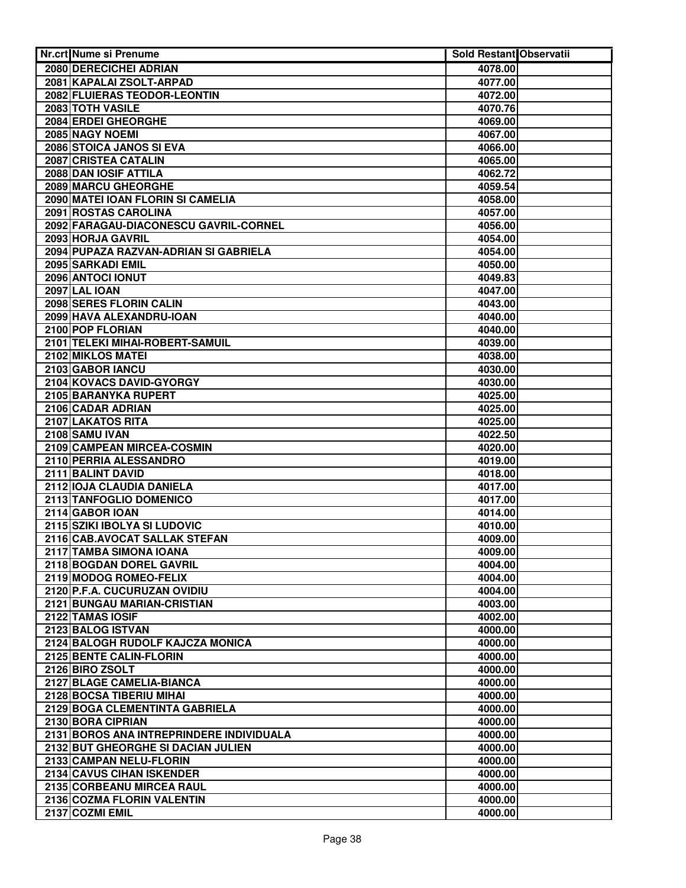| Nr.crt | Nume si Prenume | Sold Restant | Observatii |
|---|---|---|---|
| 2080 | DERECICHEI ADRIAN | 4078.00 | |
| 2081 | KAPALAI ZSOLT-ARPAD | 4077.00 | |
| 2082 | FLUIERAS TEODOR-LEONTIN | 4072.00 | |
| 2083 | TOTH VASILE | 4070.76 | |
| 2084 | ERDEI GHEORGHE | 4069.00 | |
| 2085 | NAGY NOEMI | 4067.00 | |
| 2086 | STOICA JANOS SI EVA | 4066.00 | |
| 2087 | CRISTEA CATALIN | 4065.00 | |
| 2088 | DAN IOSIF ATTILA | 4062.72 | |
| 2089 | MARCU GHEORGHE | 4059.54 | |
| 2090 | MATEI IOAN FLORIN SI CAMELIA | 4058.00 | |
| 2091 | ROSTAS CAROLINA | 4057.00 | |
| 2092 | FARAGAU-DIACONESCU GAVRIL-CORNEL | 4056.00 | |
| 2093 | HORJA GAVRIL | 4054.00 | |
| 2094 | PUPAZA RAZVAN-ADRIAN SI GABRIELA | 4054.00 | |
| 2095 | SARKADI EMIL | 4050.00 | |
| 2096 | ANTOCI IONUT | 4049.83 | |
| 2097 | LAL IOAN | 4047.00 | |
| 2098 | SERES FLORIN CALIN | 4043.00 | |
| 2099 | HAVA ALEXANDRU-IOAN | 4040.00 | |
| 2100 | POP FLORIAN | 4040.00 | |
| 2101 | TELEKI MIHAI-ROBERT-SAMUIL | 4039.00 | |
| 2102 | MIKLOS MATEI | 4038.00 | |
| 2103 | GABOR IANCU | 4030.00 | |
| 2104 | KOVACS DAVID-GYORGY | 4030.00 | |
| 2105 | BARANYKA RUPERT | 4025.00 | |
| 2106 | CADAR ADRIAN | 4025.00 | |
| 2107 | LAKATOS RITA | 4025.00 | |
| 2108 | SAMU IVAN | 4022.50 | |
| 2109 | CAMPEAN MIRCEA-COSMIN | 4020.00 | |
| 2110 | PERRIA ALESSANDRO | 4019.00 | |
| 2111 | BALINT DAVID | 4018.00 | |
| 2112 | IOJA CLAUDIA DANIELA | 4017.00 | |
| 2113 | TANFOGLIO DOMENICO | 4017.00 | |
| 2114 | GABOR IOAN | 4014.00 | |
| 2115 | SZIKI IBOLYA SI LUDOVIC | 4010.00 | |
| 2116 | CAB.AVOCAT SALLAK STEFAN | 4009.00 | |
| 2117 | TAMBA SIMONA IOANA | 4009.00 | |
| 2118 | BOGDAN DOREL GAVRIL | 4004.00 | |
| 2119 | MODOG ROMEO-FELIX | 4004.00 | |
| 2120 | P.F.A. CUCURUZAN OVIDIU | 4004.00 | |
| 2121 | BUNGAU MARIAN-CRISTIAN | 4003.00 | |
| 2122 | TAMAS IOSIF | 4002.00 | |
| 2123 | BALOG ISTVAN | 4000.00 | |
| 2124 | BALOGH RUDOLF KAJCZA MONICA | 4000.00 | |
| 2125 | BENTE CALIN-FLORIN | 4000.00 | |
| 2126 | BIRO ZSOLT | 4000.00 | |
| 2127 | BLAGE CAMELIA-BIANCA | 4000.00 | |
| 2128 | BOCSA TIBERIU MIHAI | 4000.00 | |
| 2129 | BOGA CLEMENTINTA GABRIELA | 4000.00 | |
| 2130 | BORA CIPRIAN | 4000.00 | |
| 2131 | BOROS ANA INTREPRINDERE INDIVIDUALA | 4000.00 | |
| 2132 | BUT GHEORGHE SI DACIAN JULIEN | 4000.00 | |
| 2133 | CAMPAN NELU-FLORIN | 4000.00 | |
| 2134 | CAVUS CIHAN ISKENDER | 4000.00 | |
| 2135 | CORBEANU MIRCEA RAUL | 4000.00 | |
| 2136 | COZMA FLORIN VALENTIN | 4000.00 | |
| 2137 | COZMI EMIL | 4000.00 | |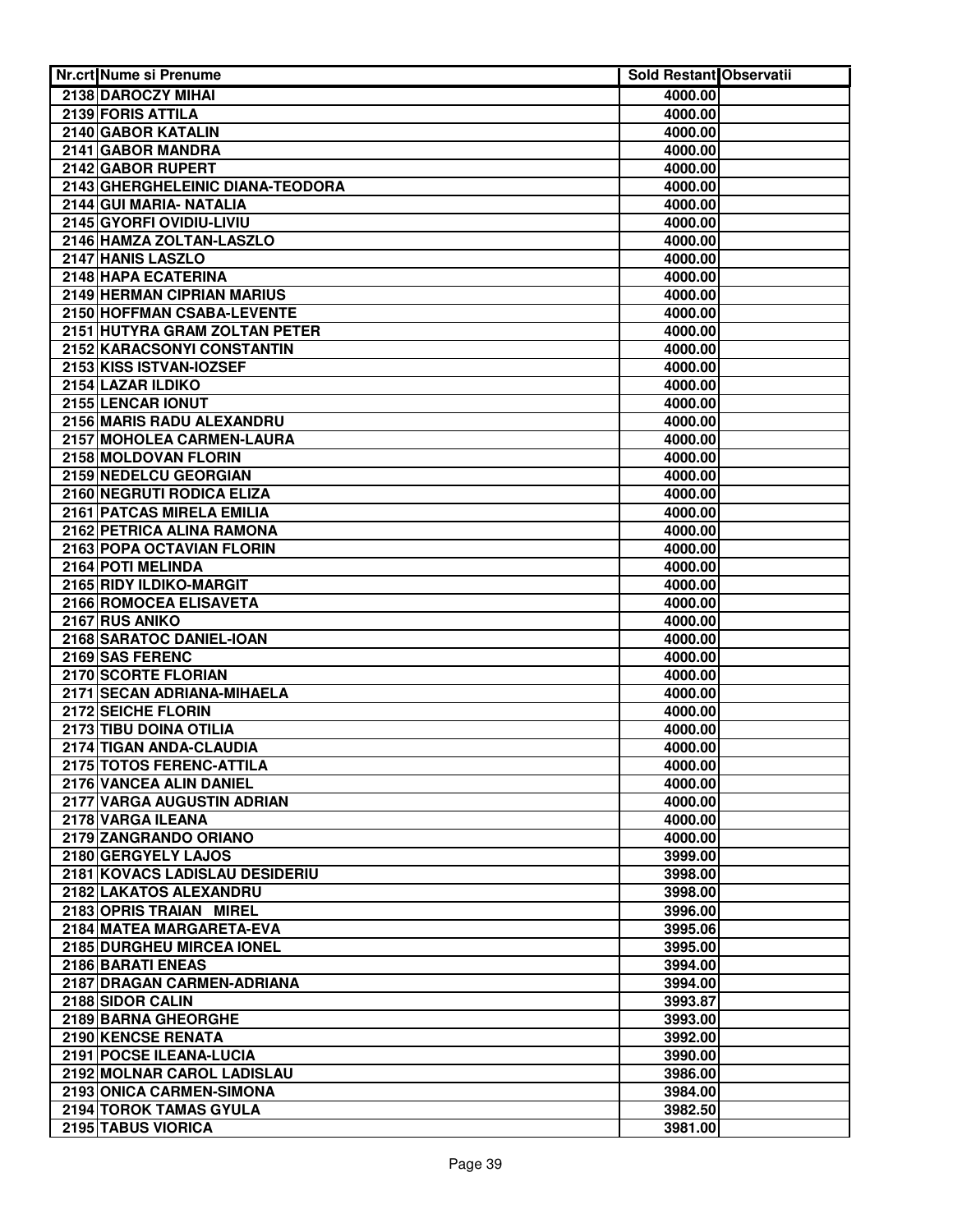| Nr.crt | Nume si Prenume | Sold Restant | Observatii |
|---|---|---|---|
| 2138 | DAROCZY MIHAI | 4000.00 | |
| 2139 | FORIS ATTILA | 4000.00 | |
| 2140 | GABOR KATALIN | 4000.00 | |
| 2141 | GABOR MANDRA | 4000.00 | |
| 2142 | GABOR RUPERT | 4000.00 | |
| 2143 | GHERGHELEINIC DIANA-TEODORA | 4000.00 | |
| 2144 | GUI MARIA- NATALIA | 4000.00 | |
| 2145 | GYORFI OVIDIU-LIVIU | 4000.00 | |
| 2146 | HAMZA ZOLTAN-LASZLO | 4000.00 | |
| 2147 | HANIS LASZLO | 4000.00 | |
| 2148 | HAPA ECATERINA | 4000.00 | |
| 2149 | HERMAN CIPRIAN MARIUS | 4000.00 | |
| 2150 | HOFFMAN CSABA-LEVENTE | 4000.00 | |
| 2151 | HUTYRA GRAM ZOLTAN PETER | 4000.00 | |
| 2152 | KARACSONYI CONSTANTIN | 4000.00 | |
| 2153 | KISS ISTVAN-IOZSEF | 4000.00 | |
| 2154 | LAZAR ILDIKO | 4000.00 | |
| 2155 | LENCAR IONUT | 4000.00 | |
| 2156 | MARIS RADU ALEXANDRU | 4000.00 | |
| 2157 | MOHOLEA CARMEN-LAURA | 4000.00 | |
| 2158 | MOLDOVAN FLORIN | 4000.00 | |
| 2159 | NEDELCU GEORGIAN | 4000.00 | |
| 2160 | NEGRUTI RODICA ELIZA | 4000.00 | |
| 2161 | PATCAS MIRELA EMILIA | 4000.00 | |
| 2162 | PETRICA ALINA RAMONA | 4000.00 | |
| 2163 | POPA OCTAVIAN FLORIN | 4000.00 | |
| 2164 | POTI MELINDA | 4000.00 | |
| 2165 | RIDY ILDIKO-MARGIT | 4000.00 | |
| 2166 | ROMOCEA ELISAVETA | 4000.00 | |
| 2167 | RUS ANIKO | 4000.00 | |
| 2168 | SARATOC DANIEL-IOAN | 4000.00 | |
| 2169 | SAS FERENC | 4000.00 | |
| 2170 | SCORTE FLORIAN | 4000.00 | |
| 2171 | SECAN ADRIANA-MIHAELA | 4000.00 | |
| 2172 | SEICHE FLORIN | 4000.00 | |
| 2173 | TIBU DOINA OTILIA | 4000.00 | |
| 2174 | TIGAN ANDA-CLAUDIA | 4000.00 | |
| 2175 | TOTOS FERENC-ATTILA | 4000.00 | |
| 2176 | VANCEA ALIN DANIEL | 4000.00 | |
| 2177 | VARGA AUGUSTIN ADRIAN | 4000.00 | |
| 2178 | VARGA ILEANA | 4000.00 | |
| 2179 | ZANGRANDO ORIANO | 4000.00 | |
| 2180 | GERGYELY LAJOS | 3999.00 | |
| 2181 | KOVACS LADISLAU DESIDERIU | 3998.00 | |
| 2182 | LAKATOS ALEXANDRU | 3998.00 | |
| 2183 | OPRIS TRAIAN MIREL | 3996.00 | |
| 2184 | MATEA MARGARETA-EVA | 3995.06 | |
| 2185 | DURGHEU MIRCEA IONEL | 3995.00 | |
| 2186 | BARATI ENEAS | 3994.00 | |
| 2187 | DRAGAN CARMEN-ADRIANA | 3994.00 | |
| 2188 | SIDOR CALIN | 3993.87 | |
| 2189 | BARNA GHEORGHE | 3993.00 | |
| 2190 | KENCSE RENATA | 3992.00 | |
| 2191 | POCSE ILEANA-LUCIA | 3990.00 | |
| 2192 | MOLNAR CAROL LADISLAU | 3986.00 | |
| 2193 | ONICA CARMEN-SIMONA | 3984.00 | |
| 2194 | TOROK TAMAS GYULA | 3982.50 | |
| 2195 | TABUS VIORICA | 3981.00 | |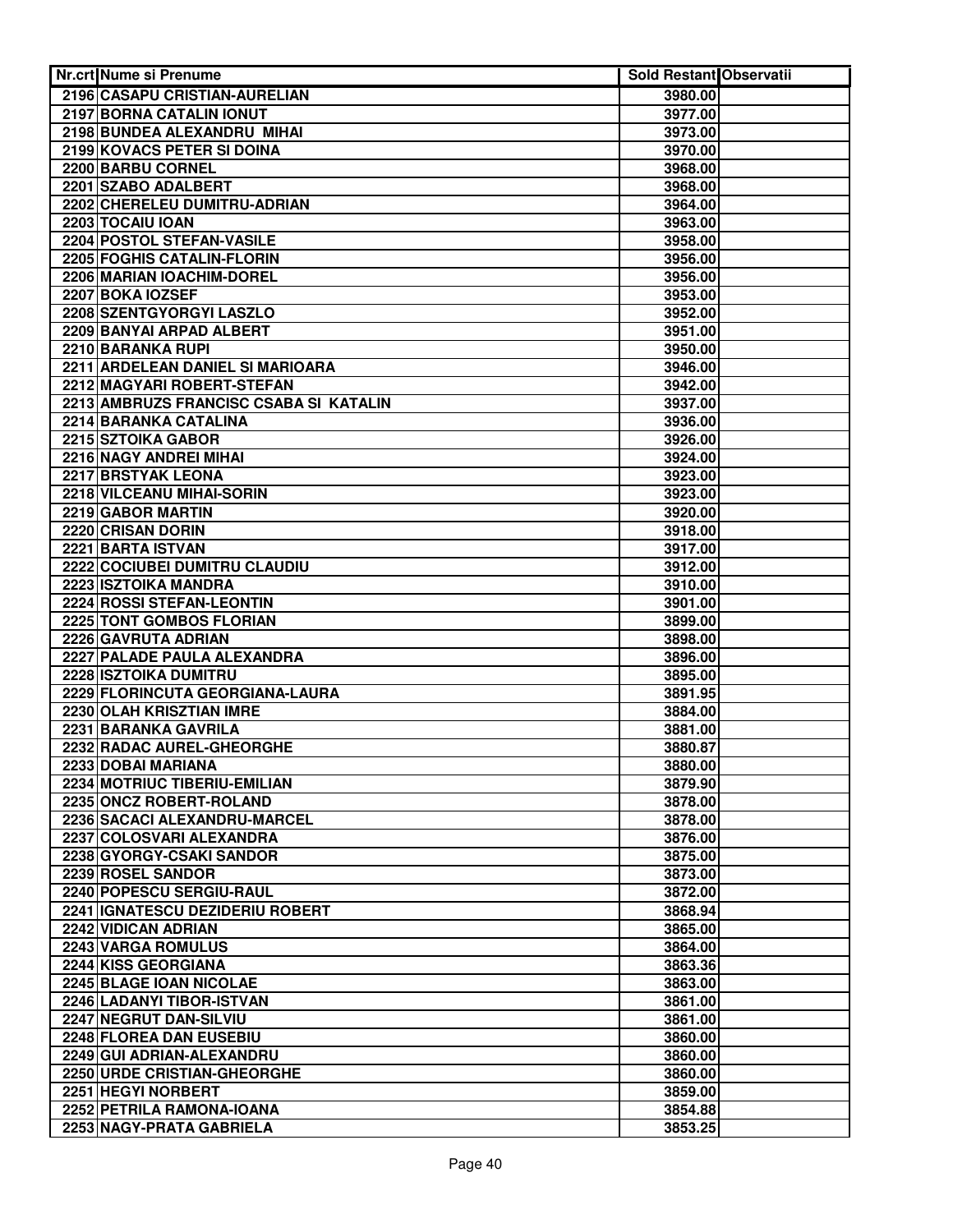| Nr.crt | Nume si Prenume | Sold Restant | Observatii |
|---|---|---|---|
| 2196 | CASAPU CRISTIAN-AURELIAN | 3980.00 | |
| 2197 | BORNA CATALIN IONUT | 3977.00 | |
| 2198 | BUNDEA ALEXANDRU MIHAI | 3973.00 | |
| 2199 | KOVACS PETER SI DOINA | 3970.00 | |
| 2200 | BARBU CORNEL | 3968.00 | |
| 2201 | SZABO ADALBERT | 3968.00 | |
| 2202 | CHERELEU DUMITRU-ADRIAN | 3964.00 | |
| 2203 | TOCAIU IOAN | 3963.00 | |
| 2204 | POSTOL STEFAN-VASILE | 3958.00 | |
| 2205 | FOGHIS CATALIN-FLORIN | 3956.00 | |
| 2206 | MARIAN IOACHIM-DOREL | 3956.00 | |
| 2207 | BOKA IOZSEF | 3953.00 | |
| 2208 | SZENTGYORGYI LASZLO | 3952.00 | |
| 2209 | BANYAI ARPAD ALBERT | 3951.00 | |
| 2210 | BARANKA RUPI | 3950.00 | |
| 2211 | ARDELEAN DANIEL SI MARIOARA | 3946.00 | |
| 2212 | MAGYARI ROBERT-STEFAN | 3942.00 | |
| 2213 | AMBRUZS FRANCISC CSABA SI KATALIN | 3937.00 | |
| 2214 | BARANKA CATALINA | 3936.00 | |
| 2215 | SZTOIKA GABOR | 3926.00 | |
| 2216 | NAGY ANDREI MIHAI | 3924.00 | |
| 2217 | BRSTYAK LEONA | 3923.00 | |
| 2218 | VILCEANU MIHAI-SORIN | 3923.00 | |
| 2219 | GABOR MARTIN | 3920.00 | |
| 2220 | CRISAN DORIN | 3918.00 | |
| 2221 | BARTA ISTVAN | 3917.00 | |
| 2222 | COCIUBEI DUMITRU CLAUDIU | 3912.00 | |
| 2223 | ISZTOIKA MANDRA | 3910.00 | |
| 2224 | ROSSI STEFAN-LEONTIN | 3901.00 | |
| 2225 | TONT GOMBOS FLORIAN | 3899.00 | |
| 2226 | GAVRUTA ADRIAN | 3898.00 | |
| 2227 | PALADE PAULA ALEXANDRA | 3896.00 | |
| 2228 | ISZTOIKA DUMITRU | 3895.00 | |
| 2229 | FLORINCUTA GEORGIANA-LAURA | 3891.95 | |
| 2230 | OLAH KRISZTIAN IMRE | 3884.00 | |
| 2231 | BARANKA GAVRILA | 3881.00 | |
| 2232 | RADAC AUREL-GHEORGHE | 3880.87 | |
| 2233 | DOBAI MARIANA | 3880.00 | |
| 2234 | MOTRIUC TIBERIU-EMILIAN | 3879.90 | |
| 2235 | ONCZ ROBERT-ROLAND | 3878.00 | |
| 2236 | SACACI ALEXANDRU-MARCEL | 3878.00 | |
| 2237 | COLOSVARI ALEXANDRA | 3876.00 | |
| 2238 | GYORGY-CSAKI SANDOR | 3875.00 | |
| 2239 | ROSEL SANDOR | 3873.00 | |
| 2240 | POPESCU SERGIU-RAUL | 3872.00 | |
| 2241 | IGNATESCU DEZIDERIU ROBERT | 3868.94 | |
| 2242 | VIDICAN ADRIAN | 3865.00 | |
| 2243 | VARGA ROMULUS | 3864.00 | |
| 2244 | KISS GEORGIANA | 3863.36 | |
| 2245 | BLAGE IOAN NICOLAE | 3863.00 | |
| 2246 | LADANYI TIBOR-ISTVAN | 3861.00 | |
| 2247 | NEGRUT DAN-SILVIU | 3861.00 | |
| 2248 | FLOREA DAN EUSEBIU | 3860.00 | |
| 2249 | GUI ADRIAN-ALEXANDRU | 3860.00 | |
| 2250 | URDE CRISTIAN-GHEORGHE | 3860.00 | |
| 2251 | HEGYI NORBERT | 3859.00 | |
| 2252 | PETRILA RAMONA-IOANA | 3854.88 | |
| 2253 | NAGY-PRATA GABRIELA | 3853.25 | |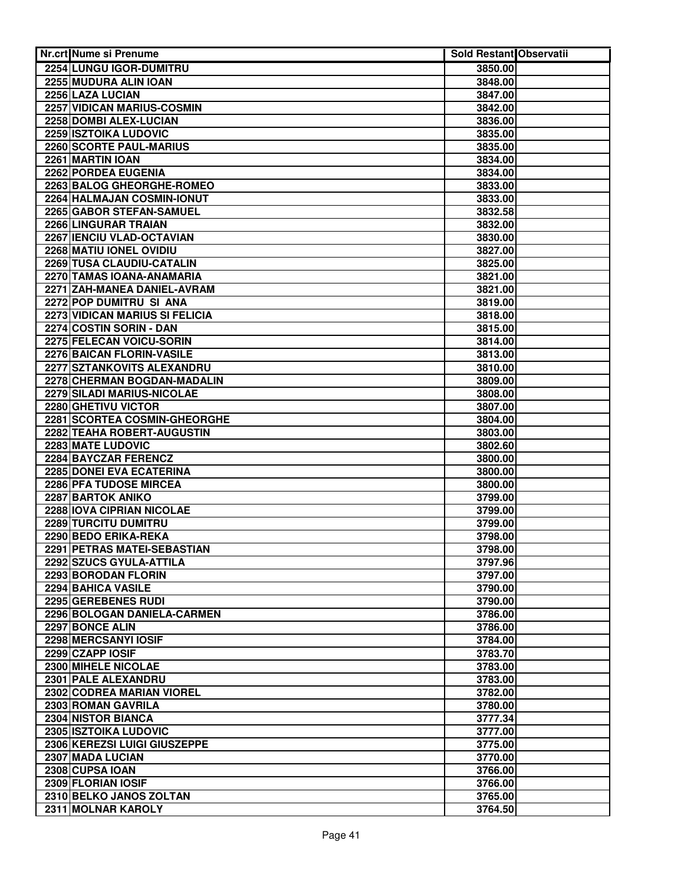| Nr.crt | Nume si Prenume | Sold Restant | Observatii |
|---|---|---|---|
| 2254 | LUNGU IGOR-DUMITRU | 3850.00 | |
| 2255 | MUDURA ALIN IOAN | 3848.00 | |
| 2256 | LAZA LUCIAN | 3847.00 | |
| 2257 | VIDICAN MARIUS-COSMIN | 3842.00 | |
| 2258 | DOMBI ALEX-LUCIAN | 3836.00 | |
| 2259 | ISZTOIKA LUDOVIC | 3835.00 | |
| 2260 | SCORTE PAUL-MARIUS | 3835.00 | |
| 2261 | MARTIN IOAN | 3834.00 | |
| 2262 | PORDEA EUGENIA | 3834.00 | |
| 2263 | BALOG GHEORGHE-ROMEO | 3833.00 | |
| 2264 | HALMAJAN COSMIN-IONUT | 3833.00 | |
| 2265 | GABOR STEFAN-SAMUEL | 3832.58 | |
| 2266 | LINGURAR TRAIAN | 3832.00 | |
| 2267 | IENCIU VLAD-OCTAVIAN | 3830.00 | |
| 2268 | MATIU IONEL OVIDIU | 3827.00 | |
| 2269 | TUSA CLAUDIU-CATALIN | 3825.00 | |
| 2270 | TAMAS IOANA-ANAMARIA | 3821.00 | |
| 2271 | ZAH-MANEA DANIEL-AVRAM | 3821.00 | |
| 2272 | POP DUMITRU SI ANA | 3819.00 | |
| 2273 | VIDICAN MARIUS SI FELICIA | 3818.00 | |
| 2274 | COSTIN SORIN - DAN | 3815.00 | |
| 2275 | FELECAN VOICU-SORIN | 3814.00 | |
| 2276 | BAICAN FLORIN-VASILE | 3813.00 | |
| 2277 | SZTANKOVITS ALEXANDRU | 3810.00 | |
| 2278 | CHERMAN BOGDAN-MADALIN | 3809.00 | |
| 2279 | SILADI MARIUS-NICOLAE | 3808.00 | |
| 2280 | GHETIVU VICTOR | 3807.00 | |
| 2281 | SCORTEA COSMIN-GHEORGHE | 3804.00 | |
| 2282 | TEAHA ROBERT-AUGUSTIN | 3803.00 | |
| 2283 | MATE LUDOVIC | 3802.60 | |
| 2284 | BAYCZAR FERENCZ | 3800.00 | |
| 2285 | DONEI EVA ECATERINA | 3800.00 | |
| 2286 | PFA TUDOSE MIRCEA | 3800.00 | |
| 2287 | BARTOK ANIKO | 3799.00 | |
| 2288 | IOVA CIPRIAN NICOLAE | 3799.00 | |
| 2289 | TURCITU DUMITRU | 3799.00 | |
| 2290 | BEDO ERIKA-REKA | 3798.00 | |
| 2291 | PETRAS MATEI-SEBASTIAN | 3798.00 | |
| 2292 | SZUCS GYULA-ATTILA | 3797.96 | |
| 2293 | BORODAN FLORIN | 3797.00 | |
| 2294 | BAHICA VASILE | 3790.00 | |
| 2295 | GEREBENES RUDI | 3790.00 | |
| 2296 | BOLOGAN DANIELA-CARMEN | 3786.00 | |
| 2297 | BONCE ALIN | 3786.00 | |
| 2298 | MERCSANYI IOSIF | 3784.00 | |
| 2299 | CZAPP IOSIF | 3783.70 | |
| 2300 | MIHELE NICOLAE | 3783.00 | |
| 2301 | PALE ALEXANDRU | 3783.00 | |
| 2302 | CODREA MARIAN VIOREL | 3782.00 | |
| 2303 | ROMAN GAVRILA | 3780.00 | |
| 2304 | NISTOR BIANCA | 3777.34 | |
| 2305 | ISZTOIKA LUDOVIC | 3777.00 | |
| 2306 | KEREZSI LUIGI GIUSZEPPE | 3775.00 | |
| 2307 | MADA LUCIAN | 3770.00 | |
| 2308 | CUPSA IOAN | 3766.00 | |
| 2309 | FLORIAN IOSIF | 3766.00 | |
| 2310 | BELKO JANOS ZOLTAN | 3765.00 | |
| 2311 | MOLNAR KAROLY | 3764.50 | |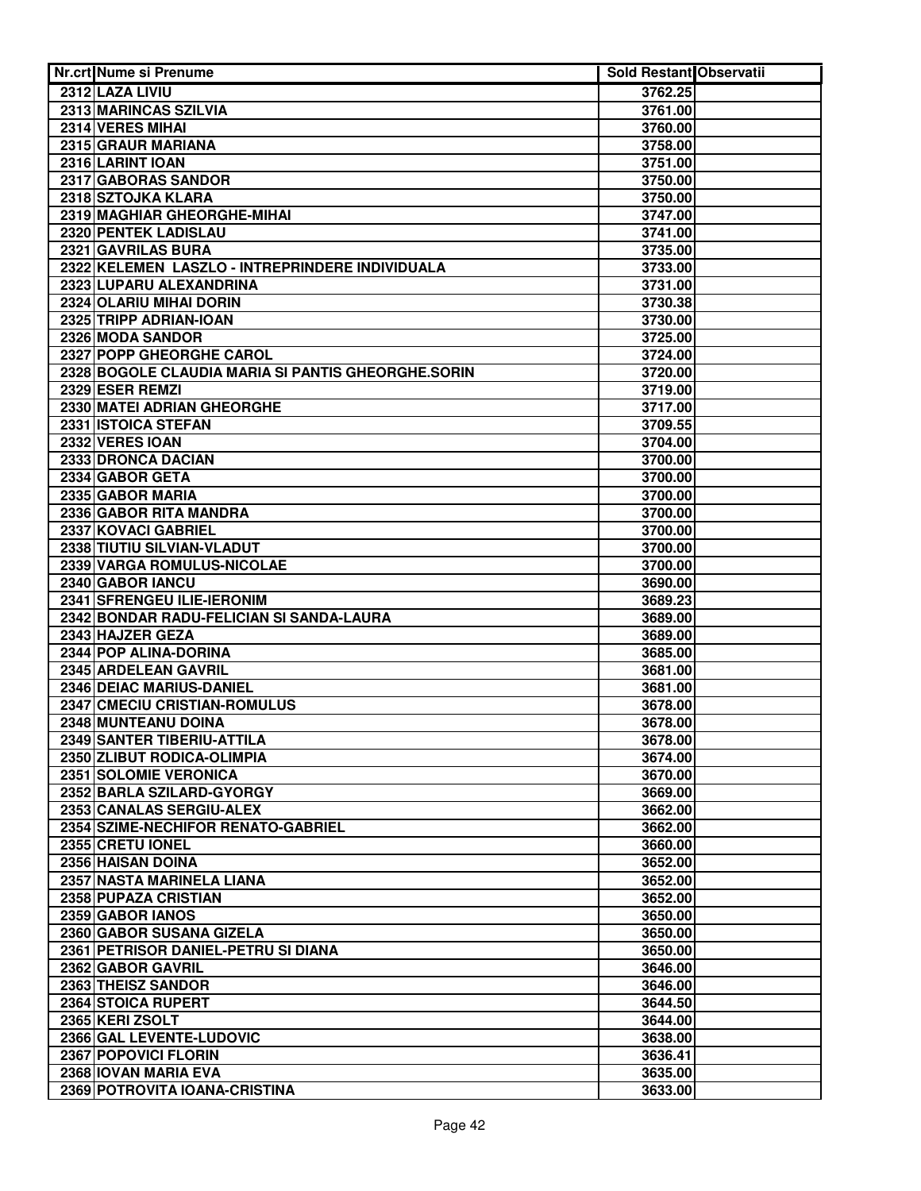| Nr.crt | Nume si Prenume | Sold Restant | Observatii |
|---|---|---|---|
| 2312 | LAZA LIVIU | 3762.25 | |
| 2313 | MARINCAS SZILVIA | 3761.00 | |
| 2314 | VERES MIHAI | 3760.00 | |
| 2315 | GRAUR MARIANA | 3758.00 | |
| 2316 | LARINT IOAN | 3751.00 | |
| 2317 | GABORAS SANDOR | 3750.00 | |
| 2318 | SZTOJKA KLARA | 3750.00 | |
| 2319 | MAGHIAR GHEORGHE-MIHAI | 3747.00 | |
| 2320 | PENTEK LADISLAU | 3741.00 | |
| 2321 | GAVRILAS BURA | 3735.00 | |
| 2322 | KELEMEN LASZLO - INTREPRINDERE INDIVIDUALA | 3733.00 | |
| 2323 | LUPARU ALEXANDRINA | 3731.00 | |
| 2324 | OLARIU MIHAI DORIN | 3730.38 | |
| 2325 | TRIPP ADRIAN-IOAN | 3730.00 | |
| 2326 | MODA SANDOR | 3725.00 | |
| 2327 | POPP GHEORGHE CAROL | 3724.00 | |
| 2328 | BOGOLE CLAUDIA MARIA SI PANTIS GHEORGHE.SORIN | 3720.00 | |
| 2329 | ESER REMZI | 3719.00 | |
| 2330 | MATEI ADRIAN GHEORGHE | 3717.00 | |
| 2331 | ISTOICA STEFAN | 3709.55 | |
| 2332 | VERES IOAN | 3704.00 | |
| 2333 | DRONCA DACIAN | 3700.00 | |
| 2334 | GABOR GETA | 3700.00 | |
| 2335 | GABOR MARIA | 3700.00 | |
| 2336 | GABOR RITA MANDRA | 3700.00 | |
| 2337 | KOVACI GABRIEL | 3700.00 | |
| 2338 | TIUTIU SILVIAN-VLADUT | 3700.00 | |
| 2339 | VARGA ROMULUS-NICOLAE | 3700.00 | |
| 2340 | GABOR IANCU | 3690.00 | |
| 2341 | SFRENGEU ILIE-IERONIM | 3689.23 | |
| 2342 | BONDAR RADU-FELICIAN SI SANDA-LAURA | 3689.00 | |
| 2343 | HAJZER GEZA | 3689.00 | |
| 2344 | POP ALINA-DORINA | 3685.00 | |
| 2345 | ARDELEAN GAVRIL | 3681.00 | |
| 2346 | DEIAC MARIUS-DANIEL | 3681.00 | |
| 2347 | CMECIU CRISTIAN-ROMULUS | 3678.00 | |
| 2348 | MUNTEANU DOINA | 3678.00 | |
| 2349 | SANTER TIBERIU-ATTILA | 3678.00 | |
| 2350 | ZLIBUT RODICA-OLIMPIA | 3674.00 | |
| 2351 | SOLOMIE VERONICA | 3670.00 | |
| 2352 | BARLA SZILARD-GYORGY | 3669.00 | |
| 2353 | CANALAS SERGIU-ALEX | 3662.00 | |
| 2354 | SZIME-NECHIFOR RENATO-GABRIEL | 3662.00 | |
| 2355 | CRETU IONEL | 3660.00 | |
| 2356 | HAISAN DOINA | 3652.00 | |
| 2357 | NASTA MARINELA LIANA | 3652.00 | |
| 2358 | PUPAZA CRISTIAN | 3652.00 | |
| 2359 | GABOR IANOS | 3650.00 | |
| 2360 | GABOR SUSANA GIZELA | 3650.00 | |
| 2361 | PETRISOR DANIEL-PETRU SI DIANA | 3650.00 | |
| 2362 | GABOR GAVRIL | 3646.00 | |
| 2363 | THEISZ SANDOR | 3646.00 | |
| 2364 | STOICA RUPERT | 3644.50 | |
| 2365 | KERI ZSOLT | 3644.00 | |
| 2366 | GAL LEVENTE-LUDOVIC | 3638.00 | |
| 2367 | POPOVICI FLORIN | 3636.41 | |
| 2368 | IOVAN MARIA EVA | 3635.00 | |
| 2369 | POTROVITA IOANA-CRISTINA | 3633.00 | |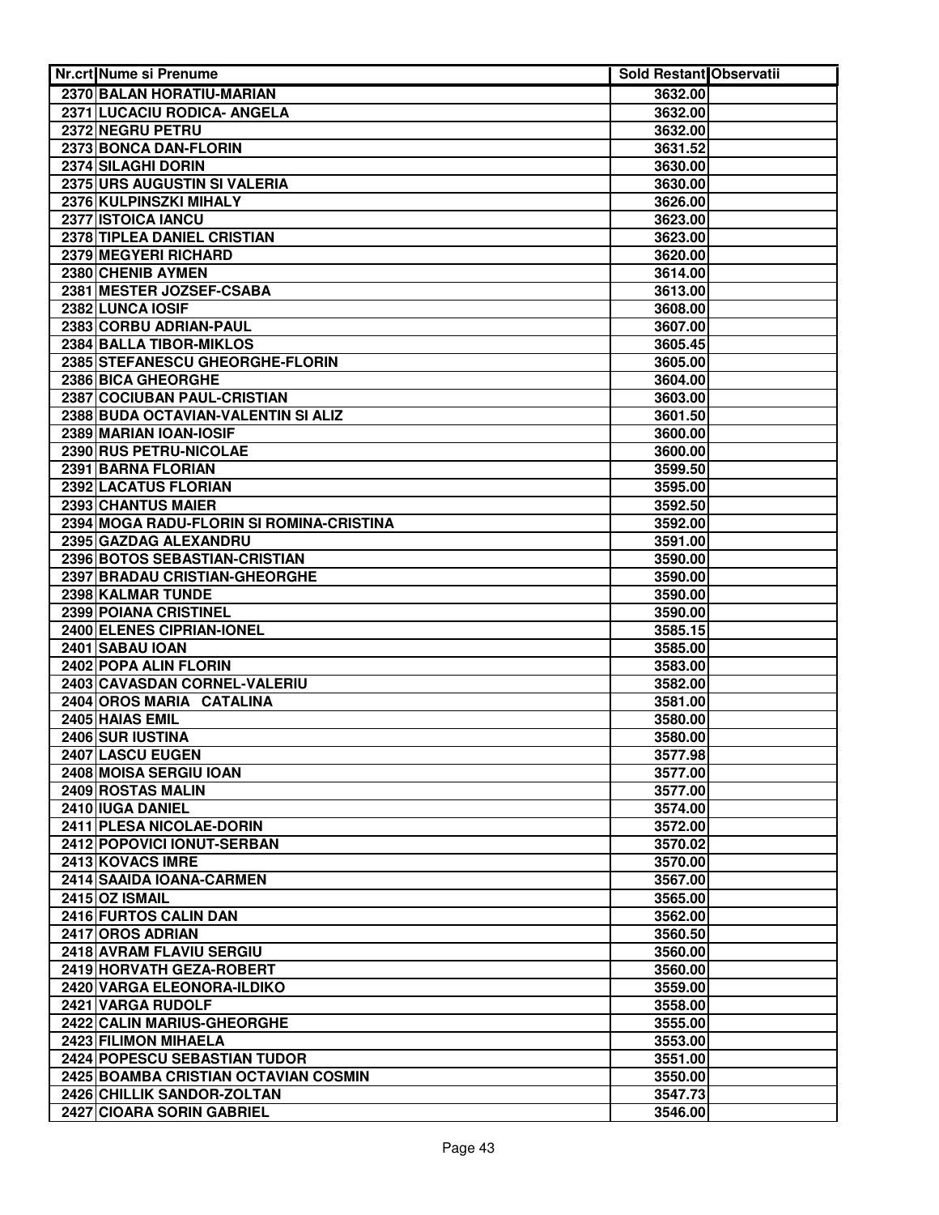| Nr.crt | Nume si Prenume | Sold Restant | Observatii |
|---|---|---|---|
| 2370 | BALAN HORATIU-MARIAN | 3632.00 | |
| 2371 | LUCACIU RODICA- ANGELA | 3632.00 | |
| 2372 | NEGRU PETRU | 3632.00 | |
| 2373 | BONCA DAN-FLORIN | 3631.52 | |
| 2374 | SILAGHI DORIN | 3630.00 | |
| 2375 | URS AUGUSTIN SI VALERIA | 3630.00 | |
| 2376 | KULPINSZKI MIHALY | 3626.00 | |
| 2377 | ISTOICA IANCU | 3623.00 | |
| 2378 | TIPLEA DANIEL CRISTIAN | 3623.00 | |
| 2379 | MEGYERI RICHARD | 3620.00 | |
| 2380 | CHENIB AYMEN | 3614.00 | |
| 2381 | MESTER JOZSEF-CSABA | 3613.00 | |
| 2382 | LUNCA IOSIF | 3608.00 | |
| 2383 | CORBU ADRIAN-PAUL | 3607.00 | |
| 2384 | BALLA TIBOR-MIKLOS | 3605.45 | |
| 2385 | STEFANESCU GHEORGHE-FLORIN | 3605.00 | |
| 2386 | BICA GHEORGHE | 3604.00 | |
| 2387 | COCIUBAN PAUL-CRISTIAN | 3603.00 | |
| 2388 | BUDA OCTAVIAN-VALENTIN SI ALIZ | 3601.50 | |
| 2389 | MARIAN IOAN-IOSIF | 3600.00 | |
| 2390 | RUS PETRU-NICOLAE | 3600.00 | |
| 2391 | BARNA FLORIAN | 3599.50 | |
| 2392 | LACATUS FLORIAN | 3595.00 | |
| 2393 | CHANTUS MAIER | 3592.50 | |
| 2394 | MOGA RADU-FLORIN SI ROMINA-CRISTINA | 3592.00 | |
| 2395 | GAZDAG ALEXANDRU | 3591.00 | |
| 2396 | BOTOS SEBASTIAN-CRISTIAN | 3590.00 | |
| 2397 | BRADAU CRISTIAN-GHEORGHE | 3590.00 | |
| 2398 | KALMAR TUNDE | 3590.00 | |
| 2399 | POIANA CRISTINEL | 3590.00 | |
| 2400 | ELENES CIPRIAN-IONEL | 3585.15 | |
| 2401 | SABAU IOAN | 3585.00 | |
| 2402 | POPA ALIN FLORIN | 3583.00 | |
| 2403 | CAVASDAN CORNEL-VALERIU | 3582.00 | |
| 2404 | OROS MARIA CATALINA | 3581.00 | |
| 2405 | HAIAS EMIL | 3580.00 | |
| 2406 | SUR IUSTINA | 3580.00 | |
| 2407 | LASCU EUGEN | 3577.98 | |
| 2408 | MOISA SERGIU IOAN | 3577.00 | |
| 2409 | ROSTAS MALIN | 3577.00 | |
| 2410 | IUGA DANIEL | 3574.00 | |
| 2411 | PLESA NICOLAE-DORIN | 3572.00 | |
| 2412 | POPOVICI IONUT-SERBAN | 3570.02 | |
| 2413 | KOVACS IMRE | 3570.00 | |
| 2414 | SAAIDA IOANA-CARMEN | 3567.00 | |
| 2415 | OZ ISMAIL | 3565.00 | |
| 2416 | FURTOS CALIN DAN | 3562.00 | |
| 2417 | OROS ADRIAN | 3560.50 | |
| 2418 | AVRAM FLAVIU SERGIU | 3560.00 | |
| 2419 | HORVATH GEZA-ROBERT | 3560.00 | |
| 2420 | VARGA ELEONORA-ILDIKO | 3559.00 | |
| 2421 | VARGA RUDOLF | 3558.00 | |
| 2422 | CALIN MARIUS-GHEORGHE | 3555.00 | |
| 2423 | FILIMON MIHAELA | 3553.00 | |
| 2424 | POPESCU SEBASTIAN TUDOR | 3551.00 | |
| 2425 | BOAMBA CRISTIAN OCTAVIAN COSMIN | 3550.00 | |
| 2426 | CHILLIK SANDOR-ZOLTAN | 3547.73 | |
| 2427 | CIOARA SORIN GABRIEL | 3546.00 | |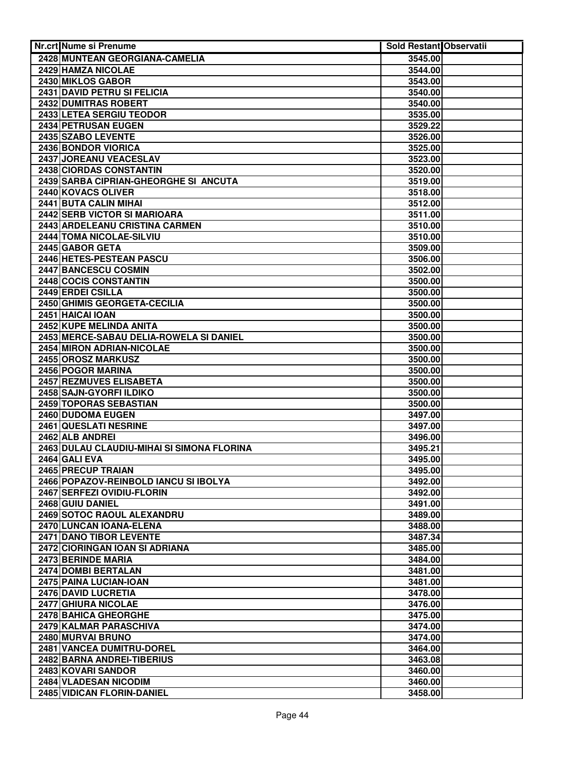| Nr.crt | Nume si Prenume | Sold Restant | Observatii |
|---|---|---|---|
| 2428 | MUNTEAN GEORGIANA-CAMELIA | 3545.00 | |
| 2429 | HAMZA NICOLAE | 3544.00 | |
| 2430 | MIKLOS GABOR | 3543.00 | |
| 2431 | DAVID PETRU SI FELICIA | 3540.00 | |
| 2432 | DUMITRAS ROBERT | 3540.00 | |
| 2433 | LETEA SERGIU TEODOR | 3535.00 | |
| 2434 | PETRUSAN EUGEN | 3529.22 | |
| 2435 | SZABO LEVENTE | 3526.00 | |
| 2436 | BONDOR VIORICA | 3525.00 | |
| 2437 | JOREANU VEACESLAV | 3523.00 | |
| 2438 | CIORDAS CONSTANTIN | 3520.00 | |
| 2439 | SARBA CIPRIAN-GHEORGHE SI ANCUTA | 3519.00 | |
| 2440 | KOVACS OLIVER | 3518.00 | |
| 2441 | BUTA CALIN MIHAI | 3512.00 | |
| 2442 | SERB VICTOR SI MARIOARA | 3511.00 | |
| 2443 | ARDELEANU CRISTINA CARMEN | 3510.00 | |
| 2444 | TOMA NICOLAE-SILVIU | 3510.00 | |
| 2445 | GABOR GETA | 3509.00 | |
| 2446 | HETES-PESTEAN PASCU | 3506.00 | |
| 2447 | BANCESCU COSMIN | 3502.00 | |
| 2448 | COCIS CONSTANTIN | 3500.00 | |
| 2449 | ERDEI CSILLA | 3500.00 | |
| 2450 | GHIMIS GEORGETA-CECILIA | 3500.00 | |
| 2451 | HAICAI IOAN | 3500.00 | |
| 2452 | KUPE MELINDA ANITA | 3500.00 | |
| 2453 | MERCE-SABAU DELIA-ROWELA SI DANIEL | 3500.00 | |
| 2454 | MIRON ADRIAN-NICOLAE | 3500.00 | |
| 2455 | OROSZ MARKUSZ | 3500.00 | |
| 2456 | POGOR MARINA | 3500.00 | |
| 2457 | REZMUVES ELISABETA | 3500.00 | |
| 2458 | SAJN-GYORFI ILDIKO | 3500.00 | |
| 2459 | TOPORAS SEBASTIAN | 3500.00 | |
| 2460 | DUDOMA EUGEN | 3497.00 | |
| 2461 | QUESLATI NESRINE | 3497.00 | |
| 2462 | ALB ANDREI | 3496.00 | |
| 2463 | DULAU CLAUDIU-MIHAI SI SIMONA FLORINA | 3495.21 | |
| 2464 | GALI EVA | 3495.00 | |
| 2465 | PRECUP TRAIAN | 3495.00 | |
| 2466 | POPAZOV-REINBOLD IANCU SI IBOLYA | 3492.00 | |
| 2467 | SERFEZI OVIDIU-FLORIN | 3492.00 | |
| 2468 | GUIU DANIEL | 3491.00 | |
| 2469 | SOTOC RAOUL ALEXANDRU | 3489.00 | |
| 2470 | LUNCAN IOANA-ELENA | 3488.00 | |
| 2471 | DANO TIBOR LEVENTE | 3487.34 | |
| 2472 | CIORINGAN IOAN SI ADRIANA | 3485.00 | |
| 2473 | BERINDE MARIA | 3484.00 | |
| 2474 | DOMBI BERTALAN | 3481.00 | |
| 2475 | PAINA LUCIAN-IOAN | 3481.00 | |
| 2476 | DAVID LUCRETIA | 3478.00 | |
| 2477 | GHIURA NICOLAE | 3476.00 | |
| 2478 | BAHICA GHEORGHE | 3475.00 | |
| 2479 | KALMAR PARASCHIVA | 3474.00 | |
| 2480 | MURVAI BRUNO | 3474.00 | |
| 2481 | VANCEA DUMITRU-DOREL | 3464.00 | |
| 2482 | BARNA ANDREI-TIBERIUS | 3463.08 | |
| 2483 | KOVARI SANDOR | 3460.00 | |
| 2484 | VLADESAN NICODIM | 3460.00 | |
| 2485 | VIDICAN FLORIN-DANIEL | 3458.00 | |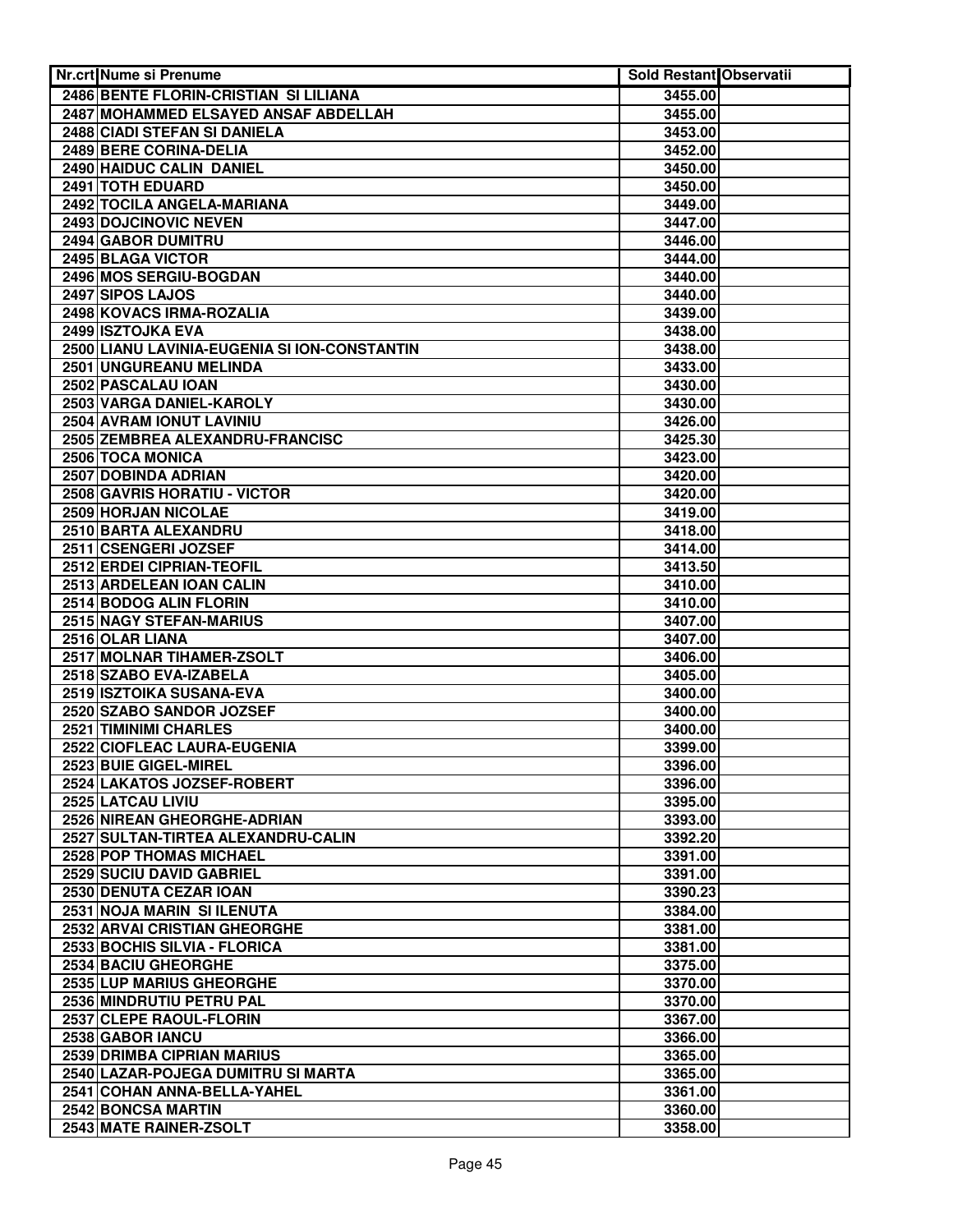| Nr.crt | Nume si Prenume | Sold Restant | Observatii |
|---|---|---|---|
| 2486 | BENTE FLORIN-CRISTIAN SI LILIANA | 3455.00 | |
| 2487 | MOHAMMED ELSAYED ANSAF ABDELLAH | 3455.00 | |
| 2488 | CIADI STEFAN SI DANIELA | 3453.00 | |
| 2489 | BERE CORINA-DELIA | 3452.00 | |
| 2490 | HAIDUC CALIN DANIEL | 3450.00 | |
| 2491 | TOTH EDUARD | 3450.00 | |
| 2492 | TOCILA ANGELA-MARIANA | 3449.00 | |
| 2493 | DOJCINOVIC NEVEN | 3447.00 | |
| 2494 | GABOR DUMITRU | 3446.00 | |
| 2495 | BLAGA VICTOR | 3444.00 | |
| 2496 | MOS SERGIU-BOGDAN | 3440.00 | |
| 2497 | SIPOS LAJOS | 3440.00 | |
| 2498 | KOVACS IRMA-ROZALIA | 3439.00 | |
| 2499 | ISZTOJKA EVA | 3438.00 | |
| 2500 | LIANU LAVINIA-EUGENIA SI ION-CONSTANTIN | 3438.00 | |
| 2501 | UNGUREANU MELINDA | 3433.00 | |
| 2502 | PASCALAU IOAN | 3430.00 | |
| 2503 | VARGA DANIEL-KAROLY | 3430.00 | |
| 2504 | AVRAM IONUT LAVINIU | 3426.00 | |
| 2505 | ZEMBREA ALEXANDRU-FRANCISC | 3425.30 | |
| 2506 | TOCA MONICA | 3423.00 | |
| 2507 | DOBINDA ADRIAN | 3420.00 | |
| 2508 | GAVRIS HORATIU - VICTOR | 3420.00 | |
| 2509 | HORJAN NICOLAE | 3419.00 | |
| 2510 | BARTA ALEXANDRU | 3418.00 | |
| 2511 | CSENGERI JOZSEF | 3414.00 | |
| 2512 | ERDEI CIPRIAN-TEOFIL | 3413.50 | |
| 2513 | ARDELEAN IOAN CALIN | 3410.00 | |
| 2514 | BODOG ALIN FLORIN | 3410.00 | |
| 2515 | NAGY STEFAN-MARIUS | 3407.00 | |
| 2516 | OLAR LIANA | 3407.00 | |
| 2517 | MOLNAR TIHAMER-ZSOLT | 3406.00 | |
| 2518 | SZABO EVA-IZABELA | 3405.00 | |
| 2519 | ISZTOIKA SUSANA-EVA | 3400.00 | |
| 2520 | SZABO SANDOR JOZSEF | 3400.00 | |
| 2521 | TIMINIMI CHARLES | 3400.00 | |
| 2522 | CIOFLEAC LAURA-EUGENIA | 3399.00 | |
| 2523 | BUIE GIGEL-MIREL | 3396.00 | |
| 2524 | LAKATOS JOZSEF-ROBERT | 3396.00 | |
| 2525 | LATCAU LIVIU | 3395.00 | |
| 2526 | NIREAN GHEORGHE-ADRIAN | 3393.00 | |
| 2527 | SULTAN-TIRTEA ALEXANDRU-CALIN | 3392.20 | |
| 2528 | POP THOMAS MICHAEL | 3391.00 | |
| 2529 | SUCIU DAVID GABRIEL | 3391.00 | |
| 2530 | DENUTA CEZAR IOAN | 3390.23 | |
| 2531 | NOJA MARIN SI ILENUTA | 3384.00 | |
| 2532 | ARVAI CRISTIAN GHEORGHE | 3381.00 | |
| 2533 | BOCHIS SILVIA - FLORICA | 3381.00 | |
| 2534 | BACIU GHEORGHE | 3375.00 | |
| 2535 | LUP MARIUS GHEORGHE | 3370.00 | |
| 2536 | MINDRUTIU PETRU PAL | 3370.00 | |
| 2537 | CLEPE RAOUL-FLORIN | 3367.00 | |
| 2538 | GABOR IANCU | 3366.00 | |
| 2539 | DRIMBA CIPRIAN MARIUS | 3365.00 | |
| 2540 | LAZAR-POJEGA DUMITRU SI MARTA | 3365.00 | |
| 2541 | COHAN ANNA-BELLA-YAHEL | 3361.00 | |
| 2542 | BONCSA MARTIN | 3360.00 | |
| 2543 | MATE RAINER-ZSOLT | 3358.00 | |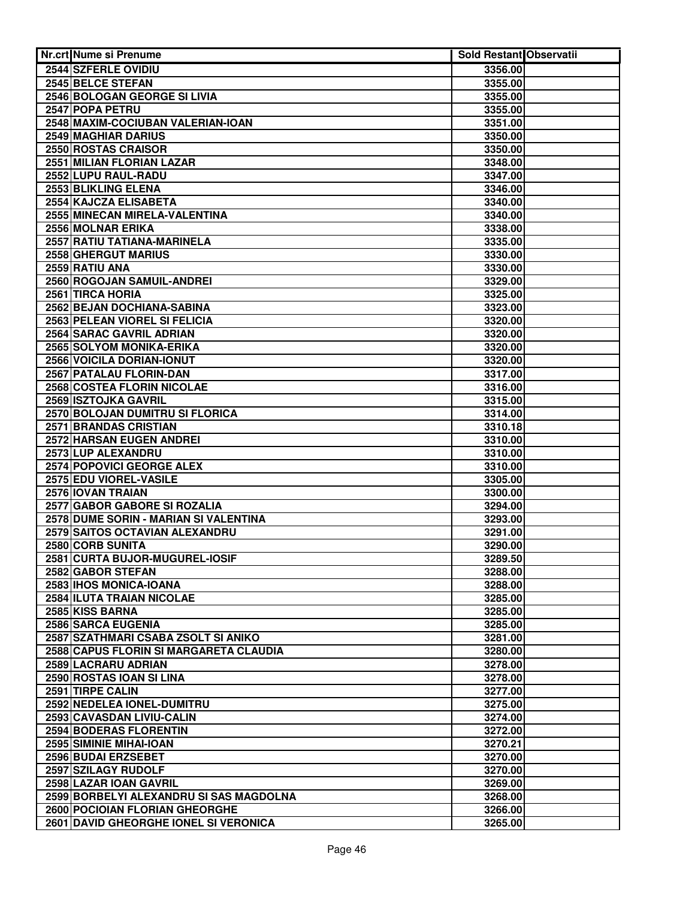| Nr.crt | Nume si Prenume | Sold Restant | Observatii |
|---|---|---|---|
| 2544 | SZFERLE OVIDIU | 3356.00 | |
| 2545 | BELCE STEFAN | 3355.00 | |
| 2546 | BOLOGAN GEORGE SI LIVIA | 3355.00 | |
| 2547 | POPA PETRU | 3355.00 | |
| 2548 | MAXIM-COCIUBAN VALERIAN-IOAN | 3351.00 | |
| 2549 | MAGHIAR DARIUS | 3350.00 | |
| 2550 | ROSTAS CRAISOR | 3350.00 | |
| 2551 | MILIAN FLORIAN LAZAR | 3348.00 | |
| 2552 | LUPU RAUL-RADU | 3347.00 | |
| 2553 | BLIKLING ELENA | 3346.00 | |
| 2554 | KAJCZA ELISABETA | 3340.00 | |
| 2555 | MINECAN MIRELA-VALENTINA | 3340.00 | |
| 2556 | MOLNAR ERIKA | 3338.00 | |
| 2557 | RATIU TATIANA-MARINELA | 3335.00 | |
| 2558 | GHERGUT MARIUS | 3330.00 | |
| 2559 | RATIU ANA | 3330.00 | |
| 2560 | ROGOJAN SAMUIL-ANDREI | 3329.00 | |
| 2561 | TIRCA HORIA | 3325.00 | |
| 2562 | BEJAN DOCHIANA-SABINA | 3323.00 | |
| 2563 | PELEAN VIOREL SI FELICIA | 3320.00 | |
| 2564 | SARAC GAVRIL ADRIAN | 3320.00 | |
| 2565 | SOLYOM MONIKA-ERIKA | 3320.00 | |
| 2566 | VOICILA DORIAN-IONUT | 3320.00 | |
| 2567 | PATALAU FLORIN-DAN | 3317.00 | |
| 2568 | COSTEA FLORIN NICOLAE | 3316.00 | |
| 2569 | ISZTOJKA GAVRIL | 3315.00 | |
| 2570 | BOLOJAN DUMITRU SI FLORICA | 3314.00 | |
| 2571 | BRANDAS CRISTIAN | 3310.18 | |
| 2572 | HARSAN EUGEN ANDREI | 3310.00 | |
| 2573 | LUP ALEXANDRU | 3310.00 | |
| 2574 | POPOVICI GEORGE ALEX | 3310.00 | |
| 2575 | EDU VIOREL-VASILE | 3305.00 | |
| 2576 | IOVAN TRAIAN | 3300.00 | |
| 2577 | GABOR GABORE SI ROZALIA | 3294.00 | |
| 2578 | DUME SORIN - MARIAN SI VALENTINA | 3293.00 | |
| 2579 | SAITOS OCTAVIAN ALEXANDRU | 3291.00 | |
| 2580 | CORB SUNITA | 3290.00 | |
| 2581 | CURTA BUJOR-MUGUREL-IOSIF | 3289.50 | |
| 2582 | GABOR STEFAN | 3288.00 | |
| 2583 | IHOS MONICA-IOANA | 3288.00 | |
| 2584 | ILUTA TRAIAN NICOLAE | 3285.00 | |
| 2585 | KISS BARNA | 3285.00 | |
| 2586 | SARCA EUGENIA | 3285.00 | |
| 2587 | SZATHMARI CSABA ZSOLT SI ANIKO | 3281.00 | |
| 2588 | CAPUS FLORIN SI MARGARETA CLAUDIA | 3280.00 | |
| 2589 | LACRARU ADRIAN | 3278.00 | |
| 2590 | ROSTAS IOAN SI LINA | 3278.00 | |
| 2591 | TIRPE CALIN | 3277.00 | |
| 2592 | NEDELEA IONEL-DUMITRU | 3275.00 | |
| 2593 | CAVASDAN LIVIU-CALIN | 3274.00 | |
| 2594 | BODERAS FLORENTIN | 3272.00 | |
| 2595 | SIMINIE MIHAI-IOAN | 3270.21 | |
| 2596 | BUDAI ERZSEBET | 3270.00 | |
| 2597 | SZILAGY RUDOLF | 3270.00 | |
| 2598 | LAZAR IOAN GAVRIL | 3269.00 | |
| 2599 | BORBELYI ALEXANDRU SI SAS MAGDOLNA | 3268.00 | |
| 2600 | POCIOIAN FLORIAN GHEORGHE | 3266.00 | |
| 2601 | DAVID GHEORGHE IONEL SI VERONICA | 3265.00 | |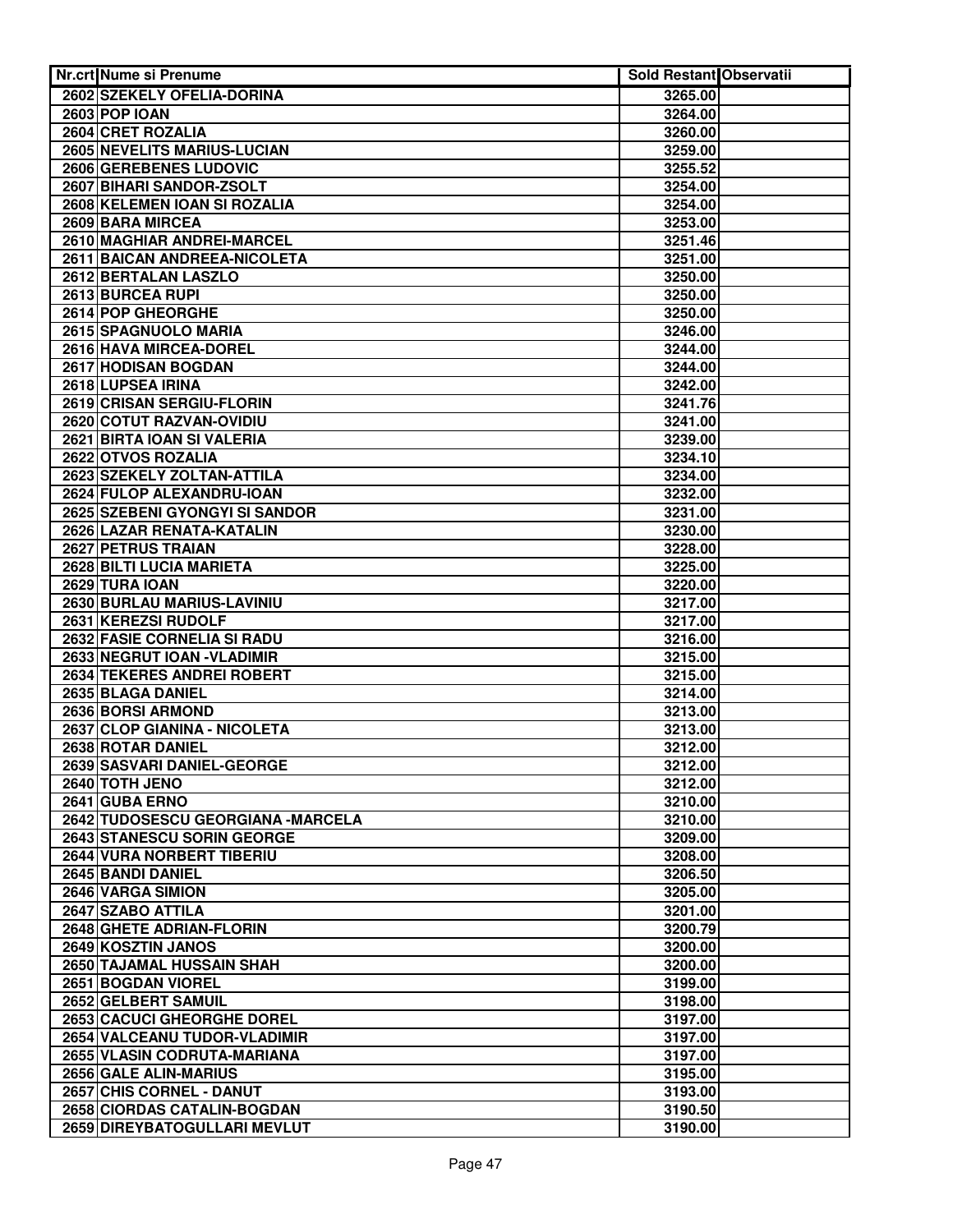| Nr.crt | Nume si Prenume | Sold Restant | Observatii |
| --- | --- | --- | --- |
| 2602 | SZEKELY OFELIA-DORINA | 3265.00 | |
| 2603 | POP IOAN | 3264.00 | |
| 2604 | CRET ROZALIA | 3260.00 | |
| 2605 | NEVELITS MARIUS-LUCIAN | 3259.00 | |
| 2606 | GEREBENES LUDOVIC | 3255.52 | |
| 2607 | BIHARI SANDOR-ZSOLT | 3254.00 | |
| 2608 | KELEMEN IOAN SI ROZALIA | 3254.00 | |
| 2609 | BARA MIRCEA | 3253.00 | |
| 2610 | MAGHIAR ANDREI-MARCEL | 3251.46 | |
| 2611 | BAICAN ANDREEA-NICOLETA | 3251.00 | |
| 2612 | BERTALAN LASZLO | 3250.00 | |
| 2613 | BURCEA RUPI | 3250.00 | |
| 2614 | POP GHEORGHE | 3250.00 | |
| 2615 | SPAGNUOLO MARIA | 3246.00 | |
| 2616 | HAVA MIRCEA-DOREL | 3244.00 | |
| 2617 | HODISAN BOGDAN | 3244.00 | |
| 2618 | LUPSEA IRINA | 3242.00 | |
| 2619 | CRISAN SERGIU-FLORIN | 3241.76 | |
| 2620 | COTUT RAZVAN-OVIDIU | 3241.00 | |
| 2621 | BIRTA IOAN SI VALERIA | 3239.00 | |
| 2622 | OTVOS ROZALIA | 3234.10 | |
| 2623 | SZEKELY ZOLTAN-ATTILA | 3234.00 | |
| 2624 | FULOP ALEXANDRU-IOAN | 3232.00 | |
| 2625 | SZEBENI GYONGYI SI SANDOR | 3231.00 | |
| 2626 | LAZAR RENATA-KATALIN | 3230.00 | |
| 2627 | PETRUS TRAIAN | 3228.00 | |
| 2628 | BILTI LUCIA MARIETA | 3225.00 | |
| 2629 | TURA IOAN | 3220.00 | |
| 2630 | BURLAU MARIUS-LAVINIU | 3217.00 | |
| 2631 | KEREZSI RUDOLF | 3217.00 | |
| 2632 | FASIE CORNELIA SI RADU | 3216.00 | |
| 2633 | NEGRUT IOAN -VLADIMIR | 3215.00 | |
| 2634 | TEKERES ANDREI ROBERT | 3215.00 | |
| 2635 | BLAGA DANIEL | 3214.00 | |
| 2636 | BORSI ARMOND | 3213.00 | |
| 2637 | CLOP GIANINA - NICOLETA | 3213.00 | |
| 2638 | ROTAR DANIEL | 3212.00 | |
| 2639 | SASVARI DANIEL-GEORGE | 3212.00 | |
| 2640 | TOTH JENO | 3212.00 | |
| 2641 | GUBA ERNO | 3210.00 | |
| 2642 | TUDOSESCU GEORGIANA -MARCELA | 3210.00 | |
| 2643 | STANESCU SORIN GEORGE | 3209.00 | |
| 2644 | VURA NORBERT TIBERIU | 3208.00 | |
| 2645 | BANDI DANIEL | 3206.50 | |
| 2646 | VARGA SIMION | 3205.00 | |
| 2647 | SZABO ATTILA | 3201.00 | |
| 2648 | GHETE ADRIAN-FLORIN | 3200.79 | |
| 2649 | KOSZTIN JANOS | 3200.00 | |
| 2650 | TAJAMAL HUSSAIN SHAH | 3200.00 | |
| 2651 | BOGDAN VIOREL | 3199.00 | |
| 2652 | GELBERT SAMUIL | 3198.00 | |
| 2653 | CACUCI GHEORGHE DOREL | 3197.00 | |
| 2654 | VALCEANU TUDOR-VLADIMIR | 3197.00 | |
| 2655 | VLASIN CODRUTA-MARIANA | 3197.00 | |
| 2656 | GALE ALIN-MARIUS | 3195.00 | |
| 2657 | CHIS CORNEL - DANUT | 3193.00 | |
| 2658 | CIORDAS CATALIN-BOGDAN | 3190.50 | |
| 2659 | DIREYBATOGULLARI MEVLUT | 3190.00 | |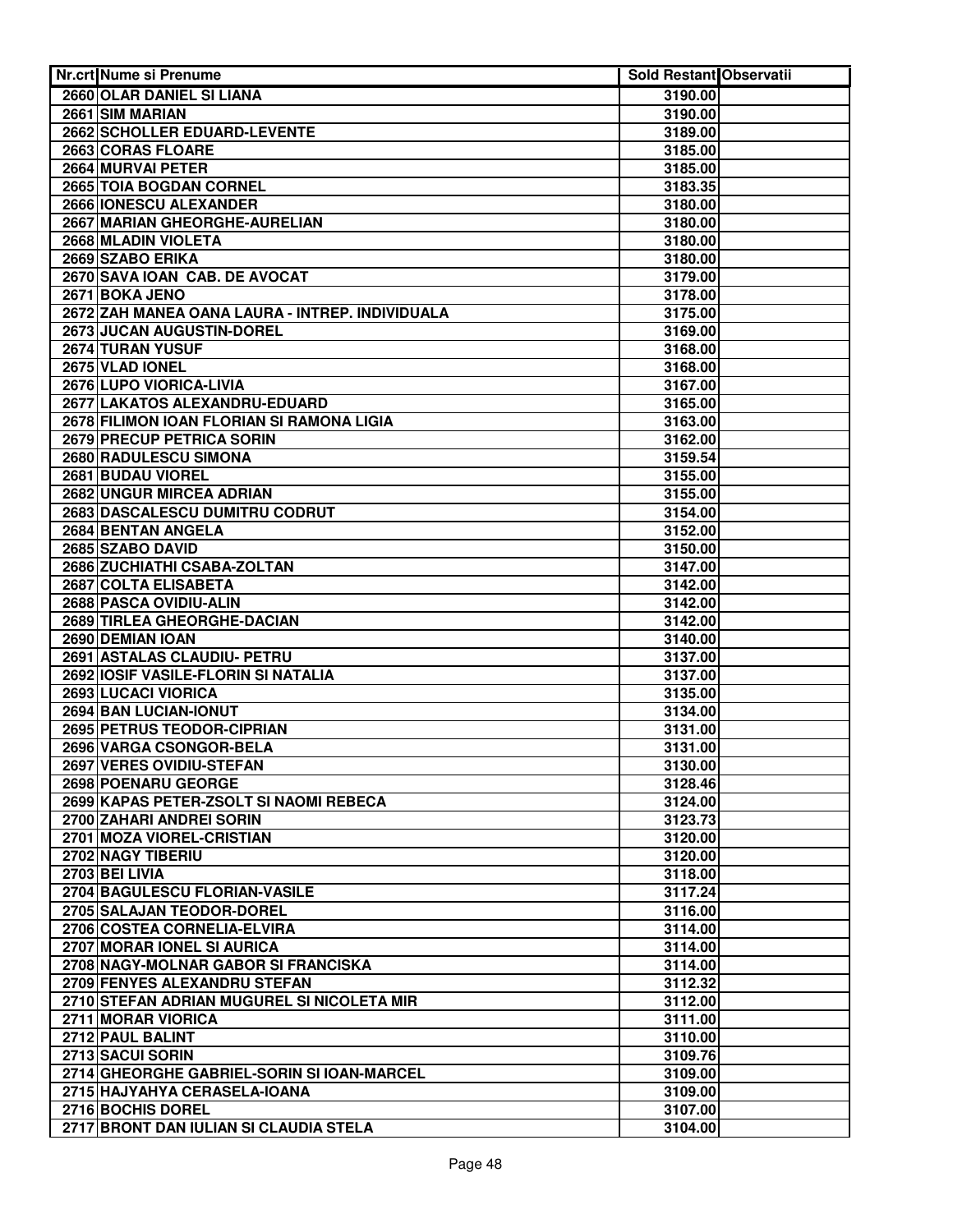| Nr.crt | Nume si Prenume | Sold Restant | Observatii |
|---|---|---|---|
| 2660 | OLAR DANIEL SI LIANA | 3190.00 | |
| 2661 | SIM MARIAN | 3190.00 | |
| 2662 | SCHOLLER EDUARD-LEVENTE | 3189.00 | |
| 2663 | CORAS FLOARE | 3185.00 | |
| 2664 | MURVAI PETER | 3185.00 | |
| 2665 | TOIA BOGDAN CORNEL | 3183.35 | |
| 2666 | IONESCU ALEXANDER | 3180.00 | |
| 2667 | MARIAN GHEORGHE-AURELIAN | 3180.00 | |
| 2668 | MLADIN VIOLETA | 3180.00 | |
| 2669 | SZABO ERIKA | 3180.00 | |
| 2670 | SAVA IOAN CAB. DE AVOCAT | 3179.00 | |
| 2671 | BOKA JENO | 3178.00 | |
| 2672 | ZAH MANEA OANA LAURA - INTREP. INDIVIDUALA | 3175.00 | |
| 2673 | JUCAN AUGUSTIN-DOREL | 3169.00 | |
| 2674 | TURAN YUSUF | 3168.00 | |
| 2675 | VLAD IONEL | 3168.00 | |
| 2676 | LUPO VIORICA-LIVIA | 3167.00 | |
| 2677 | LAKATOS ALEXANDRU-EDUARD | 3165.00 | |
| 2678 | FILIMON IOAN FLORIAN SI RAMONA LIGIA | 3163.00 | |
| 2679 | PRECUP PETRICA SORIN | 3162.00 | |
| 2680 | RADULESCU SIMONA | 3159.54 | |
| 2681 | BUDAU VIOREL | 3155.00 | |
| 2682 | UNGUR MIRCEA ADRIAN | 3155.00 | |
| 2683 | DASCALESCU DUMITRU CODRUT | 3154.00 | |
| 2684 | BENTAN ANGELA | 3152.00 | |
| 2685 | SZABO DAVID | 3150.00 | |
| 2686 | ZUCHIATHI CSABA-ZOLTAN | 3147.00 | |
| 2687 | COLTA ELISABETA | 3142.00 | |
| 2688 | PASCA OVIDIU-ALIN | 3142.00 | |
| 2689 | TIRLEA GHEORGHE-DACIAN | 3142.00 | |
| 2690 | DEMIAN IOAN | 3140.00 | |
| 2691 | ASTALAS CLAUDIU- PETRU | 3137.00 | |
| 2692 | IOSIF VASILE-FLORIN SI NATALIA | 3137.00 | |
| 2693 | LUCACI VIORICA | 3135.00 | |
| 2694 | BAN LUCIAN-IONUT | 3134.00 | |
| 2695 | PETRUS TEODOR-CIPRIAN | 3131.00 | |
| 2696 | VARGA CSONGOR-BELA | 3131.00 | |
| 2697 | VERES OVIDIU-STEFAN | 3130.00 | |
| 2698 | POENARU GEORGE | 3128.46 | |
| 2699 | KAPAS PETER-ZSOLT SI NAOMI REBECA | 3124.00 | |
| 2700 | ZAHARI ANDREI SORIN | 3123.73 | |
| 2701 | MOZA VIOREL-CRISTIAN | 3120.00 | |
| 2702 | NAGY TIBERIU | 3120.00 | |
| 2703 | BEI LIVIA | 3118.00 | |
| 2704 | BAGULESCU FLORIAN-VASILE | 3117.24 | |
| 2705 | SALAJAN TEODOR-DOREL | 3116.00 | |
| 2706 | COSTEA CORNELIA-ELVIRA | 3114.00 | |
| 2707 | MORAR IONEL SI AURICA | 3114.00 | |
| 2708 | NAGY-MOLNAR GABOR SI FRANCISKA | 3114.00 | |
| 2709 | FENYES ALEXANDRU STEFAN | 3112.32 | |
| 2710 | STEFAN ADRIAN MUGUREL SI NICOLETA MIR | 3112.00 | |
| 2711 | MORAR VIORICA | 3111.00 | |
| 2712 | PAUL BALINT | 3110.00 | |
| 2713 | SACUI SORIN | 3109.76 | |
| 2714 | GHEORGHE GABRIEL-SORIN SI IOAN-MARCEL | 3109.00 | |
| 2715 | HAJYAHYA CERASELA-IOANA | 3109.00 | |
| 2716 | BOCHIS DOREL | 3107.00 | |
| 2717 | BRONT DAN IULIAN SI CLAUDIA STELA | 3104.00 | |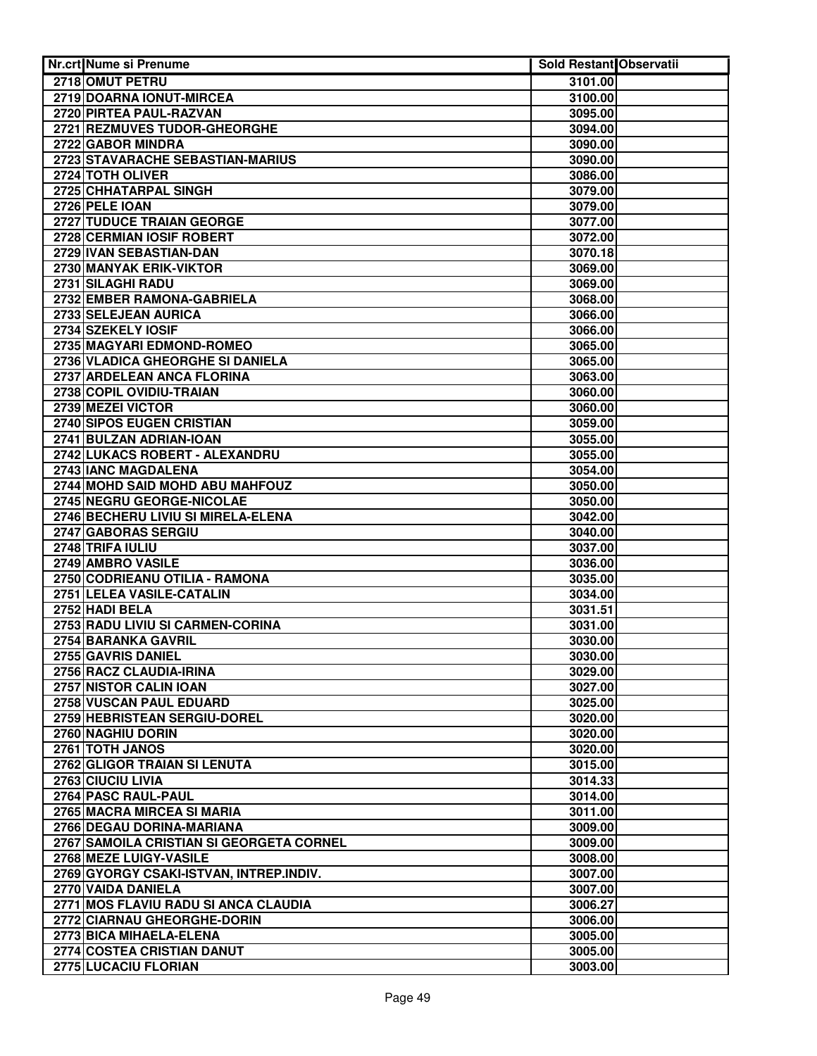| Nr.crt | Nume si Prenume | Sold Restant | Observatii |
|---|---|---|---|
| 2718 | OMUT PETRU | 3101.00 | |
| 2719 | DOARNA IONUT-MIRCEA | 3100.00 | |
| 2720 | PIRTEA PAUL-RAZVAN | 3095.00 | |
| 2721 | REZMUVES TUDOR-GHEORGHE | 3094.00 | |
| 2722 | GABOR MINDRA | 3090.00 | |
| 2723 | STAVARACHE SEBASTIAN-MARIUS | 3090.00 | |
| 2724 | TOTH OLIVER | 3086.00 | |
| 2725 | CHHATARPAL SINGH | 3079.00 | |
| 2726 | PELE IOAN | 3079.00 | |
| 2727 | TUDUCE TRAIAN GEORGE | 3077.00 | |
| 2728 | CERMIAN IOSIF ROBERT | 3072.00 | |
| 2729 | IVAN SEBASTIAN-DAN | 3070.18 | |
| 2730 | MANYAK ERIK-VIKTOR | 3069.00 | |
| 2731 | SILAGHI RADU | 3069.00 | |
| 2732 | EMBER RAMONA-GABRIELA | 3068.00 | |
| 2733 | SELEJEAN AURICA | 3066.00 | |
| 2734 | SZEKELY IOSIF | 3066.00 | |
| 2735 | MAGYARI EDMOND-ROMEO | 3065.00 | |
| 2736 | VLADICA GHEORGHE SI DANIELA | 3065.00 | |
| 2737 | ARDELEAN ANCA FLORINA | 3063.00 | |
| 2738 | COPIL OVIDIU-TRAIAN | 3060.00 | |
| 2739 | MEZEI VICTOR | 3060.00 | |
| 2740 | SIPOS EUGEN CRISTIAN | 3059.00 | |
| 2741 | BULZAN ADRIAN-IOAN | 3055.00 | |
| 2742 | LUKACS ROBERT - ALEXANDRU | 3055.00 | |
| 2743 | IANC MAGDALENA | 3054.00 | |
| 2744 | MOHD SAID MOHD ABU MAHFOUZ | 3050.00 | |
| 2745 | NEGRU GEORGE-NICOLAE | 3050.00 | |
| 2746 | BECHERU LIVIU SI MIRELA-ELENA | 3042.00 | |
| 2747 | GABORAS SERGIU | 3040.00 | |
| 2748 | TRIFA IULIU | 3037.00 | |
| 2749 | AMBRO VASILE | 3036.00 | |
| 2750 | CODRIEANU OTILIA - RAMONA | 3035.00 | |
| 2751 | LELEA VASILE-CATALIN | 3034.00 | |
| 2752 | HADI BELA | 3031.51 | |
| 2753 | RADU LIVIU SI CARMEN-CORINA | 3031.00 | |
| 2754 | BARANKA GAVRIL | 3030.00 | |
| 2755 | GAVRIS DANIEL | 3030.00 | |
| 2756 | RACZ CLAUDIA-IRINA | 3029.00 | |
| 2757 | NISTOR CALIN IOAN | 3027.00 | |
| 2758 | VUSCAN PAUL EDUARD | 3025.00 | |
| 2759 | HEBRISTEAN SERGIU-DOREL | 3020.00 | |
| 2760 | NAGHIU DORIN | 3020.00 | |
| 2761 | TOTH JANOS | 3020.00 | |
| 2762 | GLIGOR TRAIAN SI LENUTA | 3015.00 | |
| 2763 | CIUCIU LIVIA | 3014.33 | |
| 2764 | PASC RAUL-PAUL | 3014.00 | |
| 2765 | MACRA MIRCEA SI MARIA | 3011.00 | |
| 2766 | DEGAU DORINA-MARIANA | 3009.00 | |
| 2767 | SAMOILA CRISTIAN SI GEORGETA CORNEL | 3009.00 | |
| 2768 | MEZE LUIGY-VASILE | 3008.00 | |
| 2769 | GYORGY CSAKI-ISTVAN, INTREP.INDIV. | 3007.00 | |
| 2770 | VAIDA DANIELA | 3007.00 | |
| 2771 | MOS FLAVIU RADU SI ANCA CLAUDIA | 3006.27 | |
| 2772 | CIARNAU GHEORGHE-DORIN | 3006.00 | |
| 2773 | BICA MIHAELA-ELENA | 3005.00 | |
| 2774 | COSTEA CRISTIAN DANUT | 3005.00 | |
| 2775 | LUCACIU FLORIAN | 3003.00 | |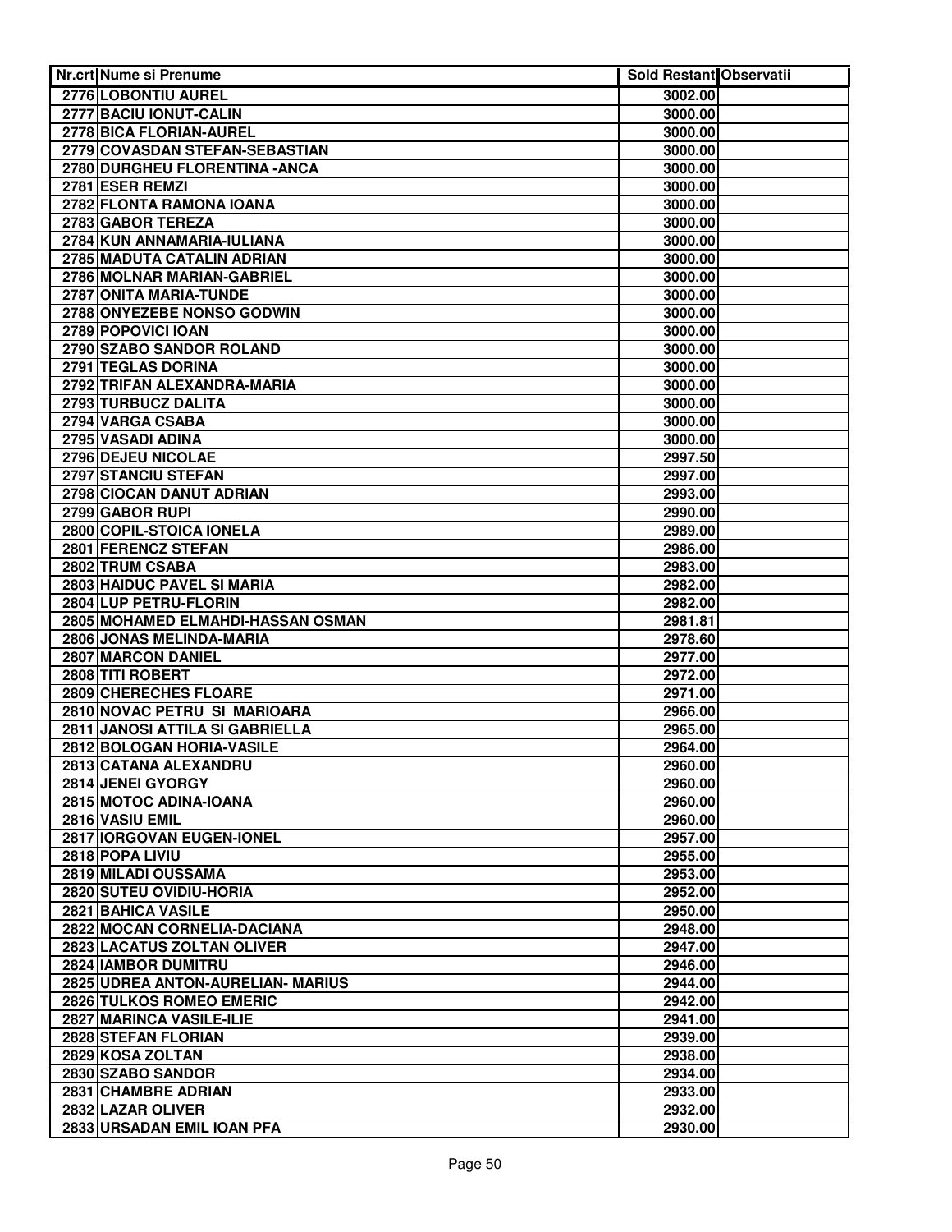| Nr.crt | Nume si Prenume | Sold Restant | Observatii |
|---|---|---|---|
| 2776 | LOBONTIU AUREL | 3002.00 | |
| 2777 | BACIU IONUT-CALIN | 3000.00 | |
| 2778 | BICA FLORIAN-AUREL | 3000.00 | |
| 2779 | COVASDAN STEFAN-SEBASTIAN | 3000.00 | |
| 2780 | DURGHEU FLORENTINA -ANCA | 3000.00 | |
| 2781 | ESER REMZI | 3000.00 | |
| 2782 | FLONTA RAMONA IOANA | 3000.00 | |
| 2783 | GABOR TEREZA | 3000.00 | |
| 2784 | KUN ANNAMARIA-IULIANA | 3000.00 | |
| 2785 | MADUTA CATALIN ADRIAN | 3000.00 | |
| 2786 | MOLNAR MARIAN-GABRIEL | 3000.00 | |
| 2787 | ONITA MARIA-TUNDE | 3000.00 | |
| 2788 | ONYEZEBE NONSO GODWIN | 3000.00 | |
| 2789 | POPOVICI IOAN | 3000.00 | |
| 2790 | SZABO SANDOR ROLAND | 3000.00 | |
| 2791 | TEGLAS DORINA | 3000.00 | |
| 2792 | TRIFAN ALEXANDRA-MARIA | 3000.00 | |
| 2793 | TURBUCZ DALITA | 3000.00 | |
| 2794 | VARGA CSABA | 3000.00 | |
| 2795 | VASADI ADINA | 3000.00 | |
| 2796 | DEJEU NICOLAE | 2997.50 | |
| 2797 | STANCIU STEFAN | 2997.00 | |
| 2798 | CIOCAN DANUT ADRIAN | 2993.00 | |
| 2799 | GABOR RUPI | 2990.00 | |
| 2800 | COPIL-STOICA IONELA | 2989.00 | |
| 2801 | FERENCZ STEFAN | 2986.00 | |
| 2802 | TRUM CSABA | 2983.00 | |
| 2803 | HAIDUC PAVEL SI MARIA | 2982.00 | |
| 2804 | LUP PETRU-FLORIN | 2982.00 | |
| 2805 | MOHAMED ELMAHDI-HASSAN OSMAN | 2981.81 | |
| 2806 | JONAS MELINDA-MARIA | 2978.60 | |
| 2807 | MARCON DANIEL | 2977.00 | |
| 2808 | TITI ROBERT | 2972.00 | |
| 2809 | CHERECHES FLOARE | 2971.00 | |
| 2810 | NOVAC PETRU SI MARIOARA | 2966.00 | |
| 2811 | JANOSI ATTILA SI GABRIELLA | 2965.00 | |
| 2812 | BOLOGAN HORIA-VASILE | 2964.00 | |
| 2813 | CATANA ALEXANDRU | 2960.00 | |
| 2814 | JENEI GYORGY | 2960.00 | |
| 2815 | MOTOC ADINA-IOANA | 2960.00 | |
| 2816 | VASIU EMIL | 2960.00 | |
| 2817 | IORGOVAN EUGEN-IONEL | 2957.00 | |
| 2818 | POPA LIVIU | 2955.00 | |
| 2819 | MILADI OUSSAMA | 2953.00 | |
| 2820 | SUTEU OVIDIU-HORIA | 2952.00 | |
| 2821 | BAHICA VASILE | 2950.00 | |
| 2822 | MOCAN CORNELIA-DACIANA | 2948.00 | |
| 2823 | LACATUS ZOLTAN OLIVER | 2947.00 | |
| 2824 | IAMBOR DUMITRU | 2946.00 | |
| 2825 | UDREA ANTON-AURELIAN- MARIUS | 2944.00 | |
| 2826 | TULKOS ROMEO EMERIC | 2942.00 | |
| 2827 | MARINCA VASILE-ILIE | 2941.00 | |
| 2828 | STEFAN FLORIAN | 2939.00 | |
| 2829 | KOSA ZOLTAN | 2938.00 | |
| 2830 | SZABO SANDOR | 2934.00 | |
| 2831 | CHAMBRE ADRIAN | 2933.00 | |
| 2832 | LAZAR OLIVER | 2932.00 | |
| 2833 | URSADAN EMIL IOAN PFA | 2930.00 | |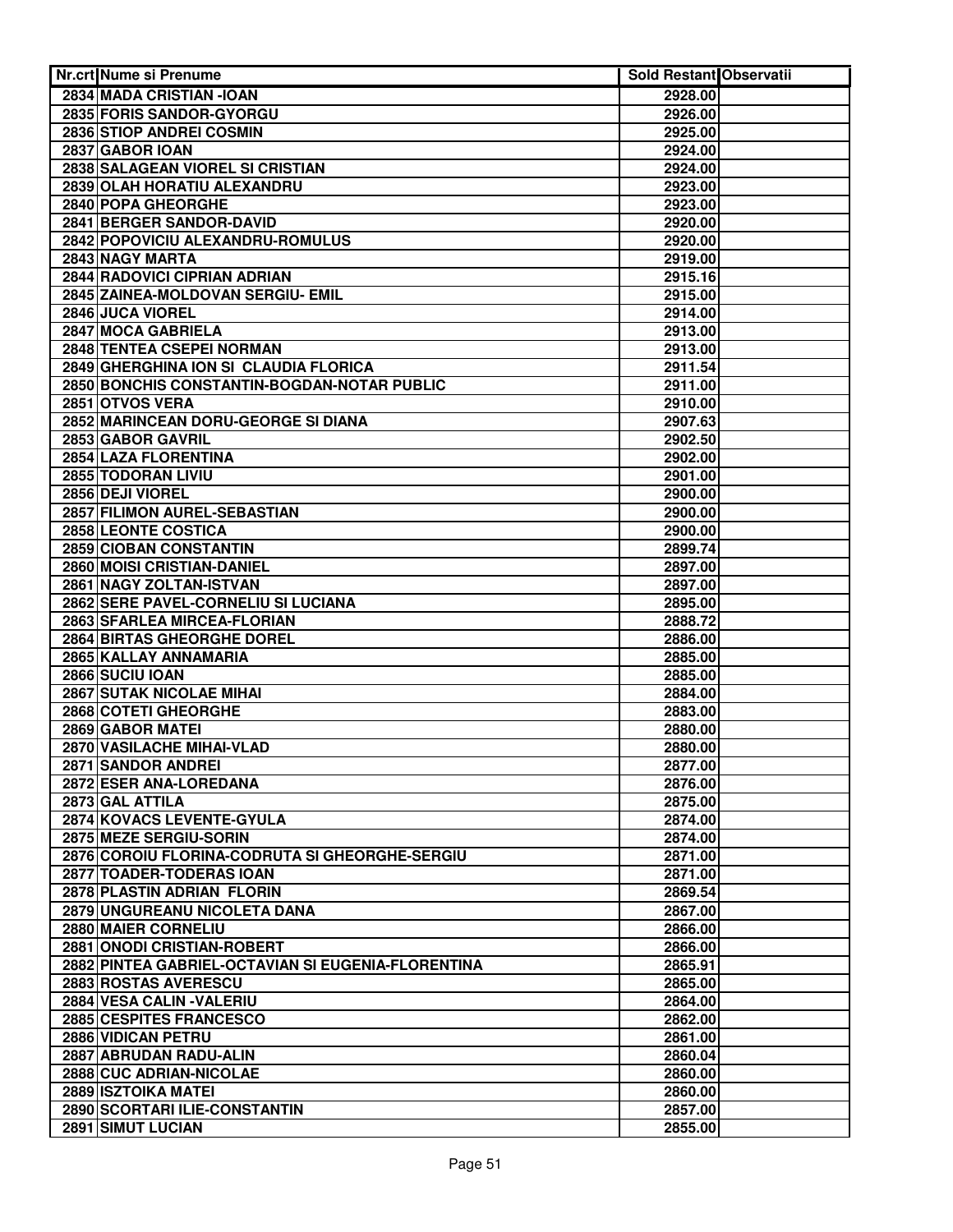| Nr.crt | Nume si Prenume | Sold Restant | Observatii |
|---|---|---|---|
| 2834 | MADA CRISTIAN -IOAN | 2928.00 | |
| 2835 | FORIS SANDOR-GYORGU | 2926.00 | |
| 2836 | STIOP ANDREI COSMIN | 2925.00 | |
| 2837 | GABOR IOAN | 2924.00 | |
| 2838 | SALAGEAN VIOREL SI CRISTIAN | 2924.00 | |
| 2839 | OLAH HORATIU ALEXANDRU | 2923.00 | |
| 2840 | POPA GHEORGHE | 2923.00 | |
| 2841 | BERGER SANDOR-DAVID | 2920.00 | |
| 2842 | POPOVICIU ALEXANDRU-ROMULUS | 2920.00 | |
| 2843 | NAGY MARTA | 2919.00 | |
| 2844 | RADOVICI CIPRIAN ADRIAN | 2915.16 | |
| 2845 | ZAINEA-MOLDOVAN SERGIU- EMIL | 2915.00 | |
| 2846 | JUCA VIOREL | 2914.00 | |
| 2847 | MOCA GABRIELA | 2913.00 | |
| 2848 | TENTEA CSEPEI NORMAN | 2913.00 | |
| 2849 | GHERGHINA ION SI CLAUDIA FLORICA | 2911.54 | |
| 2850 | BONCHIS CONSTANTIN-BOGDAN-NOTAR PUBLIC | 2911.00 | |
| 2851 | OTVOS VERA | 2910.00 | |
| 2852 | MARINCEAN DORU-GEORGE SI DIANA | 2907.63 | |
| 2853 | GABOR GAVRIL | 2902.50 | |
| 2854 | LAZA FLORENTINA | 2902.00 | |
| 2855 | TODORAN LIVIU | 2901.00 | |
| 2856 | DEJI VIOREL | 2900.00 | |
| 2857 | FILIMON AUREL-SEBASTIAN | 2900.00 | |
| 2858 | LEONTE COSTICA | 2900.00 | |
| 2859 | CIOBAN CONSTANTIN | 2899.74 | |
| 2860 | MOISI CRISTIAN-DANIEL | 2897.00 | |
| 2861 | NAGY ZOLTAN-ISTVAN | 2897.00 | |
| 2862 | SERE PAVEL-CORNELIU SI LUCIANA | 2895.00 | |
| 2863 | SFARLEA MIRCEA-FLORIAN | 2888.72 | |
| 2864 | BIRTAS GHEORGHE DOREL | 2886.00 | |
| 2865 | KALLAY ANNAMARIA | 2885.00 | |
| 2866 | SUCIU IOAN | 2885.00 | |
| 2867 | SUTAK NICOLAE MIHAI | 2884.00 | |
| 2868 | COTETI GHEORGHE | 2883.00 | |
| 2869 | GABOR MATEI | 2880.00 | |
| 2870 | VASILACHE MIHAI-VLAD | 2880.00 | |
| 2871 | SANDOR ANDREI | 2877.00 | |
| 2872 | ESER ANA-LOREDANA | 2876.00 | |
| 2873 | GAL ATTILA | 2875.00 | |
| 2874 | KOVACS LEVENTE-GYULA | 2874.00 | |
| 2875 | MEZE SERGIU-SORIN | 2874.00 | |
| 2876 | COROIU FLORINA-CODRUTA SI GHEORGHE-SERGIU | 2871.00 | |
| 2877 | TOADER-TODERAS IOAN | 2871.00 | |
| 2878 | PLASTIN ADRIAN FLORIN | 2869.54 | |
| 2879 | UNGUREANU NICOLETA DANA | 2867.00 | |
| 2880 | MAIER CORNELIU | 2866.00 | |
| 2881 | ONODI CRISTIAN-ROBERT | 2866.00 | |
| 2882 | PINTEA GABRIEL-OCTAVIAN SI EUGENIA-FLORENTINA | 2865.91 | |
| 2883 | ROSTAS AVERESCU | 2865.00 | |
| 2884 | VESA CALIN -VALERIU | 2864.00 | |
| 2885 | CESPITES FRANCESCO | 2862.00 | |
| 2886 | VIDICAN PETRU | 2861.00 | |
| 2887 | ABRUDAN RADU-ALIN | 2860.04 | |
| 2888 | CUC ADRIAN-NICOLAE | 2860.00 | |
| 2889 | ISZTOIKA MATEI | 2860.00 | |
| 2890 | SCORTARI ILIE-CONSTANTIN | 2857.00 | |
| 2891 | SIMUT LUCIAN | 2855.00 | |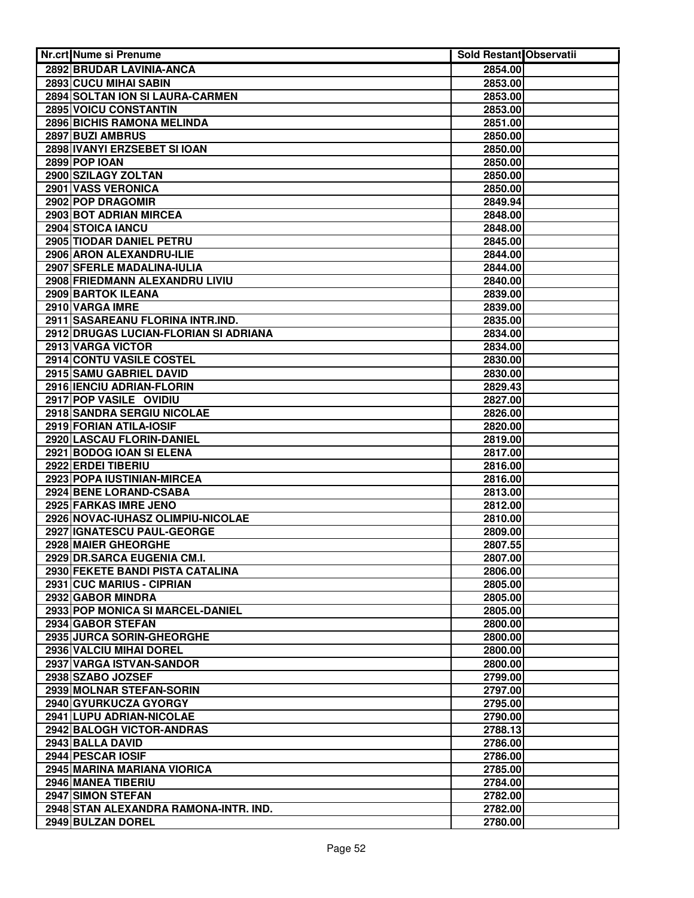| Nr.crt | Nume si Prenume | Sold Restant | Observatii |
|---|---|---|---|
| 2892 | BRUDAR LAVINIA-ANCA | 2854.00 | |
| 2893 | CUCU MIHAI SABIN | 2853.00 | |
| 2894 | SOLTAN ION SI LAURA-CARMEN | 2853.00 | |
| 2895 | VOICU CONSTANTIN | 2853.00 | |
| 2896 | BICHIS RAMONA MELINDA | 2851.00 | |
| 2897 | BUZI AMBRUS | 2850.00 | |
| 2898 | IVANYI ERZSEBET SI IOAN | 2850.00 | |
| 2899 | POP IOAN | 2850.00 | |
| 2900 | SZILAGY ZOLTAN | 2850.00 | |
| 2901 | VASS VERONICA | 2850.00 | |
| 2902 | POP DRAGOMIR | 2849.94 | |
| 2903 | BOT ADRIAN MIRCEA | 2848.00 | |
| 2904 | STOICA IANCU | 2848.00 | |
| 2905 | TIODAR DANIEL PETRU | 2845.00 | |
| 2906 | ARON ALEXANDRU-ILIE | 2844.00 | |
| 2907 | SFERLE MADALINA-IULIA | 2844.00 | |
| 2908 | FRIEDMANN ALEXANDRU LIVIU | 2840.00 | |
| 2909 | BARTOK ILEANA | 2839.00 | |
| 2910 | VARGA IMRE | 2839.00 | |
| 2911 | SASAREANU FLORINA INTR.IND. | 2835.00 | |
| 2912 | DRUGAS LUCIAN-FLORIAN SI ADRIANA | 2834.00 | |
| 2913 | VARGA VICTOR | 2834.00 | |
| 2914 | CONTU VASILE COSTEL | 2830.00 | |
| 2915 | SAMU GABRIEL DAVID | 2830.00 | |
| 2916 | IENCIU ADRIAN-FLORIN | 2829.43 | |
| 2917 | POP VASILE OVIDIU | 2827.00 | |
| 2918 | SANDRA SERGIU NICOLAE | 2826.00 | |
| 2919 | FORIAN ATILA-IOSIF | 2820.00 | |
| 2920 | LASCAU FLORIN-DANIEL | 2819.00 | |
| 2921 | BODOG IOAN SI ELENA | 2817.00 | |
| 2922 | ERDEI TIBERIU | 2816.00 | |
| 2923 | POPA IUSTINIAN-MIRCEA | 2816.00 | |
| 2924 | BENE LORAND-CSABA | 2813.00 | |
| 2925 | FARKAS IMRE JENO | 2812.00 | |
| 2926 | NOVAC-IUHASZ OLIMPIU-NICOLAE | 2810.00 | |
| 2927 | IGNATESCU PAUL-GEORGE | 2809.00 | |
| 2928 | MAIER GHEORGHE | 2807.55 | |
| 2929 | DR.SARCA EUGENIA CM.I. | 2807.00 | |
| 2930 | FEKETE BANDI PISTA CATALINA | 2806.00 | |
| 2931 | CUC MARIUS - CIPRIAN | 2805.00 | |
| 2932 | GABOR MINDRA | 2805.00 | |
| 2933 | POP MONICA SI MARCEL-DANIEL | 2805.00 | |
| 2934 | GABOR STEFAN | 2800.00 | |
| 2935 | JURCA SORIN-GHEORGHE | 2800.00 | |
| 2936 | VALCIU MIHAI DOREL | 2800.00 | |
| 2937 | VARGA ISTVAN-SANDOR | 2800.00 | |
| 2938 | SZABO JOZSEF | 2799.00 | |
| 2939 | MOLNAR STEFAN-SORIN | 2797.00 | |
| 2940 | GYURKUCZA GYORGY | 2795.00 | |
| 2941 | LUPU ADRIAN-NICOLAE | 2790.00 | |
| 2942 | BALOGH VICTOR-ANDRAS | 2788.13 | |
| 2943 | BALLA DAVID | 2786.00 | |
| 2944 | PESCAR IOSIF | 2786.00 | |
| 2945 | MARINA MARIANA VIORICA | 2785.00 | |
| 2946 | MANEA TIBERIU | 2784.00 | |
| 2947 | SIMON STEFAN | 2782.00 | |
| 2948 | STAN ALEXANDRA RAMONA-INTR. IND. | 2782.00 | |
| 2949 | BULZAN DOREL | 2780.00 | |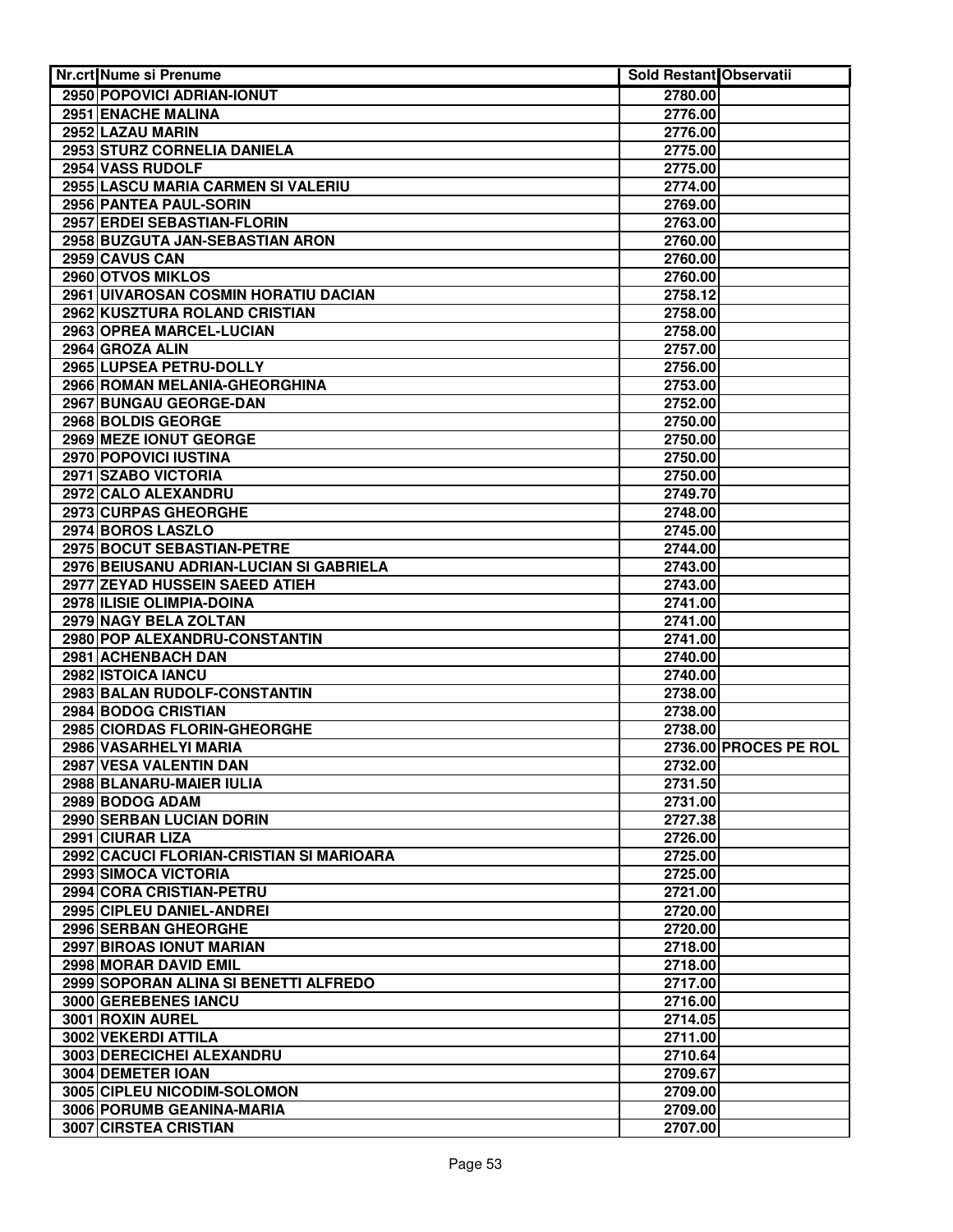| Nr.crt | Nume si Prenume | Sold Restant | Observatii |
|---|---|---|---|
| 2950 | POPOVICI ADRIAN-IONUT | 2780.00 | |
| 2951 | ENACHE MALINA | 2776.00 | |
| 2952 | LAZAU MARIN | 2776.00 | |
| 2953 | STURZ CORNELIA DANIELA | 2775.00 | |
| 2954 | VASS RUDOLF | 2775.00 | |
| 2955 | LASCU MARIA CARMEN SI VALERIU | 2774.00 | |
| 2956 | PANTEA PAUL-SORIN | 2769.00 | |
| 2957 | ERDEI SEBASTIAN-FLORIN | 2763.00 | |
| 2958 | BUZGUTA JAN-SEBASTIAN ARON | 2760.00 | |
| 2959 | CAVUS CAN | 2760.00 | |
| 2960 | OTVOS MIKLOS | 2760.00 | |
| 2961 | UIVAROSAN COSMIN HORATIU DACIAN | 2758.12 | |
| 2962 | KUSZTURA ROLAND CRISTIAN | 2758.00 | |
| 2963 | OPREA MARCEL-LUCIAN | 2758.00 | |
| 2964 | GROZA ALIN | 2757.00 | |
| 2965 | LUPSEA PETRU-DOLLY | 2756.00 | |
| 2966 | ROMAN MELANIA-GHEORGHINA | 2753.00 | |
| 2967 | BUNGAU GEORGE-DAN | 2752.00 | |
| 2968 | BOLDIS GEORGE | 2750.00 | |
| 2969 | MEZE IONUT GEORGE | 2750.00 | |
| 2970 | POPOVICI IUSTINA | 2750.00 | |
| 2971 | SZABO VICTORIA | 2750.00 | |
| 2972 | CALO ALEXANDRU | 2749.70 | |
| 2973 | CURPAS GHEORGHE | 2748.00 | |
| 2974 | BOROS LASZLO | 2745.00 | |
| 2975 | BOCUT SEBASTIAN-PETRE | 2744.00 | |
| 2976 | BEIUSANU ADRIAN-LUCIAN SI GABRIELA | 2743.00 | |
| 2977 | ZEYAD HUSSEIN SAEED ATIEH | 2743.00 | |
| 2978 | ILISIE OLIMPIA-DOINA | 2741.00 | |
| 2979 | NAGY BELA ZOLTAN | 2741.00 | |
| 2980 | POP ALEXANDRU-CONSTANTIN | 2741.00 | |
| 2981 | ACHENBACH DAN | 2740.00 | |
| 2982 | ISTOICA IANCU | 2740.00 | |
| 2983 | BALAN RUDOLF-CONSTANTIN | 2738.00 | |
| 2984 | BODOG CRISTIAN | 2738.00 | |
| 2985 | CIORDAS FLORIN-GHEORGHE | 2738.00 | |
| 2986 | VASARHELYI MARIA | 2736.00 | PROCES PE ROL |
| 2987 | VESA VALENTIN DAN | 2732.00 | |
| 2988 | BLANARU-MAIER IULIA | 2731.50 | |
| 2989 | BODOG ADAM | 2731.00 | |
| 2990 | SERBAN LUCIAN DORIN | 2727.38 | |
| 2991 | CIURAR LIZA | 2726.00 | |
| 2992 | CACUCI FLORIAN-CRISTIAN SI MARIOARA | 2725.00 | |
| 2993 | SIMOCA VICTORIA | 2725.00 | |
| 2994 | CORA CRISTIAN-PETRU | 2721.00 | |
| 2995 | CIPLEU DANIEL-ANDREI | 2720.00 | |
| 2996 | SERBAN GHEORGHE | 2720.00 | |
| 2997 | BIROAS IONUT MARIAN | 2718.00 | |
| 2998 | MORAR DAVID EMIL | 2718.00 | |
| 2999 | SOPORAN ALINA SI BENETTI ALFREDO | 2717.00 | |
| 3000 | GEREBENES IANCU | 2716.00 | |
| 3001 | ROXIN AUREL | 2714.05 | |
| 3002 | VEKERDI ATTILA | 2711.00 | |
| 3003 | DERECICHEI ALEXANDRU | 2710.64 | |
| 3004 | DEMETER IOAN | 2709.67 | |
| 3005 | CIPLEU NICODIM-SOLOMON | 2709.00 | |
| 3006 | PORUMB GEANINA-MARIA | 2709.00 | |
| 3007 | CIRSTEA CRISTIAN | 2707.00 | |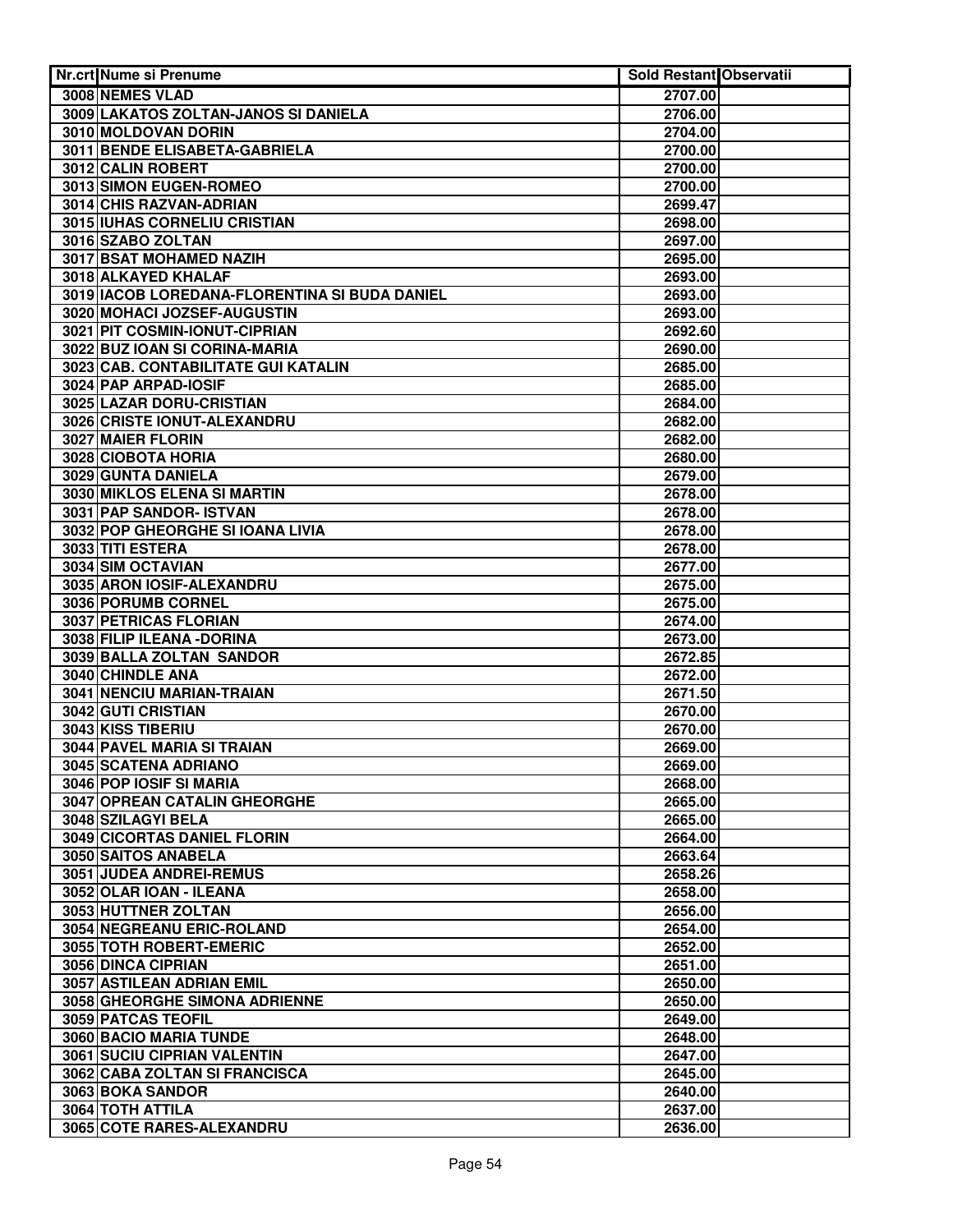| Nr.crt | Nume si Prenume | Sold Restant | Observatii |
| --- | --- | --- | --- |
| 3008 | NEMES VLAD | 2707.00 | |
| 3009 | LAKATOS ZOLTAN-JANOS SI DANIELA | 2706.00 | |
| 3010 | MOLDOVAN DORIN | 2704.00 | |
| 3011 | BENDE ELISABETA-GABRIELA | 2700.00 | |
| 3012 | CALIN ROBERT | 2700.00 | |
| 3013 | SIMON EUGEN-ROMEO | 2700.00 | |
| 3014 | CHIS RAZVAN-ADRIAN | 2699.47 | |
| 3015 | IUHAS CORNELIU CRISTIAN | 2698.00 | |
| 3016 | SZABO ZOLTAN | 2697.00 | |
| 3017 | BSAT MOHAMED NAZIH | 2695.00 | |
| 3018 | ALKAYED KHALAF | 2693.00 | |
| 3019 | IACOB LOREDANA-FLORENTINA SI BUDA DANIEL | 2693.00 | |
| 3020 | MOHACI JOZSEF-AUGUSTIN | 2693.00 | |
| 3021 | PIT COSMIN-IONUT-CIPRIAN | 2692.60 | |
| 3022 | BUZ IOAN SI CORINA-MARIA | 2690.00 | |
| 3023 | CAB. CONTABILITATE GUI KATALIN | 2685.00 | |
| 3024 | PAP ARPAD-IOSIF | 2685.00 | |
| 3025 | LAZAR DORU-CRISTIAN | 2684.00 | |
| 3026 | CRISTE IONUT-ALEXANDRU | 2682.00 | |
| 3027 | MAIER FLORIN | 2682.00 | |
| 3028 | CIOBOTA HORIA | 2680.00 | |
| 3029 | GUNTA DANIELA | 2679.00 | |
| 3030 | MIKLOS ELENA SI MARTIN | 2678.00 | |
| 3031 | PAP SANDOR- ISTVAN | 2678.00 | |
| 3032 | POP GHEORGHE SI IOANA LIVIA | 2678.00 | |
| 3033 | TITI ESTERA | 2678.00 | |
| 3034 | SIM OCTAVIAN | 2677.00 | |
| 3035 | ARON IOSIF-ALEXANDRU | 2675.00 | |
| 3036 | PORUMB CORNEL | 2675.00 | |
| 3037 | PETRICAS FLORIAN | 2674.00 | |
| 3038 | FILIP ILEANA -DORINA | 2673.00 | |
| 3039 | BALLA ZOLTAN SANDOR | 2672.85 | |
| 3040 | CHINDLE ANA | 2672.00 | |
| 3041 | NENCIU MARIAN-TRAIAN | 2671.50 | |
| 3042 | GUTI CRISTIAN | 2670.00 | |
| 3043 | KISS TIBERIU | 2670.00 | |
| 3044 | PAVEL MARIA SI TRAIAN | 2669.00 | |
| 3045 | SCATENA ADRIANO | 2669.00 | |
| 3046 | POP IOSIF SI MARIA | 2668.00 | |
| 3047 | OPREAN CATALIN GHEORGHE | 2665.00 | |
| 3048 | SZILAGYI BELA | 2665.00 | |
| 3049 | CICORTAS DANIEL FLORIN | 2664.00 | |
| 3050 | SAITOS ANABELA | 2663.64 | |
| 3051 | JUDEA ANDREI-REMUS | 2658.26 | |
| 3052 | OLAR IOAN - ILEANA | 2658.00 | |
| 3053 | HUTTNER ZOLTAN | 2656.00 | |
| 3054 | NEGREANU ERIC-ROLAND | 2654.00 | |
| 3055 | TOTH ROBERT-EMERIC | 2652.00 | |
| 3056 | DINCA CIPRIAN | 2651.00 | |
| 3057 | ASTILEAN ADRIAN EMIL | 2650.00 | |
| 3058 | GHEORGHE SIMONA ADRIENNE | 2650.00 | |
| 3059 | PATCAS TEOFIL | 2649.00 | |
| 3060 | BACIO MARIA TUNDE | 2648.00 | |
| 3061 | SUCIU CIPRIAN VALENTIN | 2647.00 | |
| 3062 | CABA ZOLTAN SI FRANCISCA | 2645.00 | |
| 3063 | BOKA SANDOR | 2640.00 | |
| 3064 | TOTH ATTILA | 2637.00 | |
| 3065 | COTE RARES-ALEXANDRU | 2636.00 | |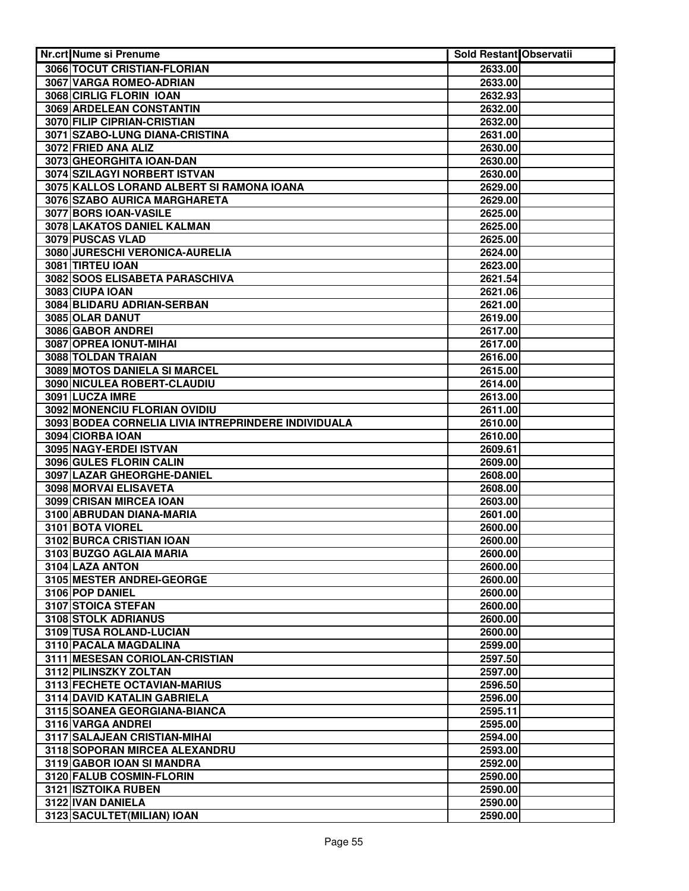| Nr.crt | Nume si Prenume | Sold Restant | Observatii |
|---|---|---|---|
| 3066 | TOCUT CRISTIAN-FLORIAN | 2633.00 | |
| 3067 | VARGA ROMEO-ADRIAN | 2633.00 | |
| 3068 | CIRLIG FLORIN IOAN | 2632.93 | |
| 3069 | ARDELEAN CONSTANTIN | 2632.00 | |
| 3070 | FILIP CIPRIAN-CRISTIAN | 2632.00 | |
| 3071 | SZABO-LUNG DIANA-CRISTINA | 2631.00 | |
| 3072 | FRIED ANA ALIZ | 2630.00 | |
| 3073 | GHEORGHITA IOAN-DAN | 2630.00 | |
| 3074 | SZILAGYI NORBERT ISTVAN | 2630.00 | |
| 3075 | KALLOS LORAND ALBERT SI RAMONA IOANA | 2629.00 | |
| 3076 | SZABO AURICA MARGHARETA | 2629.00 | |
| 3077 | BORS IOAN-VASILE | 2625.00 | |
| 3078 | LAKATOS DANIEL KALMAN | 2625.00 | |
| 3079 | PUSCAS VLAD | 2625.00 | |
| 3080 | JURESCHI VERONICA-AURELIA | 2624.00 | |
| 3081 | TIRTEU IOAN | 2623.00 | |
| 3082 | SOOS ELISABETA PARASCHIVA | 2621.54 | |
| 3083 | CIUPA IOAN | 2621.06 | |
| 3084 | BLIDARU ADRIAN-SERBAN | 2621.00 | |
| 3085 | OLAR DANUT | 2619.00 | |
| 3086 | GABOR ANDREI | 2617.00 | |
| 3087 | OPREA IONUT-MIHAI | 2617.00 | |
| 3088 | TOLDAN TRAIAN | 2616.00 | |
| 3089 | MOTOS DANIELA SI MARCEL | 2615.00 | |
| 3090 | NICULEA ROBERT-CLAUDIU | 2614.00 | |
| 3091 | LUCZA IMRE | 2613.00 | |
| 3092 | MONENCIU FLORIAN OVIDIU | 2611.00 | |
| 3093 | BODEA CORNELIA LIVIA INTREPRINDERE INDIVIDUALA | 2610.00 | |
| 3094 | CIORBA IOAN | 2610.00 | |
| 3095 | NAGY-ERDEI ISTVAN | 2609.61 | |
| 3096 | GULES FLORIN CALIN | 2609.00 | |
| 3097 | LAZAR GHEORGHE-DANIEL | 2608.00 | |
| 3098 | MORVAI ELISAVETA | 2608.00 | |
| 3099 | CRISAN MIRCEA IOAN | 2603.00 | |
| 3100 | ABRUDAN DIANA-MARIA | 2601.00 | |
| 3101 | BOTA VIOREL | 2600.00 | |
| 3102 | BURCA CRISTIAN IOAN | 2600.00 | |
| 3103 | BUZGO AGLAIA MARIA | 2600.00 | |
| 3104 | LAZA ANTON | 2600.00 | |
| 3105 | MESTER ANDREI-GEORGE | 2600.00 | |
| 3106 | POP DANIEL | 2600.00 | |
| 3107 | STOICA STEFAN | 2600.00 | |
| 3108 | STOLK ADRIANUS | 2600.00 | |
| 3109 | TUSA ROLAND-LUCIAN | 2600.00 | |
| 3110 | PACALA MAGDALINA | 2599.00 | |
| 3111 | MESESAN CORIOLAN-CRISTIAN | 2597.50 | |
| 3112 | PILINSZKY ZOLTAN | 2597.00 | |
| 3113 | FECHETE OCTAVIAN-MARIUS | 2596.50 | |
| 3114 | DAVID KATALIN GABRIELA | 2596.00 | |
| 3115 | SOANEA GEORGIANA-BIANCA | 2595.11 | |
| 3116 | VARGA ANDREI | 2595.00 | |
| 3117 | SALAJEAN CRISTIAN-MIHAI | 2594.00 | |
| 3118 | SOPORAN MIRCEA ALEXANDRU | 2593.00 | |
| 3119 | GABOR IOAN SI MANDRA | 2592.00 | |
| 3120 | FALUB COSMIN-FLORIN | 2590.00 | |
| 3121 | ISZTOIKA RUBEN | 2590.00 | |
| 3122 | IVAN DANIELA | 2590.00 | |
| 3123 | SACULTET(MILIAN) IOAN | 2590.00 | |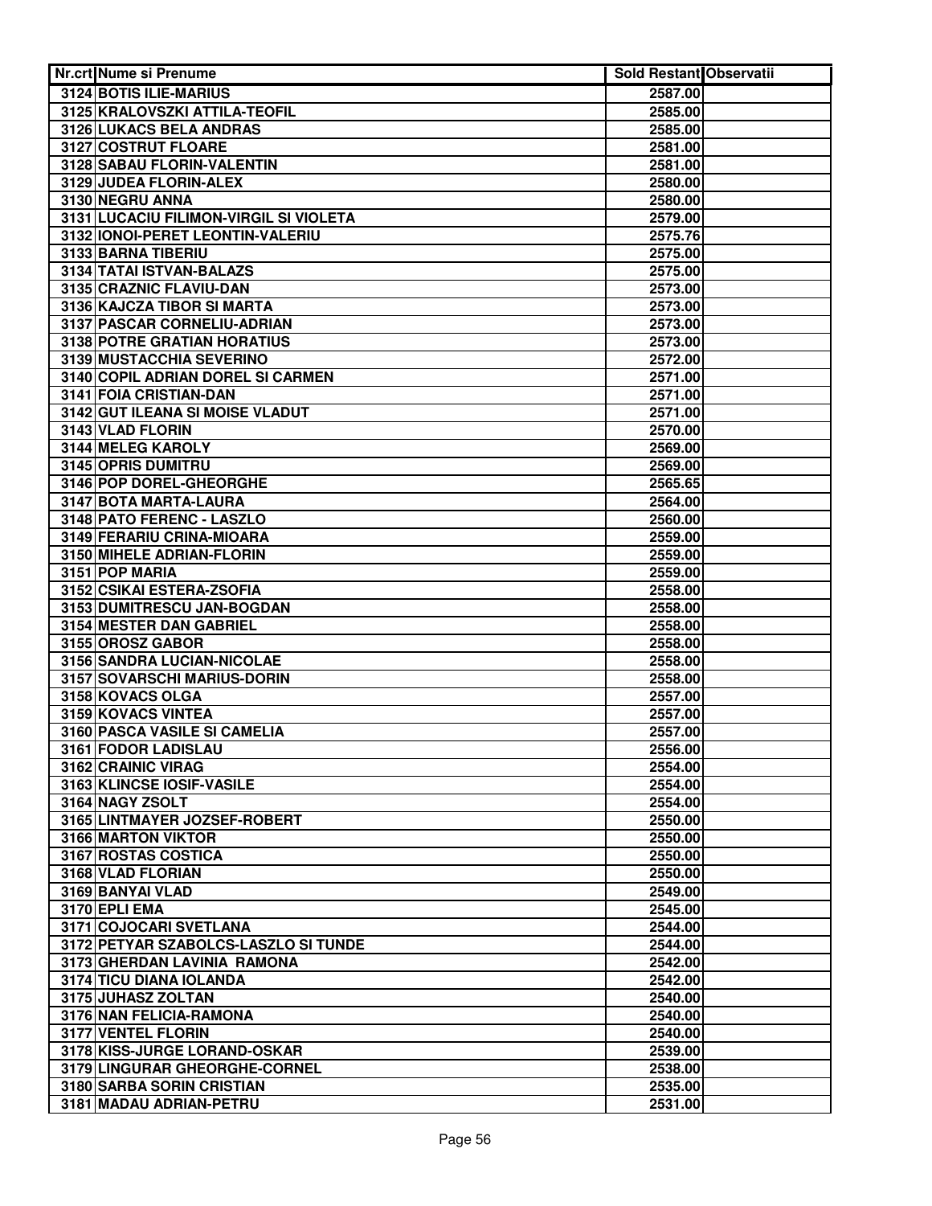| Nr.crt | Nume si Prenume | Sold Restant | Observatii |
|---|---|---|---|
| 3124 | BOTIS ILIE-MARIUS | 2587.00 | |
| 3125 | KRALOVSZKI ATTILA-TEOFIL | 2585.00 | |
| 3126 | LUKACS BELA ANDRAS | 2585.00 | |
| 3127 | COSTRUT FLOARE | 2581.00 | |
| 3128 | SABAU FLORIN-VALENTIN | 2581.00 | |
| 3129 | JUDEA FLORIN-ALEX | 2580.00 | |
| 3130 | NEGRU ANNA | 2580.00 | |
| 3131 | LUCACIU FILIMON-VIRGIL SI VIOLETA | 2579.00 | |
| 3132 | IONOI-PERET LEONTIN-VALERIU | 2575.76 | |
| 3133 | BARNA TIBERIU | 2575.00 | |
| 3134 | TATAI ISTVAN-BALAZS | 2575.00 | |
| 3135 | CRAZNIC FLAVIU-DAN | 2573.00 | |
| 3136 | KAJCZA TIBOR SI MARTA | 2573.00 | |
| 3137 | PASCAR CORNELIU-ADRIAN | 2573.00 | |
| 3138 | POTRE GRATIAN HORATIUS | 2573.00 | |
| 3139 | MUSTACCHIA SEVERINO | 2572.00 | |
| 3140 | COPIL ADRIAN DOREL SI CARMEN | 2571.00 | |
| 3141 | FOIA CRISTIAN-DAN | 2571.00 | |
| 3142 | GUT ILEANA SI MOISE VLADUT | 2571.00 | |
| 3143 | VLAD FLORIN | 2570.00 | |
| 3144 | MELEG KAROLY | 2569.00 | |
| 3145 | OPRIS DUMITRU | 2569.00 | |
| 3146 | POP DOREL-GHEORGHE | 2565.65 | |
| 3147 | BOTA MARTA-LAURA | 2564.00 | |
| 3148 | PATO FERENC - LASZLO | 2560.00 | |
| 3149 | FERARIU CRINA-MIOARA | 2559.00 | |
| 3150 | MIHELE ADRIAN-FLORIN | 2559.00 | |
| 3151 | POP MARIA | 2559.00 | |
| 3152 | CSIKAI ESTERA-ZSOFIA | 2558.00 | |
| 3153 | DUMITRESCU JAN-BOGDAN | 2558.00 | |
| 3154 | MESTER DAN GABRIEL | 2558.00 | |
| 3155 | OROSZ GABOR | 2558.00 | |
| 3156 | SANDRA LUCIAN-NICOLAE | 2558.00 | |
| 3157 | SOVARSCHI MARIUS-DORIN | 2558.00 | |
| 3158 | KOVACS OLGA | 2557.00 | |
| 3159 | KOVACS VINTEA | 2557.00 | |
| 3160 | PASCA VASILE SI CAMELIA | 2557.00 | |
| 3161 | FODOR LADISLAU | 2556.00 | |
| 3162 | CRAINIC VIRAG | 2554.00 | |
| 3163 | KLINCSE IOSIF-VASILE | 2554.00 | |
| 3164 | NAGY ZSOLT | 2554.00 | |
| 3165 | LINTMAYER JOZSEF-ROBERT | 2550.00 | |
| 3166 | MARTON VIKTOR | 2550.00 | |
| 3167 | ROSTAS COSTICA | 2550.00 | |
| 3168 | VLAD FLORIAN | 2550.00 | |
| 3169 | BANYAI VLAD | 2549.00 | |
| 3170 | EPLI EMA | 2545.00 | |
| 3171 | COJOCARI SVETLANA | 2544.00 | |
| 3172 | PETYAR SZABOLCS-LASZLO SI TUNDE | 2544.00 | |
| 3173 | GHERDAN LAVINIA RAMONA | 2542.00 | |
| 3174 | TICU DIANA IOLANDA | 2542.00 | |
| 3175 | JUHASZ ZOLTAN | 2540.00 | |
| 3176 | NAN FELICIA-RAMONA | 2540.00 | |
| 3177 | VENTEL FLORIN | 2540.00 | |
| 3178 | KISS-JURGE LORAND-OSKAR | 2539.00 | |
| 3179 | LINGURAR GHEORGHE-CORNEL | 2538.00 | |
| 3180 | SARBA SORIN CRISTIAN | 2535.00 | |
| 3181 | MADAU ADRIAN-PETRU | 2531.00 | |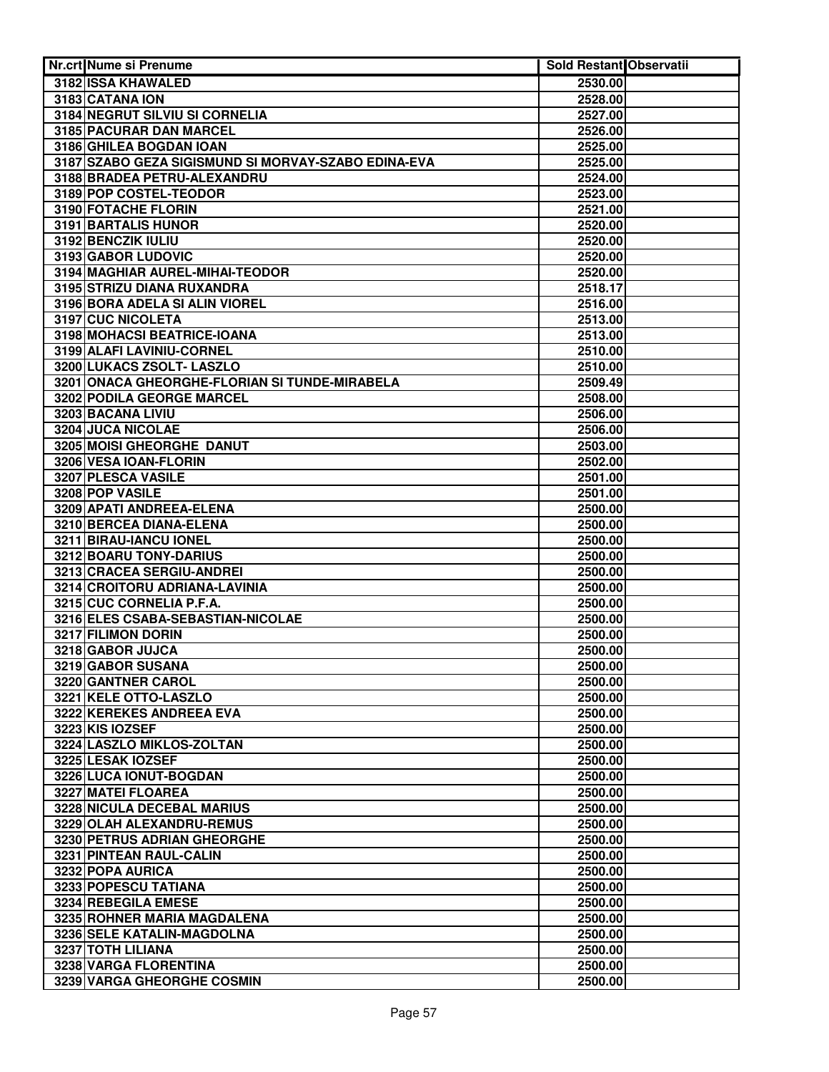| Nr.crt | Nume si Prenume | Sold Restant | Observatii |
|---|---|---|---|
| 3182 | ISSA KHAWALED | 2530.00 | |
| 3183 | CATANA ION | 2528.00 | |
| 3184 | NEGRUT SILVIU SI CORNELIA | 2527.00 | |
| 3185 | PACURAR DAN MARCEL | 2526.00 | |
| 3186 | GHILEA BOGDAN IOAN | 2525.00 | |
| 3187 | SZABO GEZA SIGISMUND SI MORVAY-SZABO EDINA-EVA | 2525.00 | |
| 3188 | BRADEA PETRU-ALEXANDRU | 2524.00 | |
| 3189 | POP COSTEL-TEODOR | 2523.00 | |
| 3190 | FOTACHE FLORIN | 2521.00 | |
| 3191 | BARTALIS HUNOR | 2520.00 | |
| 3192 | BENCZIK IULIU | 2520.00 | |
| 3193 | GABOR LUDOVIC | 2520.00 | |
| 3194 | MAGHIAR AUREL-MIHAI-TEODOR | 2520.00 | |
| 3195 | STRIZU DIANA RUXANDRA | 2518.17 | |
| 3196 | BORA ADELA SI ALIN VIOREL | 2516.00 | |
| 3197 | CUC NICOLETA | 2513.00 | |
| 3198 | MOHACSI BEATRICE-IOANA | 2513.00 | |
| 3199 | ALAFI LAVINIU-CORNEL | 2510.00 | |
| 3200 | LUKACS ZSOLT- LASZLO | 2510.00 | |
| 3201 | ONACA GHEORGHE-FLORIAN SI TUNDE-MIRABELA | 2509.49 | |
| 3202 | PODILA GEORGE MARCEL | 2508.00 | |
| 3203 | BACANA LIVIU | 2506.00 | |
| 3204 | JUCA NICOLAE | 2506.00 | |
| 3205 | MOISI GHEORGHE DANUT | 2503.00 | |
| 3206 | VESA IOAN-FLORIN | 2502.00 | |
| 3207 | PLESCA VASILE | 2501.00 | |
| 3208 | POP VASILE | 2501.00 | |
| 3209 | APATI ANDREEA-ELENA | 2500.00 | |
| 3210 | BERCEA DIANA-ELENA | 2500.00 | |
| 3211 | BIRAU-IANCU IONEL | 2500.00 | |
| 3212 | BOARU TONY-DARIUS | 2500.00 | |
| 3213 | CRACEA SERGIU-ANDREI | 2500.00 | |
| 3214 | CROITORU ADRIANA-LAVINIA | 2500.00 | |
| 3215 | CUC CORNELIA P.F.A. | 2500.00 | |
| 3216 | ELES CSABA-SEBASTIAN-NICOLAE | 2500.00 | |
| 3217 | FILIMON DORIN | 2500.00 | |
| 3218 | GABOR JUJCA | 2500.00 | |
| 3219 | GABOR SUSANA | 2500.00 | |
| 3220 | GANTNER CAROL | 2500.00 | |
| 3221 | KELE OTTO-LASZLO | 2500.00 | |
| 3222 | KEREKES ANDREEA EVA | 2500.00 | |
| 3223 | KIS IOZSEF | 2500.00 | |
| 3224 | LASZLO MIKLOS-ZOLTAN | 2500.00 | |
| 3225 | LESAK IOZSEF | 2500.00 | |
| 3226 | LUCA IONUT-BOGDAN | 2500.00 | |
| 3227 | MATEI FLOAREA | 2500.00 | |
| 3228 | NICULA DECEBAL MARIUS | 2500.00 | |
| 3229 | OLAH ALEXANDRU-REMUS | 2500.00 | |
| 3230 | PETRUS ADRIAN GHEORGHE | 2500.00 | |
| 3231 | PINTEAN RAUL-CALIN | 2500.00 | |
| 3232 | POPA AURICA | 2500.00 | |
| 3233 | POPESCU TATIANA | 2500.00 | |
| 3234 | REBEGILA EMESE | 2500.00 | |
| 3235 | ROHNER MARIA MAGDALENA | 2500.00 | |
| 3236 | SELE KATALIN-MAGDOLNA | 2500.00 | |
| 3237 | TOTH LILIANA | 2500.00 | |
| 3238 | VARGA FLORENTINA | 2500.00 | |
| 3239 | VARGA GHEORGHE COSMIN | 2500.00 | |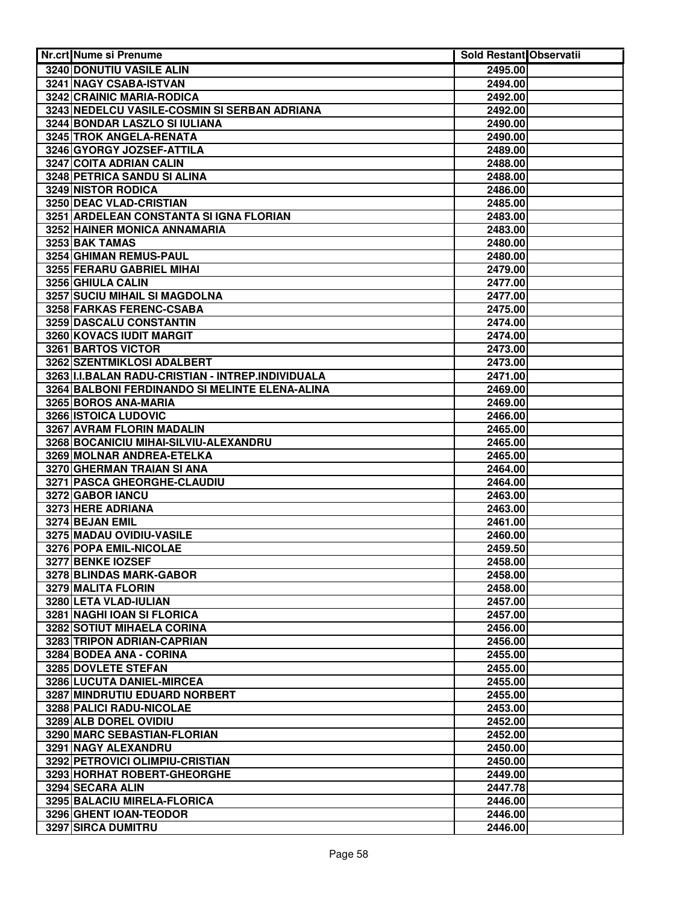| Nr.crt | Nume si Prenume | Sold Restant | Observatii |
|---|---|---|---|
| 3240 | DONUTIU VASILE ALIN | 2495.00 | |
| 3241 | NAGY CSABA-ISTVAN | 2494.00 | |
| 3242 | CRAINIC MARIA-RODICA | 2492.00 | |
| 3243 | NEDELCU VASILE-COSMIN SI SERBAN ADRIANA | 2492.00 | |
| 3244 | BONDAR LASZLO SI IULIANA | 2490.00 | |
| 3245 | TROK ANGELA-RENATA | 2490.00 | |
| 3246 | GYORGY JOZSEF-ATTILA | 2489.00 | |
| 3247 | COITA ADRIAN CALIN | 2488.00 | |
| 3248 | PETRICA SANDU SI ALINA | 2488.00 | |
| 3249 | NISTOR RODICA | 2486.00 | |
| 3250 | DEAC VLAD-CRISTIAN | 2485.00 | |
| 3251 | ARDELEAN CONSTANTA SI IGNA FLORIAN | 2483.00 | |
| 3252 | HAINER MONICA ANNAMARIA | 2483.00 | |
| 3253 | BAK TAMAS | 2480.00 | |
| 3254 | GHIMAN REMUS-PAUL | 2480.00 | |
| 3255 | FERARU GABRIEL MIHAI | 2479.00 | |
| 3256 | GHIULA CALIN | 2477.00 | |
| 3257 | SUCIU MIHAIL SI MAGDOLNA | 2477.00 | |
| 3258 | FARKAS FERENC-CSABA | 2475.00 | |
| 3259 | DASCALU CONSTANTIN | 2474.00 | |
| 3260 | KOVACS IUDIT MARGIT | 2474.00 | |
| 3261 | BARTOS VICTOR | 2473.00 | |
| 3262 | SZENTMIKLOSI ADALBERT | 2473.00 | |
| 3263 | I.I.BALAN RADU-CRISTIAN - INTREP.INDIVIDUALA | 2471.00 | |
| 3264 | BALBONI FERDINANDO SI MELINTE ELENA-ALINA | 2469.00 | |
| 3265 | BOROS ANA-MARIA | 2469.00 | |
| 3266 | ISTOICA LUDOVIC | 2466.00 | |
| 3267 | AVRAM FLORIN MADALIN | 2465.00 | |
| 3268 | BOCANICIU MIHAI-SILVIU-ALEXANDRU | 2465.00 | |
| 3269 | MOLNAR ANDREA-ETELKA | 2465.00 | |
| 3270 | GHERMAN TRAIAN SI ANA | 2464.00 | |
| 3271 | PASCA GHEORGHE-CLAUDIU | 2464.00 | |
| 3272 | GABOR IANCU | 2463.00 | |
| 3273 | HERE ADRIANA | 2463.00 | |
| 3274 | BEJAN EMIL | 2461.00 | |
| 3275 | MADAU OVIDIU-VASILE | 2460.00 | |
| 3276 | POPA EMIL-NICOLAE | 2459.50 | |
| 3277 | BENKE IOZSEF | 2458.00 | |
| 3278 | BLINDAS MARK-GABOR | 2458.00 | |
| 3279 | MALITA FLORIN | 2458.00 | |
| 3280 | LETA VLAD-IULIAN | 2457.00 | |
| 3281 | NAGHI IOAN SI FLORICA | 2457.00 | |
| 3282 | SOTIUT MIHAELA CORINA | 2456.00 | |
| 3283 | TRIPON ADRIAN-CAPRIAN | 2456.00 | |
| 3284 | BODEA ANA - CORINA | 2455.00 | |
| 3285 | DOVLETE STEFAN | 2455.00 | |
| 3286 | LUCUTA DANIEL-MIRCEA | 2455.00 | |
| 3287 | MINDRUTIU EDUARD NORBERT | 2455.00 | |
| 3288 | PALICI RADU-NICOLAE | 2453.00 | |
| 3289 | ALB DOREL OVIDIU | 2452.00 | |
| 3290 | MARC SEBASTIAN-FLORIAN | 2452.00 | |
| 3291 | NAGY ALEXANDRU | 2450.00 | |
| 3292 | PETROVICI OLIMPIU-CRISTIAN | 2450.00 | |
| 3293 | HORHAT ROBERT-GHEORGHE | 2449.00 | |
| 3294 | SECARA ALIN | 2447.78 | |
| 3295 | BALACIU MIRELA-FLORICA | 2446.00 | |
| 3296 | GHENT IOAN-TEODOR | 2446.00 | |
| 3297 | SIRCA DUMITRU | 2446.00 | |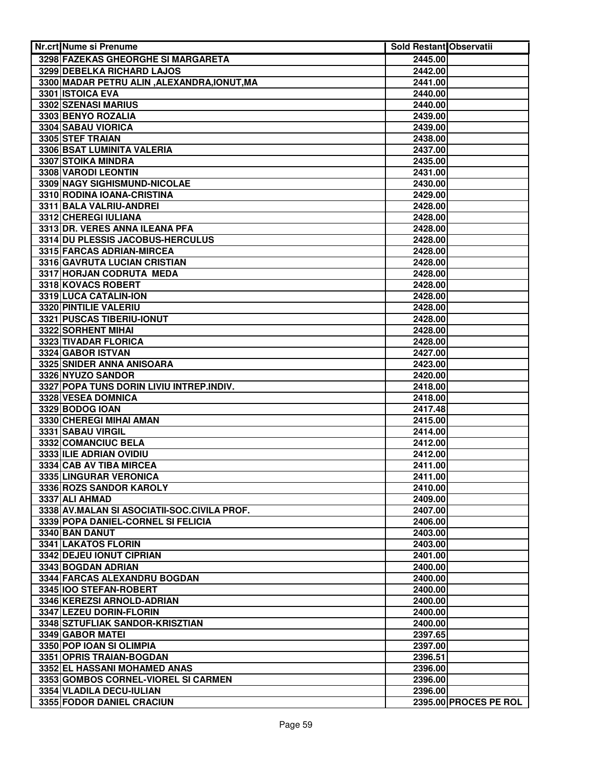| Nr.crt | Nume si Prenume | Sold Restant | Observatii |
|---|---|---|---|
| 3298 | FAZEKAS GHEORGHE SI MARGARETA | 2445.00 | |
| 3299 | DEBELKA RICHARD LAJOS | 2442.00 | |
| 3300 | MADAR PETRU ALIN ,ALEXANDRA,IONUT,MA | 2441.00 | |
| 3301 | ISTOICA EVA | 2440.00 | |
| 3302 | SZENASI MARIUS | 2440.00 | |
| 3303 | BENYO ROZALIA | 2439.00 | |
| 3304 | SABAU VIORICA | 2439.00 | |
| 3305 | STEF TRAIAN | 2438.00 | |
| 3306 | BSAT LUMINITA VALERIA | 2437.00 | |
| 3307 | STOIKA MINDRA | 2435.00 | |
| 3308 | VARODI LEONTIN | 2431.00 | |
| 3309 | NAGY SIGHISMUND-NICOLAE | 2430.00 | |
| 3310 | RODINA IOANA-CRISTINA | 2429.00 | |
| 3311 | BALA VALRIU-ANDREI | 2428.00 | |
| 3312 | CHEREGI IULIANA | 2428.00 | |
| 3313 | DR. VERES ANNA ILEANA PFA | 2428.00 | |
| 3314 | DU PLESSIS JACOBUS-HERCULUS | 2428.00 | |
| 3315 | FARCAS ADRIAN-MIRCEA | 2428.00 | |
| 3316 | GAVRUTA LUCIAN CRISTIAN | 2428.00 | |
| 3317 | HORJAN CODRUTA MEDA | 2428.00 | |
| 3318 | KOVACS ROBERT | 2428.00 | |
| 3319 | LUCA CATALIN-ION | 2428.00 | |
| 3320 | PINTILIE VALERIU | 2428.00 | |
| 3321 | PUSCAS TIBERIU-IONUT | 2428.00 | |
| 3322 | SORHENT MIHAI | 2428.00 | |
| 3323 | TIVADAR FLORICA | 2428.00 | |
| 3324 | GABOR ISTVAN | 2427.00 | |
| 3325 | SNIDER ANNA ANISOARA | 2423.00 | |
| 3326 | NYUZO SANDOR | 2420.00 | |
| 3327 | POPA TUNS DORIN LIVIU INTREP.INDIV. | 2418.00 | |
| 3328 | VESEA DOMNICA | 2418.00 | |
| 3329 | BODOG IOAN | 2417.48 | |
| 3330 | CHEREGI MIHAI AMAN | 2415.00 | |
| 3331 | SABAU VIRGIL | 2414.00 | |
| 3332 | COMANCIUC BELA | 2412.00 | |
| 3333 | ILIE ADRIAN OVIDIU | 2412.00 | |
| 3334 | CAB AV TIBA MIRCEA | 2411.00 | |
| 3335 | LINGURAR VERONICA | 2411.00 | |
| 3336 | ROZS SANDOR KAROLY | 2410.00 | |
| 3337 | ALI AHMAD | 2409.00 | |
| 3338 | AV.MALAN SI ASOCIATII-SOC.CIVILA PROF. | 2407.00 | |
| 3339 | POPA DANIEL-CORNEL SI FELICIA | 2406.00 | |
| 3340 | BAN DANUT | 2403.00 | |
| 3341 | LAKATOS FLORIN | 2403.00 | |
| 3342 | DEJEU IONUT CIPRIAN | 2401.00 | |
| 3343 | BOGDAN ADRIAN | 2400.00 | |
| 3344 | FARCAS ALEXANDRU BOGDAN | 2400.00 | |
| 3345 | IOO STEFAN-ROBERT | 2400.00 | |
| 3346 | KEREZSI ARNOLD-ADRIAN | 2400.00 | |
| 3347 | LEZEU DORIN-FLORIN | 2400.00 | |
| 3348 | SZTUFLIAK SANDOR-KRISZTIAN | 2400.00 | |
| 3349 | GABOR MATEI | 2397.65 | |
| 3350 | POP IOAN SI OLIMPIA | 2397.00 | |
| 3351 | OPRIS TRAIAN-BOGDAN | 2396.51 | |
| 3352 | EL HASSANI MOHAMED ANAS | 2396.00 | |
| 3353 | GOMBOS CORNEL-VIOREL SI CARMEN | 2396.00 | |
| 3354 | VLADILA DECU-IULIAN | 2396.00 | |
| 3355 | FODOR DANIEL CRACIUN | 2395.00 | PROCES PE ROL |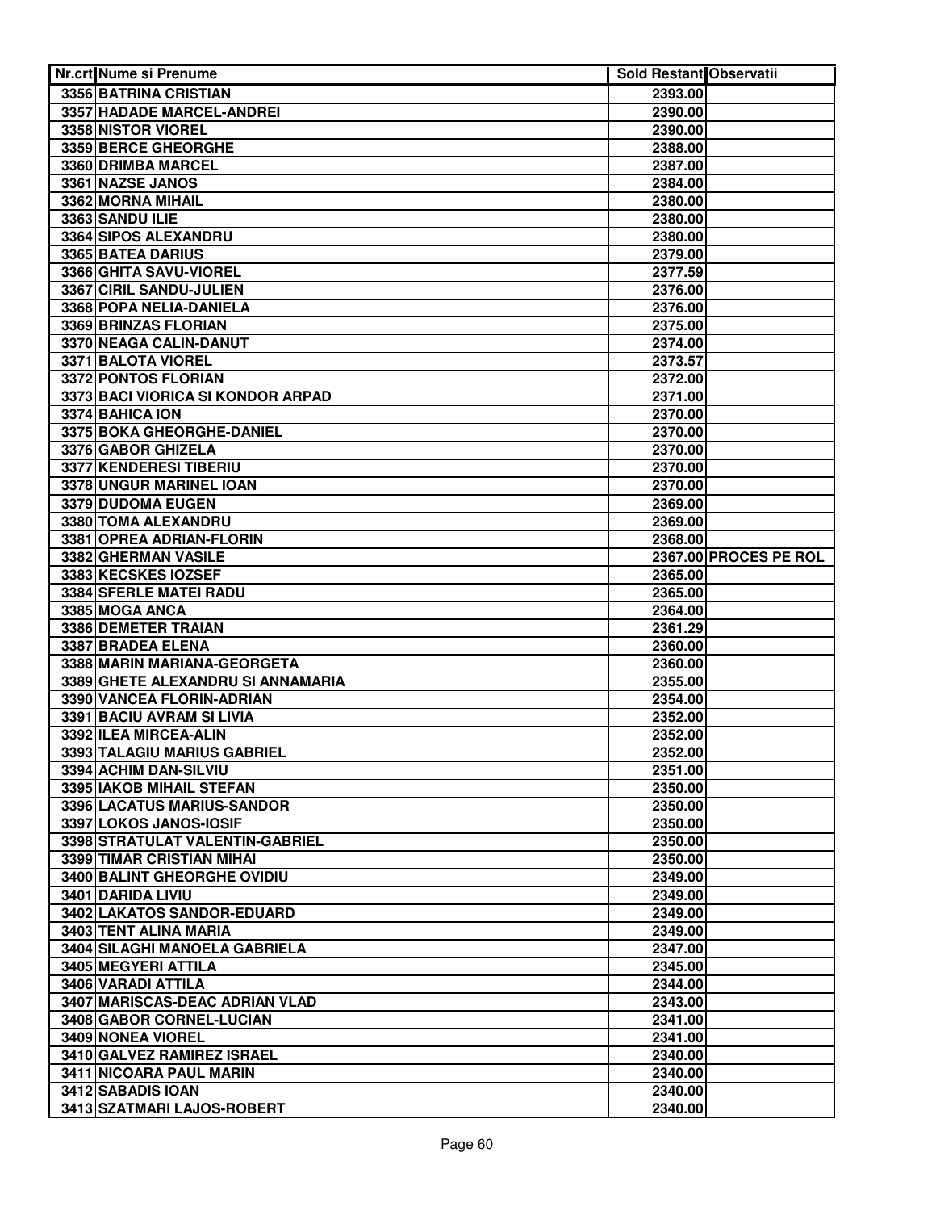| Nr.crt | Nume si Prenume | Sold Restant | Observatii |
|---|---|---|---|
| 3356 | BATRINA CRISTIAN | 2393.00 | |
| 3357 | HADADE MARCEL-ANDREI | 2390.00 | |
| 3358 | NISTOR VIOREL | 2390.00 | |
| 3359 | BERCE GHEORGHE | 2388.00 | |
| 3360 | DRIMBA MARCEL | 2387.00 | |
| 3361 | NAZSE JANOS | 2384.00 | |
| 3362 | MORNA MIHAIL | 2380.00 | |
| 3363 | SANDU ILIE | 2380.00 | |
| 3364 | SIPOS ALEXANDRU | 2380.00 | |
| 3365 | BATEA DARIUS | 2379.00 | |
| 3366 | GHITA SAVU-VIOREL | 2377.59 | |
| 3367 | CIRIL SANDU-JULIEN | 2376.00 | |
| 3368 | POPA NELIA-DANIELA | 2376.00 | |
| 3369 | BRINZAS FLORIAN | 2375.00 | |
| 3370 | NEAGA CALIN-DANUT | 2374.00 | |
| 3371 | BALOTA VIOREL | 2373.57 | |
| 3372 | PONTOS FLORIAN | 2372.00 | |
| 3373 | BACI VIORICA SI KONDOR ARPAD | 2371.00 | |
| 3374 | BAHICA ION | 2370.00 | |
| 3375 | BOKA GHEORGHE-DANIEL | 2370.00 | |
| 3376 | GABOR GHIZELA | 2370.00 | |
| 3377 | KENDERESI TIBERIU | 2370.00 | |
| 3378 | UNGUR MARINEL IOAN | 2370.00 | |
| 3379 | DUDOMA EUGEN | 2369.00 | |
| 3380 | TOMA ALEXANDRU | 2369.00 | |
| 3381 | OPREA ADRIAN-FLORIN | 2368.00 | |
| 3382 | GHERMAN VASILE | 2367.00 | PROCES PE ROL |
| 3383 | KECSKES IOZSEF | 2365.00 | |
| 3384 | SFERLE MATEI RADU | 2365.00 | |
| 3385 | MOGA ANCA | 2364.00 | |
| 3386 | DEMETER TRAIAN | 2361.29 | |
| 3387 | BRADEA ELENA | 2360.00 | |
| 3388 | MARIN MARIANA-GEORGETA | 2360.00 | |
| 3389 | GHETE ALEXANDRU SI ANNAMARIA | 2355.00 | |
| 3390 | VANCEA FLORIN-ADRIAN | 2354.00 | |
| 3391 | BACIU AVRAM SI LIVIA | 2352.00 | |
| 3392 | ILEA MIRCEA-ALIN | 2352.00 | |
| 3393 | TALAGIU MARIUS GABRIEL | 2352.00 | |
| 3394 | ACHIM DAN-SILVIU | 2351.00 | |
| 3395 | IAKOB MIHAIL STEFAN | 2350.00 | |
| 3396 | LACATUS MARIUS-SANDOR | 2350.00 | |
| 3397 | LOKOS JANOS-IOSIF | 2350.00 | |
| 3398 | STRATULAT VALENTIN-GABRIEL | 2350.00 | |
| 3399 | TIMAR CRISTIAN MIHAI | 2350.00 | |
| 3400 | BALINT GHEORGHE OVIDIU | 2349.00 | |
| 3401 | DARIDA LIVIU | 2349.00 | |
| 3402 | LAKATOS SANDOR-EDUARD | 2349.00 | |
| 3403 | TENT ALINA MARIA | 2349.00 | |
| 3404 | SILAGHI MANOELA GABRIELA | 2347.00 | |
| 3405 | MEGYERI ATTILA | 2345.00 | |
| 3406 | VARADI ATTILA | 2344.00 | |
| 3407 | MARISCAS-DEAC ADRIAN VLAD | 2343.00 | |
| 3408 | GABOR CORNEL-LUCIAN | 2341.00 | |
| 3409 | NONEA VIOREL | 2341.00 | |
| 3410 | GALVEZ RAMIREZ ISRAEL | 2340.00 | |
| 3411 | NICOARA PAUL MARIN | 2340.00 | |
| 3412 | SABADIS IOAN | 2340.00 | |
| 3413 | SZATMARI LAJOS-ROBERT | 2340.00 | |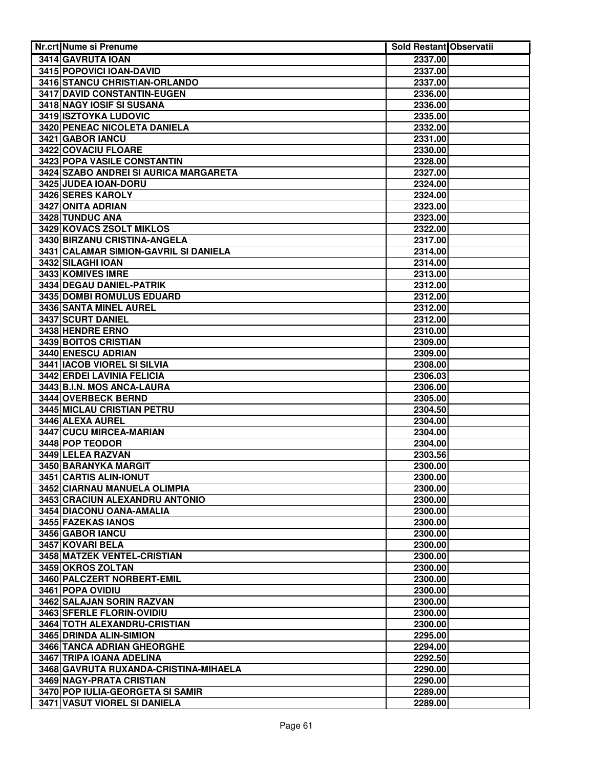| Nr.crt | Nume si Prenume | Sold Restant | Observatii |
|---|---|---|---|
| 3414 | GAVRUTA IOAN | 2337.00 | |
| 3415 | POPOVICI IOAN-DAVID | 2337.00 | |
| 3416 | STANCU CHRISTIAN-ORLANDO | 2337.00 | |
| 3417 | DAVID CONSTANTIN-EUGEN | 2336.00 | |
| 3418 | NAGY IOSIF SI SUSANA | 2336.00 | |
| 3419 | ISZTOYKA LUDOVIC | 2335.00 | |
| 3420 | PENEAC NICOLETA DANIELA | 2332.00 | |
| 3421 | GABOR IANCU | 2331.00 | |
| 3422 | COVACIU FLOARE | 2330.00 | |
| 3423 | POPA VASILE CONSTANTIN | 2328.00 | |
| 3424 | SZABO ANDREI SI AURICA MARGARETA | 2327.00 | |
| 3425 | JUDEA IOAN-DORU | 2324.00 | |
| 3426 | SERES KAROLY | 2324.00 | |
| 3427 | ONITA ADRIAN | 2323.00 | |
| 3428 | TUNDUC ANA | 2323.00 | |
| 3429 | KOVACS ZSOLT MIKLOS | 2322.00 | |
| 3430 | BIRZANU CRISTINA-ANGELA | 2317.00 | |
| 3431 | CALAMAR SIMION-GAVRIL SI DANIELA | 2314.00 | |
| 3432 | SILAGHI IOAN | 2314.00 | |
| 3433 | KOMIVES IMRE | 2313.00 | |
| 3434 | DEGAU DANIEL-PATRIK | 2312.00 | |
| 3435 | DOMBI ROMULUS EDUARD | 2312.00 | |
| 3436 | SANTA MINEL AUREL | 2312.00 | |
| 3437 | SCURT DANIEL | 2312.00 | |
| 3438 | HENDRE ERNO | 2310.00 | |
| 3439 | BOITOS CRISTIAN | 2309.00 | |
| 3440 | ENESCU ADRIAN | 2309.00 | |
| 3441 | IACOB VIOREL SI SILVIA | 2308.00 | |
| 3442 | ERDEI LAVINIA FELICIA | 2306.03 | |
| 3443 | B.I.N. MOS ANCA-LAURA | 2306.00 | |
| 3444 | OVERBECK BERND | 2305.00 | |
| 3445 | MICLAU CRISTIAN PETRU | 2304.50 | |
| 3446 | ALEXA AUREL | 2304.00 | |
| 3447 | CUCU MIRCEA-MARIAN | 2304.00 | |
| 3448 | POP TEODOR | 2304.00 | |
| 3449 | LELEA RAZVAN | 2303.56 | |
| 3450 | BARANYKA MARGIT | 2300.00 | |
| 3451 | CARTIS ALIN-IONUT | 2300.00 | |
| 3452 | CIARNAU MANUELA OLIMPIA | 2300.00 | |
| 3453 | CRACIUN ALEXANDRU ANTONIO | 2300.00 | |
| 3454 | DIACONU OANA-AMALIA | 2300.00 | |
| 3455 | FAZEKAS IANOS | 2300.00 | |
| 3456 | GABOR IANCU | 2300.00 | |
| 3457 | KOVARI BELA | 2300.00 | |
| 3458 | MATZEK VENTEL-CRISTIAN | 2300.00 | |
| 3459 | OKROS ZOLTAN | 2300.00 | |
| 3460 | PALCZERT NORBERT-EMIL | 2300.00 | |
| 3461 | POPA OVIDIU | 2300.00 | |
| 3462 | SALAJAN SORIN RAZVAN | 2300.00 | |
| 3463 | SFERLE FLORIN-OVIDIU | 2300.00 | |
| 3464 | TOTH ALEXANDRU-CRISTIAN | 2300.00 | |
| 3465 | DRINDA ALIN-SIMION | 2295.00 | |
| 3466 | TANCA ADRIAN GHEORGHE | 2294.00 | |
| 3467 | TRIPA IOANA ADELINA | 2292.50 | |
| 3468 | GAVRUTA RUXANDA-CRISTINA-MIHAELA | 2290.00 | |
| 3469 | NAGY-PRATA CRISTIAN | 2290.00 | |
| 3470 | POP IULIA-GEORGETA SI SAMIR | 2289.00 | |
| 3471 | VASUT VIOREL SI DANIELA | 2289.00 | |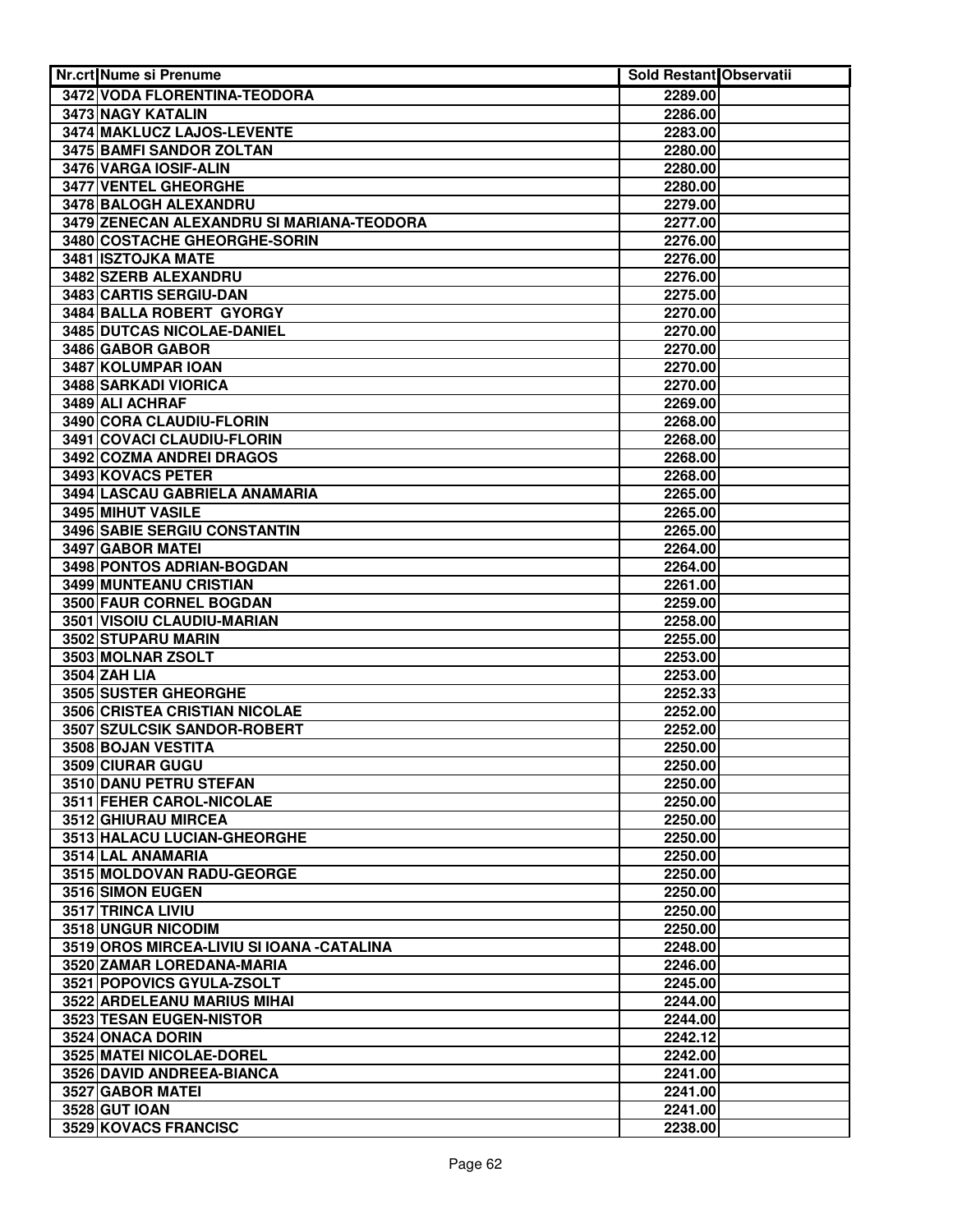| Nr.crt | Nume si Prenume | Sold Restant | Observatii |
| --- | --- | --- | --- |
| 3472 | VODA FLORENTINA-TEODORA | 2289.00 | |
| 3473 | NAGY KATALIN | 2286.00 | |
| 3474 | MAKLUCZ LAJOS-LEVENTE | 2283.00 | |
| 3475 | BAMFI SANDOR ZOLTAN | 2280.00 | |
| 3476 | VARGA IOSIF-ALIN | 2280.00 | |
| 3477 | VENTEL GHEORGHE | 2280.00 | |
| 3478 | BALOGH ALEXANDRU | 2279.00 | |
| 3479 | ZENECAN ALEXANDRU SI MARIANA-TEODORA | 2277.00 | |
| 3480 | COSTACHE GHEORGHE-SORIN | 2276.00 | |
| 3481 | ISZTOJKA MATE | 2276.00 | |
| 3482 | SZERB ALEXANDRU | 2276.00 | |
| 3483 | CARTIS SERGIU-DAN | 2275.00 | |
| 3484 | BALLA ROBERT GYORGY | 2270.00 | |
| 3485 | DUTCAS NICOLAE-DANIEL | 2270.00 | |
| 3486 | GABOR GABOR | 2270.00 | |
| 3487 | KOLUMPAR IOAN | 2270.00 | |
| 3488 | SARKADI VIORICA | 2270.00 | |
| 3489 | ALI ACHRAF | 2269.00 | |
| 3490 | CORA CLAUDIU-FLORIN | 2268.00 | |
| 3491 | COVACI CLAUDIU-FLORIN | 2268.00 | |
| 3492 | COZMA ANDREI DRAGOS | 2268.00 | |
| 3493 | KOVACS PETER | 2268.00 | |
| 3494 | LASCAU GABRIELA ANAMARIA | 2265.00 | |
| 3495 | MIHUT VASILE | 2265.00 | |
| 3496 | SABIE SERGIU CONSTANTIN | 2265.00 | |
| 3497 | GABOR MATEI | 2264.00 | |
| 3498 | PONTOS ADRIAN-BOGDAN | 2264.00 | |
| 3499 | MUNTEANU CRISTIAN | 2261.00 | |
| 3500 | FAUR CORNEL BOGDAN | 2259.00 | |
| 3501 | VISOIU CLAUDIU-MARIAN | 2258.00 | |
| 3502 | STUPARU MARIN | 2255.00 | |
| 3503 | MOLNAR ZSOLT | 2253.00 | |
| 3504 | ZAH LIA | 2253.00 | |
| 3505 | SUSTER GHEORGHE | 2252.33 | |
| 3506 | CRISTEA CRISTIAN NICOLAE | 2252.00 | |
| 3507 | SZULCSIK SANDOR-ROBERT | 2252.00 | |
| 3508 | BOJAN VESTITA | 2250.00 | |
| 3509 | CIURAR GUGU | 2250.00 | |
| 3510 | DANU PETRU STEFAN | 2250.00 | |
| 3511 | FEHER CAROL-NICOLAE | 2250.00 | |
| 3512 | GHIURAU MIRCEA | 2250.00 | |
| 3513 | HALACU LUCIAN-GHEORGHE | 2250.00 | |
| 3514 | LAL ANAMARIA | 2250.00 | |
| 3515 | MOLDOVAN RADU-GEORGE | 2250.00 | |
| 3516 | SIMON EUGEN | 2250.00 | |
| 3517 | TRINCA LIVIU | 2250.00 | |
| 3518 | UNGUR NICODIM | 2250.00 | |
| 3519 | OROS MIRCEA-LIVIU SI IOANA -CATALINA | 2248.00 | |
| 3520 | ZAMAR LOREDANA-MARIA | 2246.00 | |
| 3521 | POPOVICS GYULA-ZSOLT | 2245.00 | |
| 3522 | ARDELEANU MARIUS MIHAI | 2244.00 | |
| 3523 | TESAN EUGEN-NISTOR | 2244.00 | |
| 3524 | ONACA DORIN | 2242.12 | |
| 3525 | MATEI NICOLAE-DOREL | 2242.00 | |
| 3526 | DAVID ANDREEA-BIANCA | 2241.00 | |
| 3527 | GABOR MATEI | 2241.00 | |
| 3528 | GUT IOAN | 2241.00 | |
| 3529 | KOVACS FRANCISC | 2238.00 | |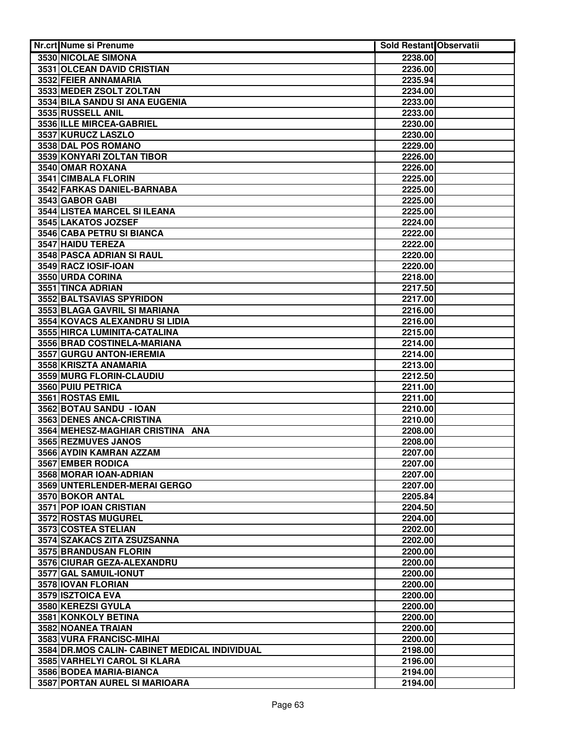| Nr.crt | Nume si Prenume | Sold Restant | Observatii |
|---|---|---|---|
| 3530 | NICOLAE SIMONA | 2238.00 | |
| 3531 | OLCEAN DAVID CRISTIAN | 2236.00 | |
| 3532 | FEIER ANNAMARIA | 2235.94 | |
| 3533 | MEDER ZSOLT ZOLTAN | 2234.00 | |
| 3534 | BILA SANDU SI ANA EUGENIA | 2233.00 | |
| 3535 | RUSSELL ANIL | 2233.00 | |
| 3536 | ILLE MIRCEA-GABRIEL | 2230.00 | |
| 3537 | KURUCZ LASZLO | 2230.00 | |
| 3538 | DAL POS ROMANO | 2229.00 | |
| 3539 | KONYARI ZOLTAN TIBOR | 2226.00 | |
| 3540 | OMAR ROXANA | 2226.00 | |
| 3541 | CIMBALA FLORIN | 2225.00 | |
| 3542 | FARKAS DANIEL-BARNABA | 2225.00 | |
| 3543 | GABOR GABI | 2225.00 | |
| 3544 | LISTEA MARCEL SI ILEANA | 2225.00 | |
| 3545 | LAKATOS JOZSEF | 2224.00 | |
| 3546 | CABA PETRU SI BIANCA | 2222.00 | |
| 3547 | HAIDU TEREZA | 2222.00 | |
| 3548 | PASCA ADRIAN SI RAUL | 2220.00 | |
| 3549 | RACZ IOSIF-IOAN | 2220.00 | |
| 3550 | URDA CORINA | 2218.00 | |
| 3551 | TINCA ADRIAN | 2217.50 | |
| 3552 | BALTSAVIAS SPYRIDON | 2217.00 | |
| 3553 | BLAGA GAVRIL SI MARIANA | 2216.00 | |
| 3554 | KOVACS ALEXANDRU SI LIDIA | 2216.00 | |
| 3555 | HIRCA LUMINITA-CATALINA | 2215.00 | |
| 3556 | BRAD COSTINELA-MARIANA | 2214.00 | |
| 3557 | GURGU ANTON-IEREMIA | 2214.00 | |
| 3558 | KRISZTA ANAMARIA | 2213.00 | |
| 3559 | MURG FLORIN-CLAUDIU | 2212.50 | |
| 3560 | PUIU PETRICA | 2211.00 | |
| 3561 | ROSTAS EMIL | 2211.00 | |
| 3562 | BOTAU SANDU - IOAN | 2210.00 | |
| 3563 | DENES ANCA-CRISTINA | 2210.00 | |
| 3564 | MEHESZ-MAGHIAR CRISTINA ANA | 2208.00 | |
| 3565 | REZMUVES JANOS | 2208.00 | |
| 3566 | AYDIN KAMRAN AZZAM | 2207.00 | |
| 3567 | EMBER RODICA | 2207.00 | |
| 3568 | MORAR IOAN-ADRIAN | 2207.00 | |
| 3569 | UNTERLENDER-MERAI GERGO | 2207.00 | |
| 3570 | BOKOR ANTAL | 2205.84 | |
| 3571 | POP IOAN CRISTIAN | 2204.50 | |
| 3572 | ROSTAS MUGUREL | 2204.00 | |
| 3573 | COSTEA STELIAN | 2202.00 | |
| 3574 | SZAKACS ZITA ZSUZSANNA | 2202.00 | |
| 3575 | BRANDUSAN FLORIN | 2200.00 | |
| 3576 | CIURAR GEZA-ALEXANDRU | 2200.00 | |
| 3577 | GAL SAMUIL-IONUT | 2200.00 | |
| 3578 | IOVAN FLORIAN | 2200.00 | |
| 3579 | ISZTOICA EVA | 2200.00 | |
| 3580 | KEREZSI GYULA | 2200.00 | |
| 3581 | KONKOLY BETINA | 2200.00 | |
| 3582 | NOANEA TRAIAN | 2200.00 | |
| 3583 | VURA FRANCISC-MIHAI | 2200.00 | |
| 3584 | DR.MOS CALIN- CABINET MEDICAL INDIVIDUAL | 2198.00 | |
| 3585 | VARHELYI CAROL SI KLARA | 2196.00 | |
| 3586 | BODEA MARIA-BIANCA | 2194.00 | |
| 3587 | PORTAN AUREL SI MARIOARA | 2194.00 | |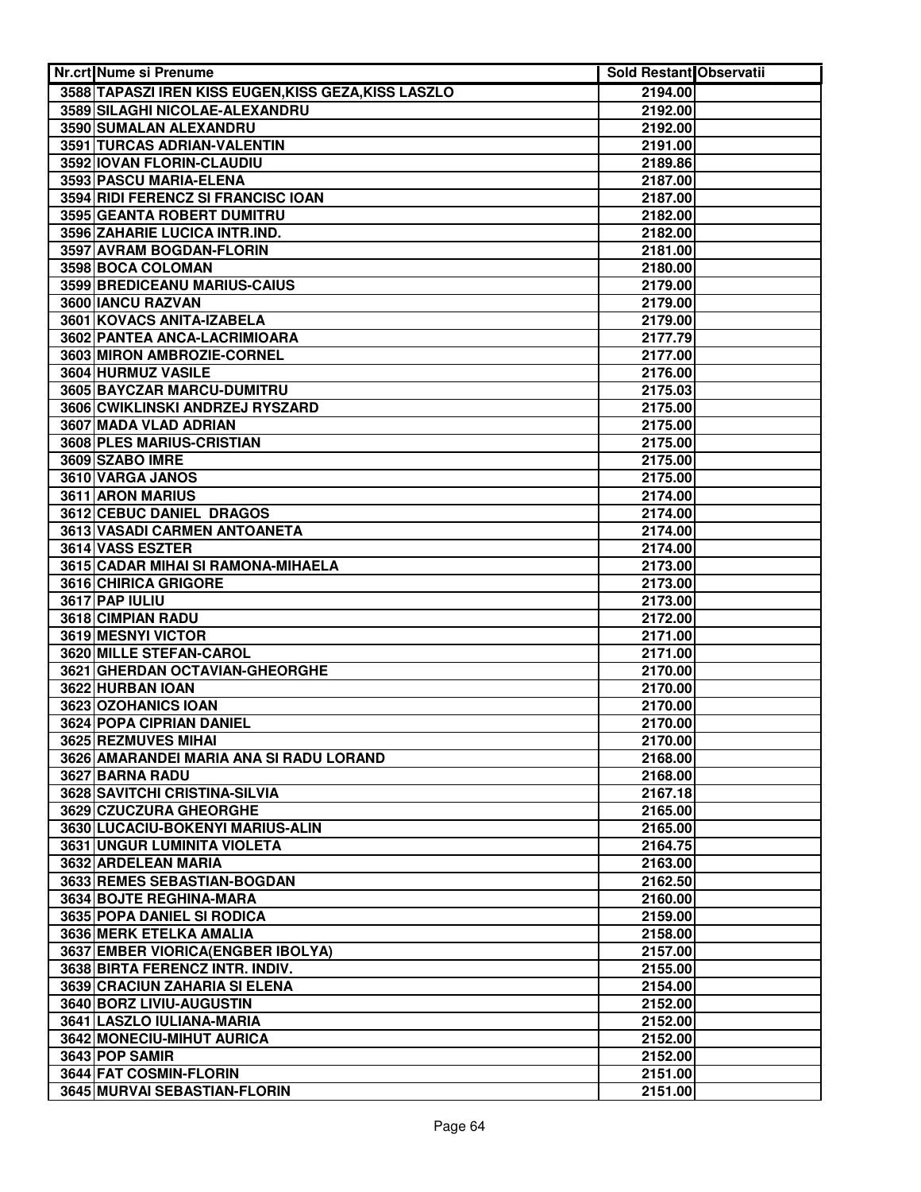| Nr.crt | Nume si Prenume | Sold Restant | Observatii |
|---|---|---|---|
| 3588 | TAPASZI IREN KISS EUGEN,KISS GEZA,KISS LASZLO | 2194.00 | |
| 3589 | SILAGHI NICOLAE-ALEXANDRU | 2192.00 | |
| 3590 | SUMALAN ALEXANDRU | 2192.00 | |
| 3591 | TURCAS ADRIAN-VALENTIN | 2191.00 | |
| 3592 | IOVAN FLORIN-CLAUDIU | 2189.86 | |
| 3593 | PASCU MARIA-ELENA | 2187.00 | |
| 3594 | RIDI FERENCZ SI FRANCISC IOAN | 2187.00 | |
| 3595 | GEANTA ROBERT DUMITRU | 2182.00 | |
| 3596 | ZAHARIE LUCICA INTR.IND. | 2182.00 | |
| 3597 | AVRAM BOGDAN-FLORIN | 2181.00 | |
| 3598 | BOCA COLOMAN | 2180.00 | |
| 3599 | BREDICEANU MARIUS-CAIUS | 2179.00 | |
| 3600 | IANCU RAZVAN | 2179.00 | |
| 3601 | KOVACS ANITA-IZABELA | 2179.00 | |
| 3602 | PANTEA ANCA-LACRIMIOARA | 2177.79 | |
| 3603 | MIRON AMBROZIE-CORNEL | 2177.00 | |
| 3604 | HURMUZ VASILE | 2176.00 | |
| 3605 | BAYCZAR MARCU-DUMITRU | 2175.03 | |
| 3606 | CWIKLINSKI ANDRZEJ RYSZARD | 2175.00 | |
| 3607 | MADA VLAD ADRIAN | 2175.00 | |
| 3608 | PLES MARIUS-CRISTIAN | 2175.00 | |
| 3609 | SZABO IMRE | 2175.00 | |
| 3610 | VARGA JANOS | 2175.00 | |
| 3611 | ARON MARIUS | 2174.00 | |
| 3612 | CEBUC DANIEL DRAGOS | 2174.00 | |
| 3613 | VASADI CARMEN ANTOANETA | 2174.00 | |
| 3614 | VASS ESZTER | 2174.00 | |
| 3615 | CADAR MIHAI SI RAMONA-MIHAELA | 2173.00 | |
| 3616 | CHIRICA GRIGORE | 2173.00 | |
| 3617 | PAP IULIU | 2173.00 | |
| 3618 | CIMPIAN RADU | 2172.00 | |
| 3619 | MESNYI VICTOR | 2171.00 | |
| 3620 | MILLE STEFAN-CAROL | 2171.00 | |
| 3621 | GHERDAN OCTAVIAN-GHEORGHE | 2170.00 | |
| 3622 | HURBAN IOAN | 2170.00 | |
| 3623 | OZOHANICS IOAN | 2170.00 | |
| 3624 | POPA CIPRIAN DANIEL | 2170.00 | |
| 3625 | REZMUVES MIHAI | 2170.00 | |
| 3626 | AMARANDEI MARIA ANA SI RADU LORAND | 2168.00 | |
| 3627 | BARNA RADU | 2168.00 | |
| 3628 | SAVITCHI CRISTINA-SILVIA | 2167.18 | |
| 3629 | CZUCZURA GHEORGHE | 2165.00 | |
| 3630 | LUCACIU-BOKENYI MARIUS-ALIN | 2165.00 | |
| 3631 | UNGUR LUMINITA VIOLETA | 2164.75 | |
| 3632 | ARDELEAN MARIA | 2163.00 | |
| 3633 | REMES SEBASTIAN-BOGDAN | 2162.50 | |
| 3634 | BOJTE REGHINA-MARA | 2160.00 | |
| 3635 | POPA DANIEL SI RODICA | 2159.00 | |
| 3636 | MERK ETELKA AMALIA | 2158.00 | |
| 3637 | EMBER VIORICA(ENGBER IBOLYA) | 2157.00 | |
| 3638 | BIRTA FERENCZ INTR. INDIV. | 2155.00 | |
| 3639 | CRACIUN ZAHARIA SI ELENA | 2154.00 | |
| 3640 | BORZ LIVIU-AUGUSTIN | 2152.00 | |
| 3641 | LASZLO IULIANA-MARIA | 2152.00 | |
| 3642 | MONECIU-MIHUT AURICA | 2152.00 | |
| 3643 | POP SAMIR | 2152.00 | |
| 3644 | FAT COSMIN-FLORIN | 2151.00 | |
| 3645 | MURVAI SEBASTIAN-FLORIN | 2151.00 | |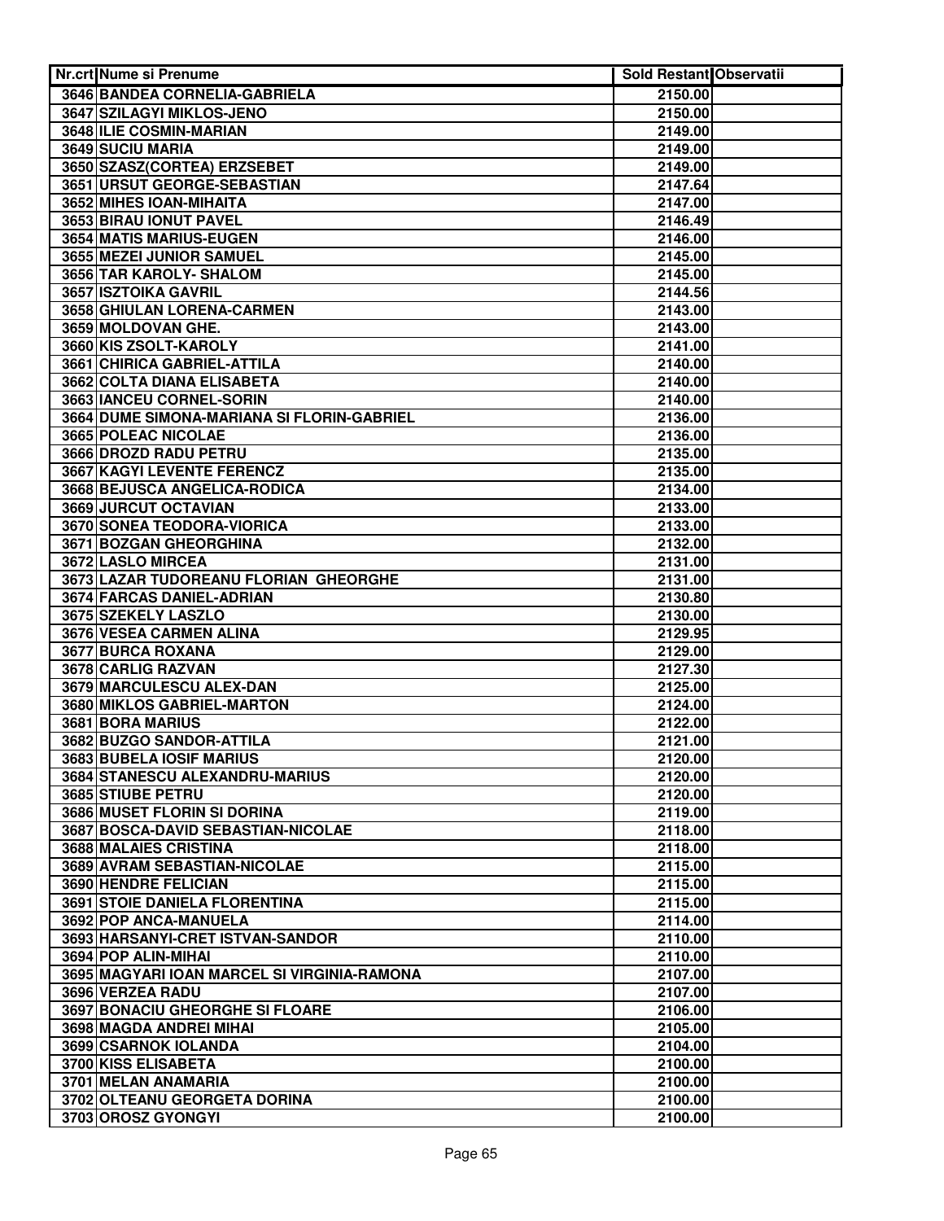| Nr.crt | Nume si Prenume | Sold Restant | Observatii |
|---|---|---|---|
| 3646 | BANDEA CORNELIA-GABRIELA | 2150.00 | |
| 3647 | SZILAGYI MIKLOS-JENO | 2150.00 | |
| 3648 | ILIE COSMIN-MARIAN | 2149.00 | |
| 3649 | SUCIU MARIA | 2149.00 | |
| 3650 | SZASZ(CORTEA) ERZSEBET | 2149.00 | |
| 3651 | URSUT GEORGE-SEBASTIAN | 2147.64 | |
| 3652 | MIHES IOAN-MIHAITA | 2147.00 | |
| 3653 | BIRAU IONUT PAVEL | 2146.49 | |
| 3654 | MATIS MARIUS-EUGEN | 2146.00 | |
| 3655 | MEZEI JUNIOR SAMUEL | 2145.00 | |
| 3656 | TAR KAROLY- SHALOM | 2145.00 | |
| 3657 | ISZTOIKA GAVRIL | 2144.56 | |
| 3658 | GHIULAN LORENA-CARMEN | 2143.00 | |
| 3659 | MOLDOVAN GHE. | 2143.00 | |
| 3660 | KIS ZSOLT-KAROLY | 2141.00 | |
| 3661 | CHIRICA GABRIEL-ATTILA | 2140.00 | |
| 3662 | COLTA DIANA ELISABETA | 2140.00 | |
| 3663 | IANCEU CORNEL-SORIN | 2140.00 | |
| 3664 | DUME SIMONA-MARIANA SI FLORIN-GABRIEL | 2136.00 | |
| 3665 | POLEAC NICOLAE | 2136.00 | |
| 3666 | DROZD RADU PETRU | 2135.00 | |
| 3667 | KAGYI LEVENTE FERENCZ | 2135.00 | |
| 3668 | BEJUSCA ANGELICA-RODICA | 2134.00 | |
| 3669 | JURCUT OCTAVIAN | 2133.00 | |
| 3670 | SONEA TEODORA-VIORICA | 2133.00 | |
| 3671 | BOZGAN GHEORGHINA | 2132.00 | |
| 3672 | LASLO MIRCEA | 2131.00 | |
| 3673 | LAZAR TUDOREANU FLORIAN GHEORGHE | 2131.00 | |
| 3674 | FARCAS DANIEL-ADRIAN | 2130.80 | |
| 3675 | SZEKELY LASZLO | 2130.00 | |
| 3676 | VESEA CARMEN ALINA | 2129.95 | |
| 3677 | BURCA ROXANA | 2129.00 | |
| 3678 | CARLIG RAZVAN | 2127.30 | |
| 3679 | MARCULESCU ALEX-DAN | 2125.00 | |
| 3680 | MIKLOS GABRIEL-MARTON | 2124.00 | |
| 3681 | BORA MARIUS | 2122.00 | |
| 3682 | BUZGO SANDOR-ATTILA | 2121.00 | |
| 3683 | BUBELA IOSIF MARIUS | 2120.00 | |
| 3684 | STANESCU ALEXANDRU-MARIUS | 2120.00 | |
| 3685 | STIUBE PETRU | 2120.00 | |
| 3686 | MUSET FLORIN SI DORINA | 2119.00 | |
| 3687 | BOSCA-DAVID SEBASTIAN-NICOLAE | 2118.00 | |
| 3688 | MALAIES CRISTINA | 2118.00 | |
| 3689 | AVRAM SEBASTIAN-NICOLAE | 2115.00 | |
| 3690 | HENDRE FELICIAN | 2115.00 | |
| 3691 | STOIE DANIELA FLORENTINA | 2115.00 | |
| 3692 | POP ANCA-MANUELA | 2114.00 | |
| 3693 | HARSANYI-CRET ISTVAN-SANDOR | 2110.00 | |
| 3694 | POP ALIN-MIHAI | 2110.00 | |
| 3695 | MAGYARI IOAN MARCEL SI VIRGINIA-RAMONA | 2107.00 | |
| 3696 | VERZEA RADU | 2107.00 | |
| 3697 | BONACIU GHEORGHE SI FLOARE | 2106.00 | |
| 3698 | MAGDA ANDREI MIHAI | 2105.00 | |
| 3699 | CSARNOK IOLANDA | 2104.00 | |
| 3700 | KISS ELISABETA | 2100.00 | |
| 3701 | MELAN ANAMARIA | 2100.00 | |
| 3702 | OLTEANU GEORGETA DORINA | 2100.00 | |
| 3703 | OROSZ GYONGYI | 2100.00 | |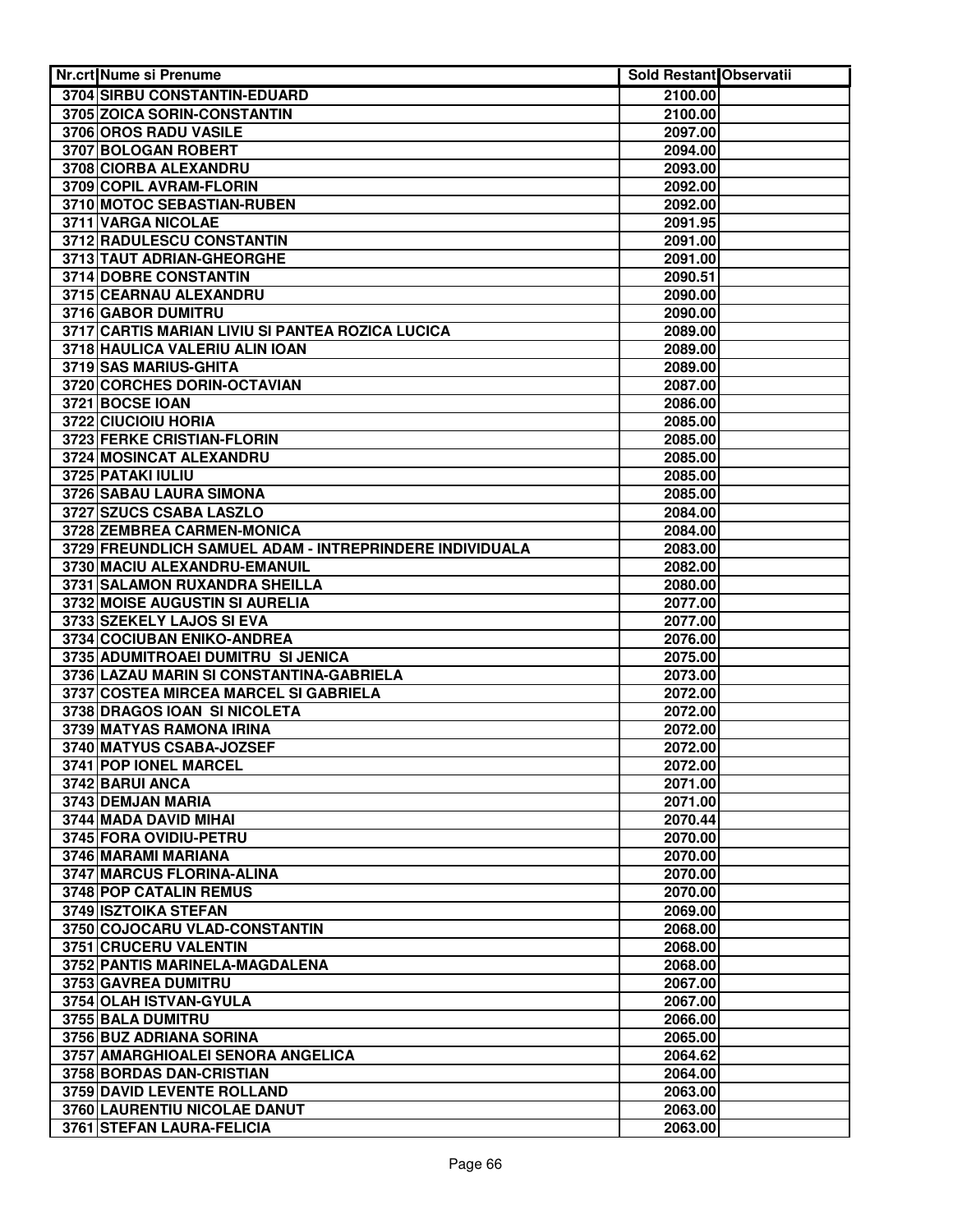| Nr.crt | Nume si Prenume | Sold Restant | Observatii |
|---|---|---|---|
| 3704 | SIRBU CONSTANTIN-EDUARD | 2100.00 | |
| 3705 | ZOICA SORIN-CONSTANTIN | 2100.00 | |
| 3706 | OROS RADU VASILE | 2097.00 | |
| 3707 | BOLOGAN ROBERT | 2094.00 | |
| 3708 | CIORBA ALEXANDRU | 2093.00 | |
| 3709 | COPIL AVRAM-FLORIN | 2092.00 | |
| 3710 | MOTOC SEBASTIAN-RUBEN | 2092.00 | |
| 3711 | VARGA NICOLAE | 2091.95 | |
| 3712 | RADULESCU CONSTANTIN | 2091.00 | |
| 3713 | TAUT ADRIAN-GHEORGHE | 2091.00 | |
| 3714 | DOBRE CONSTANTIN | 2090.51 | |
| 3715 | CEARNAU ALEXANDRU | 2090.00 | |
| 3716 | GABOR DUMITRU | 2090.00 | |
| 3717 | CARTIS MARIAN LIVIU SI PANTEA ROZICA LUCICA | 2089.00 | |
| 3718 | HAULICA VALERIU ALIN IOAN | 2089.00 | |
| 3719 | SAS MARIUS-GHITA | 2089.00 | |
| 3720 | CORCHES DORIN-OCTAVIAN | 2087.00 | |
| 3721 | BOCSE IOAN | 2086.00 | |
| 3722 | CIUCIOIU HORIA | 2085.00 | |
| 3723 | FERKE CRISTIAN-FLORIN | 2085.00 | |
| 3724 | MOSINCAT ALEXANDRU | 2085.00 | |
| 3725 | PATAKI IULIU | 2085.00 | |
| 3726 | SABAU LAURA SIMONA | 2085.00 | |
| 3727 | SZUCS CSABA LASZLO | 2084.00 | |
| 3728 | ZEMBREA CARMEN-MONICA | 2084.00 | |
| 3729 | FREUNDLICH SAMUEL ADAM - INTREPRINDERE INDIVIDUALA | 2083.00 | |
| 3730 | MACIU ALEXANDRU-EMANUIL | 2082.00 | |
| 3731 | SALAMON RUXANDRA SHEILLA | 2080.00 | |
| 3732 | MOISE AUGUSTIN SI AURELIA | 2077.00 | |
| 3733 | SZEKELY LAJOS SI EVA | 2077.00 | |
| 3734 | COCIUBAN ENIKO-ANDREA | 2076.00 | |
| 3735 | ADUMITROAEI DUMITRU SI JENICA | 2075.00 | |
| 3736 | LAZAU MARIN SI CONSTANTINA-GABRIELA | 2073.00 | |
| 3737 | COSTEA MIRCEA MARCEL SI GABRIELA | 2072.00 | |
| 3738 | DRAGOS IOAN SI NICOLETA | 2072.00 | |
| 3739 | MATYAS RAMONA IRINA | 2072.00 | |
| 3740 | MATYUS CSABA-JOZSEF | 2072.00 | |
| 3741 | POP IONEL MARCEL | 2072.00 | |
| 3742 | BARUI ANCA | 2071.00 | |
| 3743 | DEMJAN MARIA | 2071.00 | |
| 3744 | MADA DAVID MIHAI | 2070.44 | |
| 3745 | FORA OVIDIU-PETRU | 2070.00 | |
| 3746 | MARAMI MARIANA | 2070.00 | |
| 3747 | MARCUS FLORINA-ALINA | 2070.00 | |
| 3748 | POP CATALIN REMUS | 2070.00 | |
| 3749 | ISZTOIKA STEFAN | 2069.00 | |
| 3750 | COJOCARU VLAD-CONSTANTIN | 2068.00 | |
| 3751 | CRUCERU VALENTIN | 2068.00 | |
| 3752 | PANTIS MARINELA-MAGDALENA | 2068.00 | |
| 3753 | GAVREA DUMITRU | 2067.00 | |
| 3754 | OLAH ISTVAN-GYULA | 2067.00 | |
| 3755 | BALA DUMITRU | 2066.00 | |
| 3756 | BUZ ADRIANA SORINA | 2065.00 | |
| 3757 | AMARGHIOALEI SENORA ANGELICA | 2064.62 | |
| 3758 | BORDAS DAN-CRISTIAN | 2064.00 | |
| 3759 | DAVID LEVENTE ROLLAND | 2063.00 | |
| 3760 | LAURENTIU NICOLAE DANUT | 2063.00 | |
| 3761 | STEFAN LAURA-FELICIA | 2063.00 | |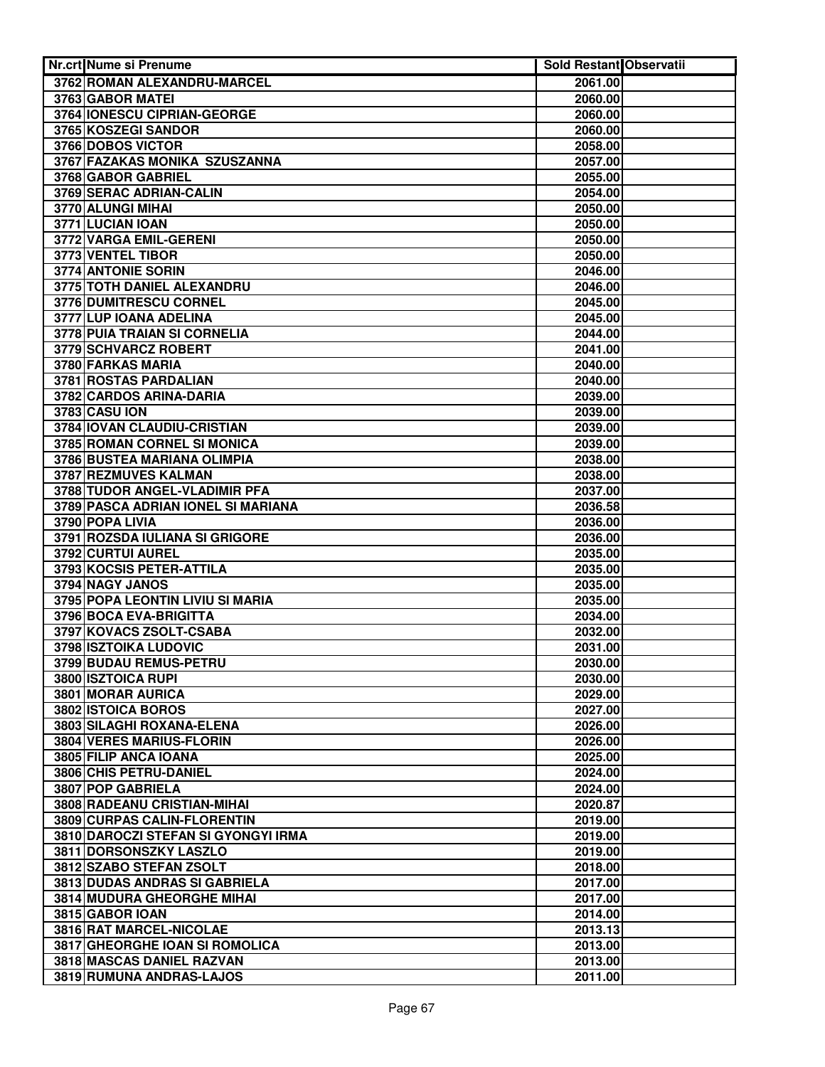| Nr.crt | Nume si Prenume | Sold Restant | Observatii |
|---|---|---|---|
| 3762 | ROMAN ALEXANDRU-MARCEL | 2061.00 | |
| 3763 | GABOR MATEI | 2060.00 | |
| 3764 | IONESCU CIPRIAN-GEORGE | 2060.00 | |
| 3765 | KOSZEGI SANDOR | 2060.00 | |
| 3766 | DOBOS VICTOR | 2058.00 | |
| 3767 | FAZAKAS MONIKA SZUSZANNA | 2057.00 | |
| 3768 | GABOR GABRIEL | 2055.00 | |
| 3769 | SERAC ADRIAN-CALIN | 2054.00 | |
| 3770 | ALUNGI MIHAI | 2050.00 | |
| 3771 | LUCIAN IOAN | 2050.00 | |
| 3772 | VARGA EMIL-GERENI | 2050.00 | |
| 3773 | VENTEL TIBOR | 2050.00 | |
| 3774 | ANTONIE SORIN | 2046.00 | |
| 3775 | TOTH DANIEL ALEXANDRU | 2046.00 | |
| 3776 | DUMITRESCU CORNEL | 2045.00 | |
| 3777 | LUP IOANA ADELINA | 2045.00 | |
| 3778 | PUIA TRAIAN SI CORNELIA | 2044.00 | |
| 3779 | SCHVARCZ ROBERT | 2041.00 | |
| 3780 | FARKAS MARIA | 2040.00 | |
| 3781 | ROSTAS PARDALIAN | 2040.00 | |
| 3782 | CARDOS ARINA-DARIA | 2039.00 | |
| 3783 | CASU ION | 2039.00 | |
| 3784 | IOVAN CLAUDIU-CRISTIAN | 2039.00 | |
| 3785 | ROMAN CORNEL SI MONICA | 2039.00 | |
| 3786 | BUSTEA MARIANA OLIMPIA | 2038.00 | |
| 3787 | REZMUVES KALMAN | 2038.00 | |
| 3788 | TUDOR ANGEL-VLADIMIR PFA | 2037.00 | |
| 3789 | PASCA ADRIAN IONEL SI MARIANA | 2036.58 | |
| 3790 | POPA LIVIA | 2036.00 | |
| 3791 | ROZSDA IULIANA SI GRIGORE | 2036.00 | |
| 3792 | CURTUI AUREL | 2035.00 | |
| 3793 | KOCSIS PETER-ATTILA | 2035.00 | |
| 3794 | NAGY JANOS | 2035.00 | |
| 3795 | POPA LEONTIN LIVIU SI MARIA | 2035.00 | |
| 3796 | BOCA EVA-BRIGITTA | 2034.00 | |
| 3797 | KOVACS ZSOLT-CSABA | 2032.00 | |
| 3798 | ISZTOIKA LUDOVIC | 2031.00 | |
| 3799 | BUDAU REMUS-PETRU | 2030.00 | |
| 3800 | ISZTOICA RUPI | 2030.00 | |
| 3801 | MORAR AURICA | 2029.00 | |
| 3802 | ISTOICA BOROS | 2027.00 | |
| 3803 | SILAGHI ROXANA-ELENA | 2026.00 | |
| 3804 | VERES MARIUS-FLORIN | 2026.00 | |
| 3805 | FILIP ANCA IOANA | 2025.00 | |
| 3806 | CHIS PETRU-DANIEL | 2024.00 | |
| 3807 | POP GABRIELA | 2024.00 | |
| 3808 | RADEANU CRISTIAN-MIHAI | 2020.87 | |
| 3809 | CURPAS CALIN-FLORENTIN | 2019.00 | |
| 3810 | DAROCZI STEFAN SI GYONGYI IRMA | 2019.00 | |
| 3811 | DORSONSZKY LASZLO | 2019.00 | |
| 3812 | SZABO STEFAN ZSOLT | 2018.00 | |
| 3813 | DUDAS ANDRAS SI GABRIELA | 2017.00 | |
| 3814 | MUDURA GHEORGHE MIHAI | 2017.00 | |
| 3815 | GABOR IOAN | 2014.00 | |
| 3816 | RAT MARCEL-NICOLAE | 2013.13 | |
| 3817 | GHEORGHE IOAN SI ROMOLICA | 2013.00 | |
| 3818 | MASCAS DANIEL RAZVAN | 2013.00 | |
| 3819 | RUMUNA ANDRAS-LAJOS | 2011.00 | |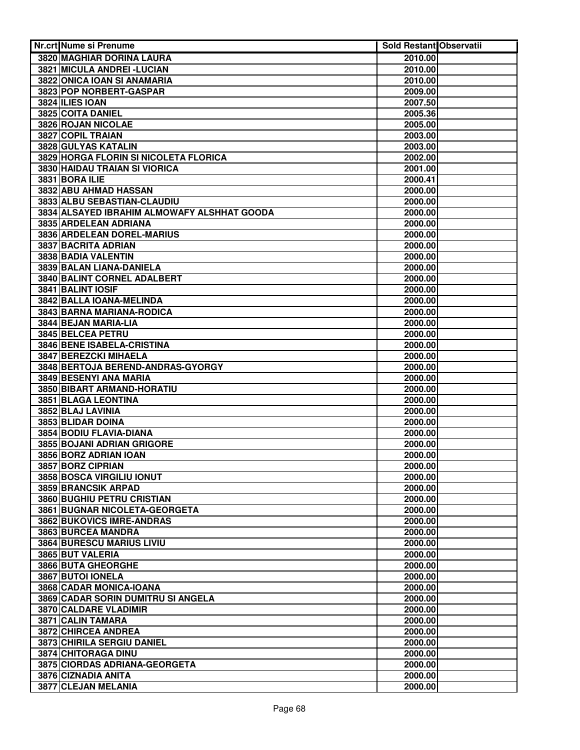| Nr.crt | Nume si Prenume | Sold Restant | Observatii |
|---|---|---|---|
| 3820 | MAGHIAR DORINA LAURA | 2010.00 | |
| 3821 | MICULA ANDREI -LUCIAN | 2010.00 | |
| 3822 | ONICA IOAN SI ANAMARIA | 2010.00 | |
| 3823 | POP NORBERT-GASPAR | 2009.00 | |
| 3824 | ILIES IOAN | 2007.50 | |
| 3825 | COITA DANIEL | 2005.36 | |
| 3826 | ROJAN NICOLAE | 2005.00 | |
| 3827 | COPIL TRAIAN | 2003.00 | |
| 3828 | GULYAS KATALIN | 2003.00 | |
| 3829 | HORGA FLORIN SI NICOLETA FLORICA | 2002.00 | |
| 3830 | HAIDAU TRAIAN SI VIORICA | 2001.00 | |
| 3831 | BORA ILIE | 2000.41 | |
| 3832 | ABU AHMAD HASSAN | 2000.00 | |
| 3833 | ALBU SEBASTIAN-CLAUDIU | 2000.00 | |
| 3834 | ALSAYED IBRAHIM ALMOWAFY ALSHHAT GOODA | 2000.00 | |
| 3835 | ARDELEAN ADRIANA | 2000.00 | |
| 3836 | ARDELEAN DOREL-MARIUS | 2000.00 | |
| 3837 | BACRITA ADRIAN | 2000.00 | |
| 3838 | BADIA VALENTIN | 2000.00 | |
| 3839 | BALAN LIANA-DANIELA | 2000.00 | |
| 3840 | BALINT CORNEL ADALBERT | 2000.00 | |
| 3841 | BALINT IOSIF | 2000.00 | |
| 3842 | BALLA IOANA-MELINDA | 2000.00 | |
| 3843 | BARNA MARIANA-RODICA | 2000.00 | |
| 3844 | BEJAN MARIA-LIA | 2000.00 | |
| 3845 | BELCEA PETRU | 2000.00 | |
| 3846 | BENE ISABELA-CRISTINA | 2000.00 | |
| 3847 | BEREZCKI MIHAELA | 2000.00 | |
| 3848 | BERTOJA BEREND-ANDRAS-GYORGY | 2000.00 | |
| 3849 | BESENYI ANA MARIA | 2000.00 | |
| 3850 | BIBART ARMAND-HORATIU | 2000.00 | |
| 3851 | BLAGA LEONTINA | 2000.00 | |
| 3852 | BLAJ LAVINIA | 2000.00 | |
| 3853 | BLIDAR DOINA | 2000.00 | |
| 3854 | BODIU FLAVIA-DIANA | 2000.00 | |
| 3855 | BOJANI ADRIAN GRIGORE | 2000.00 | |
| 3856 | BORZ ADRIAN IOAN | 2000.00 | |
| 3857 | BORZ CIPRIAN | 2000.00 | |
| 3858 | BOSCA VIRGILIU IONUT | 2000.00 | |
| 3859 | BRANCSIK ARPAD | 2000.00 | |
| 3860 | BUGHIU PETRU CRISTIAN | 2000.00 | |
| 3861 | BUGNAR NICOLETA-GEORGETA | 2000.00 | |
| 3862 | BUKOVICS IMRE-ANDRAS | 2000.00 | |
| 3863 | BURCEA MANDRA | 2000.00 | |
| 3864 | BURESCU MARIUS LIVIU | 2000.00 | |
| 3865 | BUT VALERIA | 2000.00 | |
| 3866 | BUTA GHEORGHE | 2000.00 | |
| 3867 | BUTOI IONELA | 2000.00 | |
| 3868 | CADAR MONICA-IOANA | 2000.00 | |
| 3869 | CADAR SORIN DUMITRU SI ANGELA | 2000.00 | |
| 3870 | CALDARE VLADIMIR | 2000.00 | |
| 3871 | CALIN TAMARA | 2000.00 | |
| 3872 | CHIRCEA ANDREA | 2000.00 | |
| 3873 | CHIRILA SERGIU DANIEL | 2000.00 | |
| 3874 | CHITORAGA DINU | 2000.00 | |
| 3875 | CIORDAS ADRIANA-GEORGETA | 2000.00 | |
| 3876 | CIZNADIA ANITA | 2000.00 | |
| 3877 | CLEJAN MELANIA | 2000.00 | |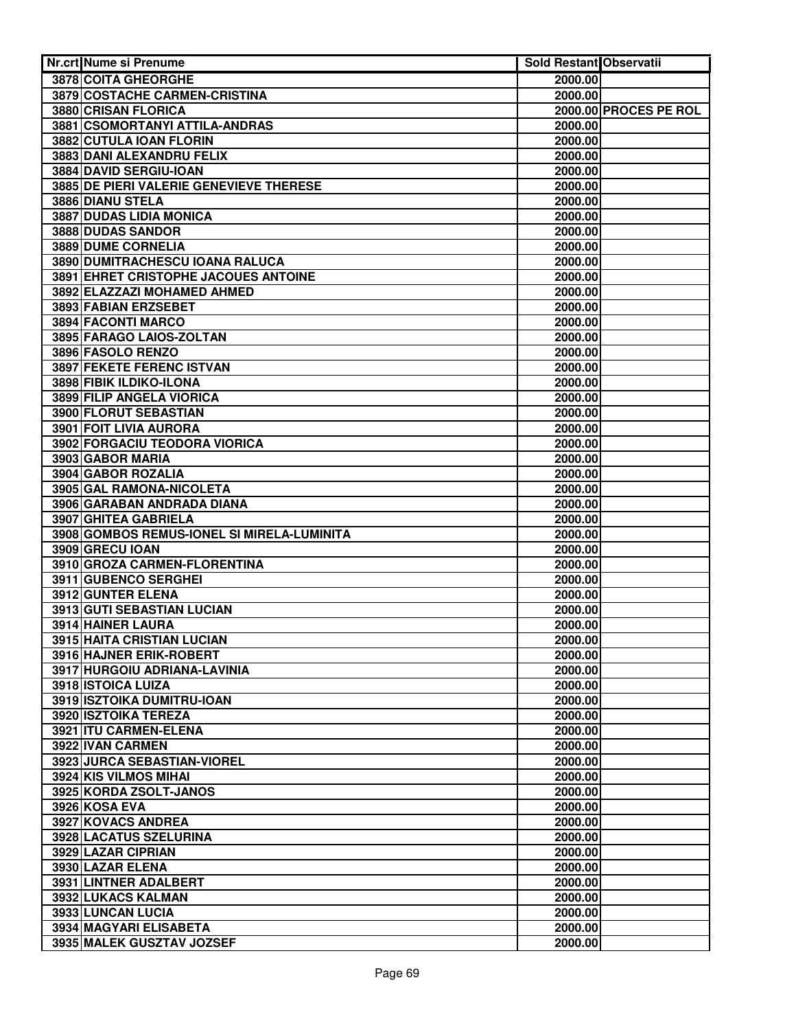| Nr.crt | Nume si Prenume | Sold Restant | Observatii |
|---|---|---|---|
| 3878 | COITA GHEORGHE | 2000.00 | |
| 3879 | COSTACHE CARMEN-CRISTINA | 2000.00 | |
| 3880 | CRISAN FLORICA | 2000.00 | PROCES PE ROL |
| 3881 | CSOMORTANYI ATTILA-ANDRAS | 2000.00 | |
| 3882 | CUTULA IOAN FLORIN | 2000.00 | |
| 3883 | DANI ALEXANDRU FELIX | 2000.00 | |
| 3884 | DAVID SERGIU-IOAN | 2000.00 | |
| 3885 | DE PIERI VALERIE GENEVIEVE THERESE | 2000.00 | |
| 3886 | DIANU STELA | 2000.00 | |
| 3887 | DUDAS LIDIA MONICA | 2000.00 | |
| 3888 | DUDAS SANDOR | 2000.00 | |
| 3889 | DUME CORNELIA | 2000.00 | |
| 3890 | DUMITRACHESCU IOANA RALUCA | 2000.00 | |
| 3891 | EHRET CRISTOPHE JACOUES ANTOINE | 2000.00 | |
| 3892 | ELAZZAZI MOHAMED AHMED | 2000.00 | |
| 3893 | FABIAN ERZSEBET | 2000.00 | |
| 3894 | FACONTI MARCO | 2000.00 | |
| 3895 | FARAGO LAIOS-ZOLTAN | 2000.00 | |
| 3896 | FASOLO RENZO | 2000.00 | |
| 3897 | FEKETE FERENC ISTVAN | 2000.00 | |
| 3898 | FIBIK ILDIKO-ILONA | 2000.00 | |
| 3899 | FILIP ANGELA VIORICA | 2000.00 | |
| 3900 | FLORUT SEBASTIAN | 2000.00 | |
| 3901 | FOIT LIVIA AURORA | 2000.00 | |
| 3902 | FORGACIU TEODORA VIORICA | 2000.00 | |
| 3903 | GABOR MARIA | 2000.00 | |
| 3904 | GABOR ROZALIA | 2000.00 | |
| 3905 | GAL RAMONA-NICOLETA | 2000.00 | |
| 3906 | GARABAN ANDRADA DIANA | 2000.00 | |
| 3907 | GHITEA GABRIELA | 2000.00 | |
| 3908 | GOMBOS REMUS-IONEL SI MIRELA-LUMINITA | 2000.00 | |
| 3909 | GRECU IOAN | 2000.00 | |
| 3910 | GROZA CARMEN-FLORENTINA | 2000.00 | |
| 3911 | GUBENCO SERGHEI | 2000.00 | |
| 3912 | GUNTER ELENA | 2000.00 | |
| 3913 | GUTI SEBASTIAN LUCIAN | 2000.00 | |
| 3914 | HAINER LAURA | 2000.00 | |
| 3915 | HAITA CRISTIAN LUCIAN | 2000.00 | |
| 3916 | HAJNER ERIK-ROBERT | 2000.00 | |
| 3917 | HURGOIU ADRIANA-LAVINIA | 2000.00 | |
| 3918 | ISTOICA LUIZA | 2000.00 | |
| 3919 | ISZTOIKA DUMITRU-IOAN | 2000.00 | |
| 3920 | ISZTOIKA TEREZA | 2000.00 | |
| 3921 | ITU CARMEN-ELENA | 2000.00 | |
| 3922 | IVAN CARMEN | 2000.00 | |
| 3923 | JURCA SEBASTIAN-VIOREL | 2000.00 | |
| 3924 | KIS VILMOS MIHAI | 2000.00 | |
| 3925 | KORDA ZSOLT-JANOS | 2000.00 | |
| 3926 | KOSA EVA | 2000.00 | |
| 3927 | KOVACS ANDREA | 2000.00 | |
| 3928 | LACATUS SZELURINA | 2000.00 | |
| 3929 | LAZAR CIPRIAN | 2000.00 | |
| 3930 | LAZAR ELENA | 2000.00 | |
| 3931 | LINTNER ADALBERT | 2000.00 | |
| 3932 | LUKACS KALMAN | 2000.00 | |
| 3933 | LUNCAN LUCIA | 2000.00 | |
| 3934 | MAGYARI ELISABETA | 2000.00 | |
| 3935 | MALEK GUSZTAV JOZSEF | 2000.00 | |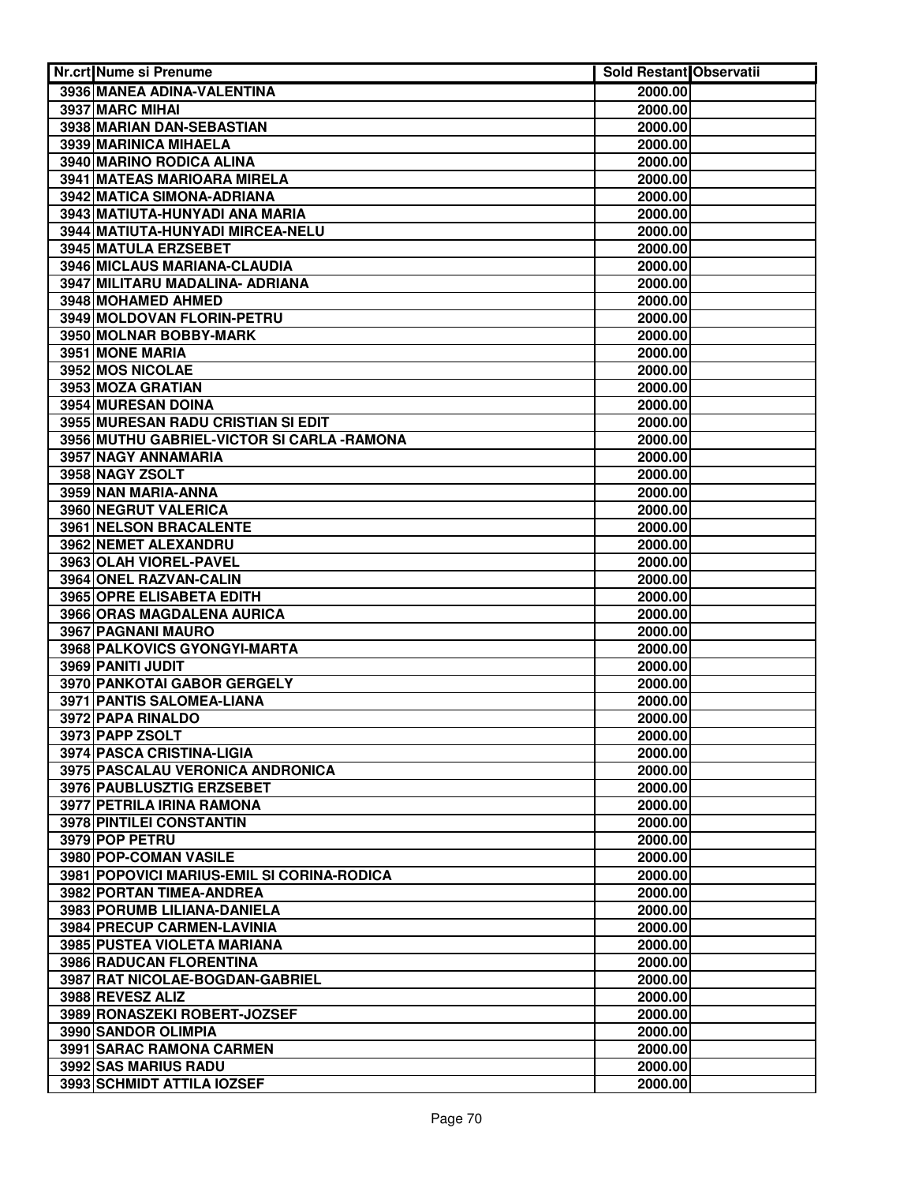| Nr.crt | Nume si Prenume | Sold Restant | Observatii |
|---|---|---|---|
| 3936 | MANEA ADINA-VALENTINA | 2000.00 | |
| 3937 | MARC MIHAI | 2000.00 | |
| 3938 | MARIAN DAN-SEBASTIAN | 2000.00 | |
| 3939 | MARINICA MIHAELA | 2000.00 | |
| 3940 | MARINO RODICA ALINA | 2000.00 | |
| 3941 | MATEAS MARIOARA MIRELA | 2000.00 | |
| 3942 | MATICA SIMONA-ADRIANA | 2000.00 | |
| 3943 | MATIUTA-HUNYADI ANA MARIA | 2000.00 | |
| 3944 | MATIUTA-HUNYADI MIRCEA-NELU | 2000.00 | |
| 3945 | MATULA ERZSEBET | 2000.00 | |
| 3946 | MICLAUS MARIANA-CLAUDIA | 2000.00 | |
| 3947 | MILITARU MADALINA- ADRIANA | 2000.00 | |
| 3948 | MOHAMED AHMED | 2000.00 | |
| 3949 | MOLDOVAN FLORIN-PETRU | 2000.00 | |
| 3950 | MOLNAR BOBBY-MARK | 2000.00 | |
| 3951 | MONE MARIA | 2000.00 | |
| 3952 | MOS NICOLAE | 2000.00 | |
| 3953 | MOZA GRATIAN | 2000.00 | |
| 3954 | MURESAN DOINA | 2000.00 | |
| 3955 | MURESAN RADU CRISTIAN SI EDIT | 2000.00 | |
| 3956 | MUTHU GABRIEL-VICTOR SI CARLA -RAMONA | 2000.00 | |
| 3957 | NAGY ANNAMARIA | 2000.00 | |
| 3958 | NAGY ZSOLT | 2000.00 | |
| 3959 | NAN MARIA-ANNA | 2000.00 | |
| 3960 | NEGRUT VALERICA | 2000.00 | |
| 3961 | NELSON BRACALENTE | 2000.00 | |
| 3962 | NEMET ALEXANDRU | 2000.00 | |
| 3963 | OLAH VIOREL-PAVEL | 2000.00 | |
| 3964 | ONEL RAZVAN-CALIN | 2000.00 | |
| 3965 | OPRE ELISABETA EDITH | 2000.00 | |
| 3966 | ORAS MAGDALENA AURICA | 2000.00 | |
| 3967 | PAGNANI MAURO | 2000.00 | |
| 3968 | PALKOVICS GYONGYI-MARTA | 2000.00 | |
| 3969 | PANITI JUDIT | 2000.00 | |
| 3970 | PANKOTAI GABOR GERGELY | 2000.00 | |
| 3971 | PANTIS SALOMEA-LIANA | 2000.00 | |
| 3972 | PAPA RINALDO | 2000.00 | |
| 3973 | PAPP ZSOLT | 2000.00 | |
| 3974 | PASCA CRISTINA-LIGIA | 2000.00 | |
| 3975 | PASCALAU VERONICA ANDRONICA | 2000.00 | |
| 3976 | PAUBLUSZTIG ERZSEBET | 2000.00 | |
| 3977 | PETRILA IRINA RAMONA | 2000.00 | |
| 3978 | PINTILEI CONSTANTIN | 2000.00 | |
| 3979 | POP PETRU | 2000.00 | |
| 3980 | POP-COMAN VASILE | 2000.00 | |
| 3981 | POPOVICI MARIUS-EMIL SI CORINA-RODICA | 2000.00 | |
| 3982 | PORTAN TIMEA-ANDREA | 2000.00 | |
| 3983 | PORUMB LILIANA-DANIELA | 2000.00 | |
| 3984 | PRECUP CARMEN-LAVINIA | 2000.00 | |
| 3985 | PUSTEA VIOLETA MARIANA | 2000.00 | |
| 3986 | RADUCAN FLORENTINA | 2000.00 | |
| 3987 | RAT NICOLAE-BOGDAN-GABRIEL | 2000.00 | |
| 3988 | REVESZ ALIZ | 2000.00 | |
| 3989 | RONASZEKI ROBERT-JOZSEF | 2000.00 | |
| 3990 | SANDOR OLIMPIA | 2000.00 | |
| 3991 | SARAC RAMONA CARMEN | 2000.00 | |
| 3992 | SAS MARIUS RADU | 2000.00 | |
| 3993 | SCHMIDT ATTILA IOZSEF | 2000.00 | |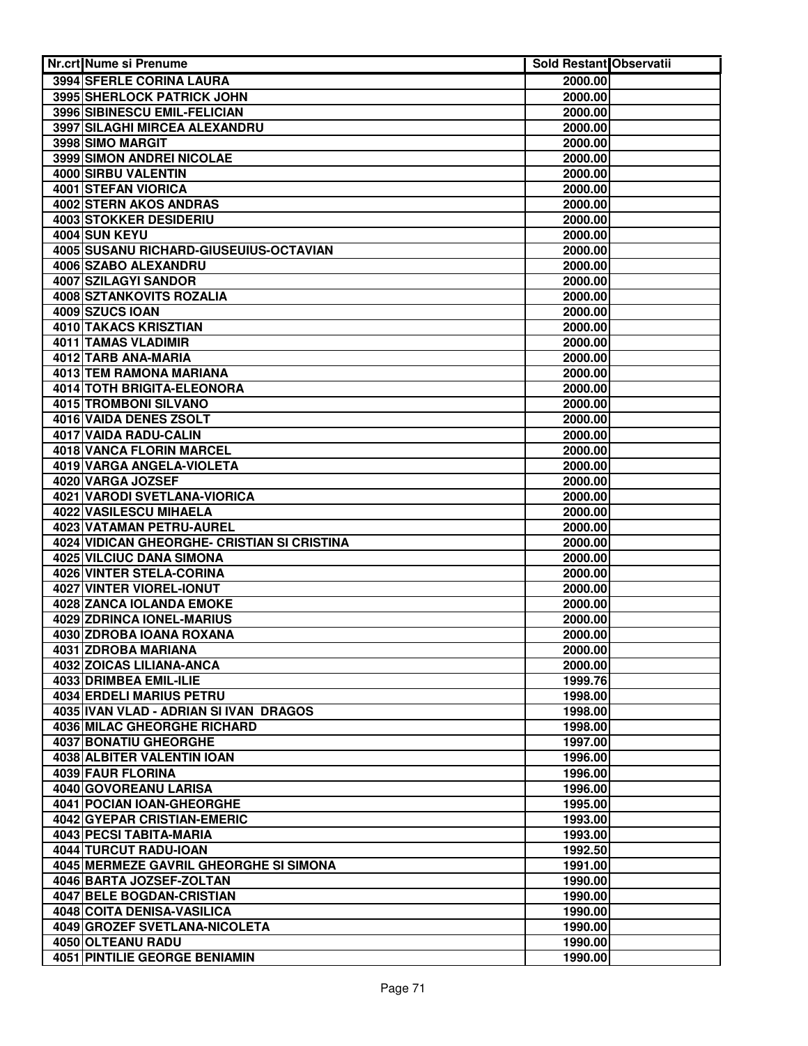| Nr.crt | Nume si Prenume | Sold Restant | Observatii |
|---|---|---|---|
| 3994 | SFERLE CORINA LAURA | 2000.00 | |
| 3995 | SHERLOCK PATRICK JOHN | 2000.00 | |
| 3996 | SIBINESCU EMIL-FELICIAN | 2000.00 | |
| 3997 | SILAGHI MIRCEA ALEXANDRU | 2000.00 | |
| 3998 | SIMO MARGIT | 2000.00 | |
| 3999 | SIMON ANDREI NICOLAE | 2000.00 | |
| 4000 | SIRBU VALENTIN | 2000.00 | |
| 4001 | STEFAN VIORICA | 2000.00 | |
| 4002 | STERN AKOS ANDRAS | 2000.00 | |
| 4003 | STOKKER DESIDERIU | 2000.00 | |
| 4004 | SUN KEYU | 2000.00 | |
| 4005 | SUSANU RICHARD-GIUSEUIUS-OCTAVIAN | 2000.00 | |
| 4006 | SZABO ALEXANDRU | 2000.00 | |
| 4007 | SZILAGYI SANDOR | 2000.00 | |
| 4008 | SZTANKOVITS ROZALIA | 2000.00 | |
| 4009 | SZUCS IOAN | 2000.00 | |
| 4010 | TAKACS KRISZTIAN | 2000.00 | |
| 4011 | TAMAS VLADIMIR | 2000.00 | |
| 4012 | TARB ANA-MARIA | 2000.00 | |
| 4013 | TEM RAMONA MARIANA | 2000.00 | |
| 4014 | TOTH BRIGITA-ELEONORA | 2000.00 | |
| 4015 | TROMBONI SILVANO | 2000.00 | |
| 4016 | VAIDA DENES ZSOLT | 2000.00 | |
| 4017 | VAIDA RADU-CALIN | 2000.00 | |
| 4018 | VANCA FLORIN MARCEL | 2000.00 | |
| 4019 | VARGA ANGELA-VIOLETA | 2000.00 | |
| 4020 | VARGA JOZSEF | 2000.00 | |
| 4021 | VARODI SVETLANA-VIORICA | 2000.00 | |
| 4022 | VASILESCU MIHAELA | 2000.00 | |
| 4023 | VATAMAN PETRU-AUREL | 2000.00 | |
| 4024 | VIDICAN GHEORGHE- CRISTIAN SI CRISTINA | 2000.00 | |
| 4025 | VILCIUC DANA SIMONA | 2000.00 | |
| 4026 | VINTER STELA-CORINA | 2000.00 | |
| 4027 | VINTER VIOREL-IONUT | 2000.00 | |
| 4028 | ZANCA IOLANDA EMOKE | 2000.00 | |
| 4029 | ZDRINCA IONEL-MARIUS | 2000.00 | |
| 4030 | ZDROBA IOANA ROXANA | 2000.00 | |
| 4031 | ZDROBA MARIANA | 2000.00 | |
| 4032 | ZOICAS LILIANA-ANCA | 2000.00 | |
| 4033 | DRIMBEA EMIL-ILIE | 1999.76 | |
| 4034 | ERDELI MARIUS PETRU | 1998.00 | |
| 4035 | IVAN VLAD - ADRIAN SI IVAN DRAGOS | 1998.00 | |
| 4036 | MILAC GHEORGHE RICHARD | 1998.00 | |
| 4037 | BONATIU GHEORGHE | 1997.00 | |
| 4038 | ALBITER VALENTIN IOAN | 1996.00 | |
| 4039 | FAUR FLORINA | 1996.00 | |
| 4040 | GOVOREANU LARISA | 1996.00 | |
| 4041 | POCIAN IOAN-GHEORGHE | 1995.00 | |
| 4042 | GYEPAR CRISTIAN-EMERIC | 1993.00 | |
| 4043 | PECSI TABITA-MARIA | 1993.00 | |
| 4044 | TURCUT RADU-IOAN | 1992.50 | |
| 4045 | MERMEZE GAVRIL GHEORGHE SI SIMONA | 1991.00 | |
| 4046 | BARTA JOZSEF-ZOLTAN | 1990.00 | |
| 4047 | BELE BOGDAN-CRISTIAN | 1990.00 | |
| 4048 | COITA DENISA-VASILICA | 1990.00 | |
| 4049 | GROZEF SVETLANA-NICOLETA | 1990.00 | |
| 4050 | OLTEANU RADU | 1990.00 | |
| 4051 | PINTILIE GEORGE BENIAMIN | 1990.00 | |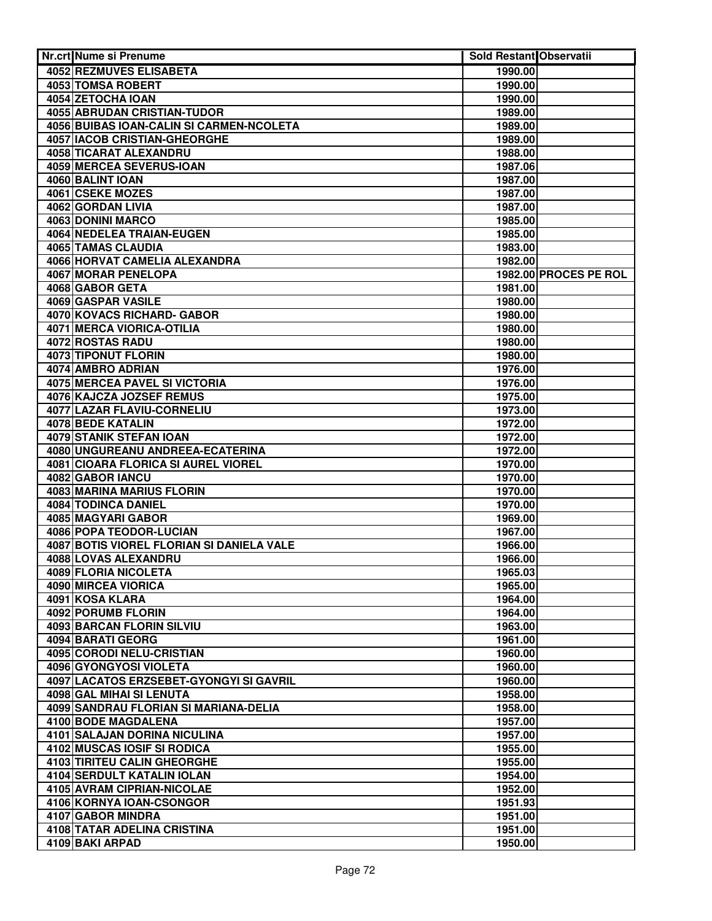| Nr.crt | Nume si Prenume | Sold Restant | Observatii |
|---|---|---|---|
| 4052 | REZMUVES ELISABETA | 1990.00 | |
| 4053 | TOMSA ROBERT | 1990.00 | |
| 4054 | ZETOCHA IOAN | 1990.00 | |
| 4055 | ABRUDAN CRISTIAN-TUDOR | 1989.00 | |
| 4056 | BUIBAS IOAN-CALIN SI CARMEN-NCOLETA | 1989.00 | |
| 4057 | IACOB CRISTIAN-GHEORGHE | 1989.00 | |
| 4058 | TICARAT ALEXANDRU | 1988.00 | |
| 4059 | MERCEA SEVERUS-IOAN | 1987.06 | |
| 4060 | BALINT IOAN | 1987.00 | |
| 4061 | CSEKE MOZES | 1987.00 | |
| 4062 | GORDAN LIVIA | 1987.00 | |
| 4063 | DONINI MARCO | 1985.00 | |
| 4064 | NEDELEA TRAIAN-EUGEN | 1985.00 | |
| 4065 | TAMAS CLAUDIA | 1983.00 | |
| 4066 | HORVAT CAMELIA ALEXANDRA | 1982.00 | |
| 4067 | MORAR PENELOPA | 1982.00 | PROCES PE ROL |
| 4068 | GABOR GETA | 1981.00 | |
| 4069 | GASPAR VASILE | 1980.00 | |
| 4070 | KOVACS RICHARD- GABOR | 1980.00 | |
| 4071 | MERCA VIORICA-OTILIA | 1980.00 | |
| 4072 | ROSTAS RADU | 1980.00 | |
| 4073 | TIPONUT FLORIN | 1980.00 | |
| 4074 | AMBRO ADRIAN | 1976.00 | |
| 4075 | MERCEA PAVEL SI VICTORIA | 1976.00 | |
| 4076 | KAJCZA JOZSEF REMUS | 1975.00 | |
| 4077 | LAZAR FLAVIU-CORNELIU | 1973.00 | |
| 4078 | BEDE KATALIN | 1972.00 | |
| 4079 | STANIK STEFAN IOAN | 1972.00 | |
| 4080 | UNGUREANU ANDREEA-ECATERINA | 1972.00 | |
| 4081 | CIOARA FLORICA SI AUREL VIOREL | 1970.00 | |
| 4082 | GABOR IANCU | 1970.00 | |
| 4083 | MARINA MARIUS FLORIN | 1970.00 | |
| 4084 | TODINCA DANIEL | 1970.00 | |
| 4085 | MAGYARI GABOR | 1969.00 | |
| 4086 | POPA TEODOR-LUCIAN | 1967.00 | |
| 4087 | BOTIS VIOREL FLORIAN SI DANIELA VALE | 1966.00 | |
| 4088 | LOVAS ALEXANDRU | 1966.00 | |
| 4089 | FLORIA NICOLETA | 1965.03 | |
| 4090 | MIRCEA VIORICA | 1965.00 | |
| 4091 | KOSA KLARA | 1964.00 | |
| 4092 | PORUMB FLORIN | 1964.00 | |
| 4093 | BARCAN FLORIN SILVIU | 1963.00 | |
| 4094 | BARATI GEORG | 1961.00 | |
| 4095 | CORODI NELU-CRISTIAN | 1960.00 | |
| 4096 | GYONGYOSI VIOLETA | 1960.00 | |
| 4097 | LACATOS ERZSEBET-GYONGYI SI GAVRIL | 1960.00 | |
| 4098 | GAL MIHAI SI LENUTA | 1958.00 | |
| 4099 | SANDRAU FLORIAN SI MARIANA-DELIA | 1958.00 | |
| 4100 | BODE MAGDALENA | 1957.00 | |
| 4101 | SALAJAN DORINA NICULINA | 1957.00 | |
| 4102 | MUSCAS IOSIF SI RODICA | 1955.00 | |
| 4103 | TIRITEU CALIN GHEORGHE | 1955.00 | |
| 4104 | SERDULT KATALIN IOLAN | 1954.00 | |
| 4105 | AVRAM CIPRIAN-NICOLAE | 1952.00 | |
| 4106 | KORNYA IOAN-CSONGOR | 1951.93 | |
| 4107 | GABOR MINDRA | 1951.00 | |
| 4108 | TATAR ADELINA CRISTINA | 1951.00 | |
| 4109 | BAKI ARPAD | 1950.00 | |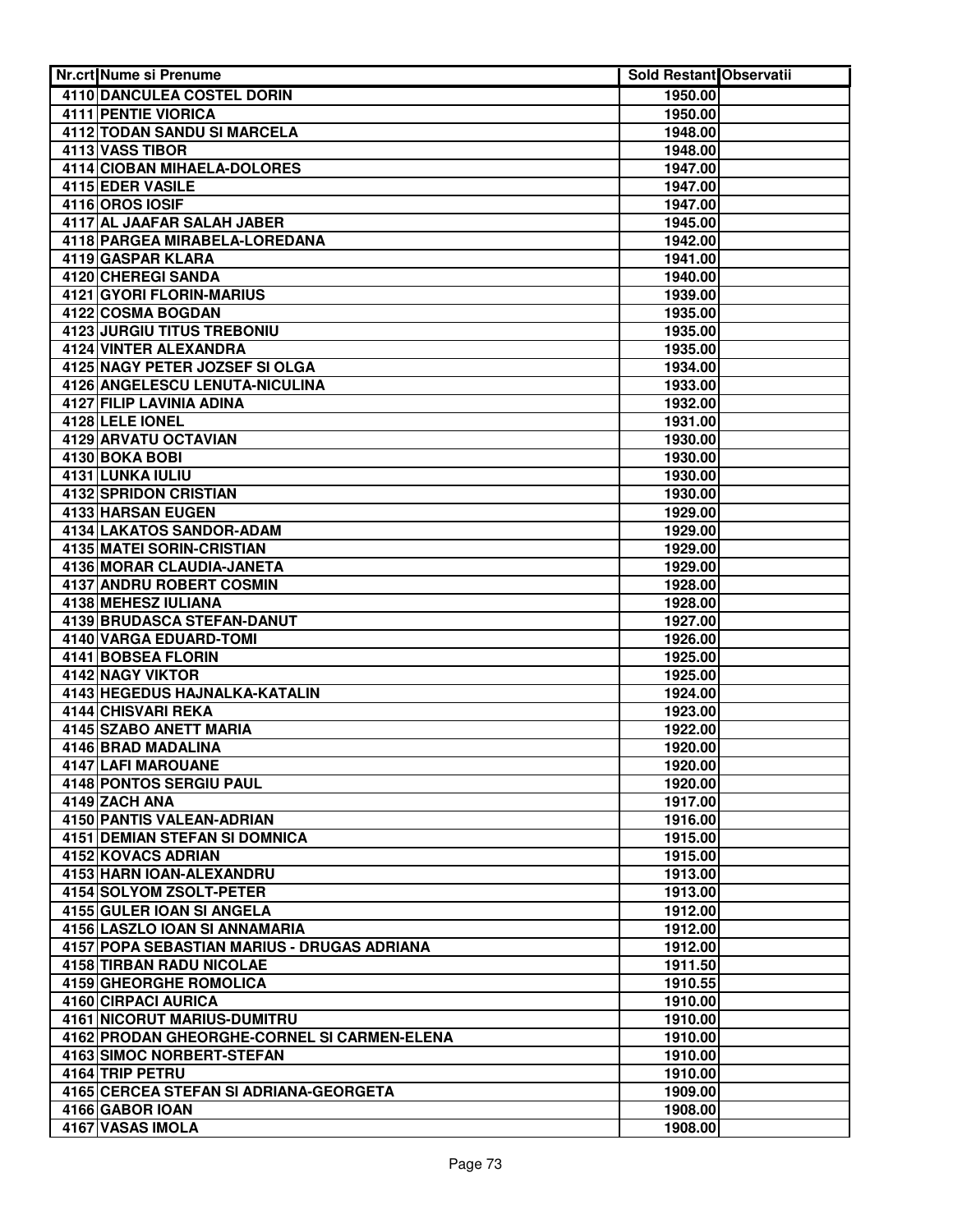| Nr.crt | Nume si Prenume | Sold Restant | Observatii |
| --- | --- | --- | --- |
| 4110 | DANCULEA COSTEL DORIN | 1950.00 | |
| 4111 | PENTIE VIORICA | 1950.00 | |
| 4112 | TODAN SANDU SI MARCELA | 1948.00 | |
| 4113 | VASS TIBOR | 1948.00 | |
| 4114 | CIOBAN MIHAELA-DOLORES | 1947.00 | |
| 4115 | EDER VASILE | 1947.00 | |
| 4116 | OROS IOSIF | 1947.00 | |
| 4117 | AL JAAFAR SALAH JABER | 1945.00 | |
| 4118 | PARGEA MIRABELA-LOREDANA | 1942.00 | |
| 4119 | GASPAR KLARA | 1941.00 | |
| 4120 | CHEREGI SANDA | 1940.00 | |
| 4121 | GYORI FLORIN-MARIUS | 1939.00 | |
| 4122 | COSMA BOGDAN | 1935.00 | |
| 4123 | JURGIU TITUS TREBONIU | 1935.00 | |
| 4124 | VINTER ALEXANDRA | 1935.00 | |
| 4125 | NAGY PETER JOZSEF SI OLGA | 1934.00 | |
| 4126 | ANGELESCU LENUTA-NICULINA | 1933.00 | |
| 4127 | FILIP LAVINIA ADINA | 1932.00 | |
| 4128 | LELE IONEL | 1931.00 | |
| 4129 | ARVATU OCTAVIAN | 1930.00 | |
| 4130 | BOKA BOBI | 1930.00 | |
| 4131 | LUNKA IULIU | 1930.00 | |
| 4132 | SPRIDON CRISTIAN | 1930.00 | |
| 4133 | HARSAN EUGEN | 1929.00 | |
| 4134 | LAKATOS SANDOR-ADAM | 1929.00 | |
| 4135 | MATEI SORIN-CRISTIAN | 1929.00 | |
| 4136 | MORAR CLAUDIA-JANETA | 1929.00 | |
| 4137 | ANDRU ROBERT COSMIN | 1928.00 | |
| 4138 | MEHESZ IULIANA | 1928.00 | |
| 4139 | BRUDASCA STEFAN-DANUT | 1927.00 | |
| 4140 | VARGA EDUARD-TOMI | 1926.00 | |
| 4141 | BOBSEA FLORIN | 1925.00 | |
| 4142 | NAGY VIKTOR | 1925.00 | |
| 4143 | HEGEDUS HAJNALKA-KATALIN | 1924.00 | |
| 4144 | CHISVARI REKA | 1923.00 | |
| 4145 | SZABO ANETT MARIA | 1922.00 | |
| 4146 | BRAD MADALINA | 1920.00 | |
| 4147 | LAFI MAROUANE | 1920.00 | |
| 4148 | PONTOS SERGIU PAUL | 1920.00 | |
| 4149 | ZACH ANA | 1917.00 | |
| 4150 | PANTIS VALEAN-ADRIAN | 1916.00 | |
| 4151 | DEMIAN STEFAN SI DOMNICA | 1915.00 | |
| 4152 | KOVACS ADRIAN | 1915.00 | |
| 4153 | HARN IOAN-ALEXANDRU | 1913.00 | |
| 4154 | SOLYOM ZSOLT-PETER | 1913.00 | |
| 4155 | GULER IOAN SI ANGELA | 1912.00 | |
| 4156 | LASZLO IOAN SI ANNAMARIA | 1912.00 | |
| 4157 | POPA SEBASTIAN MARIUS - DRUGAS ADRIANA | 1912.00 | |
| 4158 | TIRBAN RADU NICOLAE | 1911.50 | |
| 4159 | GHEORGHE ROMOLICA | 1910.55 | |
| 4160 | CIRPACI AURICA | 1910.00 | |
| 4161 | NICORUT MARIUS-DUMITRU | 1910.00 | |
| 4162 | PRODAN GHEORGHE-CORNEL SI CARMEN-ELENA | 1910.00 | |
| 4163 | SIMOC NORBERT-STEFAN | 1910.00 | |
| 4164 | TRIP PETRU | 1910.00 | |
| 4165 | CERCEA STEFAN SI ADRIANA-GEORGETA | 1909.00 | |
| 4166 | GABOR IOAN | 1908.00 | |
| 4167 | VASAS IMOLA | 1908.00 | |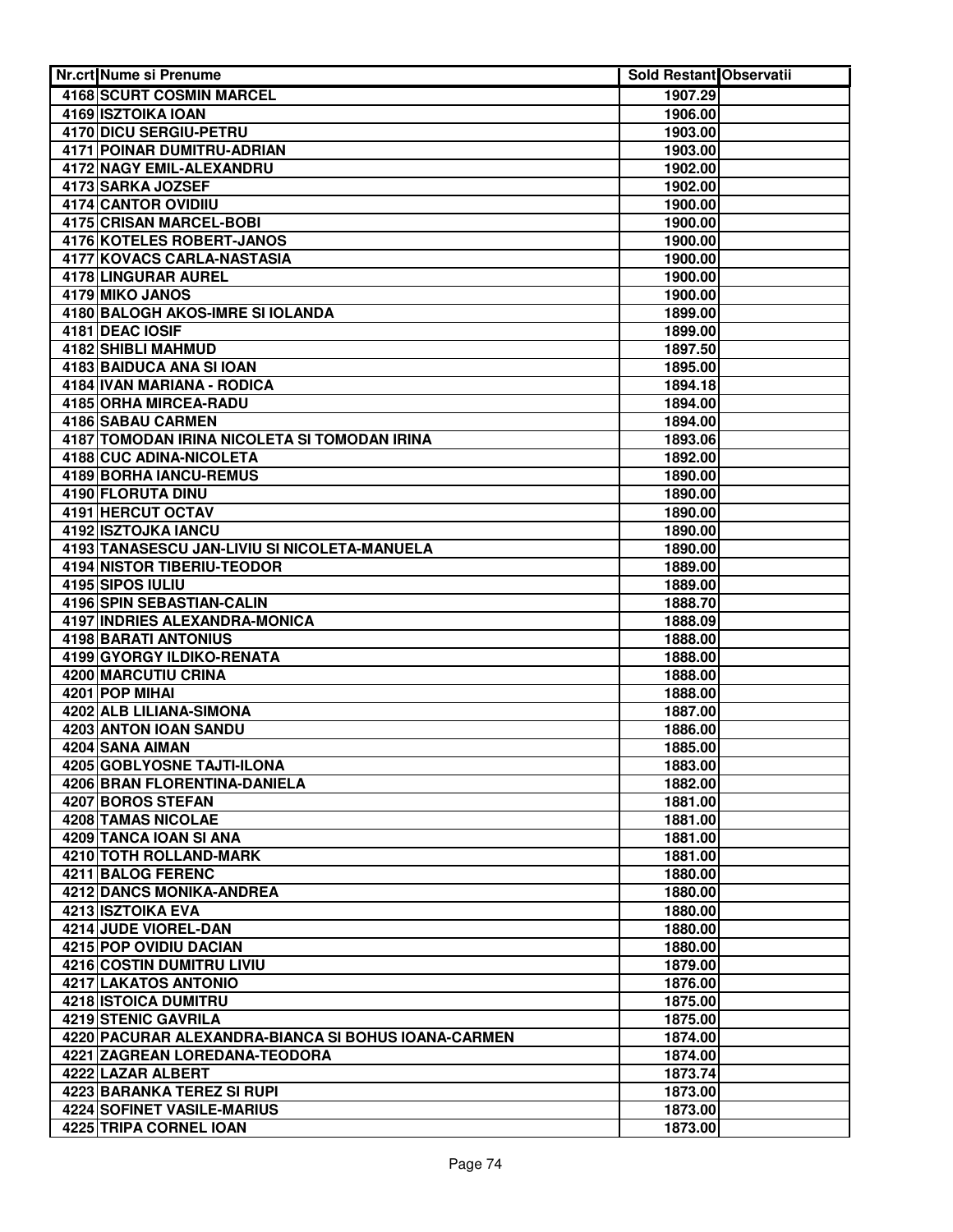| Nr.crt | Nume si Prenume | Sold Restant | Observatii |
|---|---|---|---|
| 4168 | SCURT COSMIN MARCEL | 1907.29 | |
| 4169 | ISZTOIKA IOAN | 1906.00 | |
| 4170 | DICU SERGIU-PETRU | 1903.00 | |
| 4171 | POINAR DUMITRU-ADRIAN | 1903.00 | |
| 4172 | NAGY EMIL-ALEXANDRU | 1902.00 | |
| 4173 | SARKA JOZSEF | 1902.00 | |
| 4174 | CANTOR OVIDIIU | 1900.00 | |
| 4175 | CRISAN MARCEL-BOBI | 1900.00 | |
| 4176 | KOTELES ROBERT-JANOS | 1900.00 | |
| 4177 | KOVACS CARLA-NASTASIA | 1900.00 | |
| 4178 | LINGURAR AUREL | 1900.00 | |
| 4179 | MIKO JANOS | 1900.00 | |
| 4180 | BALOGH AKOS-IMRE SI IOLANDA | 1899.00 | |
| 4181 | DEAC IOSIF | 1899.00 | |
| 4182 | SHIBLI MAHMUD | 1897.50 | |
| 4183 | BAIDUCA ANA SI IOAN | 1895.00 | |
| 4184 | IVAN MARIANA - RODICA | 1894.18 | |
| 4185 | ORHA MIRCEA-RADU | 1894.00 | |
| 4186 | SABAU CARMEN | 1894.00 | |
| 4187 | TOMODAN IRINA NICOLETA SI TOMODAN IRINA | 1893.06 | |
| 4188 | CUC ADINA-NICOLETA | 1892.00 | |
| 4189 | BORHA IANCU-REMUS | 1890.00 | |
| 4190 | FLORUTA DINU | 1890.00 | |
| 4191 | HERCUT OCTAV | 1890.00 | |
| 4192 | ISZTOJKA IANCU | 1890.00 | |
| 4193 | TANASESCU JAN-LIVIU SI NICOLETA-MANUELA | 1890.00 | |
| 4194 | NISTOR TIBERIU-TEODOR | 1889.00 | |
| 4195 | SIPOS IULIU | 1889.00 | |
| 4196 | SPIN SEBASTIAN-CALIN | 1888.70 | |
| 4197 | INDRIES ALEXANDRA-MONICA | 1888.09 | |
| 4198 | BARATI ANTONIUS | 1888.00 | |
| 4199 | GYORGY ILDIKO-RENATA | 1888.00 | |
| 4200 | MARCUTIU CRINA | 1888.00 | |
| 4201 | POP MIHAI | 1888.00 | |
| 4202 | ALB LILIANA-SIMONA | 1887.00 | |
| 4203 | ANTON IOAN SANDU | 1886.00 | |
| 4204 | SANA AIMAN | 1885.00 | |
| 4205 | GOBLYOSNE TAJTI-ILONA | 1883.00 | |
| 4206 | BRAN FLORENTINA-DANIELA | 1882.00 | |
| 4207 | BOROS STEFAN | 1881.00 | |
| 4208 | TAMAS NICOLAE | 1881.00 | |
| 4209 | TANCA IOAN SI ANA | 1881.00 | |
| 4210 | TOTH ROLLAND-MARK | 1881.00 | |
| 4211 | BALOG FERENC | 1880.00 | |
| 4212 | DANCS MONIKA-ANDREA | 1880.00 | |
| 4213 | ISZTOIKA EVA | 1880.00 | |
| 4214 | JUDE VIOREL-DAN | 1880.00 | |
| 4215 | POP OVIDIU DACIAN | 1880.00 | |
| 4216 | COSTIN DUMITRU LIVIU | 1879.00 | |
| 4217 | LAKATOS ANTONIO | 1876.00 | |
| 4218 | ISTOICA DUMITRU | 1875.00 | |
| 4219 | STENIC GAVRILA | 1875.00 | |
| 4220 | PACURAR ALEXANDRA-BIANCA SI BOHUS IOANA-CARMEN | 1874.00 | |
| 4221 | ZAGREAN LOREDANA-TEODORA | 1874.00 | |
| 4222 | LAZAR ALBERT | 1873.74 | |
| 4223 | BARANKA TEREZ SI RUPI | 1873.00 | |
| 4224 | SOFINET VASILE-MARIUS | 1873.00 | |
| 4225 | TRIPA CORNEL IOAN | 1873.00 | |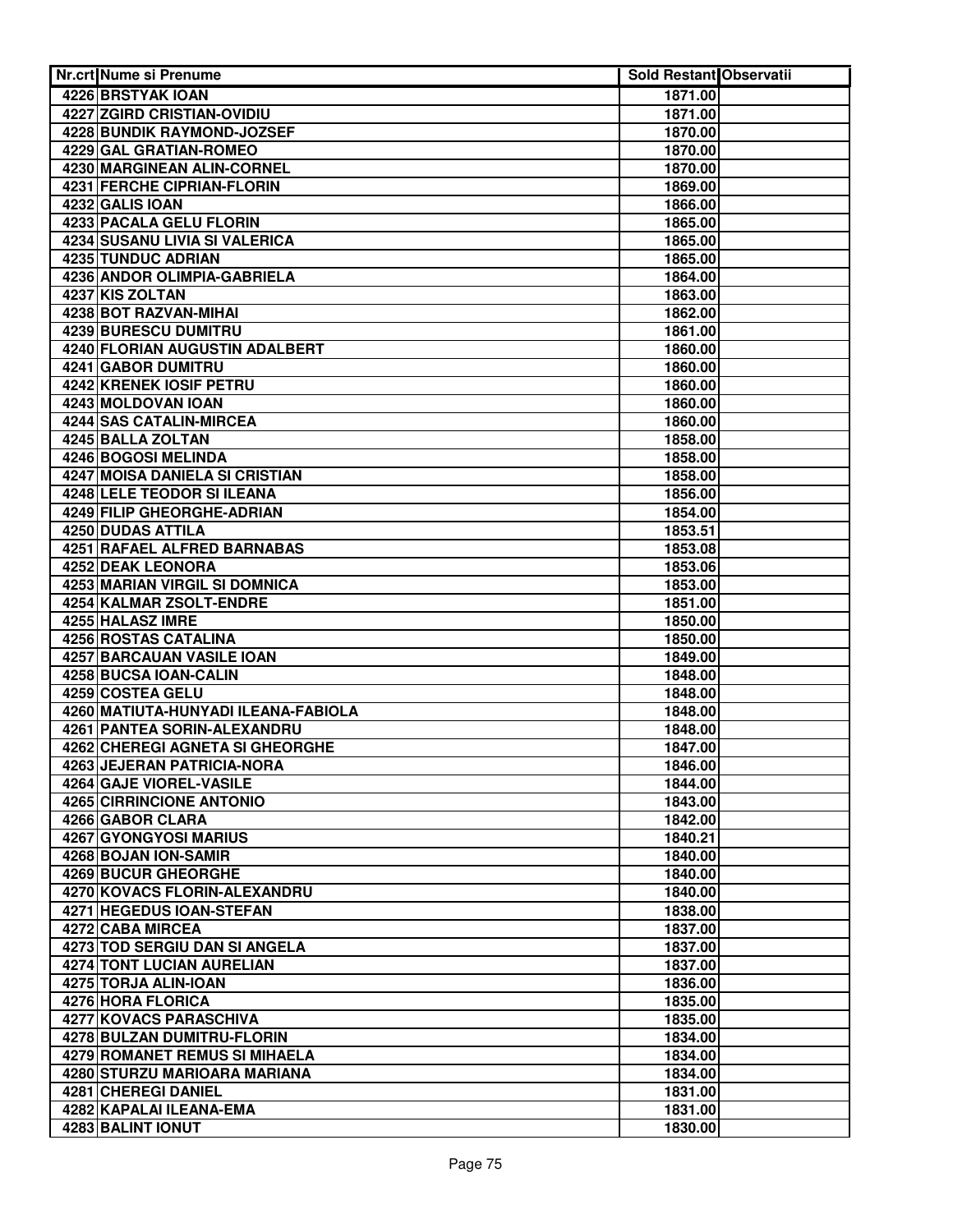| Nr.crt | Nume si Prenume | Sold Restant | Observatii |
|---|---|---|---|
| 4226 | BRSTYAK IOAN | 1871.00 | |
| 4227 | ZGIRD CRISTIAN-OVIDIU | 1871.00 | |
| 4228 | BUNDIK RAYMOND-JOZSEF | 1870.00 | |
| 4229 | GAL GRATIAN-ROMEO | 1870.00 | |
| 4230 | MARGINEAN ALIN-CORNEL | 1870.00 | |
| 4231 | FERCHE CIPRIAN-FLORIN | 1869.00 | |
| 4232 | GALIS IOAN | 1866.00 | |
| 4233 | PACALA GELU FLORIN | 1865.00 | |
| 4234 | SUSANU LIVIA SI VALERICA | 1865.00 | |
| 4235 | TUNDUC ADRIAN | 1865.00 | |
| 4236 | ANDOR OLIMPIA-GABRIELA | 1864.00 | |
| 4237 | KIS ZOLTAN | 1863.00 | |
| 4238 | BOT RAZVAN-MIHAI | 1862.00 | |
| 4239 | BURESCU DUMITRU | 1861.00 | |
| 4240 | FLORIAN AUGUSTIN ADALBERT | 1860.00 | |
| 4241 | GABOR DUMITRU | 1860.00 | |
| 4242 | KRENEK IOSIF PETRU | 1860.00 | |
| 4243 | MOLDOVAN IOAN | 1860.00 | |
| 4244 | SAS CATALIN-MIRCEA | 1860.00 | |
| 4245 | BALLA ZOLTAN | 1858.00 | |
| 4246 | BOGOSI MELINDA | 1858.00 | |
| 4247 | MOISA DANIELA SI CRISTIAN | 1858.00 | |
| 4248 | LELE TEODOR SI ILEANA | 1856.00 | |
| 4249 | FILIP GHEORGHE-ADRIAN | 1854.00 | |
| 4250 | DUDAS ATTILA | 1853.51 | |
| 4251 | RAFAEL ALFRED BARNABAS | 1853.08 | |
| 4252 | DEAK LEONORA | 1853.06 | |
| 4253 | MARIAN VIRGIL SI DOMNICA | 1853.00 | |
| 4254 | KALMAR ZSOLT-ENDRE | 1851.00 | |
| 4255 | HALASZ IMRE | 1850.00 | |
| 4256 | ROSTAS CATALINA | 1850.00 | |
| 4257 | BARCAUAN VASILE IOAN | 1849.00 | |
| 4258 | BUCSA IOAN-CALIN | 1848.00 | |
| 4259 | COSTEA GELU | 1848.00 | |
| 4260 | MATIUTA-HUNYADI ILEANA-FABIOLA | 1848.00 | |
| 4261 | PANTEA SORIN-ALEXANDRU | 1848.00 | |
| 4262 | CHEREGI AGNETA SI GHEORGHE | 1847.00 | |
| 4263 | JEJERAN PATRICIA-NORA | 1846.00 | |
| 4264 | GAJE VIOREL-VASILE | 1844.00 | |
| 4265 | CIRRINCIONE ANTONIO | 1843.00 | |
| 4266 | GABOR CLARA | 1842.00 | |
| 4267 | GYONGYOSI MARIUS | 1840.21 | |
| 4268 | BOJAN ION-SAMIR | 1840.00 | |
| 4269 | BUCUR GHEORGHE | 1840.00 | |
| 4270 | KOVACS FLORIN-ALEXANDRU | 1840.00 | |
| 4271 | HEGEDUS IOAN-STEFAN | 1838.00 | |
| 4272 | CABA MIRCEA | 1837.00 | |
| 4273 | TOD SERGIU DAN SI ANGELA | 1837.00 | |
| 4274 | TONT LUCIAN AURELIAN | 1837.00 | |
| 4275 | TORJA ALIN-IOAN | 1836.00 | |
| 4276 | HORA FLORICA | 1835.00 | |
| 4277 | KOVACS PARASCHIVA | 1835.00 | |
| 4278 | BULZAN DUMITRU-FLORIN | 1834.00 | |
| 4279 | ROMANET REMUS SI MIHAELA | 1834.00 | |
| 4280 | STURZU MARIOARA MARIANA | 1834.00 | |
| 4281 | CHEREGI DANIEL | 1831.00 | |
| 4282 | KAPALAI ILEANA-EMA | 1831.00 | |
| 4283 | BALINT IONUT | 1830.00 | |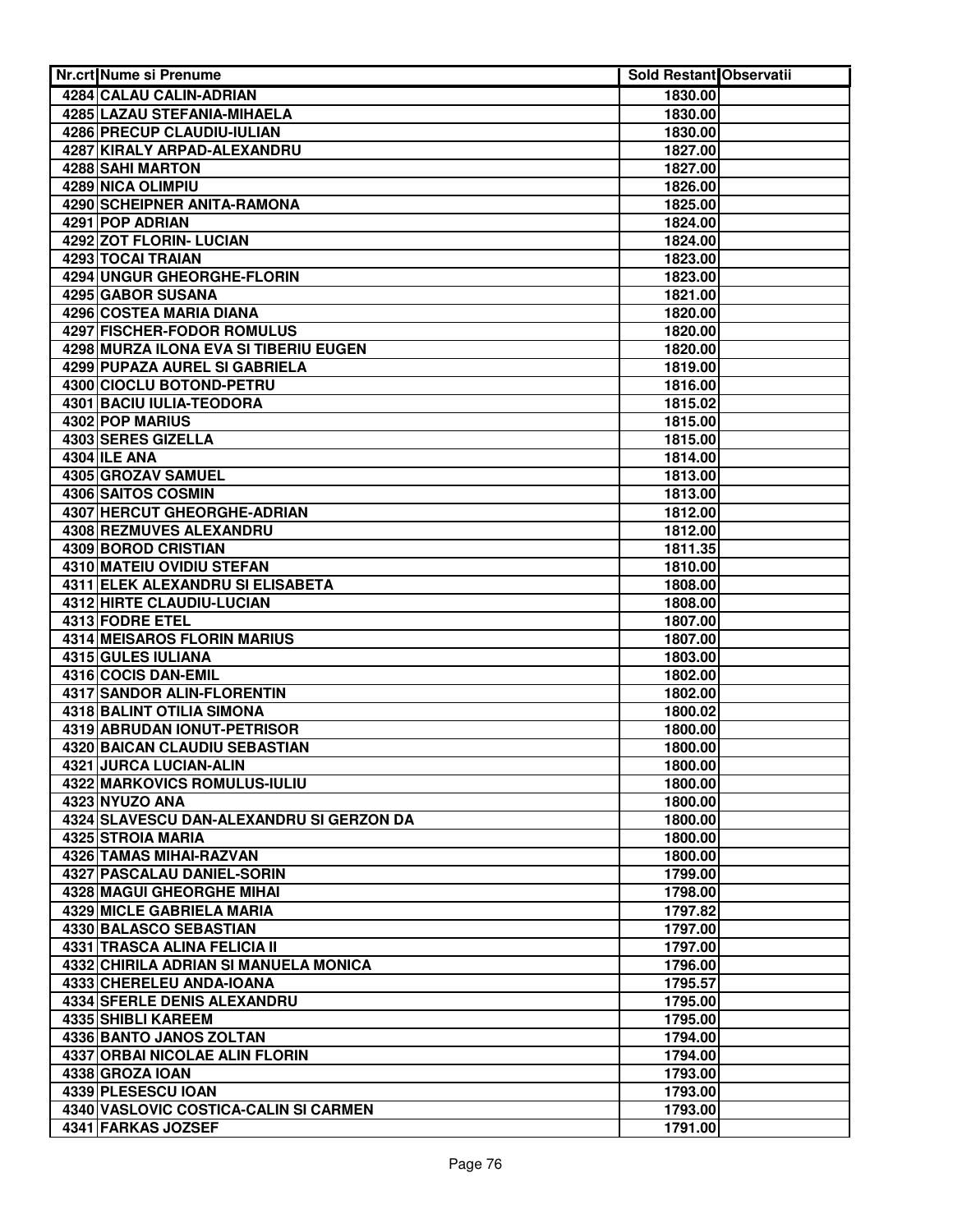| Nr.crt | Nume si Prenume | Sold Restant | Observatii |
|---|---|---|---|
| 4284 | CALAU CALIN-ADRIAN | 1830.00 | |
| 4285 | LAZAU STEFANIA-MIHAELA | 1830.00 | |
| 4286 | PRECUP CLAUDIU-IULIAN | 1830.00 | |
| 4287 | KIRALY ARPAD-ALEXANDRU | 1827.00 | |
| 4288 | SAHI MARTON | 1827.00 | |
| 4289 | NICA OLIMPIU | 1826.00 | |
| 4290 | SCHEIPNER ANITA-RAMONA | 1825.00 | |
| 4291 | POP ADRIAN | 1824.00 | |
| 4292 | ZOT FLORIN- LUCIAN | 1824.00 | |
| 4293 | TOCAI TRAIAN | 1823.00 | |
| 4294 | UNGUR GHEORGHE-FLORIN | 1823.00 | |
| 4295 | GABOR SUSANA | 1821.00 | |
| 4296 | COSTEA MARIA DIANA | 1820.00 | |
| 4297 | FISCHER-FODOR ROMULUS | 1820.00 | |
| 4298 | MURZA ILONA EVA SI TIBERIU EUGEN | 1820.00 | |
| 4299 | PUPAZA AUREL SI GABRIELA | 1819.00 | |
| 4300 | CIOCLU BOTOND-PETRU | 1816.00 | |
| 4301 | BACIU IULIA-TEODORA | 1815.02 | |
| 4302 | POP MARIUS | 1815.00 | |
| 4303 | SERES GIZELLA | 1815.00 | |
| 4304 | ILE ANA | 1814.00 | |
| 4305 | GROZAV SAMUEL | 1813.00 | |
| 4306 | SAITOS COSMIN | 1813.00 | |
| 4307 | HERCUT GHEORGHE-ADRIAN | 1812.00 | |
| 4308 | REZMUVES ALEXANDRU | 1812.00 | |
| 4309 | BOROD CRISTIAN | 1811.35 | |
| 4310 | MATEIU OVIDIU STEFAN | 1810.00 | |
| 4311 | ELEK ALEXANDRU SI ELISABETA | 1808.00 | |
| 4312 | HIRTE CLAUDIU-LUCIAN | 1808.00 | |
| 4313 | FODRE ETEL | 1807.00 | |
| 4314 | MEISAROS FLORIN MARIUS | 1807.00 | |
| 4315 | GULES IULIANA | 1803.00 | |
| 4316 | COCIS DAN-EMIL | 1802.00 | |
| 4317 | SANDOR ALIN-FLORENTIN | 1802.00 | |
| 4318 | BALINT OTILIA SIMONA | 1800.02 | |
| 4319 | ABRUDAN IONUT-PETRISOR | 1800.00 | |
| 4320 | BAICAN CLAUDIU SEBASTIAN | 1800.00 | |
| 4321 | JURCA LUCIAN-ALIN | 1800.00 | |
| 4322 | MARKOVICS ROMULUS-IULIU | 1800.00 | |
| 4323 | NYUZO ANA | 1800.00 | |
| 4324 | SLAVESCU DAN-ALEXANDRU SI GERZON DA | 1800.00 | |
| 4325 | STROIA MARIA | 1800.00 | |
| 4326 | TAMAS MIHAI-RAZVAN | 1800.00 | |
| 4327 | PASCALAU DANIEL-SORIN | 1799.00 | |
| 4328 | MAGUI GHEORGHE MIHAI | 1798.00 | |
| 4329 | MICLE GABRIELA MARIA | 1797.82 | |
| 4330 | BALASCO SEBASTIAN | 1797.00 | |
| 4331 | TRASCA ALINA FELICIA II | 1797.00 | |
| 4332 | CHIRILA ADRIAN SI MANUELA MONICA | 1796.00 | |
| 4333 | CHERELEU ANDA-IOANA | 1795.57 | |
| 4334 | SFERLE DENIS ALEXANDRU | 1795.00 | |
| 4335 | SHIBLI KAREEM | 1795.00 | |
| 4336 | BANTO JANOS ZOLTAN | 1794.00 | |
| 4337 | ORBAI NICOLAE ALIN FLORIN | 1794.00 | |
| 4338 | GROZA IOAN | 1793.00 | |
| 4339 | PLESESCU IOAN | 1793.00 | |
| 4340 | VASLOVIC COSTICA-CALIN SI CARMEN | 1793.00 | |
| 4341 | FARKAS JOZSEF | 1791.00 | |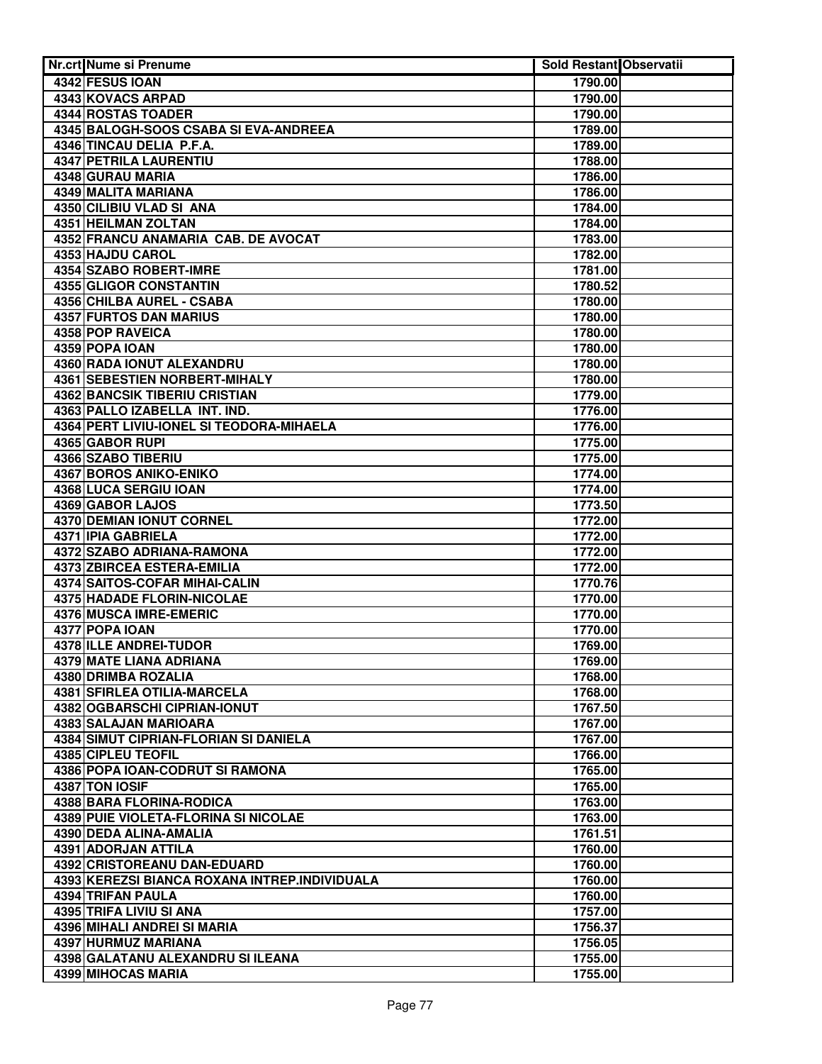| Nr.crt | Nume si Prenume | Sold Restant | Observatii |
|---|---|---|---|
| 4342 | FESUS IOAN | 1790.00 | |
| 4343 | KOVACS ARPAD | 1790.00 | |
| 4344 | ROSTAS TOADER | 1790.00 | |
| 4345 | BALOGH-SOOS CSABA SI EVA-ANDREEA | 1789.00 | |
| 4346 | TINCAU DELIA P.F.A. | 1789.00 | |
| 4347 | PETRILA LAURENTIU | 1788.00 | |
| 4348 | GURAU MARIA | 1786.00 | |
| 4349 | MALITA MARIANA | 1786.00 | |
| 4350 | CILIBIU VLAD SI ANA | 1784.00 | |
| 4351 | HEILMAN ZOLTAN | 1784.00 | |
| 4352 | FRANCU ANAMARIA CAB. DE AVOCAT | 1783.00 | |
| 4353 | HAJDU CAROL | 1782.00 | |
| 4354 | SZABO ROBERT-IMRE | 1781.00 | |
| 4355 | GLIGOR CONSTANTIN | 1780.52 | |
| 4356 | CHILBA AUREL - CSABA | 1780.00 | |
| 4357 | FURTOS DAN MARIUS | 1780.00 | |
| 4358 | POP RAVEICA | 1780.00 | |
| 4359 | POPA IOAN | 1780.00 | |
| 4360 | RADA IONUT ALEXANDRU | 1780.00 | |
| 4361 | SEBESTIEN NORBERT-MIHALY | 1780.00 | |
| 4362 | BANCSIK TIBERIU CRISTIAN | 1779.00 | |
| 4363 | PALLO IZABELLA INT. IND. | 1776.00 | |
| 4364 | PERT LIVIU-IONEL SI TEODORA-MIHAELA | 1776.00 | |
| 4365 | GABOR RUPI | 1775.00 | |
| 4366 | SZABO TIBERIU | 1775.00 | |
| 4367 | BOROS ANIKO-ENIKO | 1774.00 | |
| 4368 | LUCA SERGIU IOAN | 1774.00 | |
| 4369 | GABOR LAJOS | 1773.50 | |
| 4370 | DEMIAN IONUT CORNEL | 1772.00 | |
| 4371 | IPIA GABRIELA | 1772.00 | |
| 4372 | SZABO ADRIANA-RAMONA | 1772.00 | |
| 4373 | ZBIRCEA ESTERA-EMILIA | 1772.00 | |
| 4374 | SAITOS-COFAR MIHAI-CALIN | 1770.76 | |
| 4375 | HADADE FLORIN-NICOLAE | 1770.00 | |
| 4376 | MUSCA IMRE-EMERIC | 1770.00 | |
| 4377 | POPA IOAN | 1770.00 | |
| 4378 | ILLE ANDREI-TUDOR | 1769.00 | |
| 4379 | MATE LIANA ADRIANA | 1769.00 | |
| 4380 | DRIMBA ROZALIA | 1768.00 | |
| 4381 | SFIRLEA OTILIA-MARCELA | 1768.00 | |
| 4382 | OGBARSCHI CIPRIAN-IONUT | 1767.50 | |
| 4383 | SALAJAN MARIOARA | 1767.00 | |
| 4384 | SIMUT CIPRIAN-FLORIAN SI DANIELA | 1767.00 | |
| 4385 | CIPLEU TEOFIL | 1766.00 | |
| 4386 | POPA IOAN-CODRUT SI RAMONA | 1765.00 | |
| 4387 | TON IOSIF | 1765.00 | |
| 4388 | BARA FLORINA-RODICA | 1763.00 | |
| 4389 | PUIE VIOLETA-FLORINA SI NICOLAE | 1763.00 | |
| 4390 | DEDA ALINA-AMALIA | 1761.51 | |
| 4391 | ADORJAN ATTILA | 1760.00 | |
| 4392 | CRISTOREANU DAN-EDUARD | 1760.00 | |
| 4393 | KEREZSI BIANCA ROXANA INTREP.INDIVIDUALA | 1760.00 | |
| 4394 | TRIFAN PAULA | 1760.00 | |
| 4395 | TRIFA LIVIU SI ANA | 1757.00 | |
| 4396 | MIHALI ANDREI SI MARIA | 1756.37 | |
| 4397 | HURMUZ MARIANA | 1756.05 | |
| 4398 | GALATANU ALEXANDRU SI ILEANA | 1755.00 | |
| 4399 | MIHOCAS MARIA | 1755.00 | |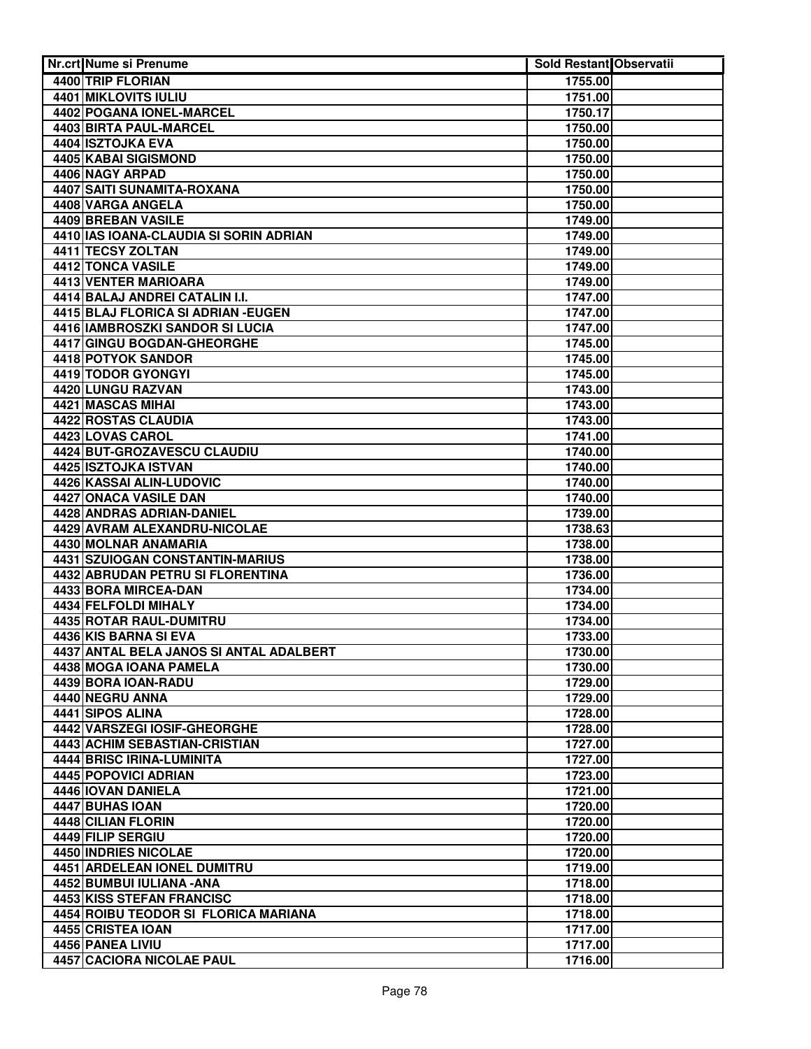| Nr.crt | Nume si Prenume | Sold Restant | Observatii |
|---|---|---|---|
| 4400 | TRIP FLORIAN | 1755.00 | |
| 4401 | MIKLOVITS IULIU | 1751.00 | |
| 4402 | POGANA IONEL-MARCEL | 1750.17 | |
| 4403 | BIRTA PAUL-MARCEL | 1750.00 | |
| 4404 | ISZTOJKA EVA | 1750.00 | |
| 4405 | KABAI SIGISMOND | 1750.00 | |
| 4406 | NAGY ARPAD | 1750.00 | |
| 4407 | SAITI SUNAMITA-ROXANA | 1750.00 | |
| 4408 | VARGA ANGELA | 1750.00 | |
| 4409 | BREBAN VASILE | 1749.00 | |
| 4410 | IAS IOANA-CLAUDIA SI SORIN ADRIAN | 1749.00 | |
| 4411 | TECSY ZOLTAN | 1749.00 | |
| 4412 | TONCA VASILE | 1749.00 | |
| 4413 | VENTER MARIOARA | 1749.00 | |
| 4414 | BALAJ ANDREI CATALIN I.I. | 1747.00 | |
| 4415 | BLAJ FLORICA SI ADRIAN -EUGEN | 1747.00 | |
| 4416 | IAMBROSZKI SANDOR SI LUCIA | 1747.00 | |
| 4417 | GINGU BOGDAN-GHEORGHE | 1745.00 | |
| 4418 | POTYOK SANDOR | 1745.00 | |
| 4419 | TODOR GYONGYI | 1745.00 | |
| 4420 | LUNGU RAZVAN | 1743.00 | |
| 4421 | MASCAS MIHAI | 1743.00 | |
| 4422 | ROSTAS CLAUDIA | 1743.00 | |
| 4423 | LOVAS CAROL | 1741.00 | |
| 4424 | BUT-GROZAVESCU CLAUDIU | 1740.00 | |
| 4425 | ISZTOJKA ISTVAN | 1740.00 | |
| 4426 | KASSAI ALIN-LUDOVIC | 1740.00 | |
| 4427 | ONACA VASILE DAN | 1740.00 | |
| 4428 | ANDRAS ADRIAN-DANIEL | 1739.00 | |
| 4429 | AVRAM ALEXANDRU-NICOLAE | 1738.63 | |
| 4430 | MOLNAR ANAMARIA | 1738.00 | |
| 4431 | SZUIOGAN CONSTANTIN-MARIUS | 1738.00 | |
| 4432 | ABRUDAN PETRU SI FLORENTINA | 1736.00 | |
| 4433 | BORA MIRCEA-DAN | 1734.00 | |
| 4434 | FELFOLDI MIHALY | 1734.00 | |
| 4435 | ROTAR RAUL-DUMITRU | 1734.00 | |
| 4436 | KIS BARNA SI EVA | 1733.00 | |
| 4437 | ANTAL BELA JANOS SI ANTAL ADALBERT | 1730.00 | |
| 4438 | MOGA IOANA PAMELA | 1730.00 | |
| 4439 | BORA IOAN-RADU | 1729.00 | |
| 4440 | NEGRU ANNA | 1729.00 | |
| 4441 | SIPOS ALINA | 1728.00 | |
| 4442 | VARSZEGI IOSIF-GHEORGHE | 1728.00 | |
| 4443 | ACHIM SEBASTIAN-CRISTIAN | 1727.00 | |
| 4444 | BRISC IRINA-LUMINITA | 1727.00 | |
| 4445 | POPOVICI ADRIAN | 1723.00 | |
| 4446 | IOVAN DANIELA | 1721.00 | |
| 4447 | BUHAS IOAN | 1720.00 | |
| 4448 | CILIAN FLORIN | 1720.00 | |
| 4449 | FILIP SERGIU | 1720.00 | |
| 4450 | INDRIES NICOLAE | 1720.00 | |
| 4451 | ARDELEAN IONEL DUMITRU | 1719.00 | |
| 4452 | BUMBUI IULIANA -ANA | 1718.00 | |
| 4453 | KISS STEFAN FRANCISC | 1718.00 | |
| 4454 | ROIBU TEODOR SI FLORICA MARIANA | 1718.00 | |
| 4455 | CRISTEA IOAN | 1717.00 | |
| 4456 | PANEA LIVIU | 1717.00 | |
| 4457 | CACIORA NICOLAE PAUL | 1716.00 | |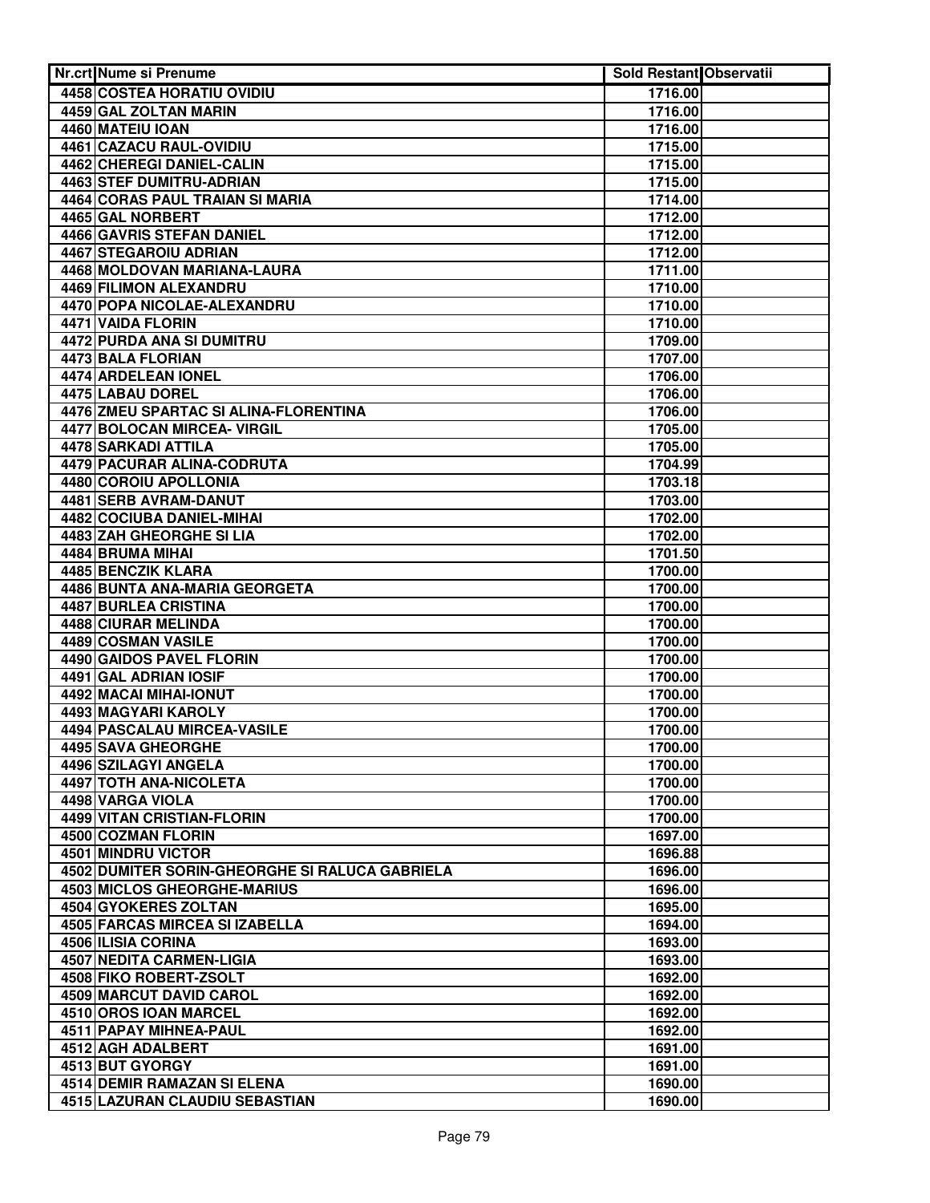| Nr.crt | Nume si Prenume | Sold Restant | Observatii |
|---|---|---|---|
| 4458 | COSTEA HORATIU OVIDIU | 1716.00 | |
| 4459 | GAL ZOLTAN MARIN | 1716.00 | |
| 4460 | MATEIU IOAN | 1716.00 | |
| 4461 | CAZACU RAUL-OVIDIU | 1715.00 | |
| 4462 | CHEREGI DANIEL-CALIN | 1715.00 | |
| 4463 | STEF DUMITRU-ADRIAN | 1715.00 | |
| 4464 | CORAS PAUL TRAIAN SI MARIA | 1714.00 | |
| 4465 | GAL NORBERT | 1712.00 | |
| 4466 | GAVRIS STEFAN DANIEL | 1712.00 | |
| 4467 | STEGAROIU ADRIAN | 1712.00 | |
| 4468 | MOLDOVAN MARIANA-LAURA | 1711.00 | |
| 4469 | FILIMON ALEXANDRU | 1710.00 | |
| 4470 | POPA NICOLAE-ALEXANDRU | 1710.00 | |
| 4471 | VAIDA FLORIN | 1710.00 | |
| 4472 | PURDA ANA SI DUMITRU | 1709.00 | |
| 4473 | BALA FLORIAN | 1707.00 | |
| 4474 | ARDELEAN IONEL | 1706.00 | |
| 4475 | LABAU DOREL | 1706.00 | |
| 4476 | ZMEU SPARTAC SI ALINA-FLORENTINA | 1706.00 | |
| 4477 | BOLOCAN MIRCEA- VIRGIL | 1705.00 | |
| 4478 | SARKADI ATTILA | 1705.00 | |
| 4479 | PACURAR ALINA-CODRUTA | 1704.99 | |
| 4480 | COROIU APOLLONIA | 1703.18 | |
| 4481 | SERB AVRAM-DANUT | 1703.00 | |
| 4482 | COCIUBA DANIEL-MIHAI | 1702.00 | |
| 4483 | ZAH GHEORGHE SI LIA | 1702.00 | |
| 4484 | BRUMA MIHAI | 1701.50 | |
| 4485 | BENCZIK KLARA | 1700.00 | |
| 4486 | BUNTA ANA-MARIA GEORGETA | 1700.00 | |
| 4487 | BURLEA CRISTINA | 1700.00 | |
| 4488 | CIURAR MELINDA | 1700.00 | |
| 4489 | COSMAN VASILE | 1700.00 | |
| 4490 | GAIDOS PAVEL FLORIN | 1700.00 | |
| 4491 | GAL ADRIAN IOSIF | 1700.00 | |
| 4492 | MACAI MIHAI-IONUT | 1700.00 | |
| 4493 | MAGYARI KAROLY | 1700.00 | |
| 4494 | PASCALAU MIRCEA-VASILE | 1700.00 | |
| 4495 | SAVA GHEORGHE | 1700.00 | |
| 4496 | SZILAGYI ANGELA | 1700.00 | |
| 4497 | TOTH ANA-NICOLETA | 1700.00 | |
| 4498 | VARGA VIOLA | 1700.00 | |
| 4499 | VITAN CRISTIAN-FLORIN | 1700.00 | |
| 4500 | COZMAN FLORIN | 1697.00 | |
| 4501 | MINDRU VICTOR | 1696.88 | |
| 4502 | DUMITER SORIN-GHEORGHE SI RALUCA GABRIELA | 1696.00 | |
| 4503 | MICLOS GHEORGHE-MARIUS | 1696.00 | |
| 4504 | GYOKERES ZOLTAN | 1695.00 | |
| 4505 | FARCAS MIRCEA SI IZABELLA | 1694.00 | |
| 4506 | ILISIA CORINA | 1693.00 | |
| 4507 | NEDITA CARMEN-LIGIA | 1693.00 | |
| 4508 | FIKO ROBERT-ZSOLT | 1692.00 | |
| 4509 | MARCUT DAVID CAROL | 1692.00 | |
| 4510 | OROS IOAN MARCEL | 1692.00 | |
| 4511 | PAPAY MIHNEA-PAUL | 1692.00 | |
| 4512 | AGH ADALBERT | 1691.00 | |
| 4513 | BUT GYORGY | 1691.00 | |
| 4514 | DEMIR RAMAZAN SI ELENA | 1690.00 | |
| 4515 | LAZURAN CLAUDIU SEBASTIAN | 1690.00 | |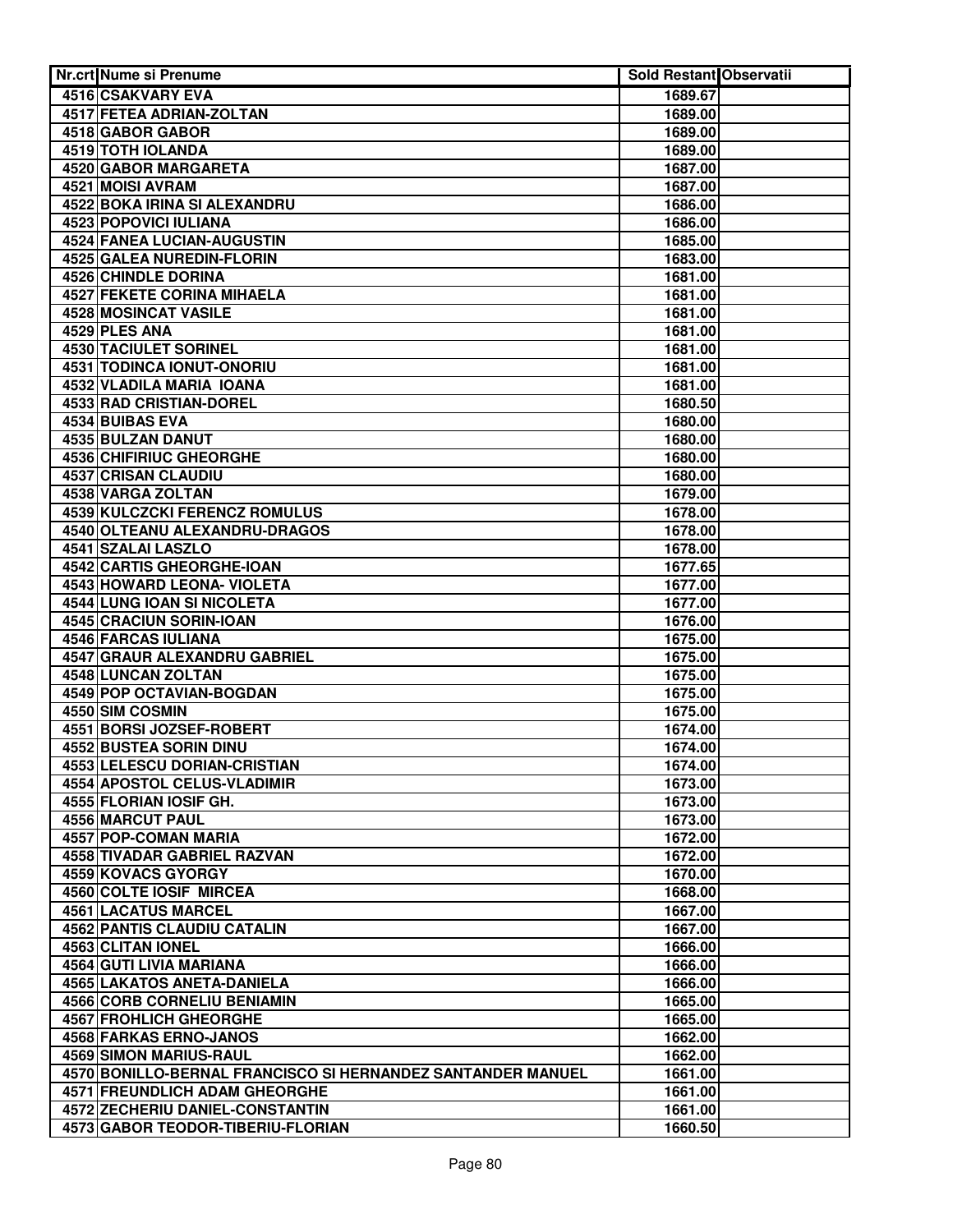| Nr.crt | Nume si Prenume | Sold Restant | Observatii |
|---|---|---|---|
| 4516 | CSAKVARY EVA | 1689.67 | |
| 4517 | FETEA ADRIAN-ZOLTAN | 1689.00 | |
| 4518 | GABOR GABOR | 1689.00 | |
| 4519 | TOTH IOLANDA | 1689.00 | |
| 4520 | GABOR MARGARETA | 1687.00 | |
| 4521 | MOISI AVRAM | 1687.00 | |
| 4522 | BOKA IRINA SI ALEXANDRU | 1686.00 | |
| 4523 | POPOVICI IULIANA | 1686.00 | |
| 4524 | FANEA LUCIAN-AUGUSTIN | 1685.00 | |
| 4525 | GALEA NUREDIN-FLORIN | 1683.00 | |
| 4526 | CHINDLE DORINA | 1681.00 | |
| 4527 | FEKETE CORINA MIHAELA | 1681.00 | |
| 4528 | MOSINCAT VASILE | 1681.00 | |
| 4529 | PLES ANA | 1681.00 | |
| 4530 | TACIULET SORINEL | 1681.00 | |
| 4531 | TODINCA IONUT-ONORIU | 1681.00 | |
| 4532 | VLADILA MARIA IOANA | 1681.00 | |
| 4533 | RAD CRISTIAN-DOREL | 1680.50 | |
| 4534 | BUIBAS EVA | 1680.00 | |
| 4535 | BULZAN DANUT | 1680.00 | |
| 4536 | CHIFIRIUC GHEORGHE | 1680.00 | |
| 4537 | CRISAN CLAUDIU | 1680.00 | |
| 4538 | VARGA ZOLTAN | 1679.00 | |
| 4539 | KULCZCKI FERENCZ ROMULUS | 1678.00 | |
| 4540 | OLTEANU ALEXANDRU-DRAGOS | 1678.00 | |
| 4541 | SZALAI LASZLO | 1678.00 | |
| 4542 | CARTIS GHEORGHE-IOAN | 1677.65 | |
| 4543 | HOWARD LEONA- VIOLETA | 1677.00 | |
| 4544 | LUNG IOAN SI NICOLETA | 1677.00 | |
| 4545 | CRACIUN SORIN-IOAN | 1676.00 | |
| 4546 | FARCAS IULIANA | 1675.00 | |
| 4547 | GRAUR ALEXANDRU GABRIEL | 1675.00 | |
| 4548 | LUNCAN ZOLTAN | 1675.00 | |
| 4549 | POP OCTAVIAN-BOGDAN | 1675.00 | |
| 4550 | SIM COSMIN | 1675.00 | |
| 4551 | BORSI JOZSEF-ROBERT | 1674.00 | |
| 4552 | BUSTEA SORIN DINU | 1674.00 | |
| 4553 | LELESCU DORIAN-CRISTIAN | 1674.00 | |
| 4554 | APOSTOL CELUS-VLADIMIR | 1673.00 | |
| 4555 | FLORIAN IOSIF GH. | 1673.00 | |
| 4556 | MARCUT PAUL | 1673.00 | |
| 4557 | POP-COMAN MARIA | 1672.00 | |
| 4558 | TIVADAR GABRIEL RAZVAN | 1672.00 | |
| 4559 | KOVACS GYORGY | 1670.00 | |
| 4560 | COLTE IOSIF MIRCEA | 1668.00 | |
| 4561 | LACATUS MARCEL | 1667.00 | |
| 4562 | PANTIS CLAUDIU CATALIN | 1667.00 | |
| 4563 | CLITAN IONEL | 1666.00 | |
| 4564 | GUTI LIVIA MARIANA | 1666.00 | |
| 4565 | LAKATOS ANETA-DANIELA | 1666.00 | |
| 4566 | CORB CORNELIU BENIAMIN | 1665.00 | |
| 4567 | FROHLICH GHEORGHE | 1665.00 | |
| 4568 | FARKAS ERNO-JANOS | 1662.00 | |
| 4569 | SIMON MARIUS-RAUL | 1662.00 | |
| 4570 | BONILLO-BERNAL FRANCISCO SI HERNANDEZ SANTANDER MANUEL | 1661.00 | |
| 4571 | FREUNDLICH ADAM GHEORGHE | 1661.00 | |
| 4572 | ZECHERIU DANIEL-CONSTANTIN | 1661.00 | |
| 4573 | GABOR TEODOR-TIBERIU-FLORIAN | 1660.50 | |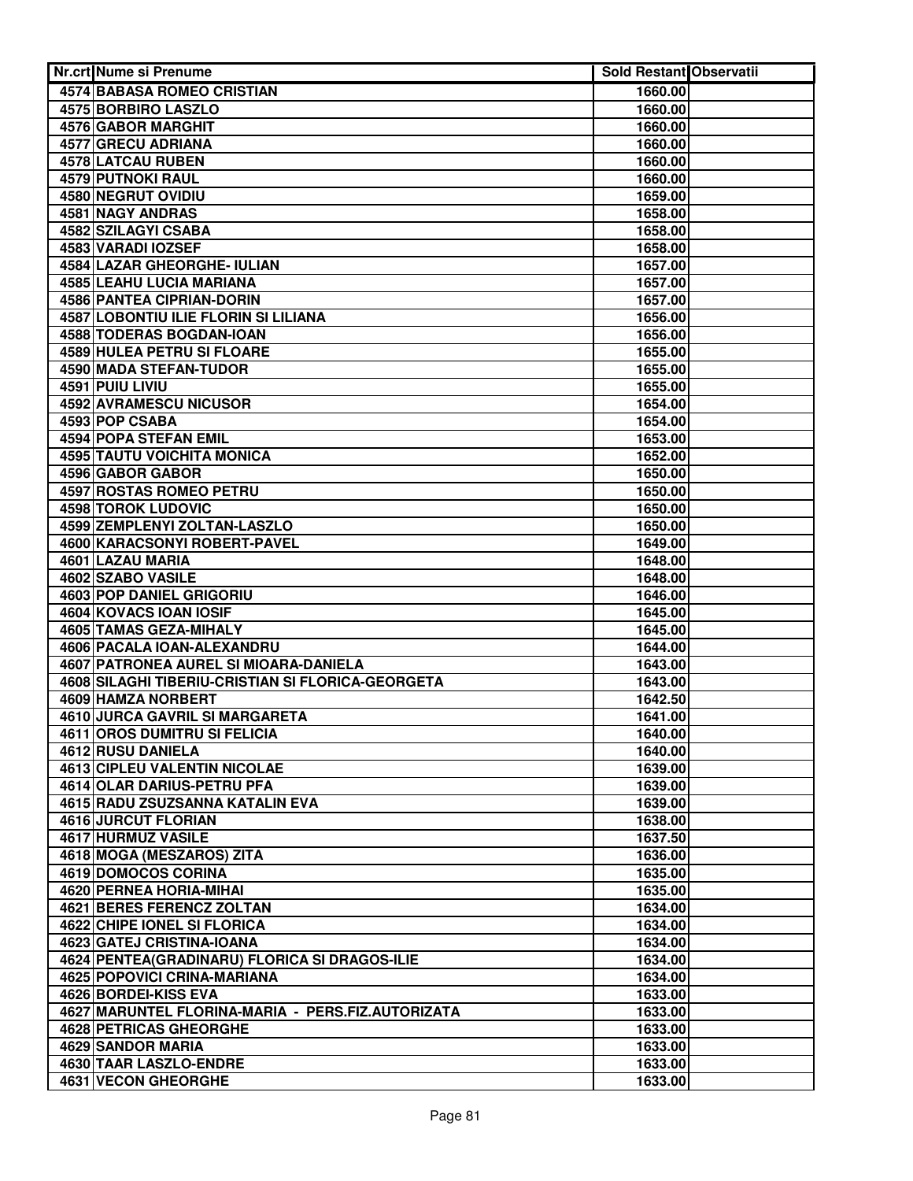| Nr.crt | Nume si Prenume | Sold Restant | Observatii |
|---|---|---|---|
| 4574 | BABASA ROMEO CRISTIAN | 1660.00 | |
| 4575 | BORBIRO LASZLO | 1660.00 | |
| 4576 | GABOR MARGHIT | 1660.00 | |
| 4577 | GRECU ADRIANA | 1660.00 | |
| 4578 | LATCAU RUBEN | 1660.00 | |
| 4579 | PUTNOKI RAUL | 1660.00 | |
| 4580 | NEGRUT OVIDIU | 1659.00 | |
| 4581 | NAGY ANDRAS | 1658.00 | |
| 4582 | SZILAGYI CSABA | 1658.00 | |
| 4583 | VARADI IOZSEF | 1658.00 | |
| 4584 | LAZAR GHEORGHE- IULIAN | 1657.00 | |
| 4585 | LEAHU LUCIA MARIANA | 1657.00 | |
| 4586 | PANTEA CIPRIAN-DORIN | 1657.00 | |
| 4587 | LOBONTIU ILIE FLORIN SI LILIANA | 1656.00 | |
| 4588 | TODERAS BOGDAN-IOAN | 1656.00 | |
| 4589 | HULEA PETRU SI FLOARE | 1655.00 | |
| 4590 | MADA STEFAN-TUDOR | 1655.00 | |
| 4591 | PUIU LIVIU | 1655.00 | |
| 4592 | AVRAMESCU NICUSOR | 1654.00 | |
| 4593 | POP CSABA | 1654.00 | |
| 4594 | POPA STEFAN EMIL | 1653.00 | |
| 4595 | TAUTU VOICHITA MONICA | 1652.00 | |
| 4596 | GABOR GABOR | 1650.00 | |
| 4597 | ROSTAS ROMEO PETRU | 1650.00 | |
| 4598 | TOROK LUDOVIC | 1650.00 | |
| 4599 | ZEMPLENYI ZOLTAN-LASZLO | 1650.00 | |
| 4600 | KARACSONYI ROBERT-PAVEL | 1649.00 | |
| 4601 | LAZAU MARIA | 1648.00 | |
| 4602 | SZABO VASILE | 1648.00 | |
| 4603 | POP DANIEL GRIGORIU | 1646.00 | |
| 4604 | KOVACS IOAN IOSIF | 1645.00 | |
| 4605 | TAMAS GEZA-MIHALY | 1645.00 | |
| 4606 | PACALA IOAN-ALEXANDRU | 1644.00 | |
| 4607 | PATRONEA AUREL SI MIOARA-DANIELA | 1643.00 | |
| 4608 | SILAGHI TIBERIU-CRISTIAN SI FLORICA-GEORGETA | 1643.00 | |
| 4609 | HAMZA NORBERT | 1642.50 | |
| 4610 | JURCA GAVRIL SI MARGARETA | 1641.00 | |
| 4611 | OROS DUMITRU SI FELICIA | 1640.00 | |
| 4612 | RUSU DANIELA | 1640.00 | |
| 4613 | CIPLEU VALENTIN NICOLAE | 1639.00 | |
| 4614 | OLAR DARIUS-PETRU PFA | 1639.00 | |
| 4615 | RADU ZSUZSANNA KATALIN EVA | 1639.00 | |
| 4616 | JURCUT FLORIAN | 1638.00 | |
| 4617 | HURMUZ VASILE | 1637.50 | |
| 4618 | MOGA (MESZAROS) ZITA | 1636.00 | |
| 4619 | DOMOCOS CORINA | 1635.00 | |
| 4620 | PERNEA HORIA-MIHAI | 1635.00 | |
| 4621 | BERES FERENCZ ZOLTAN | 1634.00 | |
| 4622 | CHIPE IONEL SI FLORICA | 1634.00 | |
| 4623 | GATEJ CRISTINA-IOANA | 1634.00 | |
| 4624 | PENTEA(GRADINARU) FLORICA SI DRAGOS-ILIE | 1634.00 | |
| 4625 | POPOVICI CRINA-MARIANA | 1634.00 | |
| 4626 | BORDEI-KISS EVA | 1633.00 | |
| 4627 | MARUNTEL FLORINA-MARIA - PERS.FIZ.AUTORIZATA | 1633.00 | |
| 4628 | PETRICAS GHEORGHE | 1633.00 | |
| 4629 | SANDOR MARIA | 1633.00 | |
| 4630 | TAAR LASZLO-ENDRE | 1633.00 | |
| 4631 | VECON GHEORGHE | 1633.00 | |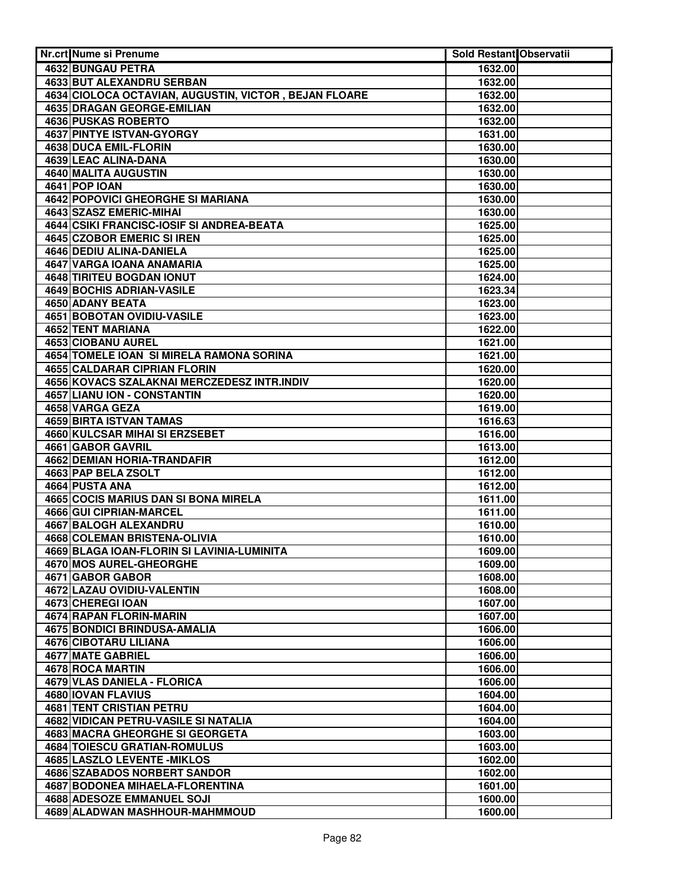| Nr.crt | Nume si Prenume | Sold Restant | Observatii |
|---|---|---|---|
| 4632 | BUNGAU PETRA | 1632.00 | |
| 4633 | BUT ALEXANDRU SERBAN | 1632.00 | |
| 4634 | CIOLOCA OCTAVIAN, AUGUSTIN, VICTOR , BEJAN FLOARE | 1632.00 | |
| 4635 | DRAGAN GEORGE-EMILIAN | 1632.00 | |
| 4636 | PUSKAS ROBERTO | 1632.00 | |
| 4637 | PINTYE ISTVAN-GYORGY | 1631.00 | |
| 4638 | DUCA EMIL-FLORIN | 1630.00 | |
| 4639 | LEAC ALINA-DANA | 1630.00 | |
| 4640 | MALITA AUGUSTIN | 1630.00 | |
| 4641 | POP IOAN | 1630.00 | |
| 4642 | POPOVICI GHEORGHE SI MARIANA | 1630.00 | |
| 4643 | SZASZ EMERIC-MIHAI | 1630.00 | |
| 4644 | CSIKI FRANCISC-IOSIF SI ANDREA-BEATA | 1625.00 | |
| 4645 | CZOBOR EMERIC SI IREN | 1625.00 | |
| 4646 | DEDIU ALINA-DANIELA | 1625.00 | |
| 4647 | VARGA IOANA ANAMARIA | 1625.00 | |
| 4648 | TIRITEU BOGDAN IONUT | 1624.00 | |
| 4649 | BOCHIS ADRIAN-VASILE | 1623.34 | |
| 4650 | ADANY BEATA | 1623.00 | |
| 4651 | BOBOTAN OVIDIU-VASILE | 1623.00 | |
| 4652 | TENT MARIANA | 1622.00 | |
| 4653 | CIOBANU AUREL | 1621.00 | |
| 4654 | TOMELE IOAN SI MIRELA RAMONA SORINA | 1621.00 | |
| 4655 | CALDARAR CIPRIAN FLORIN | 1620.00 | |
| 4656 | KOVACS SZALAKNAI MERCZEDESZ INTR.INDIV | 1620.00 | |
| 4657 | LIANU ION - CONSTANTIN | 1620.00 | |
| 4658 | VARGA GEZA | 1619.00 | |
| 4659 | BIRTA ISTVAN TAMAS | 1616.63 | |
| 4660 | KULCSAR MIHAI SI ERZSEBET | 1616.00 | |
| 4661 | GABOR GAVRIL | 1613.00 | |
| 4662 | DEMIAN HORIA-TRANDAFIR | 1612.00 | |
| 4663 | PAP BELA ZSOLT | 1612.00 | |
| 4664 | PUSTA ANA | 1612.00 | |
| 4665 | COCIS MARIUS DAN SI BONA MIRELA | 1611.00 | |
| 4666 | GUI CIPRIAN-MARCEL | 1611.00 | |
| 4667 | BALOGH ALEXANDRU | 1610.00 | |
| 4668 | COLEMAN BRISTENA-OLIVIA | 1610.00 | |
| 4669 | BLAGA IOAN-FLORIN SI LAVINIA-LUMINITA | 1609.00 | |
| 4670 | MOS AUREL-GHEORGHE | 1609.00 | |
| 4671 | GABOR GABOR | 1608.00 | |
| 4672 | LAZAU OVIDIU-VALENTIN | 1608.00 | |
| 4673 | CHEREGI IOAN | 1607.00 | |
| 4674 | RAPAN FLORIN-MARIN | 1607.00 | |
| 4675 | BONDICI BRINDUSA-AMALIA | 1606.00 | |
| 4676 | CIBOTARU LILIANA | 1606.00 | |
| 4677 | MATE GABRIEL | 1606.00 | |
| 4678 | ROCA MARTIN | 1606.00 | |
| 4679 | VLAS DANIELA - FLORICA | 1606.00 | |
| 4680 | IOVAN FLAVIUS | 1604.00 | |
| 4681 | TENT CRISTIAN PETRU | 1604.00 | |
| 4682 | VIDICAN PETRU-VASILE SI NATALIA | 1604.00 | |
| 4683 | MACRA GHEORGHE SI GEORGETA | 1603.00 | |
| 4684 | TOIESCU GRATIAN-ROMULUS | 1603.00 | |
| 4685 | LASZLO LEVENTE -MIKLOS | 1602.00 | |
| 4686 | SZABADOS NORBERT SANDOR | 1602.00 | |
| 4687 | BODONEA MIHAELA-FLORENTINA | 1601.00 | |
| 4688 | ADESOZE EMMANUEL SOJI | 1600.00 | |
| 4689 | ALADWAN MASHHOUR-MAHMMOUD | 1600.00 | |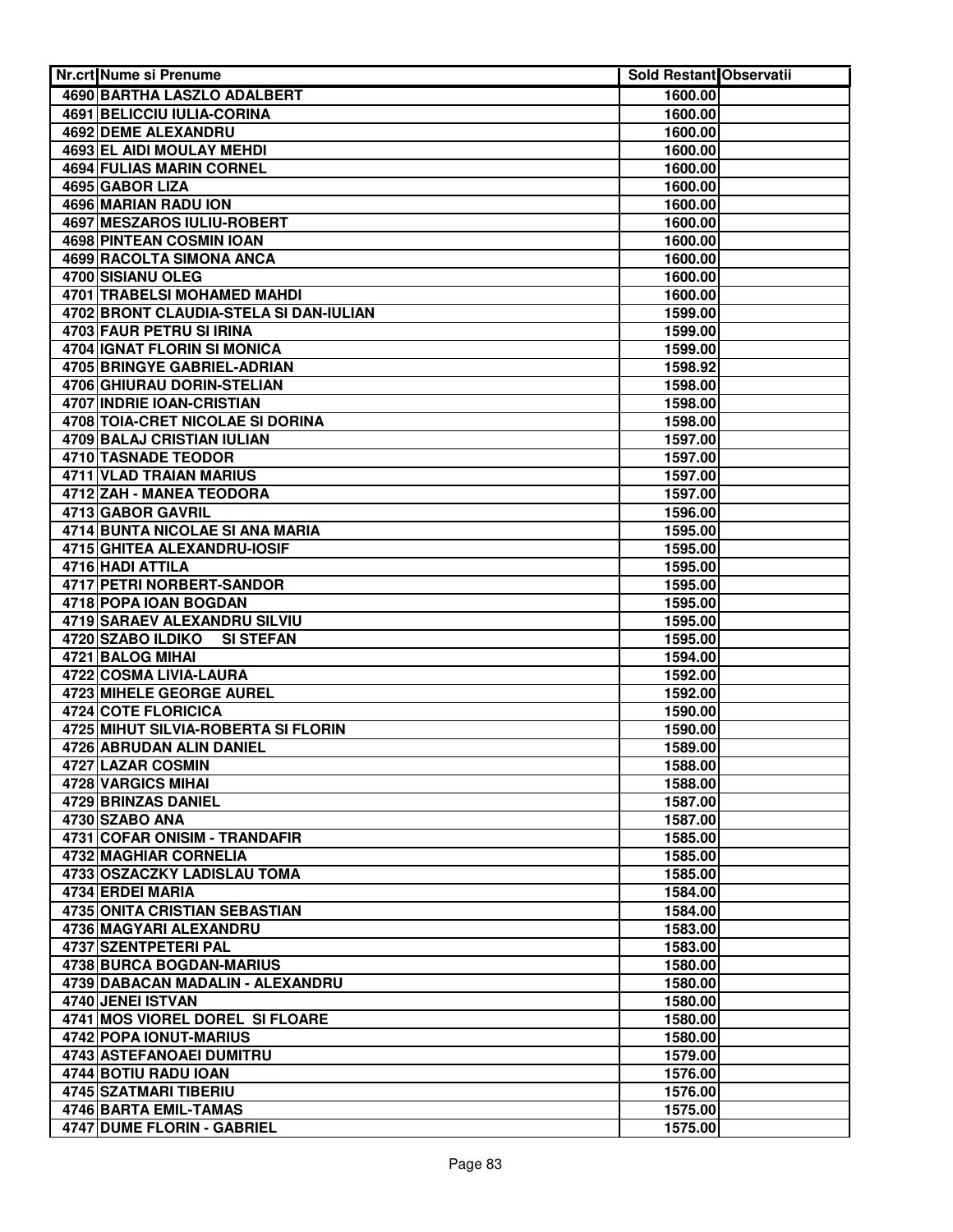| Nr.crt | Nume si Prenume | Sold Restant | Observatii |
|---|---|---|---|
| 4690 | BARTHA LASZLO ADALBERT | 1600.00 | |
| 4691 | BELICCIU IULIA-CORINA | 1600.00 | |
| 4692 | DEME ALEXANDRU | 1600.00 | |
| 4693 | EL AIDI MOULAY MEHDI | 1600.00 | |
| 4694 | FULIAS MARIN CORNEL | 1600.00 | |
| 4695 | GABOR LIZA | 1600.00 | |
| 4696 | MARIAN RADU ION | 1600.00 | |
| 4697 | MESZAROS IULIU-ROBERT | 1600.00 | |
| 4698 | PINTEAN COSMIN IOAN | 1600.00 | |
| 4699 | RACOLTA SIMONA ANCA | 1600.00 | |
| 4700 | SISIANU OLEG | 1600.00 | |
| 4701 | TRABELSI MOHAMED MAHDI | 1600.00 | |
| 4702 | BRONT CLAUDIA-STELA SI DAN-IULIAN | 1599.00 | |
| 4703 | FAUR PETRU SI IRINA | 1599.00 | |
| 4704 | IGNAT FLORIN SI MONICA | 1599.00 | |
| 4705 | BRINGYE GABRIEL-ADRIAN | 1598.92 | |
| 4706 | GHIURAU DORIN-STELIAN | 1598.00 | |
| 4707 | INDRIE IOAN-CRISTIAN | 1598.00 | |
| 4708 | TOIA-CRET NICOLAE SI DORINA | 1598.00 | |
| 4709 | BALAJ CRISTIAN IULIAN | 1597.00 | |
| 4710 | TASNADE TEODOR | 1597.00 | |
| 4711 | VLAD TRAIAN MARIUS | 1597.00 | |
| 4712 | ZAH - MANEA TEODORA | 1597.00 | |
| 4713 | GABOR GAVRIL | 1596.00 | |
| 4714 | BUNTA NICOLAE SI ANA MARIA | 1595.00 | |
| 4715 | GHITEA ALEXANDRU-IOSIF | 1595.00 | |
| 4716 | HADI ATTILA | 1595.00 | |
| 4717 | PETRI NORBERT-SANDOR | 1595.00 | |
| 4718 | POPA IOAN BOGDAN | 1595.00 | |
| 4719 | SARAEV ALEXANDRU SILVIU | 1595.00 | |
| 4720 | SZABO ILDIKO SI STEFAN | 1595.00 | |
| 4721 | BALOG MIHAI | 1594.00 | |
| 4722 | COSMA LIVIA-LAURA | 1592.00 | |
| 4723 | MIHELE GEORGE AUREL | 1592.00 | |
| 4724 | COTE FLORICICA | 1590.00 | |
| 4725 | MIHUT SILVIA-ROBERTA SI FLORIN | 1590.00 | |
| 4726 | ABRUDAN ALIN DANIEL | 1589.00 | |
| 4727 | LAZAR COSMIN | 1588.00 | |
| 4728 | VARGICS MIHAI | 1588.00 | |
| 4729 | BRINZAS DANIEL | 1587.00 | |
| 4730 | SZABO ANA | 1587.00 | |
| 4731 | COFAR ONISIM - TRANDAFIR | 1585.00 | |
| 4732 | MAGHIAR CORNELIA | 1585.00 | |
| 4733 | OSZACZKY LADISLAU TOMA | 1585.00 | |
| 4734 | ERDEI MARIA | 1584.00 | |
| 4735 | ONITA CRISTIAN SEBASTIAN | 1584.00 | |
| 4736 | MAGYARI ALEXANDRU | 1583.00 | |
| 4737 | SZENTPETERI PAL | 1583.00 | |
| 4738 | BURCA BOGDAN-MARIUS | 1580.00 | |
| 4739 | DABACAN MADALIN - ALEXANDRU | 1580.00 | |
| 4740 | JENEI ISTVAN | 1580.00 | |
| 4741 | MOS VIOREL DOREL SI FLOARE | 1580.00 | |
| 4742 | POPA IONUT-MARIUS | 1580.00 | |
| 4743 | ASTEFANOAEI DUMITRU | 1579.00 | |
| 4744 | BOTIU RADU IOAN | 1576.00 | |
| 4745 | SZATMARI TIBERIU | 1576.00 | |
| 4746 | BARTA EMIL-TAMAS | 1575.00 | |
| 4747 | DUME FLORIN - GABRIEL | 1575.00 | |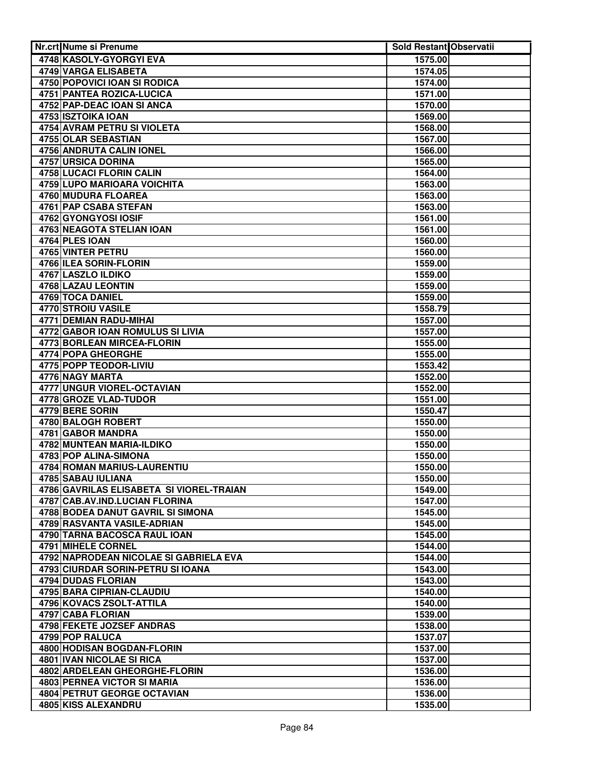| Nr.crt | Nume si Prenume | Sold Restant | Observatii |
|---|---|---|---|
| 4748 | KASOLY-GYORGYI EVA | 1575.00 | |
| 4749 | VARGA ELISABETA | 1574.05 | |
| 4750 | POPOVICI IOAN SI RODICA | 1574.00 | |
| 4751 | PANTEA ROZICA-LUCICA | 1571.00 | |
| 4752 | PAP-DEAC IOAN SI ANCA | 1570.00 | |
| 4753 | ISZTOIKA IOAN | 1569.00 | |
| 4754 | AVRAM PETRU SI VIOLETA | 1568.00 | |
| 4755 | OLAR SEBASTIAN | 1567.00 | |
| 4756 | ANDRUTA CALIN IONEL | 1566.00 | |
| 4757 | URSICA DORINA | 1565.00 | |
| 4758 | LUCACI FLORIN CALIN | 1564.00 | |
| 4759 | LUPO MARIOARA VOICHITA | 1563.00 | |
| 4760 | MUDURA FLOAREA | 1563.00 | |
| 4761 | PAP CSABA STEFAN | 1563.00 | |
| 4762 | GYONGYOSI IOSIF | 1561.00 | |
| 4763 | NEAGOTA STELIAN IOAN | 1561.00 | |
| 4764 | PLES IOAN | 1560.00 | |
| 4765 | VINTER PETRU | 1560.00 | |
| 4766 | ILEA SORIN-FLORIN | 1559.00 | |
| 4767 | LASZLO ILDIKO | 1559.00 | |
| 4768 | LAZAU LEONTIN | 1559.00 | |
| 4769 | TOCA DANIEL | 1559.00 | |
| 4770 | STROIU VASILE | 1558.79 | |
| 4771 | DEMIAN RADU-MIHAI | 1557.00 | |
| 4772 | GABOR IOAN ROMULUS SI LIVIA | 1557.00 | |
| 4773 | BORLEAN MIRCEA-FLORIN | 1555.00 | |
| 4774 | POPA GHEORGHE | 1555.00 | |
| 4775 | POPP TEODOR-LIVIU | 1553.42 | |
| 4776 | NAGY MARTA | 1552.00 | |
| 4777 | UNGUR VIOREL-OCTAVIAN | 1552.00 | |
| 4778 | GROZE VLAD-TUDOR | 1551.00 | |
| 4779 | BERE SORIN | 1550.47 | |
| 4780 | BALOGH ROBERT | 1550.00 | |
| 4781 | GABOR MANDRA | 1550.00 | |
| 4782 | MUNTEAN MARIA-ILDIKO | 1550.00 | |
| 4783 | POP ALINA-SIMONA | 1550.00 | |
| 4784 | ROMAN MARIUS-LAURENTIU | 1550.00 | |
| 4785 | SABAU IULIANA | 1550.00 | |
| 4786 | GAVRILAS ELISABETA SI VIOREL-TRAIAN | 1549.00 | |
| 4787 | CAB.AV.IND.LUCIAN FLORINA | 1547.00 | |
| 4788 | BODEA DANUT GAVRIL SI SIMONA | 1545.00 | |
| 4789 | RASVANTA VASILE-ADRIAN | 1545.00 | |
| 4790 | TARNA BACOSCA RAUL IOAN | 1545.00 | |
| 4791 | MIHELE CORNEL | 1544.00 | |
| 4792 | NAPRODEAN NICOLAE SI GABRIELA EVA | 1544.00 | |
| 4793 | CIURDAR SORIN-PETRU SI IOANA | 1543.00 | |
| 4794 | DUDAS FLORIAN | 1543.00 | |
| 4795 | BARA CIPRIAN-CLAUDIU | 1540.00 | |
| 4796 | KOVACS ZSOLT-ATTILA | 1540.00 | |
| 4797 | CABA FLORIAN | 1539.00 | |
| 4798 | FEKETE JOZSEF ANDRAS | 1538.00 | |
| 4799 | POP RALUCA | 1537.07 | |
| 4800 | HODISAN BOGDAN-FLORIN | 1537.00 | |
| 4801 | IVAN NICOLAE SI RICA | 1537.00 | |
| 4802 | ARDELEAN GHEORGHE-FLORIN | 1536.00 | |
| 4803 | PERNEA VICTOR SI MARIA | 1536.00 | |
| 4804 | PETRUT GEORGE OCTAVIAN | 1536.00 | |
| 4805 | KISS ALEXANDRU | 1535.00 | |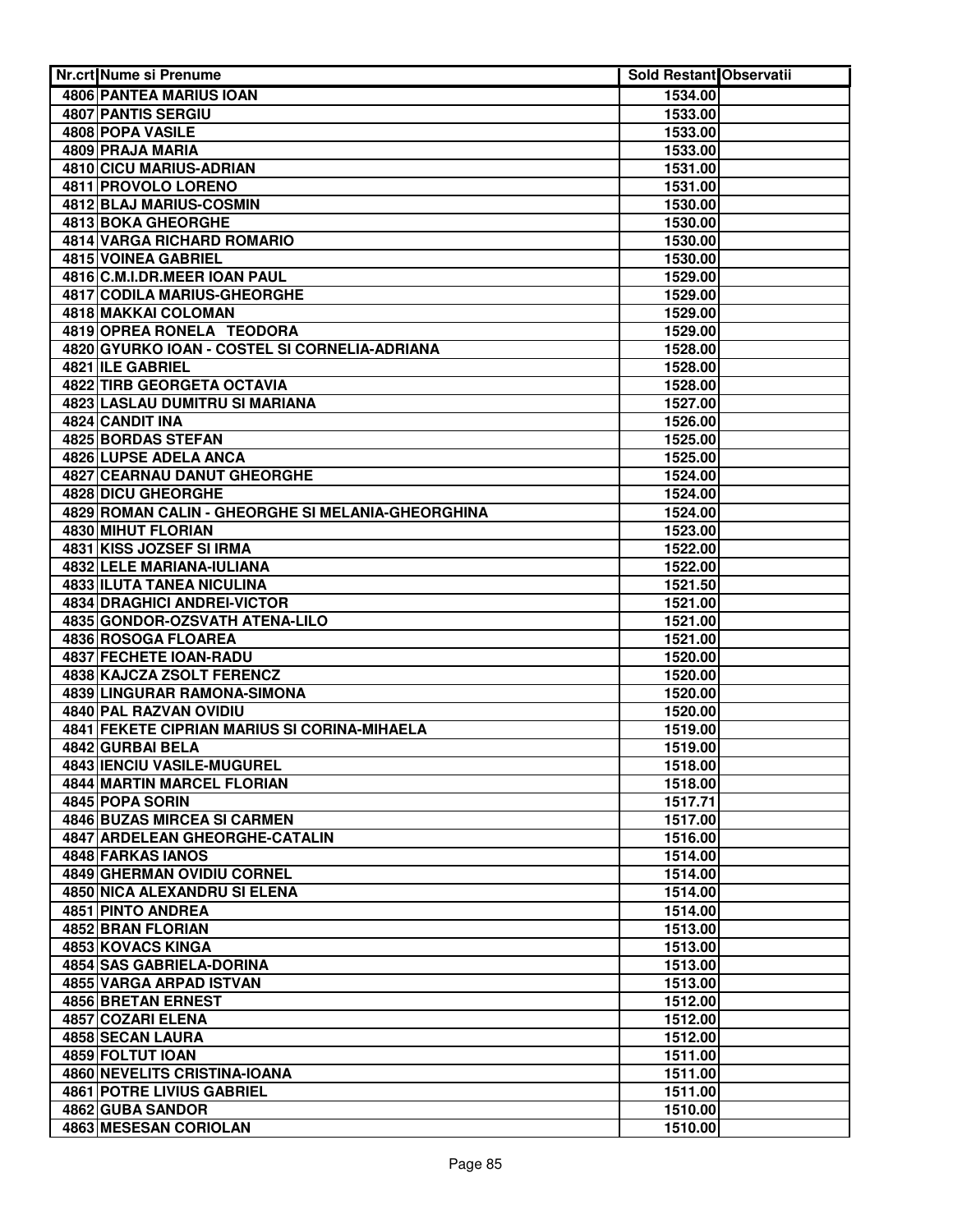| Nr.crt | Nume si Prenume | Sold Restant | Observatii |
|---|---|---|---|
| 4806 | PANTEA MARIUS IOAN | 1534.00 | |
| 4807 | PANTIS SERGIU | 1533.00 | |
| 4808 | POPA VASILE | 1533.00 | |
| 4809 | PRAJA MARIA | 1533.00 | |
| 4810 | CICU MARIUS-ADRIAN | 1531.00 | |
| 4811 | PROVOLO LORENO | 1531.00 | |
| 4812 | BLAJ MARIUS-COSMIN | 1530.00 | |
| 4813 | BOKA GHEORGHE | 1530.00 | |
| 4814 | VARGA RICHARD ROMARIO | 1530.00 | |
| 4815 | VOINEA GABRIEL | 1530.00 | |
| 4816 | C.M.I.DR.MEER IOAN PAUL | 1529.00 | |
| 4817 | CODILA MARIUS-GHEORGHE | 1529.00 | |
| 4818 | MAKKAI COLOMAN | 1529.00 | |
| 4819 | OPREA RONELA TEODORA | 1529.00 | |
| 4820 | GYURKO IOAN - COSTEL SI CORNELIA-ADRIANA | 1528.00 | |
| 4821 | ILE GABRIEL | 1528.00 | |
| 4822 | TIRB GEORGETA OCTAVIA | 1528.00 | |
| 4823 | LASLAU DUMITRU SI MARIANA | 1527.00 | |
| 4824 | CANDIT INA | 1526.00 | |
| 4825 | BORDAS STEFAN | 1525.00 | |
| 4826 | LUPSE ADELA ANCA | 1525.00 | |
| 4827 | CEARNAU DANUT GHEORGHE | 1524.00 | |
| 4828 | DICU GHEORGHE | 1524.00 | |
| 4829 | ROMAN CALIN - GHEORGHE SI MELANIA-GHEORGHINA | 1524.00 | |
| 4830 | MIHUT FLORIAN | 1523.00 | |
| 4831 | KISS JOZSEF SI IRMA | 1522.00 | |
| 4832 | LELE MARIANA-IULIANA | 1522.00 | |
| 4833 | ILUTA TANEA NICULINA | 1521.50 | |
| 4834 | DRAGHICI ANDREI-VICTOR | 1521.00 | |
| 4835 | GONDOR-OZSVATH ATENA-LILO | 1521.00 | |
| 4836 | ROSOGA FLOAREA | 1521.00 | |
| 4837 | FECHETE IOAN-RADU | 1520.00 | |
| 4838 | KAJCZA ZSOLT FERENCZ | 1520.00 | |
| 4839 | LINGURAR RAMONA-SIMONA | 1520.00 | |
| 4840 | PAL RAZVAN OVIDIU | 1520.00 | |
| 4841 | FEKETE CIPRIAN MARIUS SI CORINA-MIHAELA | 1519.00 | |
| 4842 | GURBAI BELA | 1519.00 | |
| 4843 | IENCIU VASILE-MUGUREL | 1518.00 | |
| 4844 | MARTIN MARCEL FLORIAN | 1518.00 | |
| 4845 | POPA SORIN | 1517.71 | |
| 4846 | BUZAS MIRCEA SI CARMEN | 1517.00 | |
| 4847 | ARDELEAN GHEORGHE-CATALIN | 1516.00 | |
| 4848 | FARKAS IANOS | 1514.00 | |
| 4849 | GHERMAN OVIDIU CORNEL | 1514.00 | |
| 4850 | NICA ALEXANDRU SI ELENA | 1514.00 | |
| 4851 | PINTO ANDREA | 1514.00 | |
| 4852 | BRAN FLORIAN | 1513.00 | |
| 4853 | KOVACS KINGA | 1513.00 | |
| 4854 | SAS GABRIELA-DORINA | 1513.00 | |
| 4855 | VARGA ARPAD ISTVAN | 1513.00 | |
| 4856 | BRETAN ERNEST | 1512.00 | |
| 4857 | COZARI ELENA | 1512.00 | |
| 4858 | SECAN LAURA | 1512.00 | |
| 4859 | FOLTUT IOAN | 1511.00 | |
| 4860 | NEVELITS CRISTINA-IOANA | 1511.00 | |
| 4861 | POTRE LIVIUS GABRIEL | 1511.00 | |
| 4862 | GUBA SANDOR | 1510.00 | |
| 4863 | MESESAN CORIOLAN | 1510.00 | |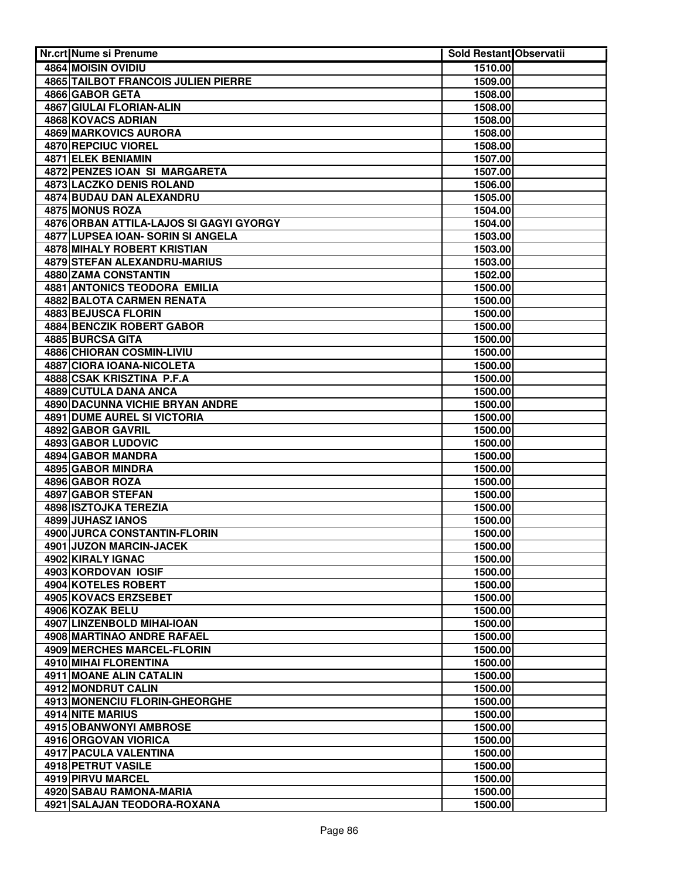| Nr.crt | Nume si Prenume | Sold Restant | Observatii |
|---|---|---|---|
| 4864 | MOISIN OVIDIU | 1510.00 | |
| 4865 | TAILBOT FRANCOIS JULIEN PIERRE | 1509.00 | |
| 4866 | GABOR GETA | 1508.00 | |
| 4867 | GIULAI FLORIAN-ALIN | 1508.00 | |
| 4868 | KOVACS ADRIAN | 1508.00 | |
| 4869 | MARKOVICS AURORA | 1508.00 | |
| 4870 | REPCIUC VIOREL | 1508.00 | |
| 4871 | ELEK BENIAMIN | 1507.00 | |
| 4872 | PENZES IOAN SI MARGARETA | 1507.00 | |
| 4873 | LACZKO DENIS ROLAND | 1506.00 | |
| 4874 | BUDAU DAN ALEXANDRU | 1505.00 | |
| 4875 | MONUS ROZA | 1504.00 | |
| 4876 | ORBAN ATTILA-LAJOS SI GAGYI GYORGY | 1504.00 | |
| 4877 | LUPSEA IOAN- SORIN SI ANGELA | 1503.00 | |
| 4878 | MIHALY ROBERT KRISTIAN | 1503.00 | |
| 4879 | STEFAN ALEXANDRU-MARIUS | 1503.00 | |
| 4880 | ZAMA CONSTANTIN | 1502.00 | |
| 4881 | ANTONICS TEODORA EMILIA | 1500.00 | |
| 4882 | BALOTA CARMEN RENATA | 1500.00 | |
| 4883 | BEJUSCA FLORIN | 1500.00 | |
| 4884 | BENCZIK ROBERT GABOR | 1500.00 | |
| 4885 | BURCSA GITA | 1500.00 | |
| 4886 | CHIORAN COSMIN-LIVIU | 1500.00 | |
| 4887 | CIORA IOANA-NICOLETA | 1500.00 | |
| 4888 | CSAK KRISZTINA P.F.A | 1500.00 | |
| 4889 | CUTULA DANA ANCA | 1500.00 | |
| 4890 | DACUNNA VICHIE BRYAN ANDRE | 1500.00 | |
| 4891 | DUME AUREL SI VICTORIA | 1500.00 | |
| 4892 | GABOR GAVRIL | 1500.00 | |
| 4893 | GABOR LUDOVIC | 1500.00 | |
| 4894 | GABOR MANDRA | 1500.00 | |
| 4895 | GABOR MINDRA | 1500.00 | |
| 4896 | GABOR ROZA | 1500.00 | |
| 4897 | GABOR STEFAN | 1500.00 | |
| 4898 | ISZTOJKA TEREZIA | 1500.00 | |
| 4899 | JUHASZ IANOS | 1500.00 | |
| 4900 | JURCA CONSTANTIN-FLORIN | 1500.00 | |
| 4901 | JUZON MARCIN-JACEK | 1500.00 | |
| 4902 | KIRALY IGNAC | 1500.00 | |
| 4903 | KORDOVAN IOSIF | 1500.00 | |
| 4904 | KOTELES ROBERT | 1500.00 | |
| 4905 | KOVACS ERZSEBET | 1500.00 | |
| 4906 | KOZAK BELU | 1500.00 | |
| 4907 | LINZENBOLD MIHAI-IOAN | 1500.00 | |
| 4908 | MARTINAO ANDRE RAFAEL | 1500.00 | |
| 4909 | MERCHES MARCEL-FLORIN | 1500.00 | |
| 4910 | MIHAI FLORENTINA | 1500.00 | |
| 4911 | MOANE ALIN CATALIN | 1500.00 | |
| 4912 | MONDRUT CALIN | 1500.00 | |
| 4913 | MONENCIU FLORIN-GHEORGHE | 1500.00 | |
| 4914 | NITE MARIUS | 1500.00 | |
| 4915 | OBANWONYI AMBROSE | 1500.00 | |
| 4916 | ORGOVAN VIORICA | 1500.00 | |
| 4917 | PACULA VALENTINA | 1500.00 | |
| 4918 | PETRUT VASILE | 1500.00 | |
| 4919 | PIRVU MARCEL | 1500.00 | |
| 4920 | SABAU RAMONA-MARIA | 1500.00 | |
| 4921 | SALAJAN TEODORA-ROXANA | 1500.00 | |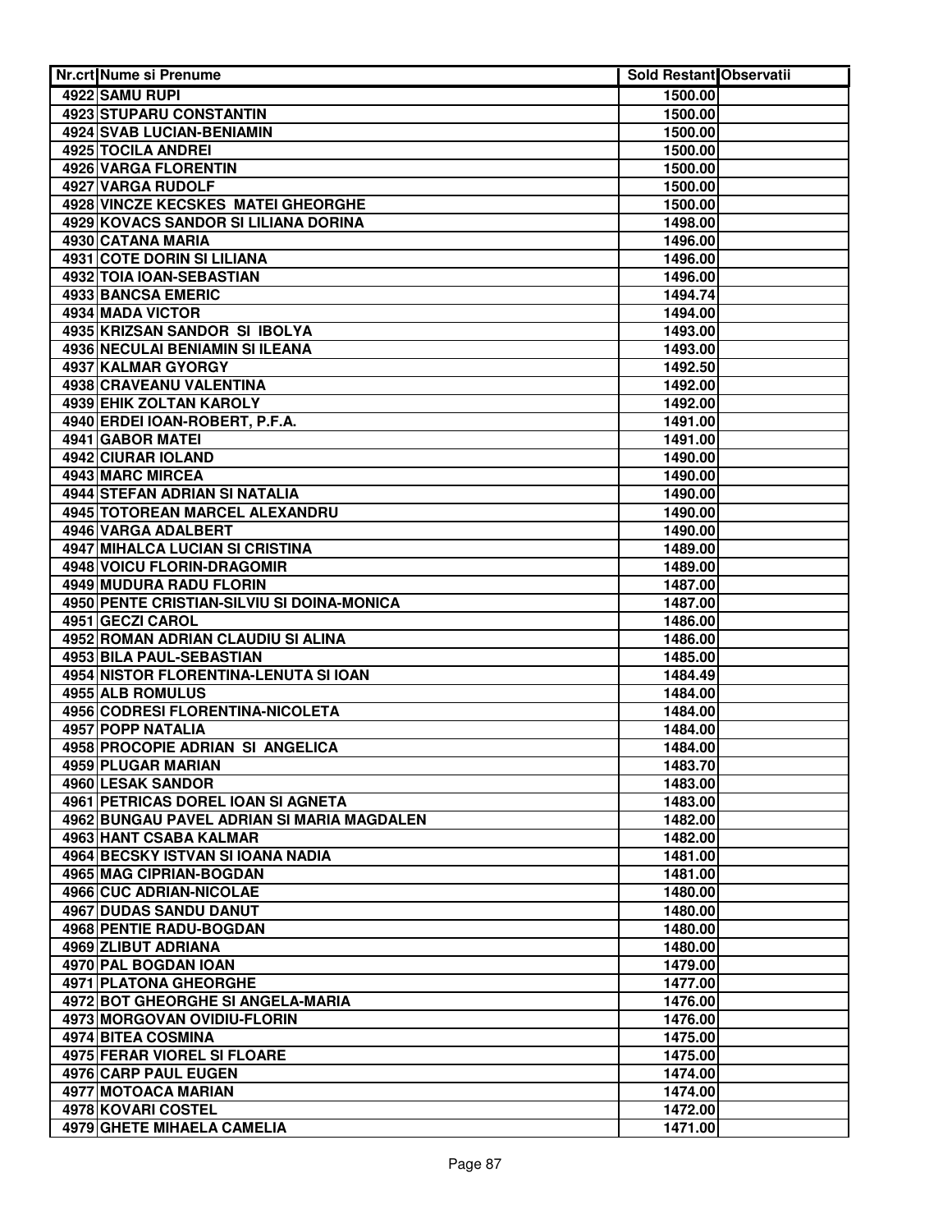| Nr.crt | Nume si Prenume | Sold Restant | Observatii |
|---|---|---|---|
| 4922 | SAMU RUPI | 1500.00 | |
| 4923 | STUPARU CONSTANTIN | 1500.00 | |
| 4924 | SVAB LUCIAN-BENIAMIN | 1500.00 | |
| 4925 | TOCILA ANDREI | 1500.00 | |
| 4926 | VARGA FLORENTIN | 1500.00 | |
| 4927 | VARGA RUDOLF | 1500.00 | |
| 4928 | VINCZE KECSKES MATEI GHEORGHE | 1500.00 | |
| 4929 | KOVACS SANDOR SI LILIANA DORINA | 1498.00 | |
| 4930 | CATANA MARIA | 1496.00 | |
| 4931 | COTE DORIN SI LILIANA | 1496.00 | |
| 4932 | TOIA IOAN-SEBASTIAN | 1496.00 | |
| 4933 | BANCSA EMERIC | 1494.74 | |
| 4934 | MADA VICTOR | 1494.00 | |
| 4935 | KRIZSAN SANDOR SI IBOLYA | 1493.00 | |
| 4936 | NECULAI BENIAMIN SI ILEANA | 1493.00 | |
| 4937 | KALMAR GYORGY | 1492.50 | |
| 4938 | CRAVEANU VALENTINA | 1492.00 | |
| 4939 | EHIK ZOLTAN KAROLY | 1492.00 | |
| 4940 | ERDEI IOAN-ROBERT, P.F.A. | 1491.00 | |
| 4941 | GABOR MATEI | 1491.00 | |
| 4942 | CIURAR IOLAND | 1490.00 | |
| 4943 | MARC MIRCEA | 1490.00 | |
| 4944 | STEFAN ADRIAN SI NATALIA | 1490.00 | |
| 4945 | TOTOREAN MARCEL ALEXANDRU | 1490.00 | |
| 4946 | VARGA ADALBERT | 1490.00 | |
| 4947 | MIHALCA LUCIAN SI CRISTINA | 1489.00 | |
| 4948 | VOICU FLORIN-DRAGOMIR | 1489.00 | |
| 4949 | MUDURA RADU FLORIN | 1487.00 | |
| 4950 | PENTE CRISTIAN-SILVIU SI DOINA-MONICA | 1487.00 | |
| 4951 | GECZI CAROL | 1486.00 | |
| 4952 | ROMAN ADRIAN CLAUDIU SI ALINA | 1486.00 | |
| 4953 | BILA PAUL-SEBASTIAN | 1485.00 | |
| 4954 | NISTOR FLORENTINA-LENUTA SI IOAN | 1484.49 | |
| 4955 | ALB ROMULUS | 1484.00 | |
| 4956 | CODRESI FLORENTINA-NICOLETA | 1484.00 | |
| 4957 | POPP NATALIA | 1484.00 | |
| 4958 | PROCOPIE ADRIAN SI ANGELICA | 1484.00 | |
| 4959 | PLUGAR MARIAN | 1483.70 | |
| 4960 | LESAK SANDOR | 1483.00 | |
| 4961 | PETRICAS DOREL IOAN SI AGNETA | 1483.00 | |
| 4962 | BUNGAU PAVEL ADRIAN SI MARIA MAGDALEN | 1482.00 | |
| 4963 | HANT CSABA KALMAR | 1482.00 | |
| 4964 | BECSKY ISTVAN SI IOANA NADIA | 1481.00 | |
| 4965 | MAG CIPRIAN-BOGDAN | 1481.00 | |
| 4966 | CUC ADRIAN-NICOLAE | 1480.00 | |
| 4967 | DUDAS SANDU DANUT | 1480.00 | |
| 4968 | PENTIE RADU-BOGDAN | 1480.00 | |
| 4969 | ZLIBUT ADRIANA | 1480.00 | |
| 4970 | PAL BOGDAN IOAN | 1479.00 | |
| 4971 | PLATONA GHEORGHE | 1477.00 | |
| 4972 | BOT GHEORGHE SI ANGELA-MARIA | 1476.00 | |
| 4973 | MORGOVAN OVIDIU-FLORIN | 1476.00 | |
| 4974 | BITEA COSMINA | 1475.00 | |
| 4975 | FERAR VIOREL SI FLOARE | 1475.00 | |
| 4976 | CARP PAUL EUGEN | 1474.00 | |
| 4977 | MOTOACA MARIAN | 1474.00 | |
| 4978 | KOVARI COSTEL | 1472.00 | |
| 4979 | GHETE MIHAELA CAMELIA | 1471.00 | |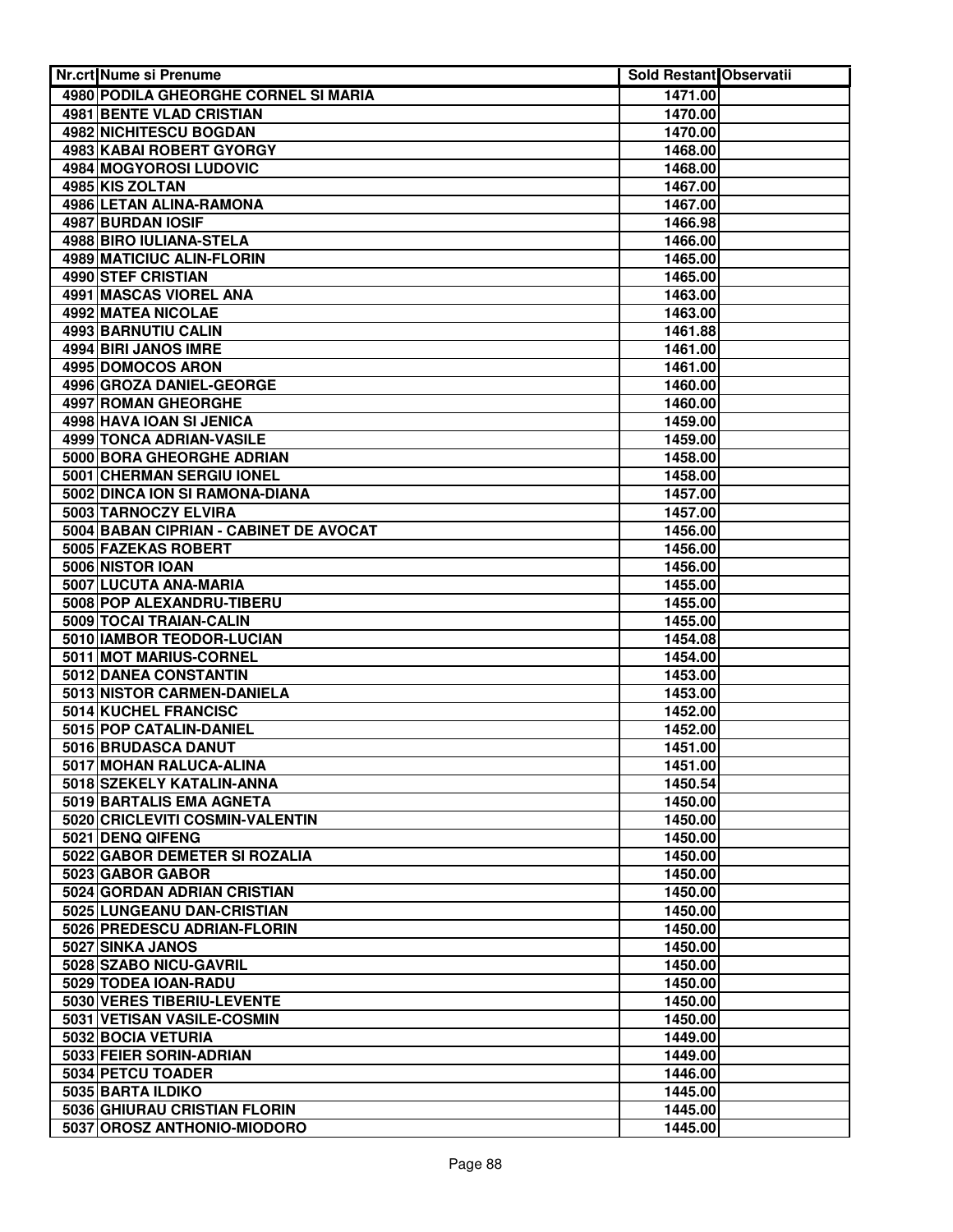| Nr.crt | Nume si Prenume | Sold Restant | Observatii |
|---|---|---|---|
| 4980 | PODILA GHEORGHE CORNEL SI MARIA | 1471.00 | |
| 4981 | BENTE VLAD CRISTIAN | 1470.00 | |
| 4982 | NICHITESCU BOGDAN | 1470.00 | |
| 4983 | KABAI ROBERT GYORGY | 1468.00 | |
| 4984 | MOGYOROSI LUDOVIC | 1468.00 | |
| 4985 | KIS ZOLTAN | 1467.00 | |
| 4986 | LETAN ALINA-RAMONA | 1467.00 | |
| 4987 | BURDAN IOSIF | 1466.98 | |
| 4988 | BIRO IULIANA-STELA | 1466.00 | |
| 4989 | MATICIUC ALIN-FLORIN | 1465.00 | |
| 4990 | STEF CRISTIAN | 1465.00 | |
| 4991 | MASCAS VIOREL ANA | 1463.00 | |
| 4992 | MATEA NICOLAE | 1463.00 | |
| 4993 | BARNUTIU CALIN | 1461.88 | |
| 4994 | BIRI JANOS IMRE | 1461.00 | |
| 4995 | DOMOCOS ARON | 1461.00 | |
| 4996 | GROZA DANIEL-GEORGE | 1460.00 | |
| 4997 | ROMAN GHEORGHE | 1460.00 | |
| 4998 | HAVA IOAN SI JENICA | 1459.00 | |
| 4999 | TONCA ADRIAN-VASILE | 1459.00 | |
| 5000 | BORA GHEORGHE ADRIAN | 1458.00 | |
| 5001 | CHERMAN SERGIU IONEL | 1458.00 | |
| 5002 | DINCA ION SI RAMONA-DIANA | 1457.00 | |
| 5003 | TARNOCZY ELVIRA | 1457.00 | |
| 5004 | BABAN CIPRIAN - CABINET DE AVOCAT | 1456.00 | |
| 5005 | FAZEKAS ROBERT | 1456.00 | |
| 5006 | NISTOR IOAN | 1456.00 | |
| 5007 | LUCUTA ANA-MARIA | 1455.00 | |
| 5008 | POP ALEXANDRU-TIBERU | 1455.00 | |
| 5009 | TOCAI TRAIAN-CALIN | 1455.00 | |
| 5010 | IAMBOR TEODOR-LUCIAN | 1454.08 | |
| 5011 | MOT MARIUS-CORNEL | 1454.00 | |
| 5012 | DANEA CONSTANTIN | 1453.00 | |
| 5013 | NISTOR CARMEN-DANIELA | 1453.00 | |
| 5014 | KUCHEL FRANCISC | 1452.00 | |
| 5015 | POP CATALIN-DANIEL | 1452.00 | |
| 5016 | BRUDASCA DANUT | 1451.00 | |
| 5017 | MOHAN RALUCA-ALINA | 1451.00 | |
| 5018 | SZEKELY KATALIN-ANNA | 1450.54 | |
| 5019 | BARTALIS EMA AGNETA | 1450.00 | |
| 5020 | CRICLEVITI COSMIN-VALENTIN | 1450.00 | |
| 5021 | DENQ QIFENG | 1450.00 | |
| 5022 | GABOR DEMETER SI ROZALIA | 1450.00 | |
| 5023 | GABOR GABOR | 1450.00 | |
| 5024 | GORDAN ADRIAN CRISTIAN | 1450.00 | |
| 5025 | LUNGEANU DAN-CRISTIAN | 1450.00 | |
| 5026 | PREDESCU ADRIAN-FLORIN | 1450.00 | |
| 5027 | SINKA JANOS | 1450.00 | |
| 5028 | SZABO NICU-GAVRIL | 1450.00 | |
| 5029 | TODEA IOAN-RADU | 1450.00 | |
| 5030 | VERES TIBERIU-LEVENTE | 1450.00 | |
| 5031 | VETISAN VASILE-COSMIN | 1450.00 | |
| 5032 | BOCIA VETURIA | 1449.00 | |
| 5033 | FEIER SORIN-ADRIAN | 1449.00 | |
| 5034 | PETCU TOADER | 1446.00 | |
| 5035 | BARTA ILDIKO | 1445.00 | |
| 5036 | GHIURAU CRISTIAN FLORIN | 1445.00 | |
| 5037 | OROSZ ANTHONIO-MIODORO | 1445.00 | |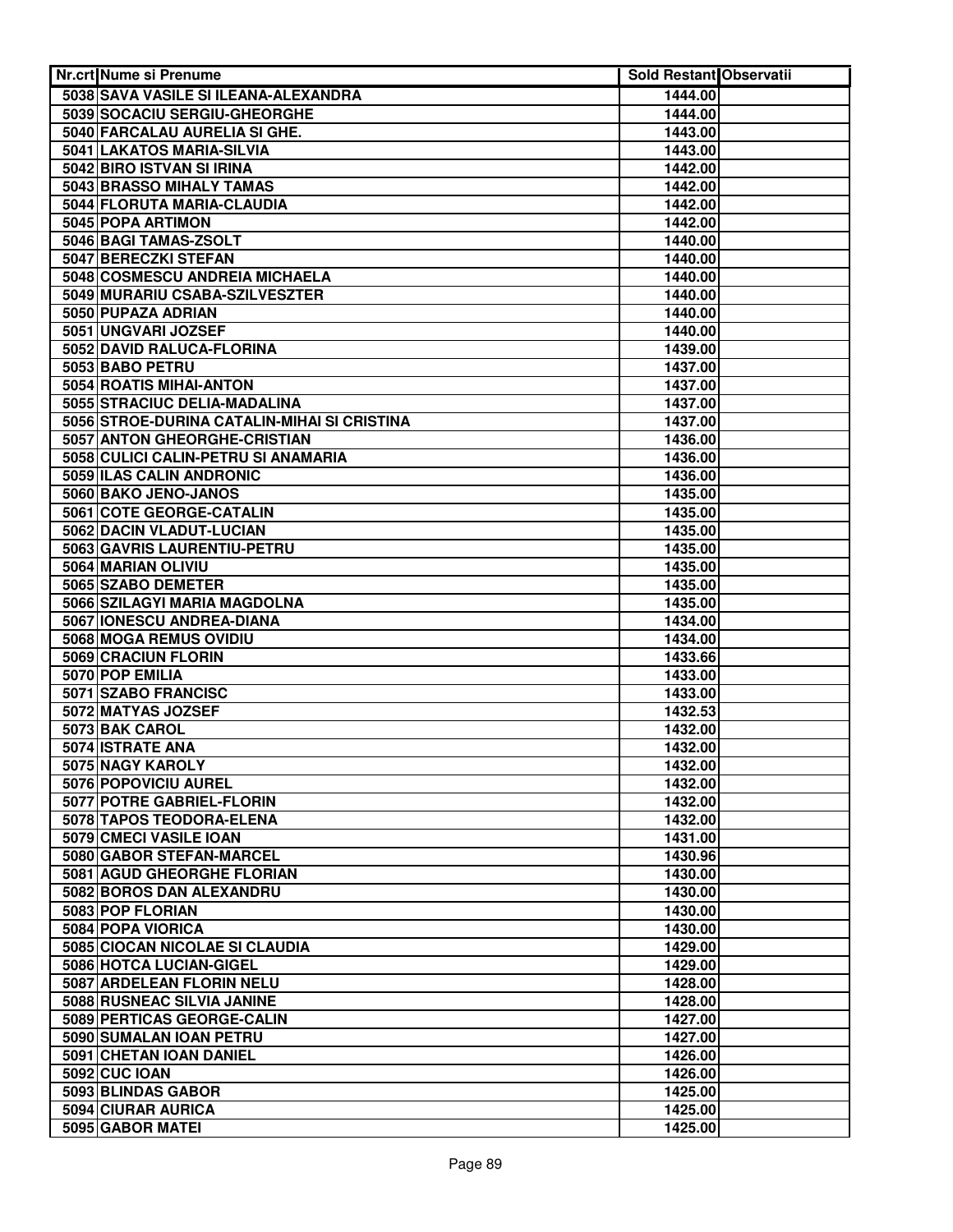| Nr.crt | Nume si Prenume | Sold Restant | Observatii |
|---|---|---|---|
| 5038 | SAVA VASILE SI ILEANA-ALEXANDRA | 1444.00 | |
| 5039 | SOCACIU SERGIU-GHEORGHE | 1444.00 | |
| 5040 | FARCALAU AURELIA SI GHE. | 1443.00 | |
| 5041 | LAKATOS MARIA-SILVIA | 1443.00 | |
| 5042 | BIRO ISTVAN SI IRINA | 1442.00 | |
| 5043 | BRASSO MIHALY TAMAS | 1442.00 | |
| 5044 | FLORUTA MARIA-CLAUDIA | 1442.00 | |
| 5045 | POPA ARTIMON | 1442.00 | |
| 5046 | BAGI TAMAS-ZSOLT | 1440.00 | |
| 5047 | BERECZKI STEFAN | 1440.00 | |
| 5048 | COSMESCU ANDREIA MICHAELA | 1440.00 | |
| 5049 | MURARIU CSABA-SZILVESZTER | 1440.00 | |
| 5050 | PUPAZA ADRIAN | 1440.00 | |
| 5051 | UNGVARI JOZSEF | 1440.00 | |
| 5052 | DAVID RALUCA-FLORINA | 1439.00 | |
| 5053 | BABO PETRU | 1437.00 | |
| 5054 | ROATIS MIHAI-ANTON | 1437.00 | |
| 5055 | STRACIUC DELIA-MADALINA | 1437.00 | |
| 5056 | STROE-DURINA CATALIN-MIHAI SI CRISTINA | 1437.00 | |
| 5057 | ANTON GHEORGHE-CRISTIAN | 1436.00 | |
| 5058 | CULICI CALIN-PETRU SI ANAMARIA | 1436.00 | |
| 5059 | ILAS CALIN ANDRONIC | 1436.00 | |
| 5060 | BAKO JENO-JANOS | 1435.00 | |
| 5061 | COTE GEORGE-CATALIN | 1435.00 | |
| 5062 | DACIN VLADUT-LUCIAN | 1435.00 | |
| 5063 | GAVRIS LAURENTIU-PETRU | 1435.00 | |
| 5064 | MARIAN OLIVIU | 1435.00 | |
| 5065 | SZABO DEMETER | 1435.00 | |
| 5066 | SZILAGYI MARIA MAGDOLNA | 1435.00 | |
| 5067 | IONESCU ANDREA-DIANA | 1434.00 | |
| 5068 | MOGA REMUS OVIDIU | 1434.00 | |
| 5069 | CRACIUN FLORIN | 1433.66 | |
| 5070 | POP EMILIA | 1433.00 | |
| 5071 | SZABO FRANCISC | 1433.00 | |
| 5072 | MATYAS JOZSEF | 1432.53 | |
| 5073 | BAK CAROL | 1432.00 | |
| 5074 | ISTRATE ANA | 1432.00 | |
| 5075 | NAGY KAROLY | 1432.00 | |
| 5076 | POPOVICIU AUREL | 1432.00 | |
| 5077 | POTRE GABRIEL-FLORIN | 1432.00 | |
| 5078 | TAPOS TEODORA-ELENA | 1432.00 | |
| 5079 | CMECI VASILE IOAN | 1431.00 | |
| 5080 | GABOR STEFAN-MARCEL | 1430.96 | |
| 5081 | AGUD GHEORGHE FLORIAN | 1430.00 | |
| 5082 | BOROS DAN ALEXANDRU | 1430.00 | |
| 5083 | POP FLORIAN | 1430.00 | |
| 5084 | POPA VIORICA | 1430.00 | |
| 5085 | CIOCAN NICOLAE SI CLAUDIA | 1429.00 | |
| 5086 | HOTCA LUCIAN-GIGEL | 1429.00 | |
| 5087 | ARDELEAN FLORIN NELU | 1428.00 | |
| 5088 | RUSNEAC SILVIA JANINE | 1428.00 | |
| 5089 | PERTICAS GEORGE-CALIN | 1427.00 | |
| 5090 | SUMALAN IOAN PETRU | 1427.00 | |
| 5091 | CHETAN IOAN DANIEL | 1426.00 | |
| 5092 | CUC IOAN | 1426.00 | |
| 5093 | BLINDAS GABOR | 1425.00 | |
| 5094 | CIURAR AURICA | 1425.00 | |
| 5095 | GABOR MATEI | 1425.00 | |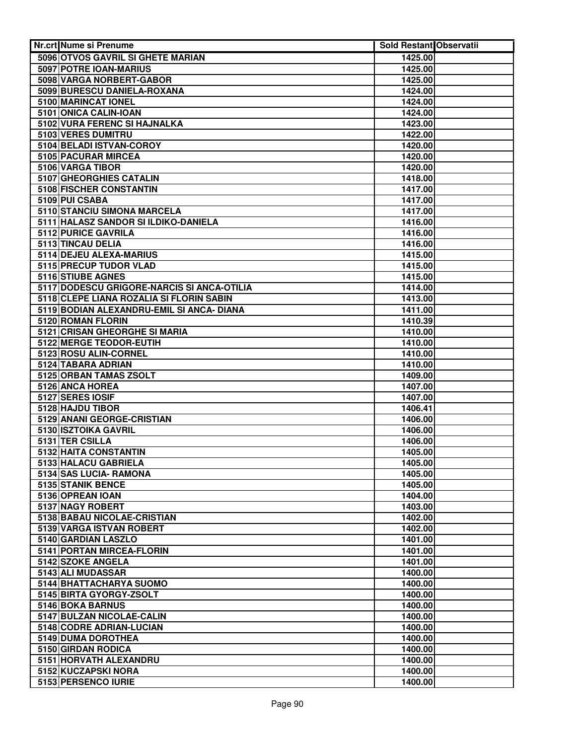| Nr.crt | Nume si Prenume | Sold Restant | Observatii |
|---|---|---|---|
| 5096 | OTVOS GAVRIL SI GHETE MARIAN | 1425.00 | |
| 5097 | POTRE IOAN-MARIUS | 1425.00 | |
| 5098 | VARGA NORBERT-GABOR | 1425.00 | |
| 5099 | BURESCU DANIELA-ROXANA | 1424.00 | |
| 5100 | MARINCAT IONEL | 1424.00 | |
| 5101 | ONICA CALIN-IOAN | 1424.00 | |
| 5102 | VURA FERENC SI HAJNALKA | 1423.00 | |
| 5103 | VERES DUMITRU | 1422.00 | |
| 5104 | BELADI ISTVAN-COROY | 1420.00 | |
| 5105 | PACURAR MIRCEA | 1420.00 | |
| 5106 | VARGA TIBOR | 1420.00 | |
| 5107 | GHEORGHIES CATALIN | 1418.00 | |
| 5108 | FISCHER CONSTANTIN | 1417.00 | |
| 5109 | PUI CSABA | 1417.00 | |
| 5110 | STANCIU SIMONA MARCELA | 1417.00 | |
| 5111 | HALASZ SANDOR SI ILDIKO-DANIELA | 1416.00 | |
| 5112 | PURICE GAVRILA | 1416.00 | |
| 5113 | TINCAU DELIA | 1416.00 | |
| 5114 | DEJEU ALEXA-MARIUS | 1415.00 | |
| 5115 | PRECUP TUDOR VLAD | 1415.00 | |
| 5116 | STIUBE AGNES | 1415.00 | |
| 5117 | DODESCU GRIGORE-NARCIS SI ANCA-OTILIA | 1414.00 | |
| 5118 | CLEPE LIANA ROZALIA SI FLORIN SABIN | 1413.00 | |
| 5119 | BODIAN ALEXANDRU-EMIL SI ANCA- DIANA | 1411.00 | |
| 5120 | ROMAN FLORIN | 1410.39 | |
| 5121 | CRISAN GHEORGHE SI MARIA | 1410.00 | |
| 5122 | MERGE TEODOR-EUTIH | 1410.00 | |
| 5123 | ROSU ALIN-CORNEL | 1410.00 | |
| 5124 | TABARA ADRIAN | 1410.00 | |
| 5125 | ORBAN TAMAS ZSOLT | 1409.00 | |
| 5126 | ANCA HOREA | 1407.00 | |
| 5127 | SERES IOSIF | 1407.00 | |
| 5128 | HAJDU TIBOR | 1406.41 | |
| 5129 | ANANI GEORGE-CRISTIAN | 1406.00 | |
| 5130 | ISZTOIKA GAVRIL | 1406.00 | |
| 5131 | TER CSILLA | 1406.00 | |
| 5132 | HAITA CONSTANTIN | 1405.00 | |
| 5133 | HALACU GABRIELA | 1405.00 | |
| 5134 | SAS LUCIA- RAMONA | 1405.00 | |
| 5135 | STANIK BENCE | 1405.00 | |
| 5136 | OPREAN IOAN | 1404.00 | |
| 5137 | NAGY ROBERT | 1403.00 | |
| 5138 | BABAU NICOLAE-CRISTIAN | 1402.00 | |
| 5139 | VARGA ISTVAN ROBERT | 1402.00 | |
| 5140 | GARDIAN LASZLO | 1401.00 | |
| 5141 | PORTAN MIRCEA-FLORIN | 1401.00 | |
| 5142 | SZOKE ANGELA | 1401.00 | |
| 5143 | ALI MUDASSAR | 1400.00 | |
| 5144 | BHATTACHARYA SUOMO | 1400.00 | |
| 5145 | BIRTA GYORGY-ZSOLT | 1400.00 | |
| 5146 | BOKA BARNUS | 1400.00 | |
| 5147 | BULZAN NICOLAE-CALIN | 1400.00 | |
| 5148 | CODRE ADRIAN-LUCIAN | 1400.00 | |
| 5149 | DUMA DOROTHEA | 1400.00 | |
| 5150 | GIRDAN RODICA | 1400.00 | |
| 5151 | HORVATH ALEXANDRU | 1400.00 | |
| 5152 | KUCZAPSKI NORA | 1400.00 | |
| 5153 | PERSENCO IURIE | 1400.00 | |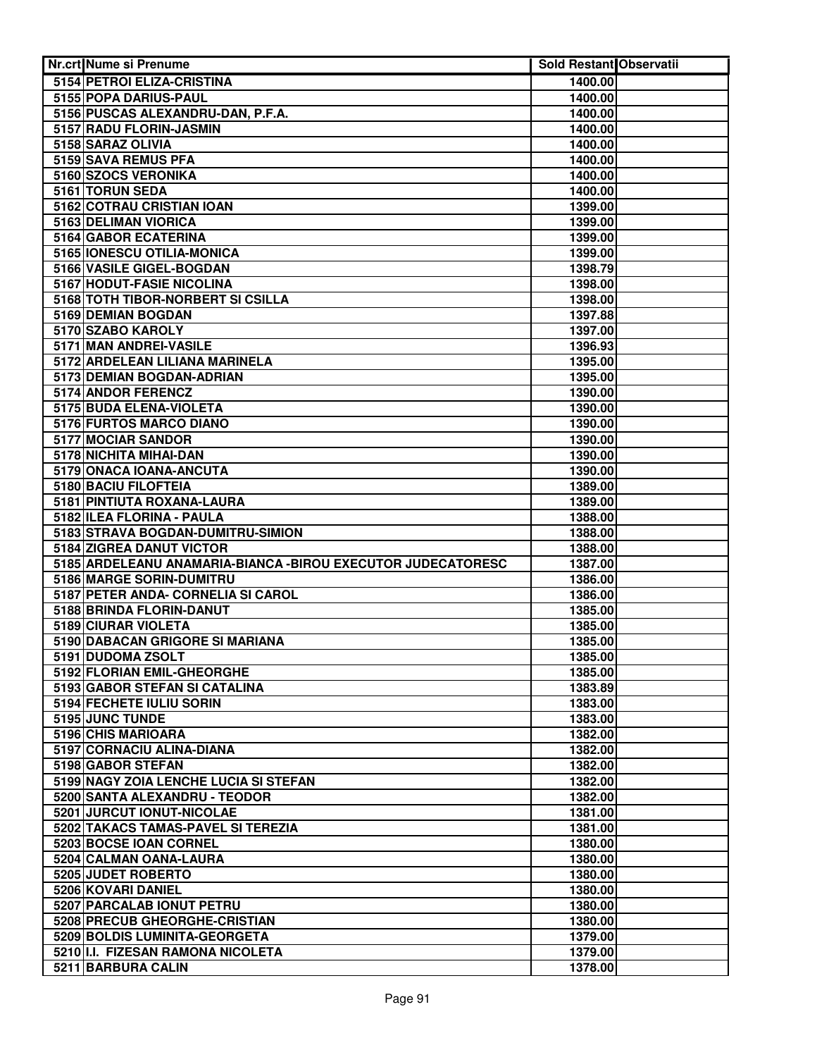| Nr.crt | Nume si Prenume | Sold Restant | Observatii |
|---|---|---|---|
| 5154 | PETROI ELIZA-CRISTINA | 1400.00 | |
| 5155 | POPA DARIUS-PAUL | 1400.00 | |
| 5156 | PUSCAS ALEXANDRU-DAN, P.F.A. | 1400.00 | |
| 5157 | RADU FLORIN-JASMIN | 1400.00 | |
| 5158 | SARAZ OLIVIA | 1400.00 | |
| 5159 | SAVA REMUS PFA | 1400.00 | |
| 5160 | SZOCS VERONIKA | 1400.00 | |
| 5161 | TORUN SEDA | 1400.00 | |
| 5162 | COTRAU CRISTIAN IOAN | 1399.00 | |
| 5163 | DELIMAN VIORICA | 1399.00 | |
| 5164 | GABOR ECATERINA | 1399.00 | |
| 5165 | IONESCU OTILIA-MONICA | 1399.00 | |
| 5166 | VASILE GIGEL-BOGDAN | 1398.79 | |
| 5167 | HODUT-FASIE NICOLINA | 1398.00 | |
| 5168 | TOTH TIBOR-NORBERT SI CSILLA | 1398.00 | |
| 5169 | DEMIAN BOGDAN | 1397.88 | |
| 5170 | SZABO KAROLY | 1397.00 | |
| 5171 | MAN ANDREI-VASILE | 1396.93 | |
| 5172 | ARDELEAN LILIANA MARINELA | 1395.00 | |
| 5173 | DEMIAN BOGDAN-ADRIAN | 1395.00 | |
| 5174 | ANDOR FERENCZ | 1390.00 | |
| 5175 | BUDA ELENA-VIOLETA | 1390.00 | |
| 5176 | FURTOS MARCO DIANO | 1390.00 | |
| 5177 | MOCIAR SANDOR | 1390.00 | |
| 5178 | NICHITA MIHAI-DAN | 1390.00 | |
| 5179 | ONACA IOANA-ANCUTA | 1390.00 | |
| 5180 | BACIU FILOFTEIA | 1389.00 | |
| 5181 | PINTIUTA ROXANA-LAURA | 1389.00 | |
| 5182 | ILEA FLORINA - PAULA | 1388.00 | |
| 5183 | STRAVA BOGDAN-DUMITRU-SIMION | 1388.00 | |
| 5184 | ZIGREA DANUT VICTOR | 1388.00 | |
| 5185 | ARDELEANU ANAMARIA-BIANCA -BIROU EXECUTOR JUDECATORESC | 1387.00 | |
| 5186 | MARGE SORIN-DUMITRU | 1386.00 | |
| 5187 | PETER ANDA- CORNELIA SI CAROL | 1386.00 | |
| 5188 | BRINDA FLORIN-DANUT | 1385.00 | |
| 5189 | CIURAR VIOLETA | 1385.00 | |
| 5190 | DABACAN GRIGORE SI MARIANA | 1385.00 | |
| 5191 | DUDOMA ZSOLT | 1385.00 | |
| 5192 | FLORIAN EMIL-GHEORGHE | 1385.00 | |
| 5193 | GABOR STEFAN SI CATALINA | 1383.89 | |
| 5194 | FECHETE IULIU SORIN | 1383.00 | |
| 5195 | JUNC TUNDE | 1383.00 | |
| 5196 | CHIS MARIOARA | 1382.00 | |
| 5197 | CORNACIU ALINA-DIANA | 1382.00 | |
| 5198 | GABOR STEFAN | 1382.00 | |
| 5199 | NAGY ZOIA LENCHE LUCIA SI STEFAN | 1382.00 | |
| 5200 | SANTA ALEXANDRU - TEODOR | 1382.00 | |
| 5201 | JURCUT IONUT-NICOLAE | 1381.00 | |
| 5202 | TAKACS TAMAS-PAVEL SI TEREZIA | 1381.00 | |
| 5203 | BOCSE IOAN CORNEL | 1380.00 | |
| 5204 | CALMAN OANA-LAURA | 1380.00 | |
| 5205 | JUDET ROBERTO | 1380.00 | |
| 5206 | KOVARI DANIEL | 1380.00 | |
| 5207 | PARCALAB IONUT PETRU | 1380.00 | |
| 5208 | PRECUB GHEORGHE-CRISTIAN | 1380.00 | |
| 5209 | BOLDIS LUMINITA-GEORGETA | 1379.00 | |
| 5210 | I.I. FIZESAN RAMONA NICOLETA | 1379.00 | |
| 5211 | BARBURA CALIN | 1378.00 | |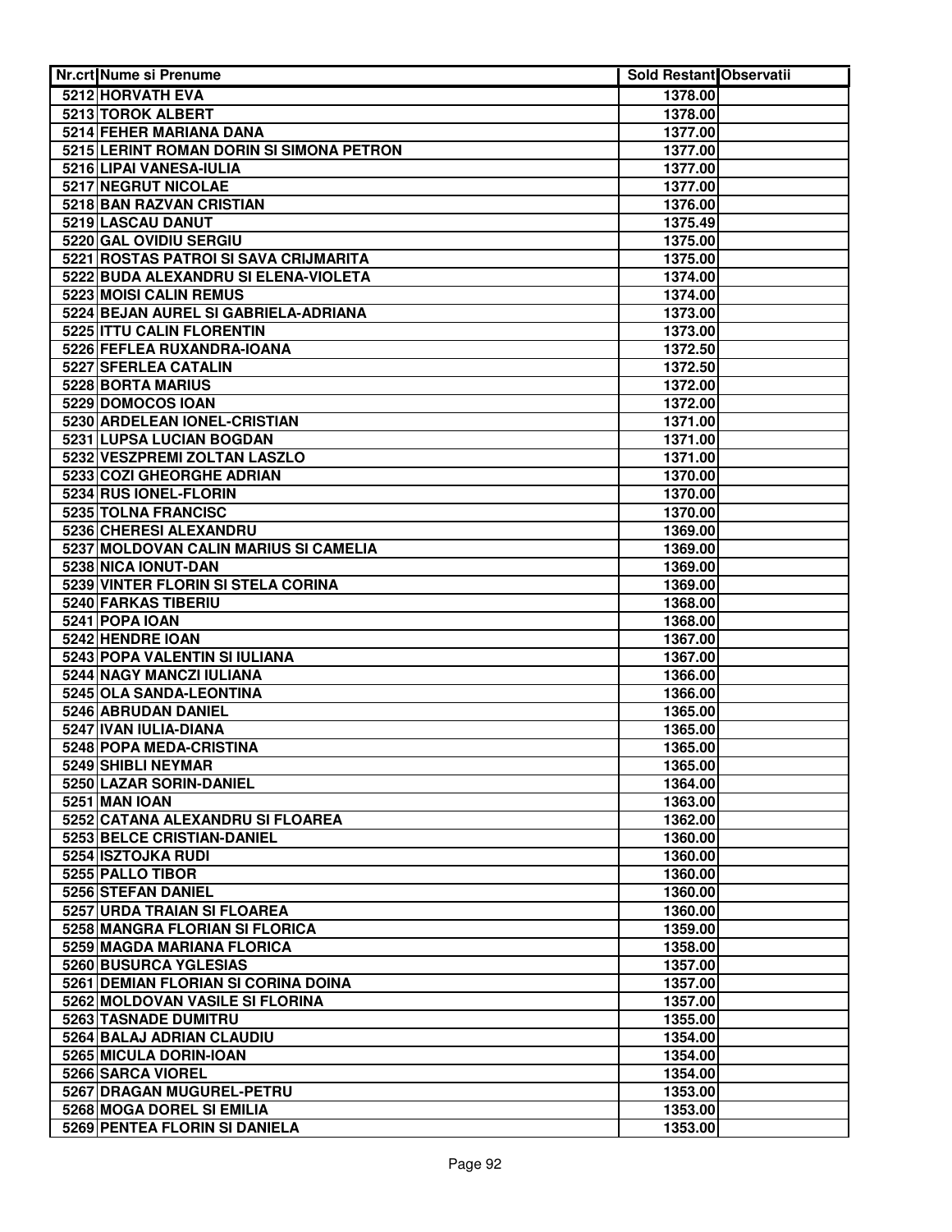| Nr.crt | Nume si Prenume | Sold Restant | Observatii |
|---|---|---|---|
| 5212 | HORVATH EVA | 1378.00 | |
| 5213 | TOROK ALBERT | 1378.00 | |
| 5214 | FEHER MARIANA DANA | 1377.00 | |
| 5215 | LERINT ROMAN DORIN SI SIMONA PETRON | 1377.00 | |
| 5216 | LIPAI VANESA-IULIA | 1377.00 | |
| 5217 | NEGRUT NICOLAE | 1377.00 | |
| 5218 | BAN RAZVAN CRISTIAN | 1376.00 | |
| 5219 | LASCAU DANUT | 1375.49 | |
| 5220 | GAL OVIDIU SERGIU | 1375.00 | |
| 5221 | ROSTAS PATROI SI SAVA CRIJMARITA | 1375.00 | |
| 5222 | BUDA ALEXANDRU SI ELENA-VIOLETA | 1374.00 | |
| 5223 | MOISI CALIN REMUS | 1374.00 | |
| 5224 | BEJAN AUREL SI GABRIELA-ADRIANA | 1373.00 | |
| 5225 | ITTU CALIN FLORENTIN | 1373.00 | |
| 5226 | FEFLEA RUXANDRA-IOANA | 1372.50 | |
| 5227 | SFERLEA CATALIN | 1372.50 | |
| 5228 | BORTA MARIUS | 1372.00 | |
| 5229 | DOMOCOS IOAN | 1372.00 | |
| 5230 | ARDELEAN IONEL-CRISTIAN | 1371.00 | |
| 5231 | LUPSA LUCIAN BOGDAN | 1371.00 | |
| 5232 | VESZPREMI ZOLTAN LASZLO | 1371.00 | |
| 5233 | COZI GHEORGHE ADRIAN | 1370.00 | |
| 5234 | RUS IONEL-FLORIN | 1370.00 | |
| 5235 | TOLNA FRANCISC | 1370.00 | |
| 5236 | CHERESI ALEXANDRU | 1369.00 | |
| 5237 | MOLDOVAN CALIN MARIUS SI CAMELIA | 1369.00 | |
| 5238 | NICA IONUT-DAN | 1369.00 | |
| 5239 | VINTER FLORIN SI STELA CORINA | 1369.00 | |
| 5240 | FARKAS TIBERIU | 1368.00 | |
| 5241 | POPA IOAN | 1368.00 | |
| 5242 | HENDRE IOAN | 1367.00 | |
| 5243 | POPA VALENTIN SI IULIANA | 1367.00 | |
| 5244 | NAGY MANCZI IULIANA | 1366.00 | |
| 5245 | OLA SANDA-LEONTINA | 1366.00 | |
| 5246 | ABRUDAN DANIEL | 1365.00 | |
| 5247 | IVAN IULIA-DIANA | 1365.00 | |
| 5248 | POPA MEDA-CRISTINA | 1365.00 | |
| 5249 | SHIBLI NEYMAR | 1365.00 | |
| 5250 | LAZAR SORIN-DANIEL | 1364.00 | |
| 5251 | MAN IOAN | 1363.00 | |
| 5252 | CATANA ALEXANDRU SI FLOAREA | 1362.00 | |
| 5253 | BELCE CRISTIAN-DANIEL | 1360.00 | |
| 5254 | ISZTOJKA RUDI | 1360.00 | |
| 5255 | PALLO TIBOR | 1360.00 | |
| 5256 | STEFAN DANIEL | 1360.00 | |
| 5257 | URDA TRAIAN SI FLOAREA | 1360.00 | |
| 5258 | MANGRA FLORIAN SI FLORICA | 1359.00 | |
| 5259 | MAGDA MARIANA FLORICA | 1358.00 | |
| 5260 | BUSURCA YGLESIAS | 1357.00 | |
| 5261 | DEMIAN FLORIAN SI CORINA DOINA | 1357.00 | |
| 5262 | MOLDOVAN VASILE SI FLORINA | 1357.00 | |
| 5263 | TASNADE DUMITRU | 1355.00 | |
| 5264 | BALAJ ADRIAN CLAUDIU | 1354.00 | |
| 5265 | MICULA DORIN-IOAN | 1354.00 | |
| 5266 | SARCA VIOREL | 1354.00 | |
| 5267 | DRAGAN MUGUREL-PETRU | 1353.00 | |
| 5268 | MOGA DOREL SI EMILIA | 1353.00 | |
| 5269 | PENTEA FLORIN SI DANIELA | 1353.00 | |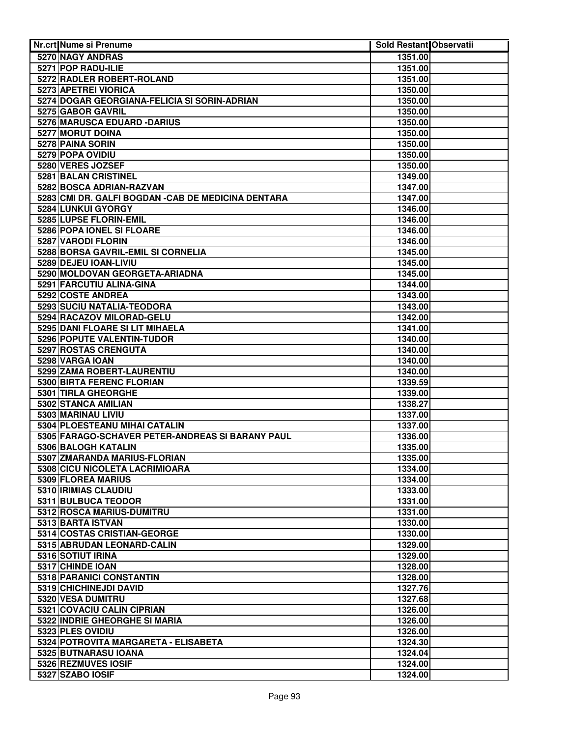| Nr.crt | Nume si Prenume | Sold Restant | Observatii |
|---|---|---|---|
| 5270 | NAGY ANDRAS | 1351.00 | |
| 5271 | POP RADU-ILIE | 1351.00 | |
| 5272 | RADLER ROBERT-ROLAND | 1351.00 | |
| 5273 | APETREI VIORICA | 1350.00 | |
| 5274 | DOGAR GEORGIANA-FELICIA SI SORIN-ADRIAN | 1350.00 | |
| 5275 | GABOR GAVRIL | 1350.00 | |
| 5276 | MARUSCA EDUARD -DARIUS | 1350.00 | |
| 5277 | MORUT DOINA | 1350.00 | |
| 5278 | PAINA SORIN | 1350.00 | |
| 5279 | POPA OVIDIU | 1350.00 | |
| 5280 | VERES JOZSEF | 1350.00 | |
| 5281 | BALAN CRISTINEL | 1349.00 | |
| 5282 | BOSCA ADRIAN-RAZVAN | 1347.00 | |
| 5283 | CMI DR. GALFI BOGDAN -CAB DE MEDICINA DENTARA | 1347.00 | |
| 5284 | LUNKUI GYORGY | 1346.00 | |
| 5285 | LUPSE FLORIN-EMIL | 1346.00 | |
| 5286 | POPA IONEL SI FLOARE | 1346.00 | |
| 5287 | VARODI FLORIN | 1346.00 | |
| 5288 | BORSA GAVRIL-EMIL SI CORNELIA | 1345.00 | |
| 5289 | DEJEU IOAN-LIVIU | 1345.00 | |
| 5290 | MOLDOVAN GEORGETA-ARIADNA | 1345.00 | |
| 5291 | FARCUTIU ALINA-GINA | 1344.00 | |
| 5292 | COSTE ANDREA | 1343.00 | |
| 5293 | SUCIU NATALIA-TEODORA | 1343.00 | |
| 5294 | RACAZOV MILORAD-GELU | 1342.00 | |
| 5295 | DANI FLOARE SI LIT MIHAELA | 1341.00 | |
| 5296 | POPUTE VALENTIN-TUDOR | 1340.00 | |
| 5297 | ROSTAS CRENGUTA | 1340.00 | |
| 5298 | VARGA IOAN | 1340.00 | |
| 5299 | ZAMA ROBERT-LAURENTIU | 1340.00 | |
| 5300 | BIRTA FERENC FLORIAN | 1339.59 | |
| 5301 | TIRLA GHEORGHE | 1339.00 | |
| 5302 | STANCA AMILIAN | 1338.27 | |
| 5303 | MARINAU LIVIU | 1337.00 | |
| 5304 | PLOESTEANU MIHAI CATALIN | 1337.00 | |
| 5305 | FARAGO-SCHAVER PETER-ANDREAS SI BARANY PAUL | 1336.00 | |
| 5306 | BALOGH KATALIN | 1335.00 | |
| 5307 | ZMARANDA MARIUS-FLORIAN | 1335.00 | |
| 5308 | CICU NICOLETA LACRIMIOARA | 1334.00 | |
| 5309 | FLOREA MARIUS | 1334.00 | |
| 5310 | IRIMIAS CLAUDIU | 1333.00 | |
| 5311 | BULBUCA TEODOR | 1331.00 | |
| 5312 | ROSCA MARIUS-DUMITRU | 1331.00 | |
| 5313 | BARTA ISTVAN | 1330.00 | |
| 5314 | COSTAS CRISTIAN-GEORGE | 1330.00 | |
| 5315 | ABRUDAN LEONARD-CALIN | 1329.00 | |
| 5316 | SOTIUT IRINA | 1329.00 | |
| 5317 | CHINDE IOAN | 1328.00 | |
| 5318 | PARANICI CONSTANTIN | 1328.00 | |
| 5319 | CHICHINEJDI DAVID | 1327.76 | |
| 5320 | VESA DUMITRU | 1327.68 | |
| 5321 | COVACIU CALIN CIPRIAN | 1326.00 | |
| 5322 | INDRIE GHEORGHE SI MARIA | 1326.00 | |
| 5323 | PLES OVIDIU | 1326.00 | |
| 5324 | POTROVITA MARGARETA - ELISABETA | 1324.30 | |
| 5325 | BUTNARASU IOANA | 1324.04 | |
| 5326 | REZMUVES IOSIF | 1324.00 | |
| 5327 | SZABO IOSIF | 1324.00 | |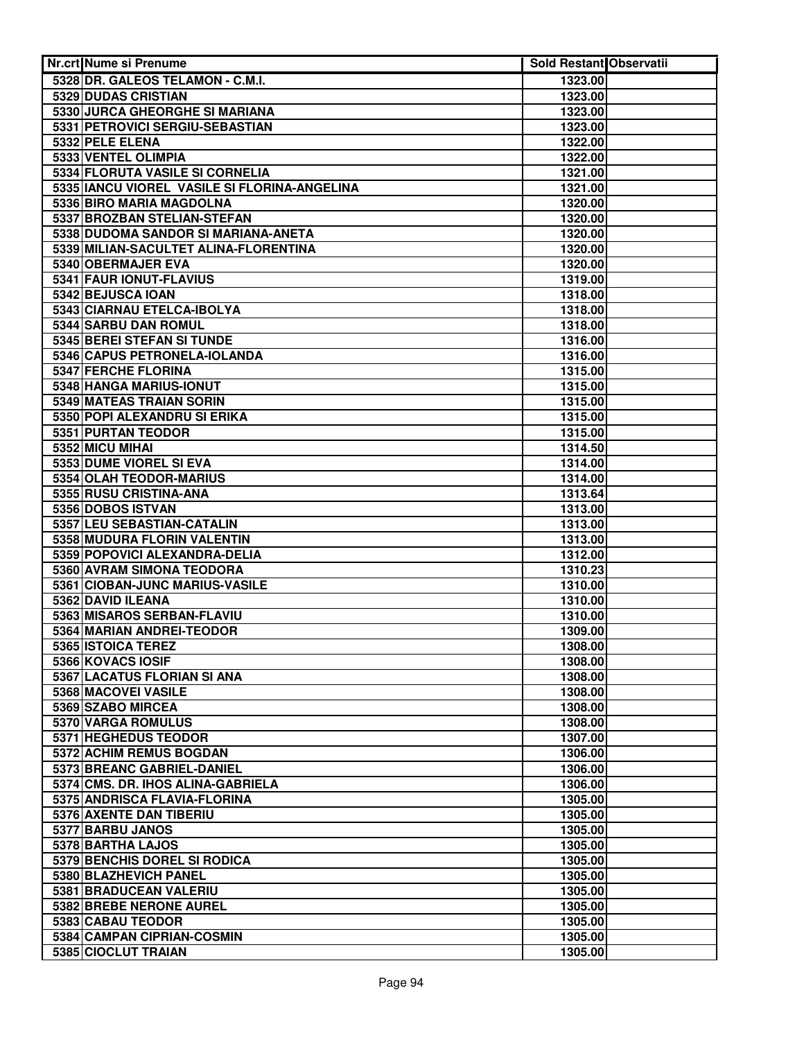| Nr.crt | Nume si Prenume | Sold Restant | Observatii |
|---|---|---|---|
| 5328 | DR. GALEOS TELAMON - C.M.I. | 1323.00 | |
| 5329 | DUDAS CRISTIAN | 1323.00 | |
| 5330 | JURCA GHEORGHE SI MARIANA | 1323.00 | |
| 5331 | PETROVICI SERGIU-SEBASTIAN | 1323.00 | |
| 5332 | PELE ELENA | 1322.00 | |
| 5333 | VENTEL OLIMPIA | 1322.00 | |
| 5334 | FLORUTA VASILE SI CORNELIA | 1321.00 | |
| 5335 | IANCU VIOREL VASILE SI FLORINA-ANGELINA | 1321.00 | |
| 5336 | BIRO MARIA MAGDOLNA | 1320.00 | |
| 5337 | BROZBAN STELIAN-STEFAN | 1320.00 | |
| 5338 | DUDOMA SANDOR SI MARIANA-ANETA | 1320.00 | |
| 5339 | MILIAN-SACULTET ALINA-FLORENTINA | 1320.00 | |
| 5340 | OBERMAJER EVA | 1320.00 | |
| 5341 | FAUR IONUT-FLAVIUS | 1319.00 | |
| 5342 | BEJUSCA IOAN | 1318.00 | |
| 5343 | CIARNAU ETELCA-IBOLYA | 1318.00 | |
| 5344 | SARBU DAN ROMUL | 1318.00 | |
| 5345 | BEREI STEFAN SI TUNDE | 1316.00 | |
| 5346 | CAPUS PETRONELA-IOLANDA | 1316.00 | |
| 5347 | FERCHE FLORINA | 1315.00 | |
| 5348 | HANGA MARIUS-IONUT | 1315.00 | |
| 5349 | MATEAS TRAIAN SORIN | 1315.00 | |
| 5350 | POPI ALEXANDRU SI ERIKA | 1315.00 | |
| 5351 | PURTAN TEODOR | 1315.00 | |
| 5352 | MICU MIHAI | 1314.50 | |
| 5353 | DUME VIOREL SI EVA | 1314.00 | |
| 5354 | OLAH TEODOR-MARIUS | 1314.00 | |
| 5355 | RUSU CRISTINA-ANA | 1313.64 | |
| 5356 | DOBOS ISTVAN | 1313.00 | |
| 5357 | LEU SEBASTIAN-CATALIN | 1313.00 | |
| 5358 | MUDURA FLORIN VALENTIN | 1313.00 | |
| 5359 | POPOVICI ALEXANDRA-DELIA | 1312.00 | |
| 5360 | AVRAM SIMONA TEODORA | 1310.23 | |
| 5361 | CIOBAN-JUNC MARIUS-VASILE | 1310.00 | |
| 5362 | DAVID ILEANA | 1310.00 | |
| 5363 | MISAROS SERBAN-FLAVIU | 1310.00 | |
| 5364 | MARIAN ANDREI-TEODOR | 1309.00 | |
| 5365 | ISTOICA TEREZ | 1308.00 | |
| 5366 | KOVACS IOSIF | 1308.00 | |
| 5367 | LACATUS FLORIAN SI ANA | 1308.00 | |
| 5368 | MACOVEI VASILE | 1308.00 | |
| 5369 | SZABO MIRCEA | 1308.00 | |
| 5370 | VARGA ROMULUS | 1308.00 | |
| 5371 | HEGHEDUS TEODOR | 1307.00 | |
| 5372 | ACHIM REMUS BOGDAN | 1306.00 | |
| 5373 | BREANC GABRIEL-DANIEL | 1306.00 | |
| 5374 | CMS. DR. IHOS ALINA-GABRIELA | 1306.00 | |
| 5375 | ANDRISCA FLAVIA-FLORINA | 1305.00 | |
| 5376 | AXENTE DAN TIBERIU | 1305.00 | |
| 5377 | BARBU JANOS | 1305.00 | |
| 5378 | BARTHA LAJOS | 1305.00 | |
| 5379 | BENCHIS DOREL SI RODICA | 1305.00 | |
| 5380 | BLAZHEVICH PANEL | 1305.00 | |
| 5381 | BRADUCEAN VALERIU | 1305.00 | |
| 5382 | BREBE NERONE AUREL | 1305.00 | |
| 5383 | CABAU TEODOR | 1305.00 | |
| 5384 | CAMPAN CIPRIAN-COSMIN | 1305.00 | |
| 5385 | CIOCLUT TRAIAN | 1305.00 | |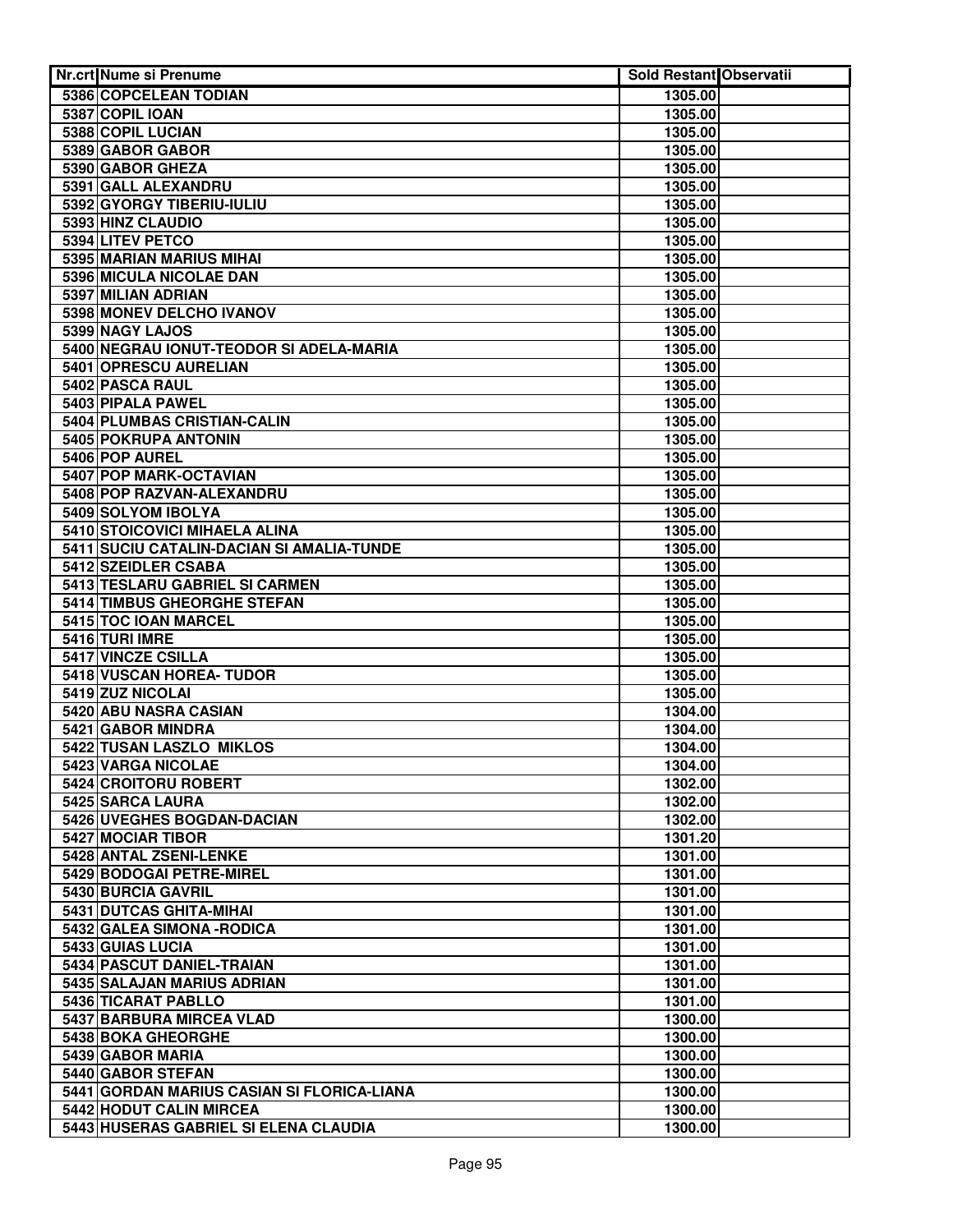| Nr.crt | Nume si Prenume | Sold Restant | Observatii |
|---|---|---|---|
| 5386 | COPCELEAN TODIAN | 1305.00 | |
| 5387 | COPIL IOAN | 1305.00 | |
| 5388 | COPIL LUCIAN | 1305.00 | |
| 5389 | GABOR GABOR | 1305.00 | |
| 5390 | GABOR GHEZA | 1305.00 | |
| 5391 | GALL ALEXANDRU | 1305.00 | |
| 5392 | GYORGY TIBERIU-IULIU | 1305.00 | |
| 5393 | HINZ CLAUDIO | 1305.00 | |
| 5394 | LITEV PETCO | 1305.00 | |
| 5395 | MARIAN MARIUS MIHAI | 1305.00 | |
| 5396 | MICULA NICOLAE DAN | 1305.00 | |
| 5397 | MILIAN ADRIAN | 1305.00 | |
| 5398 | MONEV DELCHO IVANOV | 1305.00 | |
| 5399 | NAGY LAJOS | 1305.00 | |
| 5400 | NEGRAU IONUT-TEODOR SI ADELA-MARIA | 1305.00 | |
| 5401 | OPRESCU AURELIAN | 1305.00 | |
| 5402 | PASCA RAUL | 1305.00 | |
| 5403 | PIPALA PAWEL | 1305.00 | |
| 5404 | PLUMBAS CRISTIAN-CALIN | 1305.00 | |
| 5405 | POKRUPA ANTONIN | 1305.00 | |
| 5406 | POP AUREL | 1305.00 | |
| 5407 | POP MARK-OCTAVIAN | 1305.00 | |
| 5408 | POP RAZVAN-ALEXANDRU | 1305.00 | |
| 5409 | SOLYOM IBOLYA | 1305.00 | |
| 5410 | STOICOVICI MIHAELA ALINA | 1305.00 | |
| 5411 | SUCIU CATALIN-DACIAN SI AMALIA-TUNDE | 1305.00 | |
| 5412 | SZEIDLER CSABA | 1305.00 | |
| 5413 | TESLARU GABRIEL SI CARMEN | 1305.00 | |
| 5414 | TIMBUS GHEORGHE STEFAN | 1305.00 | |
| 5415 | TOC IOAN MARCEL | 1305.00 | |
| 5416 | TURI IMRE | 1305.00 | |
| 5417 | VINCZE CSILLA | 1305.00 | |
| 5418 | VUSCAN HOREA- TUDOR | 1305.00 | |
| 5419 | ZUZ NICOLAI | 1305.00 | |
| 5420 | ABU NASRA CASIAN | 1304.00 | |
| 5421 | GABOR MINDRA | 1304.00 | |
| 5422 | TUSAN LASZLO MIKLOS | 1304.00 | |
| 5423 | VARGA NICOLAE | 1304.00 | |
| 5424 | CROITORU ROBERT | 1302.00 | |
| 5425 | SARCA LAURA | 1302.00 | |
| 5426 | UVEGHES BOGDAN-DACIAN | 1302.00 | |
| 5427 | MOCIAR TIBOR | 1301.20 | |
| 5428 | ANTAL ZSENI-LENKE | 1301.00 | |
| 5429 | BODOGAI PETRE-MIREL | 1301.00 | |
| 5430 | BURCIA GAVRIL | 1301.00 | |
| 5431 | DUTCAS GHITA-MIHAI | 1301.00 | |
| 5432 | GALEA SIMONA -RODICA | 1301.00 | |
| 5433 | GUIAS LUCIA | 1301.00 | |
| 5434 | PASCUT DANIEL-TRAIAN | 1301.00 | |
| 5435 | SALAJAN MARIUS ADRIAN | 1301.00 | |
| 5436 | TICARAT PABLLO | 1301.00 | |
| 5437 | BARBURA MIRCEA VLAD | 1300.00 | |
| 5438 | BOKA GHEORGHE | 1300.00 | |
| 5439 | GABOR MARIA | 1300.00 | |
| 5440 | GABOR STEFAN | 1300.00 | |
| 5441 | GORDAN MARIUS CASIAN SI FLORICA-LIANA | 1300.00 | |
| 5442 | HODUT CALIN MIRCEA | 1300.00 | |
| 5443 | HUSERAS GABRIEL SI ELENA CLAUDIA | 1300.00 | |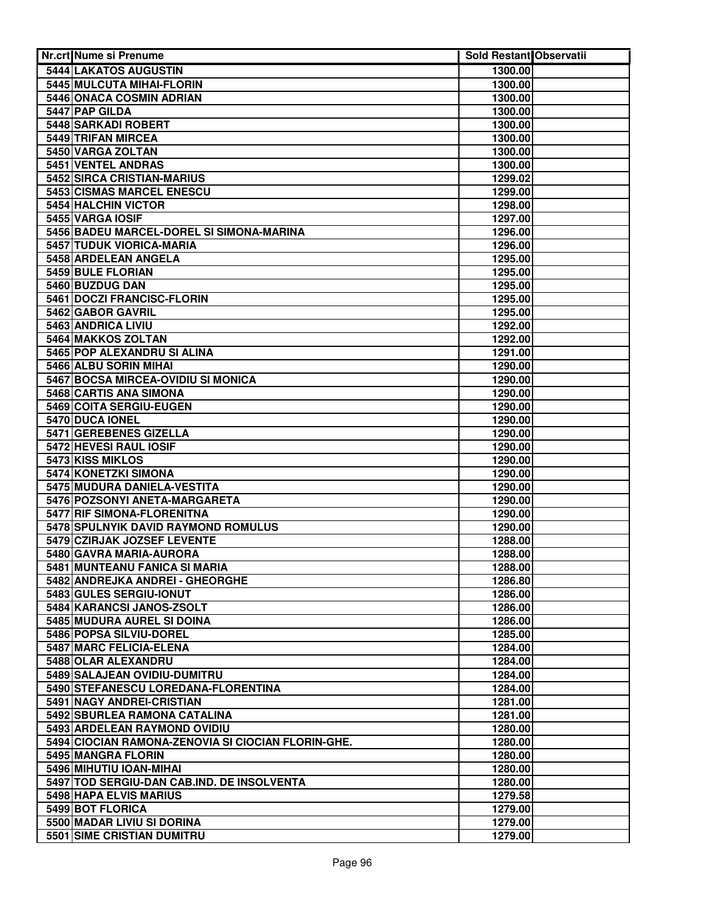| Nr.crt | Nume si Prenume | Sold Restant | Observatii |
|---|---|---|---|
| 5444 | LAKATOS AUGUSTIN | 1300.00 | |
| 5445 | MULCUTA MIHAI-FLORIN | 1300.00 | |
| 5446 | ONACA COSMIN ADRIAN | 1300.00 | |
| 5447 | PAP GILDA | 1300.00 | |
| 5448 | SARKADI ROBERT | 1300.00 | |
| 5449 | TRIFAN MIRCEA | 1300.00 | |
| 5450 | VARGA ZOLTAN | 1300.00 | |
| 5451 | VENTEL ANDRAS | 1300.00 | |
| 5452 | SIRCA CRISTIAN-MARIUS | 1299.02 | |
| 5453 | CISMAS MARCEL ENESCU | 1299.00 | |
| 5454 | HALCHIN VICTOR | 1298.00 | |
| 5455 | VARGA IOSIF | 1297.00 | |
| 5456 | BADEU MARCEL-DOREL SI SIMONA-MARINA | 1296.00 | |
| 5457 | TUDUK VIORICA-MARIA | 1296.00 | |
| 5458 | ARDELEAN ANGELA | 1295.00 | |
| 5459 | BULE FLORIAN | 1295.00 | |
| 5460 | BUZDUG DAN | 1295.00 | |
| 5461 | DOCZI FRANCISC-FLORIN | 1295.00 | |
| 5462 | GABOR GAVRIL | 1295.00 | |
| 5463 | ANDRICA LIVIU | 1292.00 | |
| 5464 | MAKKOS ZOLTAN | 1292.00 | |
| 5465 | POP ALEXANDRU SI ALINA | 1291.00 | |
| 5466 | ALBU SORIN MIHAI | 1290.00 | |
| 5467 | BOCSA MIRCEA-OVIDIU SI MONICA | 1290.00 | |
| 5468 | CARTIS ANA SIMONA | 1290.00 | |
| 5469 | COITA SERGIU-EUGEN | 1290.00 | |
| 5470 | DUCA IONEL | 1290.00 | |
| 5471 | GEREBENES GIZELLA | 1290.00 | |
| 5472 | HEVESI RAUL IOSIF | 1290.00 | |
| 5473 | KISS MIKLOS | 1290.00 | |
| 5474 | KONETZKI SIMONA | 1290.00 | |
| 5475 | MUDURA DANIELA-VESTITA | 1290.00 | |
| 5476 | POZSONYI ANETA-MARGARETA | 1290.00 | |
| 5477 | RIF SIMONA-FLORENITNA | 1290.00 | |
| 5478 | SPULNYIK DAVID RAYMOND ROMULUS | 1290.00 | |
| 5479 | CZIRJAK JOZSEF LEVENTE | 1288.00 | |
| 5480 | GAVRA MARIA-AURORA | 1288.00 | |
| 5481 | MUNTEANU FANICA SI MARIA | 1288.00 | |
| 5482 | ANDREJKA ANDREI - GHEORGHE | 1286.80 | |
| 5483 | GULES SERGIU-IONUT | 1286.00 | |
| 5484 | KARANCSI JANOS-ZSOLT | 1286.00 | |
| 5485 | MUDURA AUREL SI DOINA | 1286.00 | |
| 5486 | POPSA SILVIU-DOREL | 1285.00 | |
| 5487 | MARC FELICIA-ELENA | 1284.00 | |
| 5488 | OLAR ALEXANDRU | 1284.00 | |
| 5489 | SALAJEAN OVIDIU-DUMITRU | 1284.00 | |
| 5490 | STEFANESCU LOREDANA-FLORENTINA | 1284.00 | |
| 5491 | NAGY ANDREI-CRISTIAN | 1281.00 | |
| 5492 | SBURLEA RAMONA CATALINA | 1281.00 | |
| 5493 | ARDELEAN RAYMOND OVIDIU | 1280.00 | |
| 5494 | CIOCIAN RAMONA-ZENOVIA SI CIOCIAN FLORIN-GHE. | 1280.00 | |
| 5495 | MANGRA FLORIN | 1280.00 | |
| 5496 | MIHUTIU IOAN-MIHAI | 1280.00 | |
| 5497 | TOD SERGIU-DAN CAB.IND. DE INSOLVENTA | 1280.00 | |
| 5498 | HAPA ELVIS MARIUS | 1279.58 | |
| 5499 | BOT FLORICA | 1279.00 | |
| 5500 | MADAR LIVIU SI DORINA | 1279.00 | |
| 5501 | SIME CRISTIAN DUMITRU | 1279.00 | |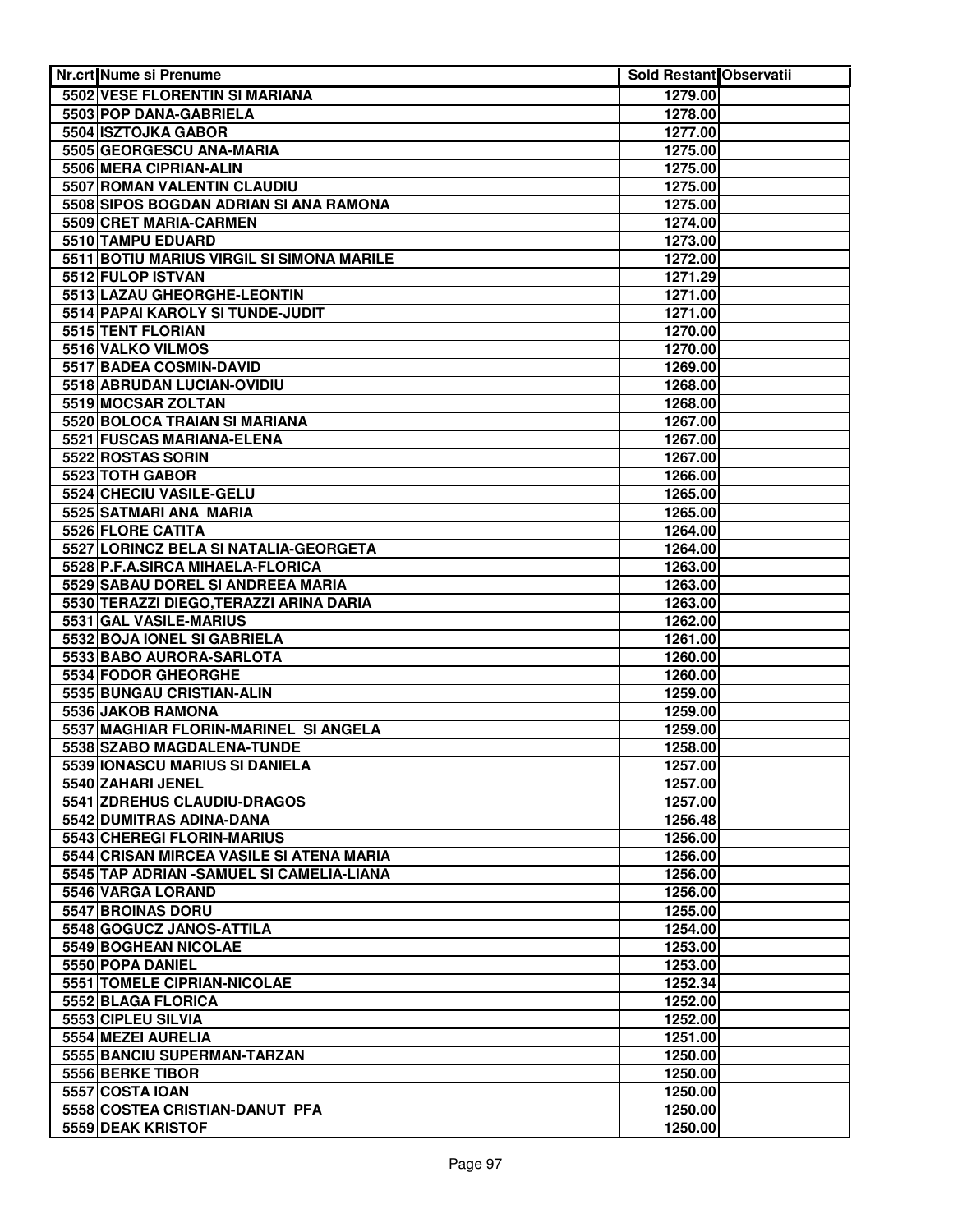| Nr.crt | Nume si Prenume | Sold Restant | Observatii |
|---|---|---|---|
| 5502 | VESE FLORENTIN SI MARIANA | 1279.00 | |
| 5503 | POP DANA-GABRIELA | 1278.00 | |
| 5504 | ISZTOJKA GABOR | 1277.00 | |
| 5505 | GEORGESCU ANA-MARIA | 1275.00 | |
| 5506 | MERA CIPRIAN-ALIN | 1275.00 | |
| 5507 | ROMAN VALENTIN CLAUDIU | 1275.00 | |
| 5508 | SIPOS BOGDAN ADRIAN SI ANA RAMONA | 1275.00 | |
| 5509 | CRET MARIA-CARMEN | 1274.00 | |
| 5510 | TAMPU EDUARD | 1273.00 | |
| 5511 | BOTIU MARIUS VIRGIL SI SIMONA MARILE | 1272.00 | |
| 5512 | FULOP ISTVAN | 1271.29 | |
| 5513 | LAZAU GHEORGHE-LEONTIN | 1271.00 | |
| 5514 | PAPAI KAROLY SI TUNDE-JUDIT | 1271.00 | |
| 5515 | TENT FLORIAN | 1270.00 | |
| 5516 | VALKO VILMOS | 1270.00 | |
| 5517 | BADEA COSMIN-DAVID | 1269.00 | |
| 5518 | ABRUDAN LUCIAN-OVIDIU | 1268.00 | |
| 5519 | MOCSAR ZOLTAN | 1268.00 | |
| 5520 | BOLOCA TRAIAN SI MARIANA | 1267.00 | |
| 5521 | FUSCAS MARIANA-ELENA | 1267.00 | |
| 5522 | ROSTAS SORIN | 1267.00 | |
| 5523 | TOTH GABOR | 1266.00 | |
| 5524 | CHECIU VASILE-GELU | 1265.00 | |
| 5525 | SATMARI ANA MARIA | 1265.00 | |
| 5526 | FLORE CATITA | 1264.00 | |
| 5527 | LORINCZ BELA SI NATALIA-GEORGETA | 1264.00 | |
| 5528 | P.F.A.SIRCA MIHAELA-FLORICA | 1263.00 | |
| 5529 | SABAU DOREL SI ANDREEA MARIA | 1263.00 | |
| 5530 | TERAZZI DIEGO,TERAZZI ARINA DARIA | 1263.00 | |
| 5531 | GAL VASILE-MARIUS | 1262.00 | |
| 5532 | BOJA IONEL SI GABRIELA | 1261.00 | |
| 5533 | BABO AURORA-SARLOTA | 1260.00 | |
| 5534 | FODOR GHEORGHE | 1260.00 | |
| 5535 | BUNGAU CRISTIAN-ALIN | 1259.00 | |
| 5536 | JAKOB RAMONA | 1259.00 | |
| 5537 | MAGHIAR FLORIN-MARINEL SI ANGELA | 1259.00 | |
| 5538 | SZABO MAGDALENA-TUNDE | 1258.00 | |
| 5539 | IONASCU MARIUS SI DANIELA | 1257.00 | |
| 5540 | ZAHARI JENEL | 1257.00 | |
| 5541 | ZDREHUS CLAUDIU-DRAGOS | 1257.00 | |
| 5542 | DUMITRAS ADINA-DANA | 1256.48 | |
| 5543 | CHEREGI FLORIN-MARIUS | 1256.00 | |
| 5544 | CRISAN MIRCEA VASILE SI ATENA MARIA | 1256.00 | |
| 5545 | TAP ADRIAN -SAMUEL SI CAMELIA-LIANA | 1256.00 | |
| 5546 | VARGA LORAND | 1256.00 | |
| 5547 | BROINAS DORU | 1255.00 | |
| 5548 | GOGUCZ JANOS-ATTILA | 1254.00 | |
| 5549 | BOGHEAN NICOLAE | 1253.00 | |
| 5550 | POPA DANIEL | 1253.00 | |
| 5551 | TOMELE CIPRIAN-NICOLAE | 1252.34 | |
| 5552 | BLAGA FLORICA | 1252.00 | |
| 5553 | CIPLEU SILVIA | 1252.00 | |
| 5554 | MEZEI AURELIA | 1251.00 | |
| 5555 | BANCIU SUPERMAN-TARZAN | 1250.00 | |
| 5556 | BERKE TIBOR | 1250.00 | |
| 5557 | COSTA IOAN | 1250.00 | |
| 5558 | COSTEA CRISTIAN-DANUT PFA | 1250.00 | |
| 5559 | DEAK KRISTOF | 1250.00 | |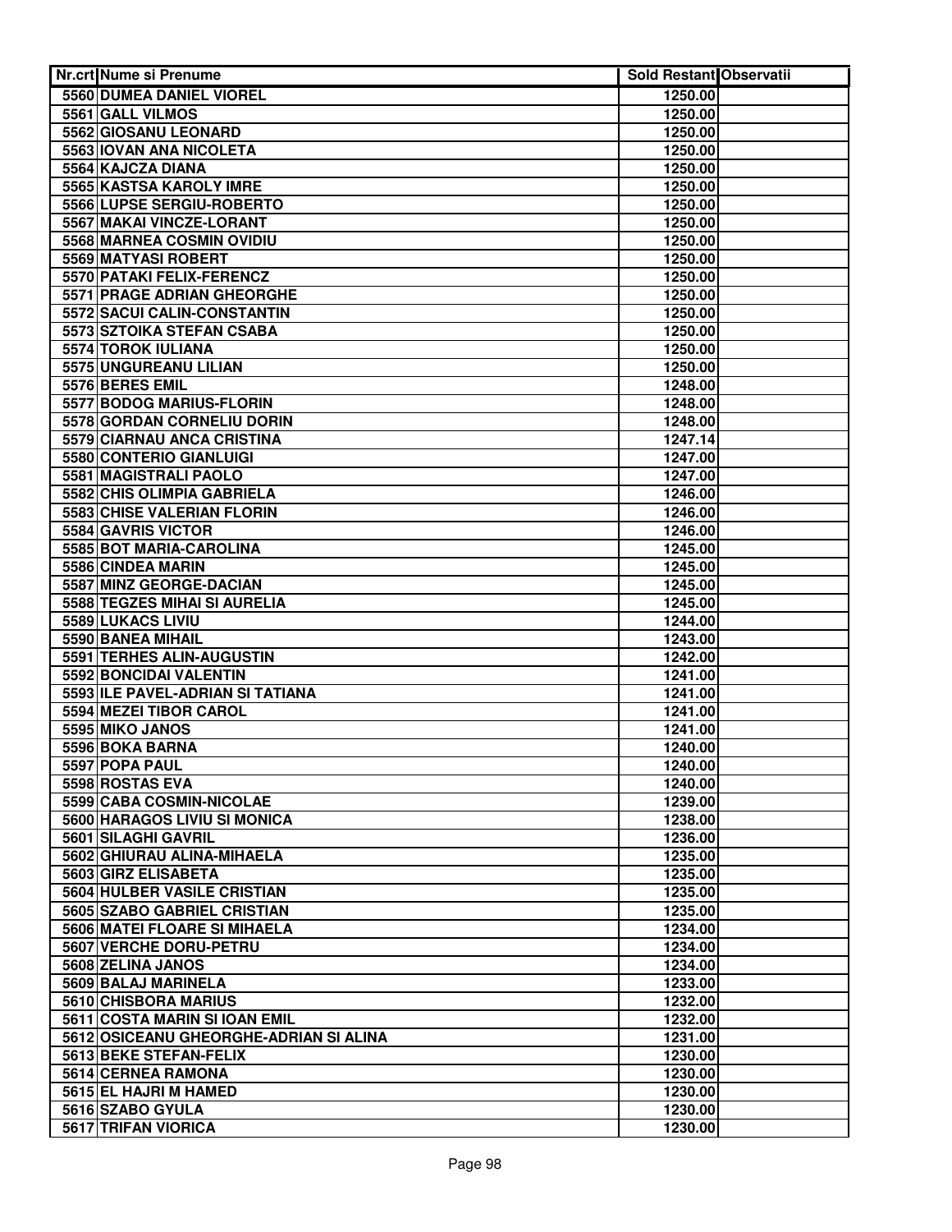| Nr.crt | Nume si Prenume | Sold Restant | Observatii |
|---|---|---|---|
| 5560 | DUMEA DANIEL VIOREL | 1250.00 | |
| 5561 | GALL VILMOS | 1250.00 | |
| 5562 | GIOSANU LEONARD | 1250.00 | |
| 5563 | IOVAN ANA NICOLETA | 1250.00 | |
| 5564 | KAJCZA DIANA | 1250.00 | |
| 5565 | KASTSA KAROLY IMRE | 1250.00 | |
| 5566 | LUPSE SERGIU-ROBERTO | 1250.00 | |
| 5567 | MAKAI VINCZE-LORANT | 1250.00 | |
| 5568 | MARNEA COSMIN OVIDIU | 1250.00 | |
| 5569 | MATYASI ROBERT | 1250.00 | |
| 5570 | PATAKI FELIX-FERENCZ | 1250.00 | |
| 5571 | PRAGE ADRIAN GHEORGHE | 1250.00 | |
| 5572 | SACUI CALIN-CONSTANTIN | 1250.00 | |
| 5573 | SZTOIKA STEFAN CSABA | 1250.00 | |
| 5574 | TOROK IULIANA | 1250.00 | |
| 5575 | UNGUREANU LILIAN | 1250.00 | |
| 5576 | BERES EMIL | 1248.00 | |
| 5577 | BODOG MARIUS-FLORIN | 1248.00 | |
| 5578 | GORDAN CORNELIU DORIN | 1248.00 | |
| 5579 | CIARNAU ANCA CRISTINA | 1247.14 | |
| 5580 | CONTERIO GIANLUIGI | 1247.00 | |
| 5581 | MAGISTRALI PAOLO | 1247.00 | |
| 5582 | CHIS OLIMPIA GABRIELA | 1246.00 | |
| 5583 | CHISE VALERIAN FLORIN | 1246.00 | |
| 5584 | GAVRIS VICTOR | 1246.00 | |
| 5585 | BOT MARIA-CAROLINA | 1245.00 | |
| 5586 | CINDEA MARIN | 1245.00 | |
| 5587 | MINZ GEORGE-DACIAN | 1245.00 | |
| 5588 | TEGZES MIHAI SI AURELIA | 1245.00 | |
| 5589 | LUKACS LIVIU | 1244.00 | |
| 5590 | BANEA MIHAIL | 1243.00 | |
| 5591 | TERHES ALIN-AUGUSTIN | 1242.00 | |
| 5592 | BONCIDAI VALENTIN | 1241.00 | |
| 5593 | ILE PAVEL-ADRIAN SI TATIANA | 1241.00 | |
| 5594 | MEZEI TIBOR CAROL | 1241.00 | |
| 5595 | MIKO JANOS | 1241.00 | |
| 5596 | BOKA BARNA | 1240.00 | |
| 5597 | POPA PAUL | 1240.00 | |
| 5598 | ROSTAS EVA | 1240.00 | |
| 5599 | CABA COSMIN-NICOLAE | 1239.00 | |
| 5600 | HARAGOS LIVIU SI MONICA | 1238.00 | |
| 5601 | SILAGHI GAVRIL | 1236.00 | |
| 5602 | GHIURAU ALINA-MIHAELA | 1235.00 | |
| 5603 | GIRZ ELISABETA | 1235.00 | |
| 5604 | HULBER VASILE CRISTIAN | 1235.00 | |
| 5605 | SZABO GABRIEL CRISTIAN | 1235.00 | |
| 5606 | MATEI FLOARE SI MIHAELA | 1234.00 | |
| 5607 | VERCHE DORU-PETRU | 1234.00 | |
| 5608 | ZELINA JANOS | 1234.00 | |
| 5609 | BALAJ MARINELA | 1233.00 | |
| 5610 | CHISBORA MARIUS | 1232.00 | |
| 5611 | COSTA MARIN SI IOAN EMIL | 1232.00 | |
| 5612 | OSICEANU GHEORGHE-ADRIAN SI ALINA | 1231.00 | |
| 5613 | BEKE STEFAN-FELIX | 1230.00 | |
| 5614 | CERNEA RAMONA | 1230.00 | |
| 5615 | EL HAJRI M HAMED | 1230.00 | |
| 5616 | SZABO GYULA | 1230.00 | |
| 5617 | TRIFAN VIORICA | 1230.00 | |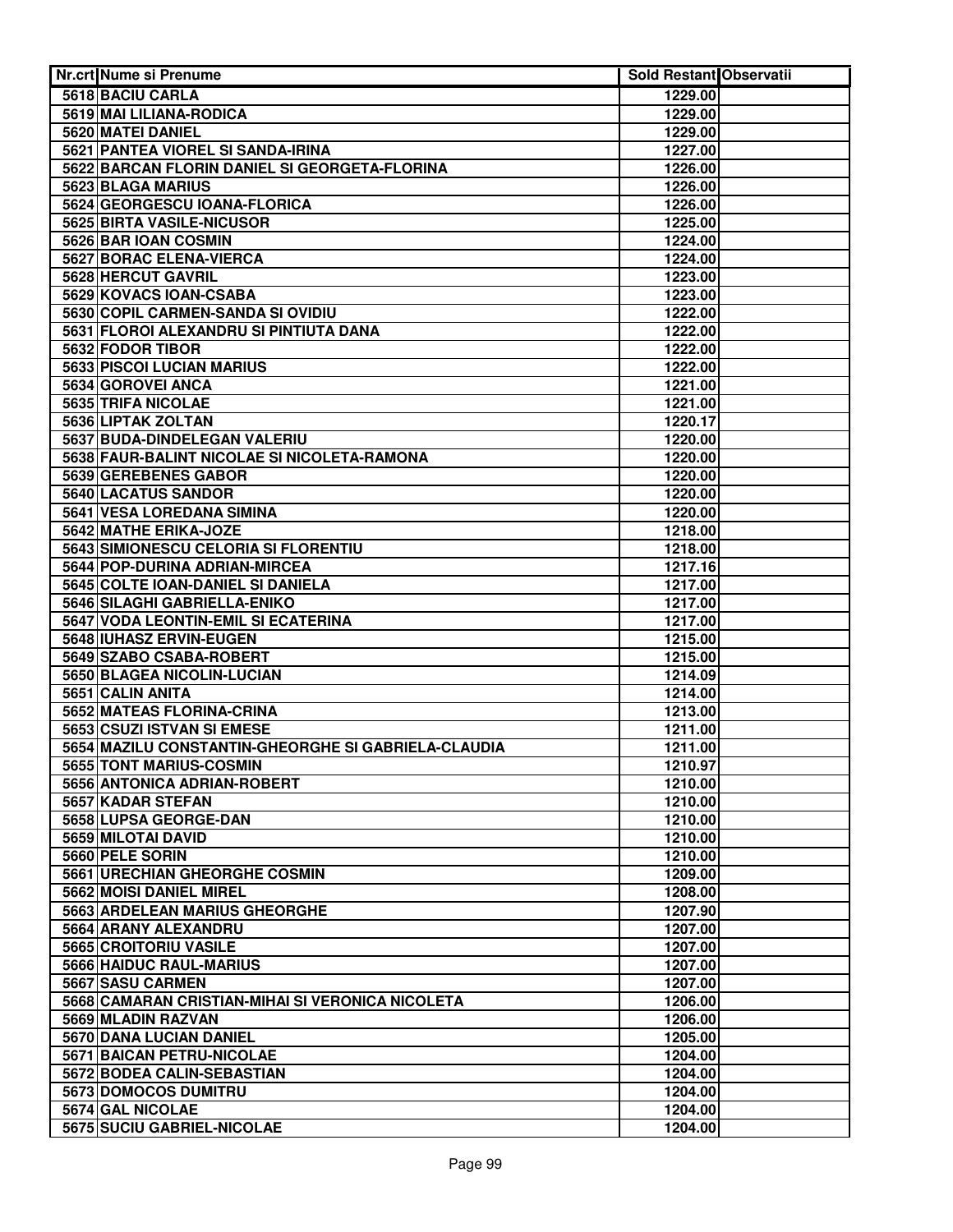| Nr.crt | Nume si Prenume | Sold Restant | Observatii |
|---|---|---|---|
| 5618 | BACIU CARLA | 1229.00 | |
| 5619 | MAI LILIANA-RODICA | 1229.00 | |
| 5620 | MATEI DANIEL | 1229.00 | |
| 5621 | PANTEA VIOREL SI SANDA-IRINA | 1227.00 | |
| 5622 | BARCAN FLORIN DANIEL SI GEORGETA-FLORINA | 1226.00 | |
| 5623 | BLAGA MARIUS | 1226.00 | |
| 5624 | GEORGESCU IOANA-FLORICA | 1226.00 | |
| 5625 | BIRTA VASILE-NICUSOR | 1225.00 | |
| 5626 | BAR IOAN COSMIN | 1224.00 | |
| 5627 | BORAC ELENA-VIERCA | 1224.00 | |
| 5628 | HERCUT GAVRIL | 1223.00 | |
| 5629 | KOVACS IOAN-CSABA | 1223.00 | |
| 5630 | COPIL CARMEN-SANDA SI OVIDIU | 1222.00 | |
| 5631 | FLOROI ALEXANDRU SI PINTIUTA DANA | 1222.00 | |
| 5632 | FODOR TIBOR | 1222.00 | |
| 5633 | PISCOI LUCIAN MARIUS | 1222.00 | |
| 5634 | GOROVEI ANCA | 1221.00 | |
| 5635 | TRIFA NICOLAE | 1221.00 | |
| 5636 | LIPTAK ZOLTAN | 1220.17 | |
| 5637 | BUDA-DINDELEGAN VALERIU | 1220.00 | |
| 5638 | FAUR-BALINT NICOLAE SI NICOLETA-RAMONA | 1220.00 | |
| 5639 | GEREBENES GABOR | 1220.00 | |
| 5640 | LACATUS SANDOR | 1220.00 | |
| 5641 | VESA LOREDANA SIMINA | 1220.00 | |
| 5642 | MATHE ERIKA-JOZE | 1218.00 | |
| 5643 | SIMIONESCU CELORIA SI FLORENTIU | 1218.00 | |
| 5644 | POP-DURINA ADRIAN-MIRCEA | 1217.16 | |
| 5645 | COLTE IOAN-DANIEL SI DANIELA | 1217.00 | |
| 5646 | SILAGHI GABRIELLA-ENIKO | 1217.00 | |
| 5647 | VODA LEONTIN-EMIL SI ECATERINA | 1217.00 | |
| 5648 | IUHASZ ERVIN-EUGEN | 1215.00 | |
| 5649 | SZABO CSABA-ROBERT | 1215.00 | |
| 5650 | BLAGEA NICOLIN-LUCIAN | 1214.09 | |
| 5651 | CALIN ANITA | 1214.00 | |
| 5652 | MATEAS FLORINA-CRINA | 1213.00 | |
| 5653 | CSUZI ISTVAN SI EMESE | 1211.00 | |
| 5654 | MAZILU CONSTANTIN-GHEORGHE SI GABRIELA-CLAUDIA | 1211.00 | |
| 5655 | TONT MARIUS-COSMIN | 1210.97 | |
| 5656 | ANTONICA ADRIAN-ROBERT | 1210.00 | |
| 5657 | KADAR STEFAN | 1210.00 | |
| 5658 | LUPSA GEORGE-DAN | 1210.00 | |
| 5659 | MILOTAI DAVID | 1210.00 | |
| 5660 | PELE SORIN | 1210.00 | |
| 5661 | URECHIAN GHEORGHE COSMIN | 1209.00 | |
| 5662 | MOISI DANIEL MIREL | 1208.00 | |
| 5663 | ARDELEAN MARIUS GHEORGHE | 1207.90 | |
| 5664 | ARANY ALEXANDRU | 1207.00 | |
| 5665 | CROITORIU VASILE | 1207.00 | |
| 5666 | HAIDUC RAUL-MARIUS | 1207.00 | |
| 5667 | SASU CARMEN | 1207.00 | |
| 5668 | CAMARAN CRISTIAN-MIHAI SI VERONICA NICOLETA | 1206.00 | |
| 5669 | MLADIN RAZVAN | 1206.00 | |
| 5670 | DANA LUCIAN DANIEL | 1205.00 | |
| 5671 | BAICAN PETRU-NICOLAE | 1204.00 | |
| 5672 | BODEA CALIN-SEBASTIAN | 1204.00 | |
| 5673 | DOMOCOS DUMITRU | 1204.00 | |
| 5674 | GAL NICOLAE | 1204.00 | |
| 5675 | SUCIU GABRIEL-NICOLAE | 1204.00 | |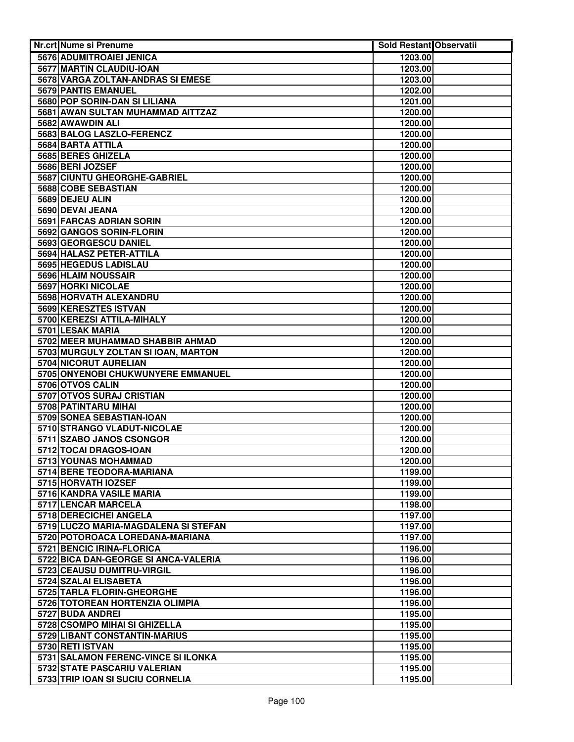| Nr.crt | Nume si Prenume | Sold Restant | Observatii |
|---|---|---|---|
| 5676 | ADUMITROAIEI JENICA | 1203.00 | |
| 5677 | MARTIN CLAUDIU-IOAN | 1203.00 | |
| 5678 | VARGA ZOLTAN-ANDRAS SI EMESE | 1203.00 | |
| 5679 | PANTIS EMANUEL | 1202.00 | |
| 5680 | POP SORIN-DAN SI LILIANA | 1201.00 | |
| 5681 | AWAN SULTAN MUHAMMAD AITTZAZ | 1200.00 | |
| 5682 | AWAWDIN ALI | 1200.00 | |
| 5683 | BALOG LASZLO-FERENCZ | 1200.00 | |
| 5684 | BARTA ATTILA | 1200.00 | |
| 5685 | BERES GHIZELA | 1200.00 | |
| 5686 | BERI JOZSEF | 1200.00 | |
| 5687 | CIUNTU GHEORGHE-GABRIEL | 1200.00 | |
| 5688 | COBE SEBASTIAN | 1200.00 | |
| 5689 | DEJEU ALIN | 1200.00 | |
| 5690 | DEVAI JEANA | 1200.00 | |
| 5691 | FARCAS ADRIAN SORIN | 1200.00 | |
| 5692 | GANGOS SORIN-FLORIN | 1200.00 | |
| 5693 | GEORGESCU DANIEL | 1200.00 | |
| 5694 | HALASZ PETER-ATTILA | 1200.00 | |
| 5695 | HEGEDUS LADISLAU | 1200.00 | |
| 5696 | HLAIM NOUSSAIR | 1200.00 | |
| 5697 | HORKI NICOLAE | 1200.00 | |
| 5698 | HORVATH ALEXANDRU | 1200.00 | |
| 5699 | KERESZTES ISTVAN | 1200.00 | |
| 5700 | KEREZSI ATTILA-MIHALY | 1200.00 | |
| 5701 | LESAK MARIA | 1200.00 | |
| 5702 | MEER MUHAMMAD SHABBIR AHMAD | 1200.00 | |
| 5703 | MURGULY ZOLTAN SI IOAN, MARTON | 1200.00 | |
| 5704 | NICORUT AURELIAN | 1200.00 | |
| 5705 | ONYENOBI CHUKWUNYERE EMMANUEL | 1200.00 | |
| 5706 | OTVOS CALIN | 1200.00 | |
| 5707 | OTVOS SURAJ CRISTIAN | 1200.00 | |
| 5708 | PATINTARU MIHAI | 1200.00 | |
| 5709 | SONEA SEBASTIAN-IOAN | 1200.00 | |
| 5710 | STRANGO VLADUT-NICOLAE | 1200.00 | |
| 5711 | SZABO JANOS CSONGOR | 1200.00 | |
| 5712 | TOCAI DRAGOS-IOAN | 1200.00 | |
| 5713 | YOUNAS MOHAMMAD | 1200.00 | |
| 5714 | BERE TEODORA-MARIANA | 1199.00 | |
| 5715 | HORVATH IOZSEF | 1199.00 | |
| 5716 | KANDRA VASILE MARIA | 1199.00 | |
| 5717 | LENCAR MARCELA | 1198.00 | |
| 5718 | DERECICHEI ANGELA | 1197.00 | |
| 5719 | LUCZO MARIA-MAGDALENA SI STEFAN | 1197.00 | |
| 5720 | POTOROACA LOREDANA-MARIANA | 1197.00 | |
| 5721 | BENCIC IRINA-FLORICA | 1196.00 | |
| 5722 | BICA DAN-GEORGE SI ANCA-VALERIA | 1196.00 | |
| 5723 | CEAUSU DUMITRU-VIRGIL | 1196.00 | |
| 5724 | SZALAI ELISABETA | 1196.00 | |
| 5725 | TARLA FLORIN-GHEORGHE | 1196.00 | |
| 5726 | TOTOREAN HORTENZIA OLIMPIA | 1196.00 | |
| 5727 | BUDA ANDREI | 1195.00 | |
| 5728 | CSOMPO MIHAI SI GHIZELLA | 1195.00 | |
| 5729 | LIBANT CONSTANTIN-MARIUS | 1195.00 | |
| 5730 | RETI ISTVAN | 1195.00 | |
| 5731 | SALAMON FERENC-VINCE SI ILONKA | 1195.00 | |
| 5732 | STATE PASCARIU VALERIAN | 1195.00 | |
| 5733 | TRIP IOAN SI SUCIU CORNELIA | 1195.00 | |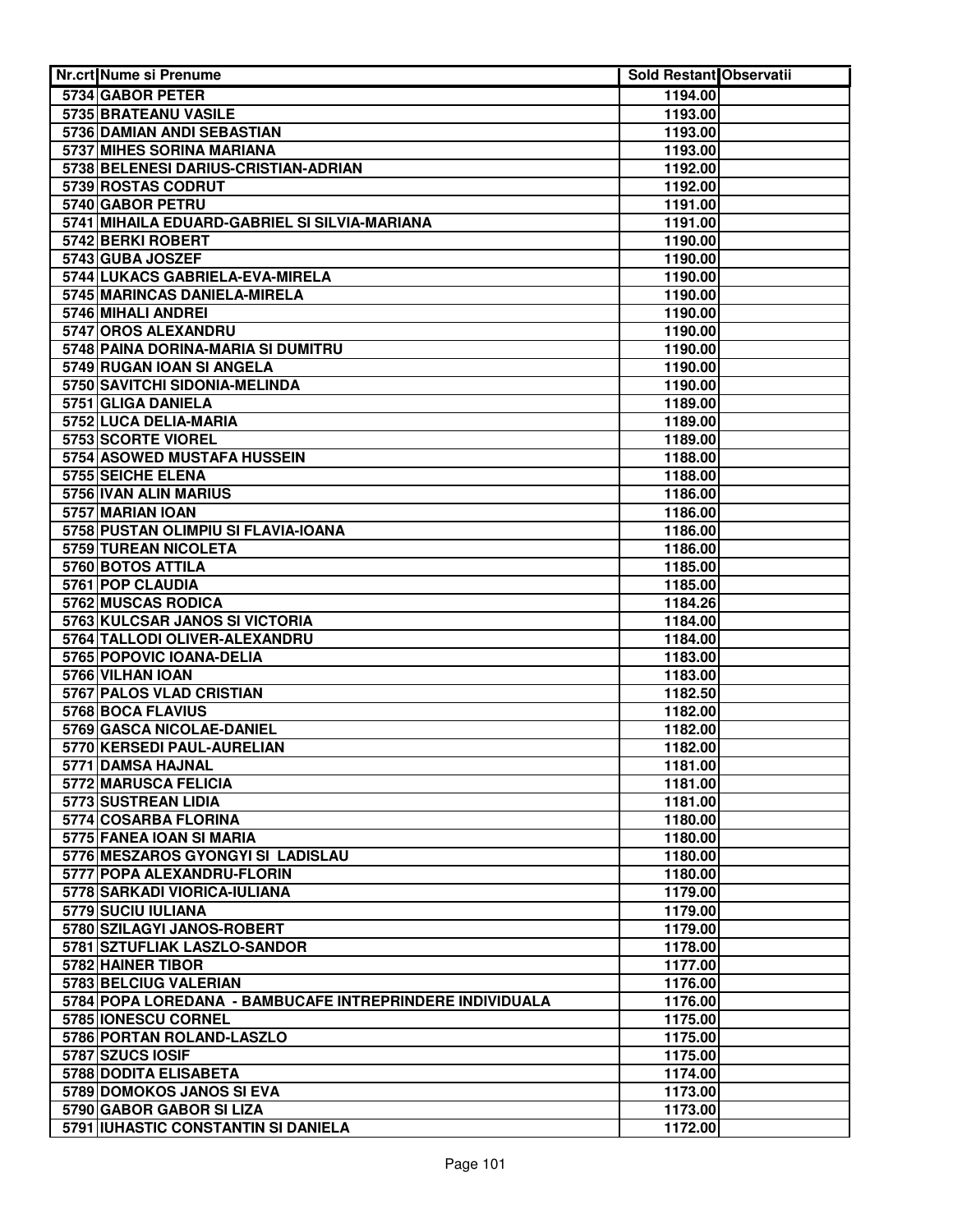| Nr.crt | Nume si Prenume | Sold Restant | Observatii |
|---|---|---|---|
| 5734 | GABOR PETER | 1194.00 | |
| 5735 | BRATEANU VASILE | 1193.00 | |
| 5736 | DAMIAN ANDI SEBASTIAN | 1193.00 | |
| 5737 | MIHES SORINA MARIANA | 1193.00 | |
| 5738 | BELENESI DARIUS-CRISTIAN-ADRIAN | 1192.00 | |
| 5739 | ROSTAS CODRUT | 1192.00 | |
| 5740 | GABOR PETRU | 1191.00 | |
| 5741 | MIHAILA EDUARD-GABRIEL SI SILVIA-MARIANA | 1191.00 | |
| 5742 | BERKI ROBERT | 1190.00 | |
| 5743 | GUBA JOSZEF | 1190.00 | |
| 5744 | LUKACS GABRIELA-EVA-MIRELA | 1190.00 | |
| 5745 | MARINCAS DANIELA-MIRELA | 1190.00 | |
| 5746 | MIHALI ANDREI | 1190.00 | |
| 5747 | OROS ALEXANDRU | 1190.00 | |
| 5748 | PAINA DORINA-MARIA SI DUMITRU | 1190.00 | |
| 5749 | RUGAN IOAN SI ANGELA | 1190.00 | |
| 5750 | SAVITCHI SIDONIA-MELINDA | 1190.00 | |
| 5751 | GLIGA DANIELA | 1189.00 | |
| 5752 | LUCA DELIA-MARIA | 1189.00 | |
| 5753 | SCORTE VIOREL | 1189.00 | |
| 5754 | ASOWED MUSTAFA HUSSEIN | 1188.00 | |
| 5755 | SEICHE ELENA | 1188.00 | |
| 5756 | IVAN ALIN MARIUS | 1186.00 | |
| 5757 | MARIAN IOAN | 1186.00 | |
| 5758 | PUSTAN OLIMPIU SI FLAVIA-IOANA | 1186.00 | |
| 5759 | TUREAN NICOLETA | 1186.00 | |
| 5760 | BOTOS ATTILA | 1185.00 | |
| 5761 | POP CLAUDIA | 1185.00 | |
| 5762 | MUSCAS RODICA | 1184.26 | |
| 5763 | KULCSAR JANOS SI VICTORIA | 1184.00 | |
| 5764 | TALLODI OLIVER-ALEXANDRU | 1184.00 | |
| 5765 | POPOVIC IOANA-DELIA | 1183.00 | |
| 5766 | VILHAN IOAN | 1183.00 | |
| 5767 | PALOS VLAD CRISTIAN | 1182.50 | |
| 5768 | BOCA FLAVIUS | 1182.00 | |
| 5769 | GASCA NICOLAE-DANIEL | 1182.00 | |
| 5770 | KERSEDI PAUL-AURELIAN | 1182.00 | |
| 5771 | DAMSA HAJNAL | 1181.00 | |
| 5772 | MARUSCA FELICIA | 1181.00 | |
| 5773 | SUSTREAN LIDIA | 1181.00 | |
| 5774 | COSARBA FLORINA | 1180.00 | |
| 5775 | FANEA IOAN SI MARIA | 1180.00 | |
| 5776 | MESZAROS GYONGYI SI LADISLAU | 1180.00 | |
| 5777 | POPA ALEXANDRU-FLORIN | 1180.00 | |
| 5778 | SARKADI VIORICA-IULIANA | 1179.00 | |
| 5779 | SUCIU IULIANA | 1179.00 | |
| 5780 | SZILAGYI JANOS-ROBERT | 1179.00 | |
| 5781 | SZTUFLIAK LASZLO-SANDOR | 1178.00 | |
| 5782 | HAINER TIBOR | 1177.00 | |
| 5783 | BELCIUG VALERIAN | 1176.00 | |
| 5784 | POPA LOREDANA - BAMBUCAFE INTREPRINDERE INDIVIDUALA | 1176.00 | |
| 5785 | IONESCU CORNEL | 1175.00 | |
| 5786 | PORTAN ROLAND-LASZLO | 1175.00 | |
| 5787 | SZUCS IOSIF | 1175.00 | |
| 5788 | DODITA ELISABETA | 1174.00 | |
| 5789 | DOMOKOS JANOS SI EVA | 1173.00 | |
| 5790 | GABOR GABOR SI LIZA | 1173.00 | |
| 5791 | IUHASTIC CONSTANTIN SI DANIELA | 1172.00 | |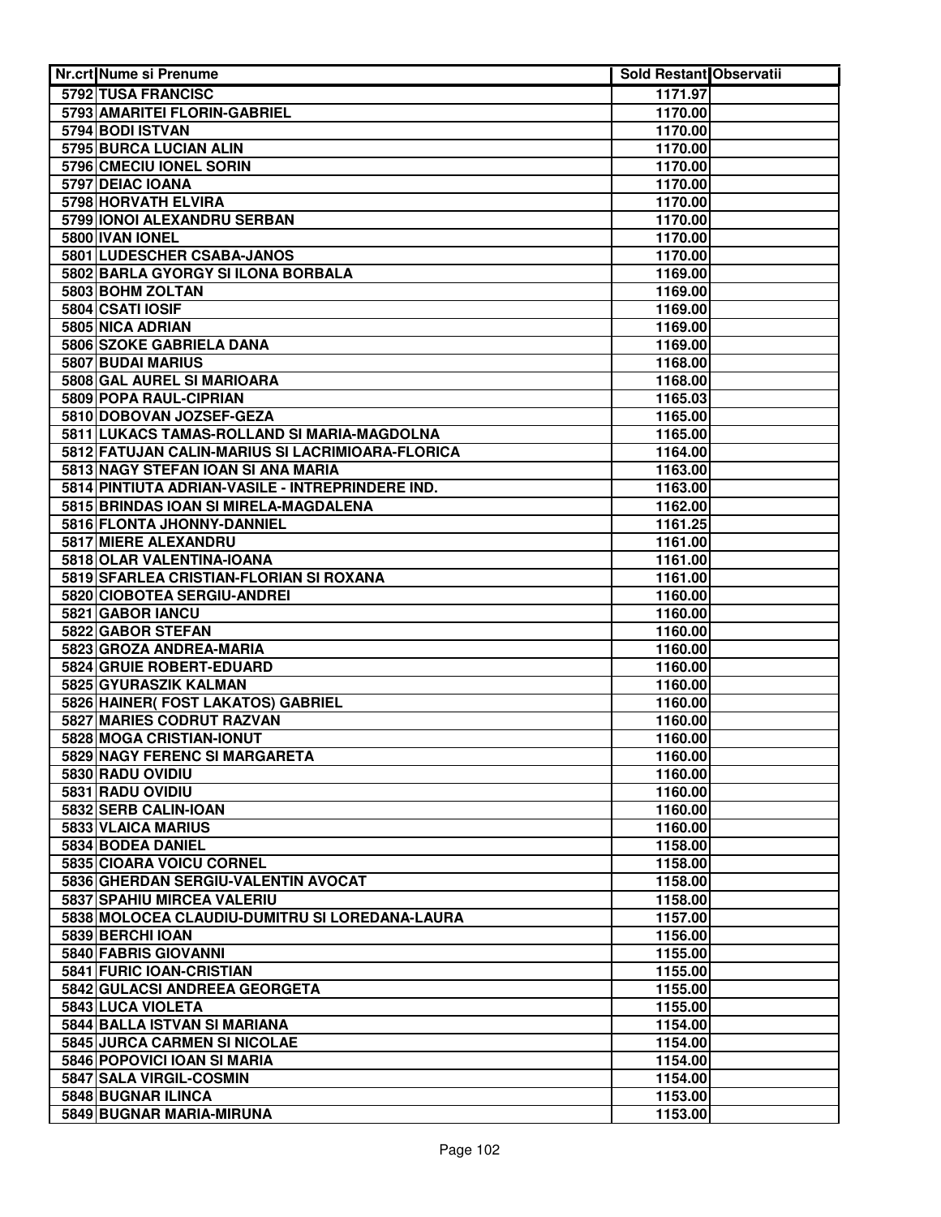| Nr.crt | Nume si Prenume | Sold Restant | Observatii |
|---|---|---|---|
| 5792 | TUSA FRANCISC | 1171.97 | |
| 5793 | AMARITEI FLORIN-GABRIEL | 1170.00 | |
| 5794 | BODI ISTVAN | 1170.00 | |
| 5795 | BURCA LUCIAN ALIN | 1170.00 | |
| 5796 | CMECIU IONEL SORIN | 1170.00 | |
| 5797 | DEIAC IOANA | 1170.00 | |
| 5798 | HORVATH ELVIRA | 1170.00 | |
| 5799 | IONOI ALEXANDRU SERBAN | 1170.00 | |
| 5800 | IVAN IONEL | 1170.00 | |
| 5801 | LUDESCHER CSABA-JANOS | 1170.00 | |
| 5802 | BARLA GYORGY SI ILONA BORBALA | 1169.00 | |
| 5803 | BOHM ZOLTAN | 1169.00 | |
| 5804 | CSATI IOSIF | 1169.00 | |
| 5805 | NICA ADRIAN | 1169.00 | |
| 5806 | SZOKE GABRIELA DANA | 1169.00 | |
| 5807 | BUDAI MARIUS | 1168.00 | |
| 5808 | GAL AUREL SI MARIOARA | 1168.00 | |
| 5809 | POPA RAUL-CIPRIAN | 1165.03 | |
| 5810 | DOBOVAN JOZSEF-GEZA | 1165.00 | |
| 5811 | LUKACS TAMAS-ROLLAND SI MARIA-MAGDOLNA | 1165.00 | |
| 5812 | FATUJAN CALIN-MARIUS SI LACRIMIOARA-FLORICA | 1164.00 | |
| 5813 | NAGY STEFAN IOAN SI ANA MARIA | 1163.00 | |
| 5814 | PINTIUTA ADRIAN-VASILE - INTREPRINDERE IND. | 1163.00 | |
| 5815 | BRINDAS IOAN SI MIRELA-MAGDALENA | 1162.00 | |
| 5816 | FLONTA JHONNY-DANNIEL | 1161.25 | |
| 5817 | MIERE ALEXANDRU | 1161.00 | |
| 5818 | OLAR VALENTINA-IOANA | 1161.00 | |
| 5819 | SFARLEA CRISTIAN-FLORIAN SI ROXANA | 1161.00 | |
| 5820 | CIOBOTEA SERGIU-ANDREI | 1160.00 | |
| 5821 | GABOR IANCU | 1160.00 | |
| 5822 | GABOR STEFAN | 1160.00 | |
| 5823 | GROZA ANDREA-MARIA | 1160.00 | |
| 5824 | GRUIE ROBERT-EDUARD | 1160.00 | |
| 5825 | GYURASZIK KALMAN | 1160.00 | |
| 5826 | HAINER( FOST LAKATOS) GABRIEL | 1160.00 | |
| 5827 | MARIES CODRUT RAZVAN | 1160.00 | |
| 5828 | MOGA CRISTIAN-IONUT | 1160.00 | |
| 5829 | NAGY FERENC SI MARGARETA | 1160.00 | |
| 5830 | RADU OVIDIU | 1160.00 | |
| 5831 | RADU OVIDIU | 1160.00 | |
| 5832 | SERB CALIN-IOAN | 1160.00 | |
| 5833 | VLAICA MARIUS | 1160.00 | |
| 5834 | BODEA DANIEL | 1158.00 | |
| 5835 | CIOARA VOICU CORNEL | 1158.00 | |
| 5836 | GHERDAN SERGIU-VALENTIN AVOCAT | 1158.00 | |
| 5837 | SPAHIU MIRCEA VALERIU | 1158.00 | |
| 5838 | MOLOCEA CLAUDIU-DUMITRU SI LOREDANA-LAURA | 1157.00 | |
| 5839 | BERCHI IOAN | 1156.00 | |
| 5840 | FABRIS GIOVANNI | 1155.00 | |
| 5841 | FURIC IOAN-CRISTIAN | 1155.00 | |
| 5842 | GULACSI ANDREEA GEORGETA | 1155.00 | |
| 5843 | LUCA VIOLETA | 1155.00 | |
| 5844 | BALLA ISTVAN SI MARIANA | 1154.00 | |
| 5845 | JURCA CARMEN SI NICOLAE | 1154.00 | |
| 5846 | POPOVICI IOAN SI MARIA | 1154.00 | |
| 5847 | SALA VIRGIL-COSMIN | 1154.00 | |
| 5848 | BUGNAR ILINCA | 1153.00 | |
| 5849 | BUGNAR MARIA-MIRUNA | 1153.00 | |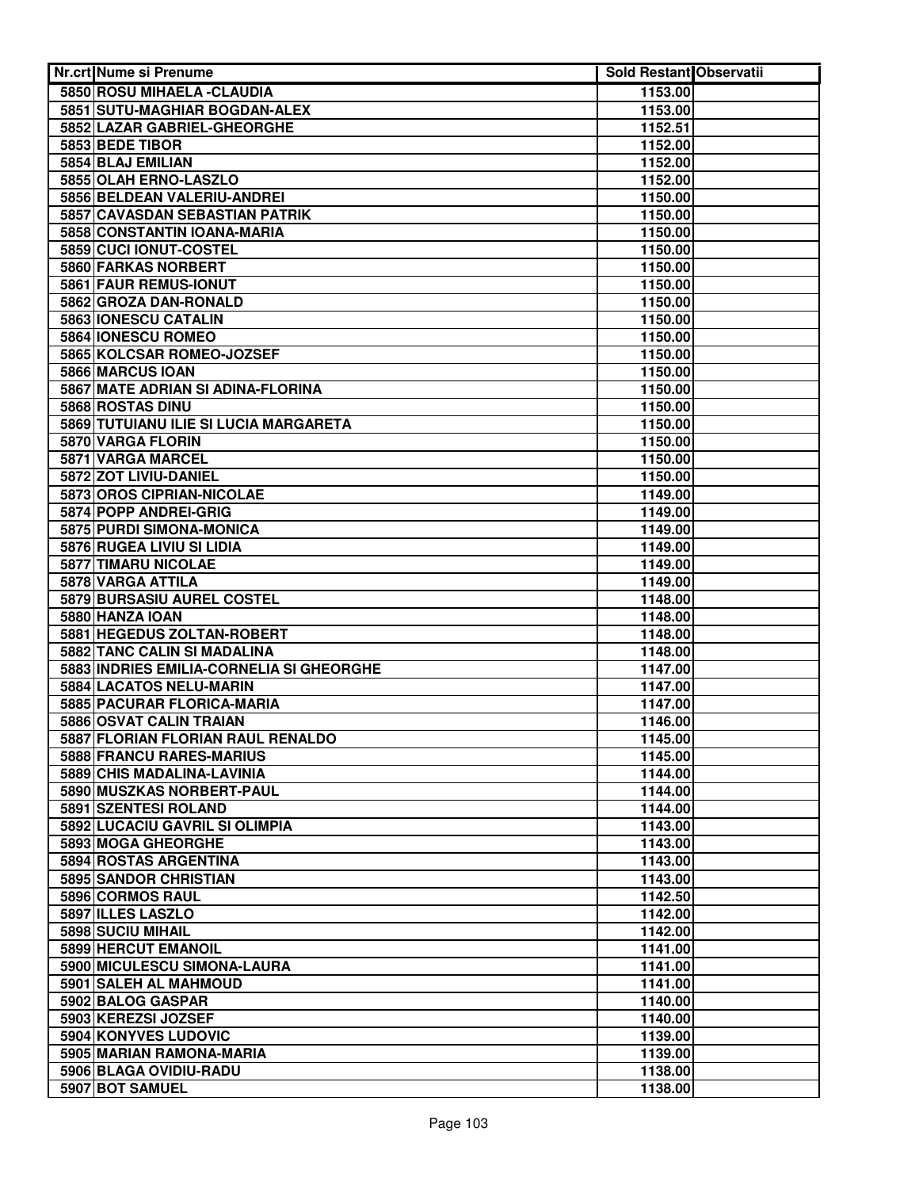| Nr.crt | Nume si Prenume | Sold Restant | Observatii |
|---|---|---|---|
| 5850 | ROSU MIHAELA -CLAUDIA | 1153.00 | |
| 5851 | SUTU-MAGHIAR BOGDAN-ALEX | 1153.00 | |
| 5852 | LAZAR GABRIEL-GHEORGHE | 1152.51 | |
| 5853 | BEDE TIBOR | 1152.00 | |
| 5854 | BLAJ EMILIAN | 1152.00 | |
| 5855 | OLAH ERNO-LASZLO | 1152.00 | |
| 5856 | BELDEAN VALERIU-ANDREI | 1150.00 | |
| 5857 | CAVASDAN SEBASTIAN PATRIK | 1150.00 | |
| 5858 | CONSTANTIN IOANA-MARIA | 1150.00 | |
| 5859 | CUCI IONUT-COSTEL | 1150.00 | |
| 5860 | FARKAS NORBERT | 1150.00 | |
| 5861 | FAUR REMUS-IONUT | 1150.00 | |
| 5862 | GROZA DAN-RONALD | 1150.00 | |
| 5863 | IONESCU CATALIN | 1150.00 | |
| 5864 | IONESCU ROMEO | 1150.00 | |
| 5865 | KOLCSAR ROMEO-JOZSEF | 1150.00 | |
| 5866 | MARCUS IOAN | 1150.00 | |
| 5867 | MATE ADRIAN SI ADINA-FLORINA | 1150.00 | |
| 5868 | ROSTAS DINU | 1150.00 | |
| 5869 | TUTUIANU ILIE SI LUCIA MARGARETA | 1150.00 | |
| 5870 | VARGA FLORIN | 1150.00 | |
| 5871 | VARGA MARCEL | 1150.00 | |
| 5872 | ZOT LIVIU-DANIEL | 1150.00 | |
| 5873 | OROS CIPRIAN-NICOLAE | 1149.00 | |
| 5874 | POPP ANDREI-GRIG | 1149.00 | |
| 5875 | PURDI SIMONA-MONICA | 1149.00 | |
| 5876 | RUGEA LIVIU SI LIDIA | 1149.00 | |
| 5877 | TIMARU NICOLAE | 1149.00 | |
| 5878 | VARGA ATTILA | 1149.00 | |
| 5879 | BURSASIU AUREL COSTEL | 1148.00 | |
| 5880 | HANZA IOAN | 1148.00 | |
| 5881 | HEGEDUS ZOLTAN-ROBERT | 1148.00 | |
| 5882 | TANC CALIN SI MADALINA | 1148.00 | |
| 5883 | INDRIES EMILIA-CORNELIA SI GHEORGHE | 1147.00 | |
| 5884 | LACATOS NELU-MARIN | 1147.00 | |
| 5885 | PACURAR FLORICA-MARIA | 1147.00 | |
| 5886 | OSVAT CALIN TRAIAN | 1146.00 | |
| 5887 | FLORIAN FLORIAN RAUL RENALDO | 1145.00 | |
| 5888 | FRANCU RARES-MARIUS | 1145.00 | |
| 5889 | CHIS MADALINA-LAVINIA | 1144.00 | |
| 5890 | MUSZKAS NORBERT-PAUL | 1144.00 | |
| 5891 | SZENTESI ROLAND | 1144.00 | |
| 5892 | LUCACIU GAVRIL SI OLIMPIA | 1143.00 | |
| 5893 | MOGA GHEORGHE | 1143.00 | |
| 5894 | ROSTAS ARGENTINA | 1143.00 | |
| 5895 | SANDOR CHRISTIAN | 1143.00 | |
| 5896 | CORMOS RAUL | 1142.50 | |
| 5897 | ILLES LASZLO | 1142.00 | |
| 5898 | SUCIU MIHAIL | 1142.00 | |
| 5899 | HERCUT EMANOIL | 1141.00 | |
| 5900 | MICULESCU SIMONA-LAURA | 1141.00 | |
| 5901 | SALEH AL MAHMOUD | 1141.00 | |
| 5902 | BALOG GASPAR | 1140.00 | |
| 5903 | KEREZSI JOZSEF | 1140.00 | |
| 5904 | KONYVES LUDOVIC | 1139.00 | |
| 5905 | MARIAN RAMONA-MARIA | 1139.00 | |
| 5906 | BLAGA OVIDIU-RADU | 1138.00 | |
| 5907 | BOT SAMUEL | 1138.00 | |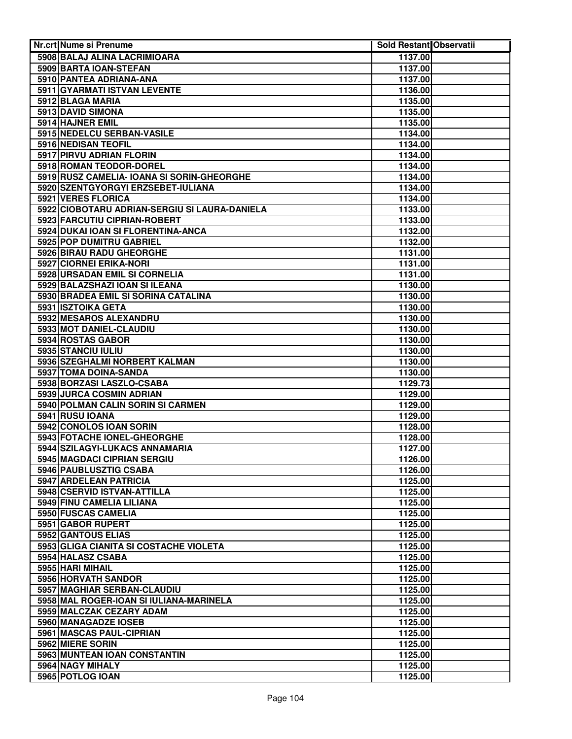| Nr.crt | Nume si Prenume | Sold Restant | Observatii |
|---|---|---|---|
| 5908 | BALAJ ALINA LACRIMIOARA | 1137.00 | |
| 5909 | BARTA IOAN-STEFAN | 1137.00 | |
| 5910 | PANTEA ADRIANA-ANA | 1137.00 | |
| 5911 | GYARMATI ISTVAN LEVENTE | 1136.00 | |
| 5912 | BLAGA MARIA | 1135.00 | |
| 5913 | DAVID SIMONA | 1135.00 | |
| 5914 | HAJNER EMIL | 1135.00 | |
| 5915 | NEDELCU SERBAN-VASILE | 1134.00 | |
| 5916 | NEDISAN TEOFIL | 1134.00 | |
| 5917 | PIRVU ADRIAN FLORIN | 1134.00 | |
| 5918 | ROMAN TEODOR-DOREL | 1134.00 | |
| 5919 | RUSZ CAMELIA- IOANA SI SORIN-GHEORGHE | 1134.00 | |
| 5920 | SZENTGYORGYI ERZSEBET-IULIANA | 1134.00 | |
| 5921 | VERES FLORICA | 1134.00 | |
| 5922 | CIOBOTARU ADRIAN-SERGIU SI LAURA-DANIELA | 1133.00 | |
| 5923 | FARCUTIU CIPRIAN-ROBERT | 1133.00 | |
| 5924 | DUKAI IOAN SI FLORENTINA-ANCA | 1132.00 | |
| 5925 | POP DUMITRU GABRIEL | 1132.00 | |
| 5926 | BIRAU RADU GHEORGHE | 1131.00 | |
| 5927 | CIORNEI ERIKA-NORI | 1131.00 | |
| 5928 | URSADAN EMIL SI CORNELIA | 1131.00 | |
| 5929 | BALAZSHAZI IOAN SI ILEANA | 1130.00 | |
| 5930 | BRADEA EMIL SI SORINA CATALINA | 1130.00 | |
| 5931 | ISZTOIKA GETA | 1130.00 | |
| 5932 | MESAROS ALEXANDRU | 1130.00 | |
| 5933 | MOT DANIEL-CLAUDIU | 1130.00 | |
| 5934 | ROSTAS GABOR | 1130.00 | |
| 5935 | STANCIU IULIU | 1130.00 | |
| 5936 | SZEGHALMI NORBERT KALMAN | 1130.00 | |
| 5937 | TOMA DOINA-SANDA | 1130.00 | |
| 5938 | BORZASI LASZLO-CSABA | 1129.73 | |
| 5939 | JURCA COSMIN ADRIAN | 1129.00 | |
| 5940 | POLMAN CALIN SORIN SI CARMEN | 1129.00 | |
| 5941 | RUSU IOANA | 1129.00 | |
| 5942 | CONOLOS IOAN SORIN | 1128.00 | |
| 5943 | FOTACHE IONEL-GHEORGHE | 1128.00 | |
| 5944 | SZILAGYI-LUKACS ANNAMARIA | 1127.00 | |
| 5945 | MAGDACI CIPRIAN SERGIU | 1126.00 | |
| 5946 | PAUBLUSZTIG CSABA | 1126.00 | |
| 5947 | ARDELEAN PATRICIA | 1125.00 | |
| 5948 | CSERVID ISTVAN-ATTILLA | 1125.00 | |
| 5949 | FINU CAMELIA LILIANA | 1125.00 | |
| 5950 | FUSCAS CAMELIA | 1125.00 | |
| 5951 | GABOR RUPERT | 1125.00 | |
| 5952 | GANTOUS ELIAS | 1125.00 | |
| 5953 | GLIGA CIANITA SI COSTACHE VIOLETA | 1125.00 | |
| 5954 | HALASZ CSABA | 1125.00 | |
| 5955 | HARI MIHAIL | 1125.00 | |
| 5956 | HORVATH SANDOR | 1125.00 | |
| 5957 | MAGHIAR SERBAN-CLAUDIU | 1125.00 | |
| 5958 | MAL ROGER-IOAN SI IULIANA-MARINELA | 1125.00 | |
| 5959 | MALCZAK CEZARY ADAM | 1125.00 | |
| 5960 | MANAGADZE IOSEB | 1125.00 | |
| 5961 | MASCAS PAUL-CIPRIAN | 1125.00 | |
| 5962 | MIERE SORIN | 1125.00 | |
| 5963 | MUNTEAN IOAN CONSTANTIN | 1125.00 | |
| 5964 | NAGY MIHALY | 1125.00 | |
| 5965 | POTLOG IOAN | 1125.00 | |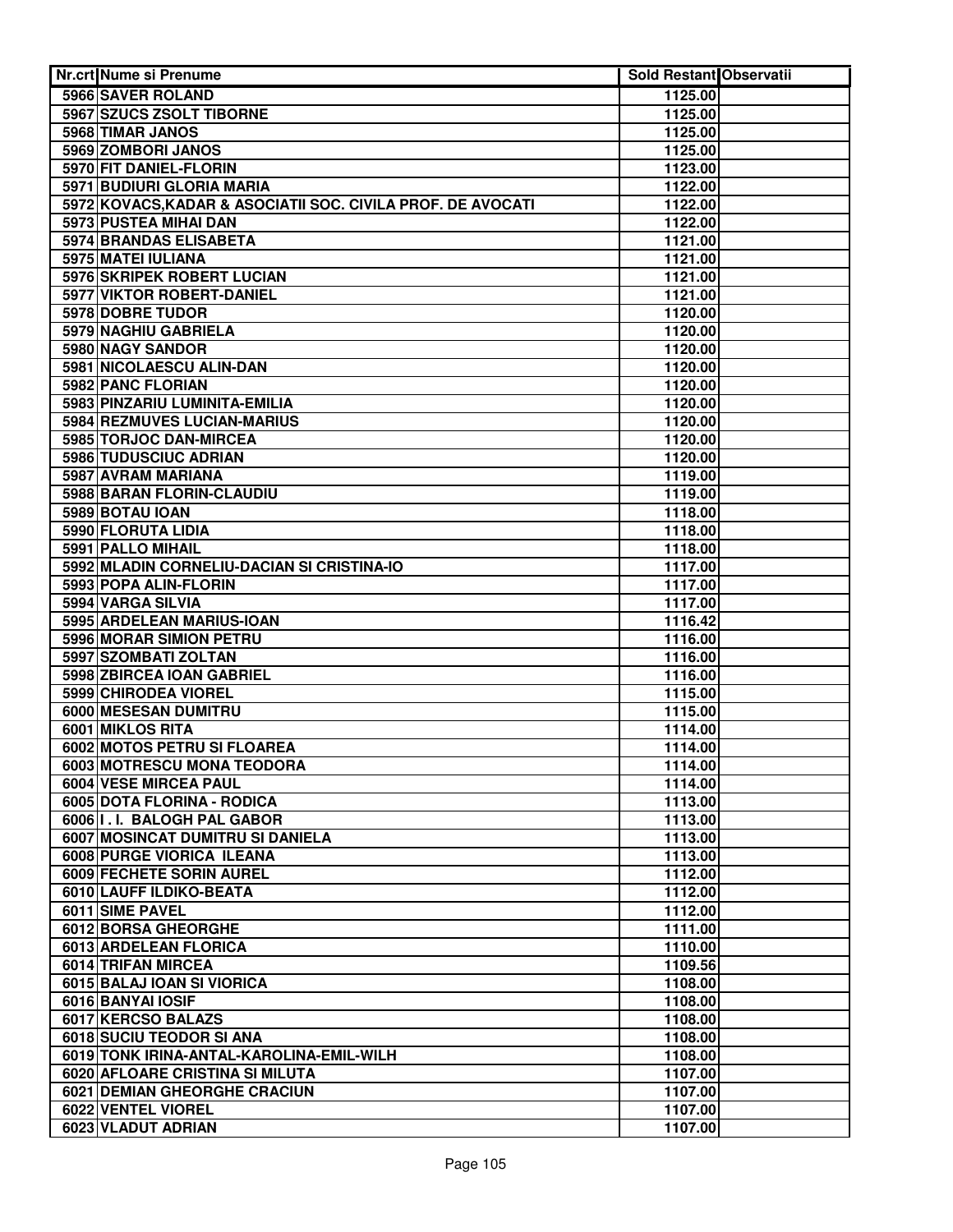| Nr.crt | Nume si Prenume | Sold Restant | Observatii |
|---|---|---|---|
| 5966 | SAVER ROLAND | 1125.00 | |
| 5967 | SZUCS ZSOLT TIBORNE | 1125.00 | |
| 5968 | TIMAR JANOS | 1125.00 | |
| 5969 | ZOMBORI JANOS | 1125.00 | |
| 5970 | FIT DANIEL-FLORIN | 1123.00 | |
| 5971 | BUDIURI GLORIA MARIA | 1122.00 | |
| 5972 | KOVACS,KADAR & ASOCIATII SOC. CIVILA PROF. DE AVOCATI | 1122.00 | |
| 5973 | PUSTEA MIHAI DAN | 1122.00 | |
| 5974 | BRANDAS ELISABETA | 1121.00 | |
| 5975 | MATEI IULIANA | 1121.00 | |
| 5976 | SKRIPEK ROBERT LUCIAN | 1121.00 | |
| 5977 | VIKTOR ROBERT-DANIEL | 1121.00 | |
| 5978 | DOBRE TUDOR | 1120.00 | |
| 5979 | NAGHIU GABRIELA | 1120.00 | |
| 5980 | NAGY SANDOR | 1120.00 | |
| 5981 | NICOLAESCU ALIN-DAN | 1120.00 | |
| 5982 | PANC FLORIAN | 1120.00 | |
| 5983 | PINZARIU LUMINITA-EMILIA | 1120.00 | |
| 5984 | REZMUVES LUCIAN-MARIUS | 1120.00 | |
| 5985 | TORJOC DAN-MIRCEA | 1120.00 | |
| 5986 | TUDUSCIUC ADRIAN | 1120.00 | |
| 5987 | AVRAM MARIANA | 1119.00 | |
| 5988 | BARAN FLORIN-CLAUDIU | 1119.00 | |
| 5989 | BOTAU IOAN | 1118.00 | |
| 5990 | FLORUTA LIDIA | 1118.00 | |
| 5991 | PALLO MIHAIL | 1118.00 | |
| 5992 | MLADIN CORNELIU-DACIAN SI CRISTINA-IO | 1117.00 | |
| 5993 | POPA ALIN-FLORIN | 1117.00 | |
| 5994 | VARGA SILVIA | 1117.00 | |
| 5995 | ARDELEAN MARIUS-IOAN | 1116.42 | |
| 5996 | MORAR SIMION PETRU | 1116.00 | |
| 5997 | SZOMBATI ZOLTAN | 1116.00 | |
| 5998 | ZBIRCEA IOAN GABRIEL | 1116.00 | |
| 5999 | CHIRODEA VIOREL | 1115.00 | |
| 6000 | MESESAN DUMITRU | 1115.00 | |
| 6001 | MIKLOS RITA | 1114.00 | |
| 6002 | MOTOS PETRU SI FLOAREA | 1114.00 | |
| 6003 | MOTRESCU MONA TEODORA | 1114.00 | |
| 6004 | VESE MIRCEA PAUL | 1114.00 | |
| 6005 | DOTA FLORINA - RODICA | 1113.00 | |
| 6006 | I . I. BALOGH PAL GABOR | 1113.00 | |
| 6007 | MOSINCAT DUMITRU SI DANIELA | 1113.00 | |
| 6008 | PURGE VIORICA ILEANA | 1113.00 | |
| 6009 | FECHETE SORIN AUREL | 1112.00 | |
| 6010 | LAUFF ILDIKO-BEATA | 1112.00 | |
| 6011 | SIME PAVEL | 1112.00 | |
| 6012 | BORSA GHEORGHE | 1111.00 | |
| 6013 | ARDELEAN FLORICA | 1110.00 | |
| 6014 | TRIFAN MIRCEA | 1109.56 | |
| 6015 | BALAJ IOAN SI VIORICA | 1108.00 | |
| 6016 | BANYAI IOSIF | 1108.00 | |
| 6017 | KERCSO BALAZS | 1108.00 | |
| 6018 | SUCIU TEODOR SI ANA | 1108.00 | |
| 6019 | TONK IRINA-ANTAL-KAROLINA-EMIL-WILH | 1108.00 | |
| 6020 | AFLOARE CRISTINA SI MILUTA | 1107.00 | |
| 6021 | DEMIAN GHEORGHE CRACIUN | 1107.00 | |
| 6022 | VENTEL VIOREL | 1107.00 | |
| 6023 | VLADUT ADRIAN | 1107.00 | |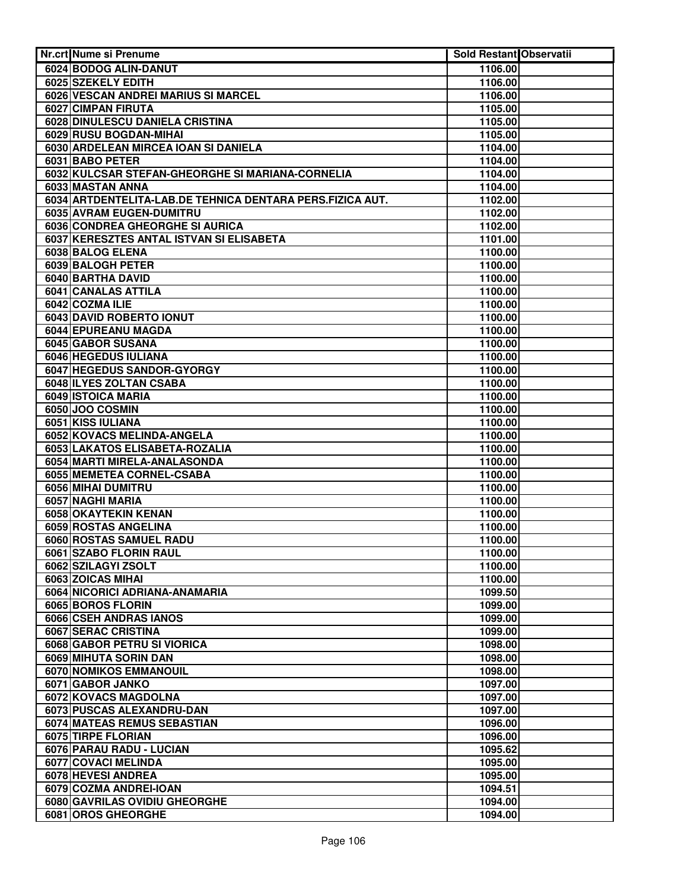| Nr.crt | Nume si Prenume | Sold Restant | Observatii |
|---|---|---|---|
| 6024 | BODOG ALIN-DANUT | 1106.00 | |
| 6025 | SZEKELY EDITH | 1106.00 | |
| 6026 | VESCAN ANDREI MARIUS SI MARCEL | 1106.00 | |
| 6027 | CIMPAN FIRUTA | 1105.00 | |
| 6028 | DINULESCU DANIELA CRISTINA | 1105.00 | |
| 6029 | RUSU BOGDAN-MIHAI | 1105.00 | |
| 6030 | ARDELEAN MIRCEA IOAN SI DANIELA | 1104.00 | |
| 6031 | BABO PETER | 1104.00 | |
| 6032 | KULCSAR STEFAN-GHEORGHE SI MARIANA-CORNELIA | 1104.00 | |
| 6033 | MASTAN ANNA | 1104.00 | |
| 6034 | ARTDENTELITA-LAB.DE TEHNICA DENTARA PERS.FIZICA AUT. | 1102.00 | |
| 6035 | AVRAM EUGEN-DUMITRU | 1102.00 | |
| 6036 | CONDREA GHEORGHE SI AURICA | 1102.00 | |
| 6037 | KERESZTES ANTAL ISTVAN SI ELISABETA | 1101.00 | |
| 6038 | BALOG ELENA | 1100.00 | |
| 6039 | BALOGH PETER | 1100.00 | |
| 6040 | BARTHA DAVID | 1100.00 | |
| 6041 | CANALAS ATTILA | 1100.00 | |
| 6042 | COZMA ILIE | 1100.00 | |
| 6043 | DAVID ROBERTO IONUT | 1100.00 | |
| 6044 | EPUREANU MAGDA | 1100.00 | |
| 6045 | GABOR SUSANA | 1100.00 | |
| 6046 | HEGEDUS IULIANA | 1100.00 | |
| 6047 | HEGEDUS SANDOR-GYORGY | 1100.00 | |
| 6048 | ILYES ZOLTAN CSABA | 1100.00 | |
| 6049 | ISTOICA MARIA | 1100.00 | |
| 6050 | JOO COSMIN | 1100.00 | |
| 6051 | KISS IULIANA | 1100.00 | |
| 6052 | KOVACS MELINDA-ANGELA | 1100.00 | |
| 6053 | LAKATOS ELISABETA-ROZALIA | 1100.00 | |
| 6054 | MARTI MIRELA-ANALASONDA | 1100.00 | |
| 6055 | MEMETEA CORNEL-CSABA | 1100.00 | |
| 6056 | MIHAI DUMITRU | 1100.00 | |
| 6057 | NAGHI MARIA | 1100.00 | |
| 6058 | OKAYTEKIN KENAN | 1100.00 | |
| 6059 | ROSTAS ANGELINA | 1100.00 | |
| 6060 | ROSTAS SAMUEL RADU | 1100.00 | |
| 6061 | SZABO FLORIN RAUL | 1100.00 | |
| 6062 | SZILAGYI ZSOLT | 1100.00 | |
| 6063 | ZOICAS MIHAI | 1100.00 | |
| 6064 | NICORICI ADRIANA-ANAMARIA | 1099.50 | |
| 6065 | BOROS FLORIN | 1099.00 | |
| 6066 | CSEH ANDRAS IANOS | 1099.00 | |
| 6067 | SERAC CRISTINA | 1099.00 | |
| 6068 | GABOR PETRU SI VIORICA | 1098.00 | |
| 6069 | MIHUTA SORIN DAN | 1098.00 | |
| 6070 | NOMIKOS EMMANOUIL | 1098.00 | |
| 6071 | GABOR JANKO | 1097.00 | |
| 6072 | KOVACS MAGDOLNA | 1097.00 | |
| 6073 | PUSCAS ALEXANDRU-DAN | 1097.00 | |
| 6074 | MATEAS REMUS SEBASTIAN | 1096.00 | |
| 6075 | TIRPE FLORIAN | 1096.00 | |
| 6076 | PARAU RADU - LUCIAN | 1095.62 | |
| 6077 | COVACI MELINDA | 1095.00 | |
| 6078 | HEVESI ANDREA | 1095.00 | |
| 6079 | COZMA ANDREI-IOAN | 1094.51 | |
| 6080 | GAVRILAS OVIDIU GHEORGHE | 1094.00 | |
| 6081 | OROS GHEORGHE | 1094.00 | |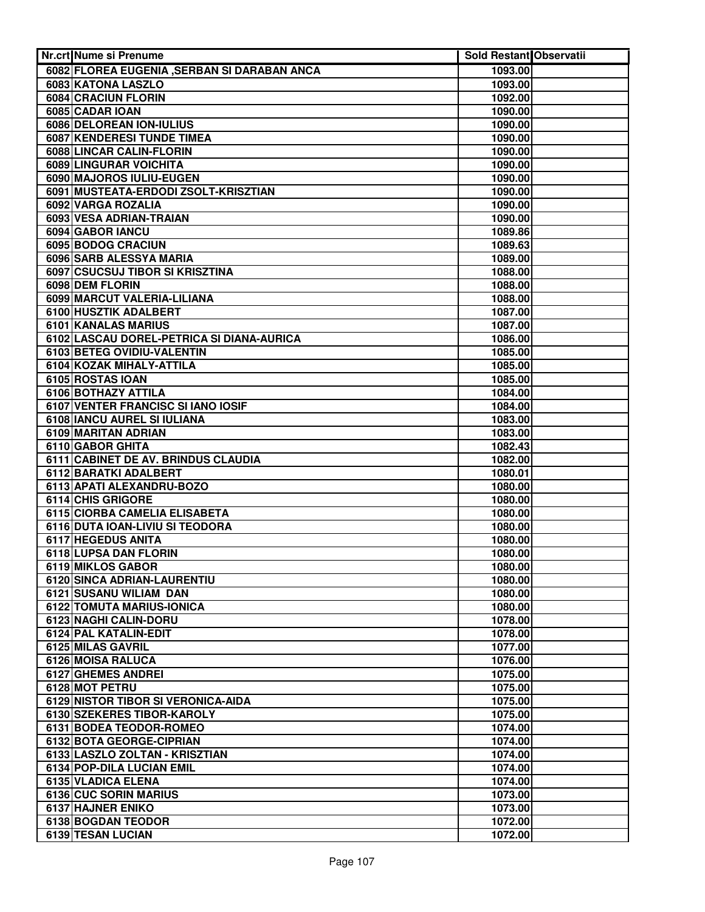| Nr.crt | Nume si Prenume | Sold Restant | Observatii |
|---|---|---|---|
| 6082 | FLOREA EUGENIA ,SERBAN SI DARABAN ANCA | 1093.00 | |
| 6083 | KATONA LASZLO | 1093.00 | |
| 6084 | CRACIUN FLORIN | 1092.00 | |
| 6085 | CADAR IOAN | 1090.00 | |
| 6086 | DELOREAN ION-IULIUS | 1090.00 | |
| 6087 | KENDERESI TUNDE TIMEA | 1090.00 | |
| 6088 | LINCAR CALIN-FLORIN | 1090.00 | |
| 6089 | LINGURAR VOICHITA | 1090.00 | |
| 6090 | MAJOROS IULIU-EUGEN | 1090.00 | |
| 6091 | MUSTEATA-ERDODI ZSOLT-KRISZTIAN | 1090.00 | |
| 6092 | VARGA ROZALIA | 1090.00 | |
| 6093 | VESA ADRIAN-TRAIAN | 1090.00 | |
| 6094 | GABOR IANCU | 1089.86 | |
| 6095 | BODOG CRACIUN | 1089.63 | |
| 6096 | SARB ALESSYA MARIA | 1089.00 | |
| 6097 | CSUCSUJ TIBOR SI KRISZTINA | 1088.00 | |
| 6098 | DEM FLORIN | 1088.00 | |
| 6099 | MARCUT VALERIA-LILIANA | 1088.00 | |
| 6100 | HUSZTIK ADALBERT | 1087.00 | |
| 6101 | KANALAS MARIUS | 1087.00 | |
| 6102 | LASCAU DOREL-PETRICA SI DIANA-AURICA | 1086.00 | |
| 6103 | BETEG OVIDIU-VALENTIN | 1085.00 | |
| 6104 | KOZAK MIHALY-ATTILA | 1085.00 | |
| 6105 | ROSTAS IOAN | 1085.00 | |
| 6106 | BOTHAZY ATTILA | 1084.00 | |
| 6107 | VENTER FRANCISC SI IANO IOSIF | 1084.00 | |
| 6108 | IANCU AUREL SI IULIANA | 1083.00 | |
| 6109 | MARITAN ADRIAN | 1083.00 | |
| 6110 | GABOR GHITA | 1082.43 | |
| 6111 | CABINET DE AV. BRINDUS CLAUDIA | 1082.00 | |
| 6112 | BARATKI ADALBERT | 1080.01 | |
| 6113 | APATI ALEXANDRU-BOZO | 1080.00 | |
| 6114 | CHIS GRIGORE | 1080.00 | |
| 6115 | CIORBA CAMELIA ELISABETA | 1080.00 | |
| 6116 | DUTA IOAN-LIVIU SI TEODORA | 1080.00 | |
| 6117 | HEGEDUS ANITA | 1080.00 | |
| 6118 | LUPSA DAN FLORIN | 1080.00 | |
| 6119 | MIKLOS GABOR | 1080.00 | |
| 6120 | SINCA ADRIAN-LAURENTIU | 1080.00 | |
| 6121 | SUSANU WILIAM DAN | 1080.00 | |
| 6122 | TOMUTA MARIUS-IONICA | 1080.00 | |
| 6123 | NAGHI CALIN-DORU | 1078.00 | |
| 6124 | PAL KATALIN-EDIT | 1078.00 | |
| 6125 | MILAS GAVRIL | 1077.00 | |
| 6126 | MOISA RALUCA | 1076.00 | |
| 6127 | GHEMES ANDREI | 1075.00 | |
| 6128 | MOT PETRU | 1075.00 | |
| 6129 | NISTOR TIBOR SI VERONICA-AIDA | 1075.00 | |
| 6130 | SZEKERES TIBOR-KAROLY | 1075.00 | |
| 6131 | BODEA TEODOR-ROMEO | 1074.00 | |
| 6132 | BOTA GEORGE-CIPRIAN | 1074.00 | |
| 6133 | LASZLO ZOLTAN - KRISZTIAN | 1074.00 | |
| 6134 | POP-DILA LUCIAN EMIL | 1074.00 | |
| 6135 | VLADICA ELENA | 1074.00 | |
| 6136 | CUC SORIN MARIUS | 1073.00 | |
| 6137 | HAJNER ENIKO | 1073.00 | |
| 6138 | BOGDAN TEODOR | 1072.00 | |
| 6139 | TESAN LUCIAN | 1072.00 | |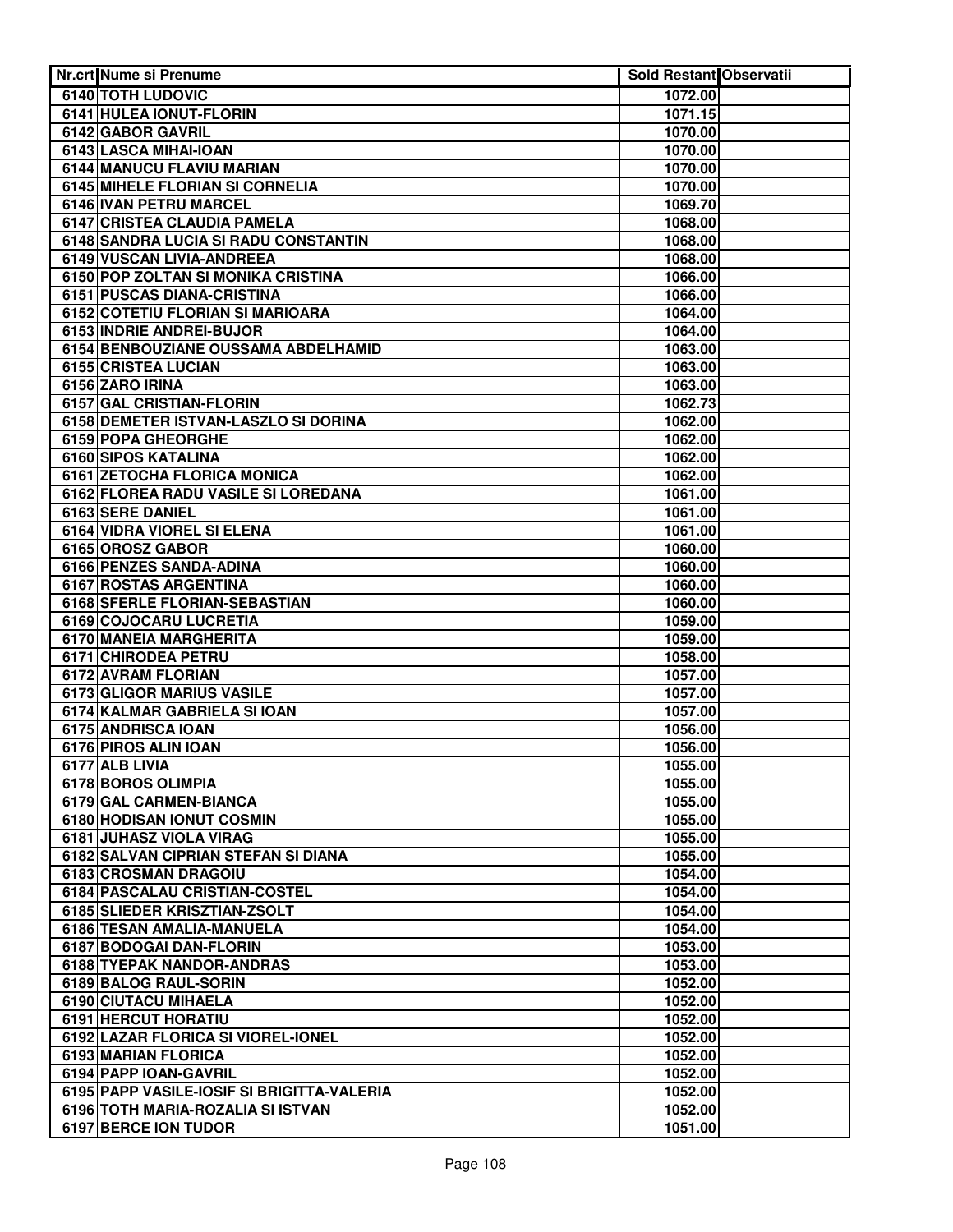| Nr.crt | Nume si Prenume | Sold Restant | Observatii |
|---|---|---|---|
| 6140 | TOTH LUDOVIC | 1072.00 | |
| 6141 | HULEA IONUT-FLORIN | 1071.15 | |
| 6142 | GABOR GAVRIL | 1070.00 | |
| 6143 | LASCA MIHAI-IOAN | 1070.00 | |
| 6144 | MANUCU FLAVIU MARIAN | 1070.00 | |
| 6145 | MIHELE FLORIAN SI CORNELIA | 1070.00 | |
| 6146 | IVAN PETRU MARCEL | 1069.70 | |
| 6147 | CRISTEA CLAUDIA PAMELA | 1068.00 | |
| 6148 | SANDRA LUCIA SI RADU CONSTANTIN | 1068.00 | |
| 6149 | VUSCAN LIVIA-ANDREEA | 1068.00 | |
| 6150 | POP ZOLTAN SI MONIKA CRISTINA | 1066.00 | |
| 6151 | PUSCAS DIANA-CRISTINA | 1066.00 | |
| 6152 | COTETIU FLORIAN SI MARIOARA | 1064.00 | |
| 6153 | INDRIE ANDREI-BUJOR | 1064.00 | |
| 6154 | BENBOUZIANE OUSSAMA ABDELHAMID | 1063.00 | |
| 6155 | CRISTEA LUCIAN | 1063.00 | |
| 6156 | ZARO IRINA | 1063.00 | |
| 6157 | GAL CRISTIAN-FLORIN | 1062.73 | |
| 6158 | DEMETER ISTVAN-LASZLO SI DORINA | 1062.00 | |
| 6159 | POPA GHEORGHE | 1062.00 | |
| 6160 | SIPOS KATALINA | 1062.00 | |
| 6161 | ZETOCHA FLORICA MONICA | 1062.00 | |
| 6162 | FLOREA RADU VASILE SI LOREDANA | 1061.00 | |
| 6163 | SERE DANIEL | 1061.00 | |
| 6164 | VIDRA VIOREL SI ELENA | 1061.00 | |
| 6165 | OROSZ GABOR | 1060.00 | |
| 6166 | PENZES SANDA-ADINA | 1060.00 | |
| 6167 | ROSTAS ARGENTINA | 1060.00 | |
| 6168 | SFERLE FLORIAN-SEBASTIAN | 1060.00 | |
| 6169 | COJOCARU LUCRETIA | 1059.00 | |
| 6170 | MANEIA MARGHERITA | 1059.00 | |
| 6171 | CHIRODEA PETRU | 1058.00 | |
| 6172 | AVRAM FLORIAN | 1057.00 | |
| 6173 | GLIGOR MARIUS VASILE | 1057.00 | |
| 6174 | KALMAR GABRIELA SI IOAN | 1057.00 | |
| 6175 | ANDRISCA IOAN | 1056.00 | |
| 6176 | PIROS ALIN IOAN | 1056.00 | |
| 6177 | ALB LIVIA | 1055.00 | |
| 6178 | BOROS OLIMPIA | 1055.00 | |
| 6179 | GAL CARMEN-BIANCA | 1055.00 | |
| 6180 | HODISAN IONUT COSMIN | 1055.00 | |
| 6181 | JUHASZ VIOLA VIRAG | 1055.00 | |
| 6182 | SALVAN CIPRIAN STEFAN SI DIANA | 1055.00 | |
| 6183 | CROSMAN DRAGOIU | 1054.00 | |
| 6184 | PASCALAU CRISTIAN-COSTEL | 1054.00 | |
| 6185 | SLIEDER KRISZTIAN-ZSOLT | 1054.00 | |
| 6186 | TESAN AMALIA-MANUELA | 1054.00 | |
| 6187 | BODOGAI DAN-FLORIN | 1053.00 | |
| 6188 | TYEPAK NANDOR-ANDRAS | 1053.00 | |
| 6189 | BALOG RAUL-SORIN | 1052.00 | |
| 6190 | CIUTACU MIHAELA | 1052.00 | |
| 6191 | HERCUT HORATIU | 1052.00 | |
| 6192 | LAZAR FLORICA SI VIOREL-IONEL | 1052.00 | |
| 6193 | MARIAN FLORICA | 1052.00 | |
| 6194 | PAPP IOAN-GAVRIL | 1052.00 | |
| 6195 | PAPP VASILE-IOSIF SI BRIGITTA-VALERIA | 1052.00 | |
| 6196 | TOTH MARIA-ROZALIA SI ISTVAN | 1052.00 | |
| 6197 | BERCE ION TUDOR | 1051.00 | |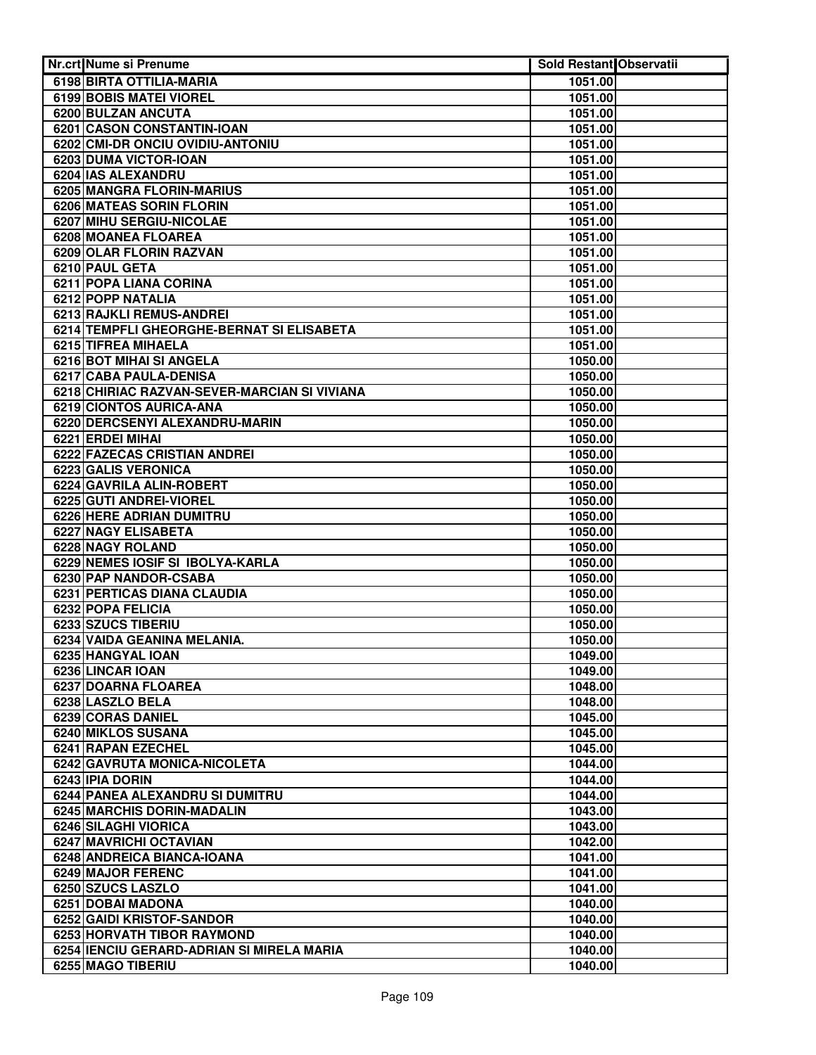| Nr.crt | Nume si Prenume | Sold Restant | Observatii |
|---|---|---|---|
| 6198 | BIRTA OTTILIA-MARIA | 1051.00 | |
| 6199 | BOBIS MATEI VIOREL | 1051.00 | |
| 6200 | BULZAN ANCUTA | 1051.00 | |
| 6201 | CASON CONSTANTIN-IOAN | 1051.00 | |
| 6202 | CMI-DR ONCIU OVIDIU-ANTONIU | 1051.00 | |
| 6203 | DUMA VICTOR-IOAN | 1051.00 | |
| 6204 | IAS ALEXANDRU | 1051.00 | |
| 6205 | MANGRA FLORIN-MARIUS | 1051.00 | |
| 6206 | MATEAS SORIN FLORIN | 1051.00 | |
| 6207 | MIHU SERGIU-NICOLAE | 1051.00 | |
| 6208 | MOANEA FLOREA | 1051.00 | |
| 6209 | OLAR FLORIN RAZVAN | 1051.00 | |
| 6210 | PAUL GETA | 1051.00 | |
| 6211 | POPA LIANA CORINA | 1051.00 | |
| 6212 | POPP NATALIA | 1051.00 | |
| 6213 | RAJKLI REMUS-ANDREI | 1051.00 | |
| 6214 | TEMPFLI GHEORGHE-BERNAT SI ELISABETA | 1051.00 | |
| 6215 | TIFREA MIHAELA | 1051.00 | |
| 6216 | BOT MIHAI SI ANGELA | 1050.00 | |
| 6217 | CABA PAULA-DENISA | 1050.00 | |
| 6218 | CHIRIAC RAZVAN-SEVER-MARCIAN SI VIVIANA | 1050.00 | |
| 6219 | CIONTOS AURICA-ANA | 1050.00 | |
| 6220 | DERCSENYI ALEXANDRU-MARIN | 1050.00 | |
| 6221 | ERDEI MIHAI | 1050.00 | |
| 6222 | FAZECAS CRISTIAN ANDREI | 1050.00 | |
| 6223 | GALIS VERONICA | 1050.00 | |
| 6224 | GAVRILA ALIN-ROBERT | 1050.00 | |
| 6225 | GUTI ANDREI-VIOREL | 1050.00 | |
| 6226 | HERE ADRIAN DUMITRU | 1050.00 | |
| 6227 | NAGY ELISABETA | 1050.00 | |
| 6228 | NAGY ROLAND | 1050.00 | |
| 6229 | NEMES IOSIF SI IBOLYA-KARLA | 1050.00 | |
| 6230 | PAP NANDOR-CSABA | 1050.00 | |
| 6231 | PERTICAS DIANA CLAUDIA | 1050.00 | |
| 6232 | POPA FELICIA | 1050.00 | |
| 6233 | SZUCS TIBERIU | 1050.00 | |
| 6234 | VAIDA GEANINA MELANIA. | 1050.00 | |
| 6235 | HANGYAL IOAN | 1049.00 | |
| 6236 | LINCAR IOAN | 1049.00 | |
| 6237 | DOARNA FLOREA | 1048.00 | |
| 6238 | LASZLO BELA | 1048.00 | |
| 6239 | CORAS DANIEL | 1045.00 | |
| 6240 | MIKLOS SUSANA | 1045.00 | |
| 6241 | RAPAN EZECHEL | 1045.00 | |
| 6242 | GAVRUTA MONICA-NICOLETA | 1044.00 | |
| 6243 | IPIA DORIN | 1044.00 | |
| 6244 | PANEA ALEXANDRU SI DUMITRU | 1044.00 | |
| 6245 | MARCHIS DORIN-MADALIN | 1043.00 | |
| 6246 | SILAGHI VIORICA | 1043.00 | |
| 6247 | MAVRICHI OCTAVIAN | 1042.00 | |
| 6248 | ANDREICA BIANCA-IOANA | 1041.00 | |
| 6249 | MAJOR FERENC | 1041.00 | |
| 6250 | SZUCS LASZLO | 1041.00 | |
| 6251 | DOBAI MADONA | 1040.00 | |
| 6252 | GAIDI KRISTOF-SANDOR | 1040.00 | |
| 6253 | HORVATH TIBOR RAYMOND | 1040.00 | |
| 6254 | IENCIU GERARD-ADRIAN SI MIRELA MARIA | 1040.00 | |
| 6255 | MAGO TIBERIU | 1040.00 | |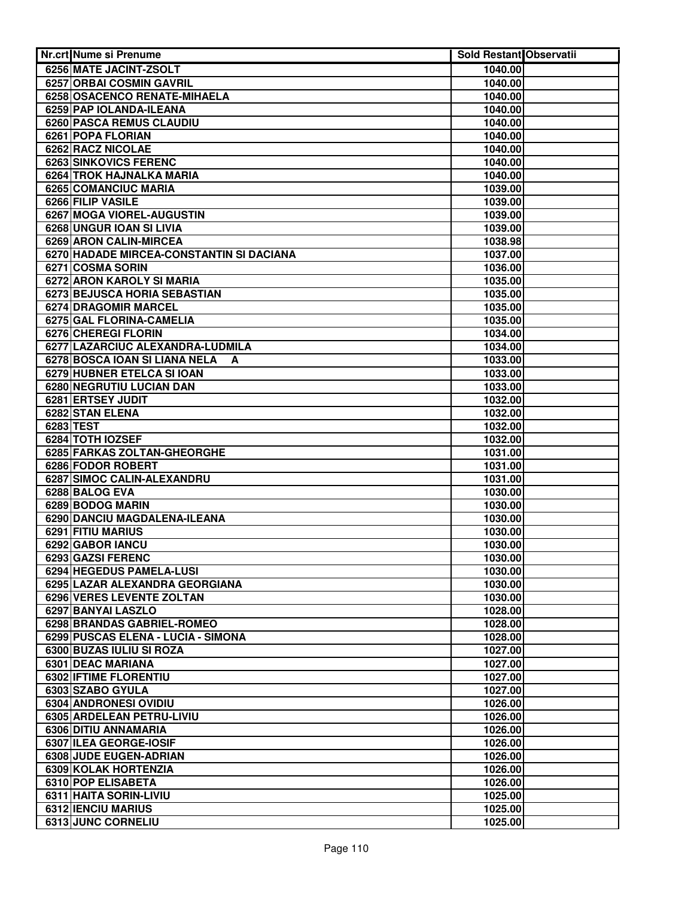| Nr.crt | Nume si Prenume | Sold Restant | Observatii |
|---|---|---|---|
| 6256 | MATE JACINT-ZSOLT | 1040.00 | |
| 6257 | ORBAI COSMIN GAVRIL | 1040.00 | |
| 6258 | OSACENCO RENATE-MIHAELA | 1040.00 | |
| 6259 | PAP IOLANDA-ILEANA | 1040.00 | |
| 6260 | PASCA REMUS CLAUDIU | 1040.00 | |
| 6261 | POPA FLORIAN | 1040.00 | |
| 6262 | RACZ NICOLAE | 1040.00 | |
| 6263 | SINKOVICS FERENC | 1040.00 | |
| 6264 | TROK HAJNALKA MARIA | 1040.00 | |
| 6265 | COMANCIUC MARIA | 1039.00 | |
| 6266 | FILIP VASILE | 1039.00 | |
| 6267 | MOGA VIOREL-AUGUSTIN | 1039.00 | |
| 6268 | UNGUR IOAN SI LIVIA | 1039.00 | |
| 6269 | ARON CALIN-MIRCEA | 1038.98 | |
| 6270 | HADADE MIRCEA-CONSTANTIN SI DACIANA | 1037.00 | |
| 6271 | COSMA SORIN | 1036.00 | |
| 6272 | ARON KAROLY SI MARIA | 1035.00 | |
| 6273 | BEJUSCA HORIA SEBASTIAN | 1035.00 | |
| 6274 | DRAGOMIR MARCEL | 1035.00 | |
| 6275 | GAL FLORINA-CAMELIA | 1035.00 | |
| 6276 | CHEREGI FLORIN | 1034.00 | |
| 6277 | LAZARCIUC ALEXANDRA-LUDMILA | 1034.00 | |
| 6278 | BOSCA IOAN SI LIANA NELA A | 1033.00 | |
| 6279 | HUBNER ETELCA SI IOAN | 1033.00 | |
| 6280 | NEGRUTIU LUCIAN DAN | 1033.00 | |
| 6281 | ERTSEY JUDIT | 1032.00 | |
| 6282 | STAN ELENA | 1032.00 | |
| 6283 | TEST | 1032.00 | |
| 6284 | TOTH IOZSEF | 1032.00 | |
| 6285 | FARKAS ZOLTAN-GHEORGHE | 1031.00 | |
| 6286 | FODOR ROBERT | 1031.00 | |
| 6287 | SIMOC CALIN-ALEXANDRU | 1031.00 | |
| 6288 | BALOG EVA | 1030.00 | |
| 6289 | BODOG MARIN | 1030.00 | |
| 6290 | DANCIU MAGDALENA-ILEANA | 1030.00 | |
| 6291 | FITIU MARIUS | 1030.00 | |
| 6292 | GABOR IANCU | 1030.00 | |
| 6293 | GAZSI FERENC | 1030.00 | |
| 6294 | HEGEDUS PAMELA-LUSI | 1030.00 | |
| 6295 | LAZAR ALEXANDRA GEORGIANA | 1030.00 | |
| 6296 | VERES LEVENTE ZOLTAN | 1030.00 | |
| 6297 | BANYAI LASZLO | 1028.00 | |
| 6298 | BRANDAS GABRIEL-ROMEO | 1028.00 | |
| 6299 | PUSCAS ELENA - LUCIA - SIMONA | 1028.00 | |
| 6300 | BUZAS IULIU SI ROZA | 1027.00 | |
| 6301 | DEAC MARIANA | 1027.00 | |
| 6302 | IFTIME FLORENTIU | 1027.00 | |
| 6303 | SZABO GYULA | 1027.00 | |
| 6304 | ANDRONESI OVIDIU | 1026.00 | |
| 6305 | ARDELEAN PETRU-LIVIU | 1026.00 | |
| 6306 | DITIU ANNAMARIA | 1026.00 | |
| 6307 | ILEA GEORGE-IOSIF | 1026.00 | |
| 6308 | JUDE EUGEN-ADRIAN | 1026.00 | |
| 6309 | KOLAK HORTENZIA | 1026.00 | |
| 6310 | POP ELISABETA | 1026.00 | |
| 6311 | HAITA SORIN-LIVIU | 1025.00 | |
| 6312 | IENCIU MARIUS | 1025.00 | |
| 6313 | JUNC CORNELIU | 1025.00 | |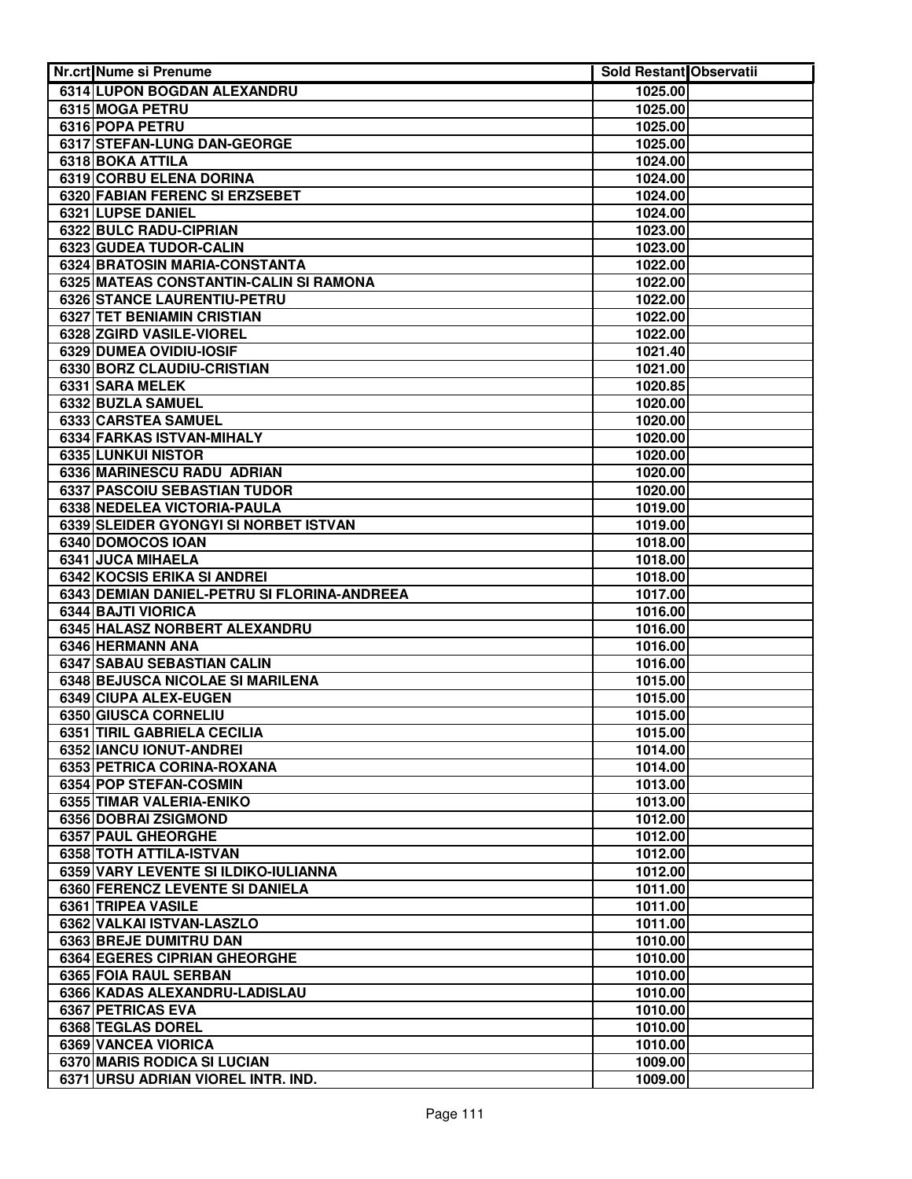| Nr.crt | Nume si Prenume | Sold Restant | Observatii |
|---|---|---|---|
| 6314 | LUPON BOGDAN ALEXANDRU | 1025.00 | |
| 6315 | MOGA PETRU | 1025.00 | |
| 6316 | POPA PETRU | 1025.00 | |
| 6317 | STEFAN-LUNG DAN-GEORGE | 1025.00 | |
| 6318 | BOKA ATTILA | 1024.00 | |
| 6319 | CORBU ELENA DORINA | 1024.00 | |
| 6320 | FABIAN FERENC SI ERZSEBET | 1024.00 | |
| 6321 | LUPSE DANIEL | 1024.00 | |
| 6322 | BULC RADU-CIPRIAN | 1023.00 | |
| 6323 | GUDEA TUDOR-CALIN | 1023.00 | |
| 6324 | BRATOSIN MARIA-CONSTANTA | 1022.00 | |
| 6325 | MATEAS CONSTANTIN-CALIN SI RAMONA | 1022.00 | |
| 6326 | STANCE LAURENTIU-PETRU | 1022.00 | |
| 6327 | TET BENIAMIN CRISTIAN | 1022.00 | |
| 6328 | ZGIRD VASILE-VIOREL | 1022.00 | |
| 6329 | DUMEA OVIDIU-IOSIF | 1021.40 | |
| 6330 | BORZ CLAUDIU-CRISTIAN | 1021.00 | |
| 6331 | SARA MELEK | 1020.85 | |
| 6332 | BUZLA SAMUEL | 1020.00 | |
| 6333 | CARSTEA SAMUEL | 1020.00 | |
| 6334 | FARKAS ISTVAN-MIHALY | 1020.00 | |
| 6335 | LUNKUI NISTOR | 1020.00 | |
| 6336 | MARINESCU RADU ADRIAN | 1020.00 | |
| 6337 | PASCOIU SEBASTIAN TUDOR | 1020.00 | |
| 6338 | NEDELEA VICTORIA-PAULA | 1019.00 | |
| 6339 | SLEIDER GYONGYI SI NORBET ISTVAN | 1019.00 | |
| 6340 | DOMOCOS IOAN | 1018.00 | |
| 6341 | JUCA MIHAELA | 1018.00 | |
| 6342 | KOCSIS ERIKA SI ANDREI | 1018.00 | |
| 6343 | DEMIAN DANIEL-PETRU SI FLORINA-ANDREEA | 1017.00 | |
| 6344 | BAJTI VIORICA | 1016.00 | |
| 6345 | HALASZ NORBERT ALEXANDRU | 1016.00 | |
| 6346 | HERMANN ANA | 1016.00 | |
| 6347 | SABAU SEBASTIAN CALIN | 1016.00 | |
| 6348 | BEJUSCA NICOLAE SI MARILENA | 1015.00 | |
| 6349 | CIUPA ALEX-EUGEN | 1015.00 | |
| 6350 | GIUSCA CORNELIU | 1015.00 | |
| 6351 | TIRIL GABRIELA CECILIA | 1015.00 | |
| 6352 | IANCU IONUT-ANDREI | 1014.00 | |
| 6353 | PETRICA CORINA-ROXANA | 1014.00 | |
| 6354 | POP STEFAN-COSMIN | 1013.00 | |
| 6355 | TIMAR VALERIA-ENIKO | 1013.00 | |
| 6356 | DOBRAI ZSIGMOND | 1012.00 | |
| 6357 | PAUL GHEORGHE | 1012.00 | |
| 6358 | TOTH ATTILA-ISTVAN | 1012.00 | |
| 6359 | VARY LEVENTE SI ILDIKO-IULIANNA | 1012.00 | |
| 6360 | FERENCZ LEVENTE SI DANIELA | 1011.00 | |
| 6361 | TRIPEA VASILE | 1011.00 | |
| 6362 | VALKAI ISTVAN-LASZLO | 1011.00 | |
| 6363 | BREJE DUMITRU DAN | 1010.00 | |
| 6364 | EGERES CIPRIAN GHEORGHE | 1010.00 | |
| 6365 | FOIA RAUL SERBAN | 1010.00 | |
| 6366 | KADAS ALEXANDRU-LADISLAU | 1010.00 | |
| 6367 | PETRICAS EVA | 1010.00 | |
| 6368 | TEGLAS DOREL | 1010.00 | |
| 6369 | VANCEA VIORICA | 1010.00 | |
| 6370 | MARIS RODICA SI LUCIAN | 1009.00 | |
| 6371 | URSU ADRIAN VIOREL INTR. IND. | 1009.00 | |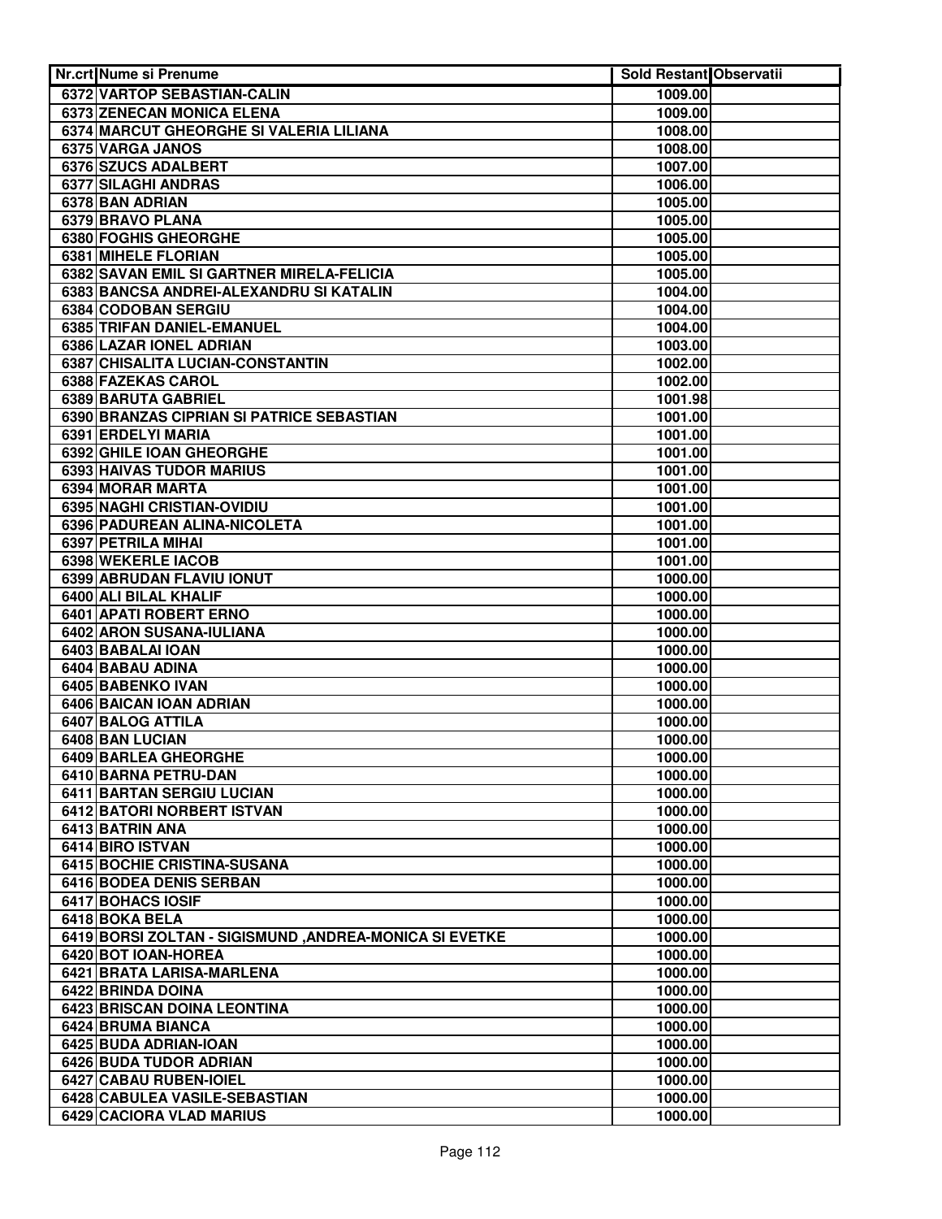| Nr.crt | Nume si Prenume | Sold Restant | Observatii |
|---|---|---|---|
| 6372 | VARTOP SEBASTIAN-CALIN | 1009.00 | |
| 6373 | ZENECAN MONICA ELENA | 1009.00 | |
| 6374 | MARCUT GHEORGHE SI VALERIA LILIANA | 1008.00 | |
| 6375 | VARGA JANOS | 1008.00 | |
| 6376 | SZUCS ADALBERT | 1007.00 | |
| 6377 | SILAGHI ANDRAS | 1006.00 | |
| 6378 | BAN ADRIAN | 1005.00 | |
| 6379 | BRAVO PLANA | 1005.00 | |
| 6380 | FOGHIS GHEORGHE | 1005.00 | |
| 6381 | MIHELE FLORIAN | 1005.00 | |
| 6382 | SAVAN EMIL SI GARTNER MIRELA-FELICIA | 1005.00 | |
| 6383 | BANCSA ANDREI-ALEXANDRU SI KATALIN | 1004.00 | |
| 6384 | CODOBAN SERGIU | 1004.00 | |
| 6385 | TRIFAN DANIEL-EMANUEL | 1004.00 | |
| 6386 | LAZAR IONEL ADRIAN | 1003.00 | |
| 6387 | CHISALITA LUCIAN-CONSTANTIN | 1002.00 | |
| 6388 | FAZEKAS CAROL | 1002.00 | |
| 6389 | BARUTA GABRIEL | 1001.98 | |
| 6390 | BRANZAS CIPRIAN SI PATRICE SEBASTIAN | 1001.00 | |
| 6391 | ERDELYI MARIA | 1001.00 | |
| 6392 | GHILE IOAN GHEORGHE | 1001.00 | |
| 6393 | HAIVAS TUDOR MARIUS | 1001.00 | |
| 6394 | MORAR MARTA | 1001.00 | |
| 6395 | NAGHI CRISTIAN-OVIDIU | 1001.00 | |
| 6396 | PADUREAN ALINA-NICOLETA | 1001.00 | |
| 6397 | PETRILA MIHAI | 1001.00 | |
| 6398 | WEKERLE IACOB | 1001.00 | |
| 6399 | ABRUDAN FLAVIU IONUT | 1000.00 | |
| 6400 | ALI BILAL KHALIF | 1000.00 | |
| 6401 | APATI ROBERT ERNO | 1000.00 | |
| 6402 | ARON SUSANA-IULIANA | 1000.00 | |
| 6403 | BABALAI IOAN | 1000.00 | |
| 6404 | BABAU ADINA | 1000.00 | |
| 6405 | BABENKO IVAN | 1000.00 | |
| 6406 | BAICAN IOAN ADRIAN | 1000.00 | |
| 6407 | BALOG ATTILA | 1000.00 | |
| 6408 | BAN LUCIAN | 1000.00 | |
| 6409 | BARLEA GHEORGHE | 1000.00 | |
| 6410 | BARNA PETRU-DAN | 1000.00 | |
| 6411 | BARTAN SERGIU LUCIAN | 1000.00 | |
| 6412 | BATORI NORBERT ISTVAN | 1000.00 | |
| 6413 | BATRIN ANA | 1000.00 | |
| 6414 | BIRO ISTVAN | 1000.00 | |
| 6415 | BOCHIE CRISTINA-SUSANA | 1000.00 | |
| 6416 | BODEA DENIS SERBAN | 1000.00 | |
| 6417 | BOHACS IOSIF | 1000.00 | |
| 6418 | BOKA BELA | 1000.00 | |
| 6419 | BORSI ZOLTAN - SIGISMUND ,ANDREA-MONICA SI EVETKE | 1000.00 | |
| 6420 | BOT IOAN-HOREA | 1000.00 | |
| 6421 | BRATA LARISA-MARLENA | 1000.00 | |
| 6422 | BRINDA DOINA | 1000.00 | |
| 6423 | BRISCAN DOINA LEONTINA | 1000.00 | |
| 6424 | BRUMA BIANCA | 1000.00 | |
| 6425 | BUDA ADRIAN-IOAN | 1000.00 | |
| 6426 | BUDA TUDOR ADRIAN | 1000.00 | |
| 6427 | CABAU RUBEN-IOIEL | 1000.00 | |
| 6428 | CABULEA VASILE-SEBASTIAN | 1000.00 | |
| 6429 | CACIORA VLAD MARIUS | 1000.00 | |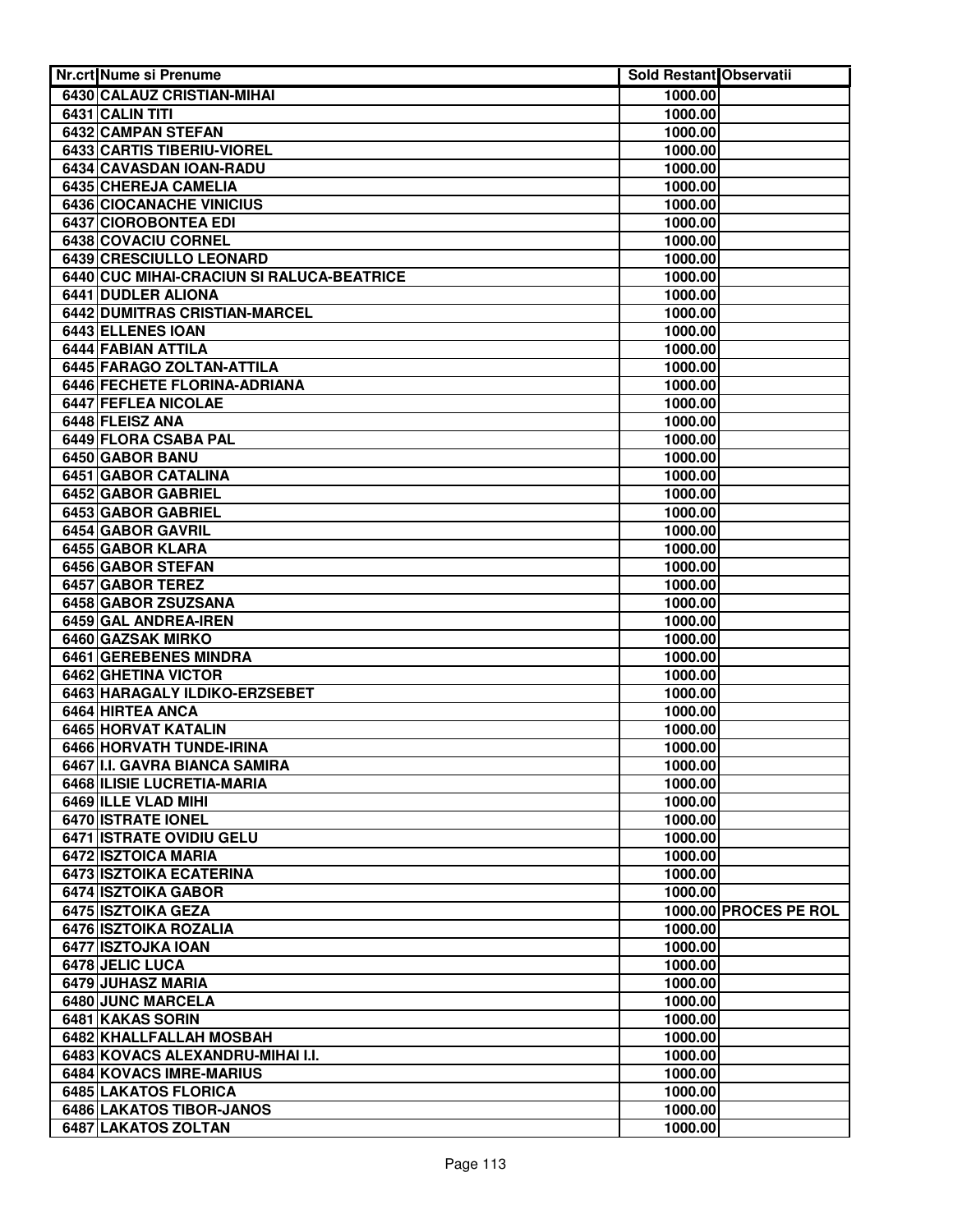| Nr.crt | Nume si Prenume | Sold Restant | Observatii |
|---|---|---|---|
| 6430 | CALAUZ CRISTIAN-MIHAI | 1000.00 | |
| 6431 | CALIN TITI | 1000.00 | |
| 6432 | CAMPAN STEFAN | 1000.00 | |
| 6433 | CARTIS TIBERIU-VIOREL | 1000.00 | |
| 6434 | CAVASDAN IOAN-RADU | 1000.00 | |
| 6435 | CHEREJA CAMELIA | 1000.00 | |
| 6436 | CIOCANACHE VINICIUS | 1000.00 | |
| 6437 | CIOROBONTEA EDI | 1000.00 | |
| 6438 | COVACIU CORNEL | 1000.00 | |
| 6439 | CRESCIULLO LEONARD | 1000.00 | |
| 6440 | CUC MIHAI-CRACIUN SI RALUCA-BEATRICE | 1000.00 | |
| 6441 | DUDLER ALIONA | 1000.00 | |
| 6442 | DUMITRAS CRISTIAN-MARCEL | 1000.00 | |
| 6443 | ELLENES IOAN | 1000.00 | |
| 6444 | FABIAN ATTILA | 1000.00 | |
| 6445 | FARAGO ZOLTAN-ATTILA | 1000.00 | |
| 6446 | FECHETE FLORINA-ADRIANA | 1000.00 | |
| 6447 | FEFLEA NICOLAE | 1000.00 | |
| 6448 | FLEISZ ANA | 1000.00 | |
| 6449 | FLORA CSABA PAL | 1000.00 | |
| 6450 | GABOR BANU | 1000.00 | |
| 6451 | GABOR CATALINA | 1000.00 | |
| 6452 | GABOR GABRIEL | 1000.00 | |
| 6453 | GABOR GABRIEL | 1000.00 | |
| 6454 | GABOR GAVRIL | 1000.00 | |
| 6455 | GABOR KLARA | 1000.00 | |
| 6456 | GABOR STEFAN | 1000.00 | |
| 6457 | GABOR TEREZ | 1000.00 | |
| 6458 | GABOR ZSUZSANA | 1000.00 | |
| 6459 | GAL ANDREA-IREN | 1000.00 | |
| 6460 | GAZSAK MIRKO | 1000.00 | |
| 6461 | GEREBENES MINDRA | 1000.00 | |
| 6462 | GHETINA VICTOR | 1000.00 | |
| 6463 | HARAGALY ILDIKO-ERZSEBET | 1000.00 | |
| 6464 | HIRTEA ANCA | 1000.00 | |
| 6465 | HORVAT KATALIN | 1000.00 | |
| 6466 | HORVATH TUNDE-IRINA | 1000.00 | |
| 6467 | I.I. GAVRA BIANCA SAMIRA | 1000.00 | |
| 6468 | ILISIE LUCRETIA-MARIA | 1000.00 | |
| 6469 | ILLE VLAD MIHI | 1000.00 | |
| 6470 | ISTRATE IONEL | 1000.00 | |
| 6471 | ISTRATE OVIDIU GELU | 1000.00 | |
| 6472 | ISZTOICA MARIA | 1000.00 | |
| 6473 | ISZTOIKA ECATERINA | 1000.00 | |
| 6474 | ISZTOIKA GABOR | 1000.00 | |
| 6475 | ISZTOIKA GEZA | 1000.00 | PROCES PE ROL |
| 6476 | ISZTOIKA ROZALIA | 1000.00 | |
| 6477 | ISZTOJKA IOAN | 1000.00 | |
| 6478 | JELIC LUCA | 1000.00 | |
| 6479 | JUHASZ MARIA | 1000.00 | |
| 6480 | JUNC MARCELA | 1000.00 | |
| 6481 | KAKAS SORIN | 1000.00 | |
| 6482 | KHALLFALLAH MOSBAH | 1000.00 | |
| 6483 | KOVACS ALEXANDRU-MIHAI I.I. | 1000.00 | |
| 6484 | KOVACS IMRE-MARIUS | 1000.00 | |
| 6485 | LAKATOS FLORICA | 1000.00 | |
| 6486 | LAKATOS TIBOR-JANOS | 1000.00 | |
| 6487 | LAKATOS ZOLTAN | 1000.00 | |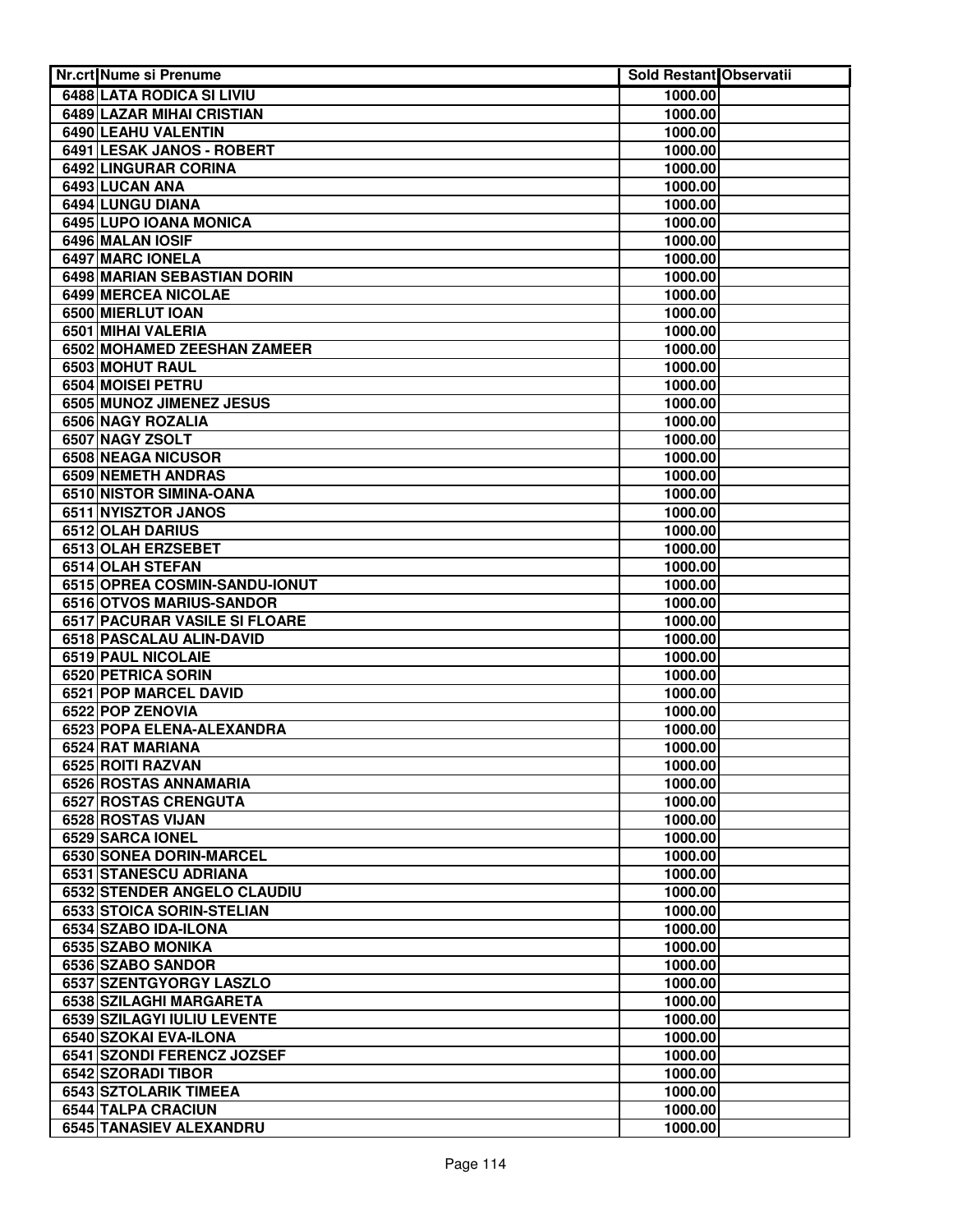| Nr.crt | Nume si Prenume | Sold Restant | Observatii |
|---|---|---|---|
| 6488 | LATA RODICA SI LIVIU | 1000.00 | |
| 6489 | LAZAR MIHAI CRISTIAN | 1000.00 | |
| 6490 | LEAHU VALENTIN | 1000.00 | |
| 6491 | LESAK JANOS - ROBERT | 1000.00 | |
| 6492 | LINGURAR CORINA | 1000.00 | |
| 6493 | LUCAN ANA | 1000.00 | |
| 6494 | LUNGU DIANA | 1000.00 | |
| 6495 | LUPO IOANA MONICA | 1000.00 | |
| 6496 | MALAN IOSIF | 1000.00 | |
| 6497 | MARC IONELA | 1000.00 | |
| 6498 | MARIAN SEBASTIAN DORIN | 1000.00 | |
| 6499 | MERCEA NICOLAE | 1000.00 | |
| 6500 | MIERLUT IOAN | 1000.00 | |
| 6501 | MIHAI VALERIA | 1000.00 | |
| 6502 | MOHAMED ZEESHAN ZAMEER | 1000.00 | |
| 6503 | MOHUT RAUL | 1000.00 | |
| 6504 | MOISEI PETRU | 1000.00 | |
| 6505 | MUNOZ JIMENEZ JESUS | 1000.00 | |
| 6506 | NAGY ROZALIA | 1000.00 | |
| 6507 | NAGY ZSOLT | 1000.00 | |
| 6508 | NEAGA NICUSOR | 1000.00 | |
| 6509 | NEMETH ANDRAS | 1000.00 | |
| 6510 | NISTOR SIMINA-OANA | 1000.00 | |
| 6511 | NYISZTOR JANOS | 1000.00 | |
| 6512 | OLAH DARIUS | 1000.00 | |
| 6513 | OLAH ERZSEBET | 1000.00 | |
| 6514 | OLAH STEFAN | 1000.00 | |
| 6515 | OPREA COSMIN-SANDU-IONUT | 1000.00 | |
| 6516 | OTVOS MARIUS-SANDOR | 1000.00 | |
| 6517 | PACURAR VASILE SI FLOARE | 1000.00 | |
| 6518 | PASCALAU ALIN-DAVID | 1000.00 | |
| 6519 | PAUL NICOLAIE | 1000.00 | |
| 6520 | PETRICA SORIN | 1000.00 | |
| 6521 | POP MARCEL DAVID | 1000.00 | |
| 6522 | POP ZENOVIA | 1000.00 | |
| 6523 | POPA ELENA-ALEXANDRA | 1000.00 | |
| 6524 | RAT MARIANA | 1000.00 | |
| 6525 | ROITI RAZVAN | 1000.00 | |
| 6526 | ROSTAS ANNAMARIA | 1000.00 | |
| 6527 | ROSTAS CRENGUTA | 1000.00 | |
| 6528 | ROSTAS VIJAN | 1000.00 | |
| 6529 | SARCA IONEL | 1000.00 | |
| 6530 | SONEA DORIN-MARCEL | 1000.00 | |
| 6531 | STANESCU ADRIANA | 1000.00 | |
| 6532 | STENDER ANGELO CLAUDIU | 1000.00 | |
| 6533 | STOICA SORIN-STELIAN | 1000.00 | |
| 6534 | SZABO IDA-ILONA | 1000.00 | |
| 6535 | SZABO MONIKA | 1000.00 | |
| 6536 | SZABO SANDOR | 1000.00 | |
| 6537 | SZENTGYORGY LASZLO | 1000.00 | |
| 6538 | SZILAGHI MARGARETA | 1000.00 | |
| 6539 | SZILAGYI IULIU LEVENTE | 1000.00 | |
| 6540 | SZOKAI EVA-ILONA | 1000.00 | |
| 6541 | SZONDI FERENCZ JOZSEF | 1000.00 | |
| 6542 | SZORADI TIBOR | 1000.00 | |
| 6543 | SZTOLARIK TIMEEA | 1000.00 | |
| 6544 | TALPA CRACIUN | 1000.00 | |
| 6545 | TANASIEV ALEXANDRU | 1000.00 | |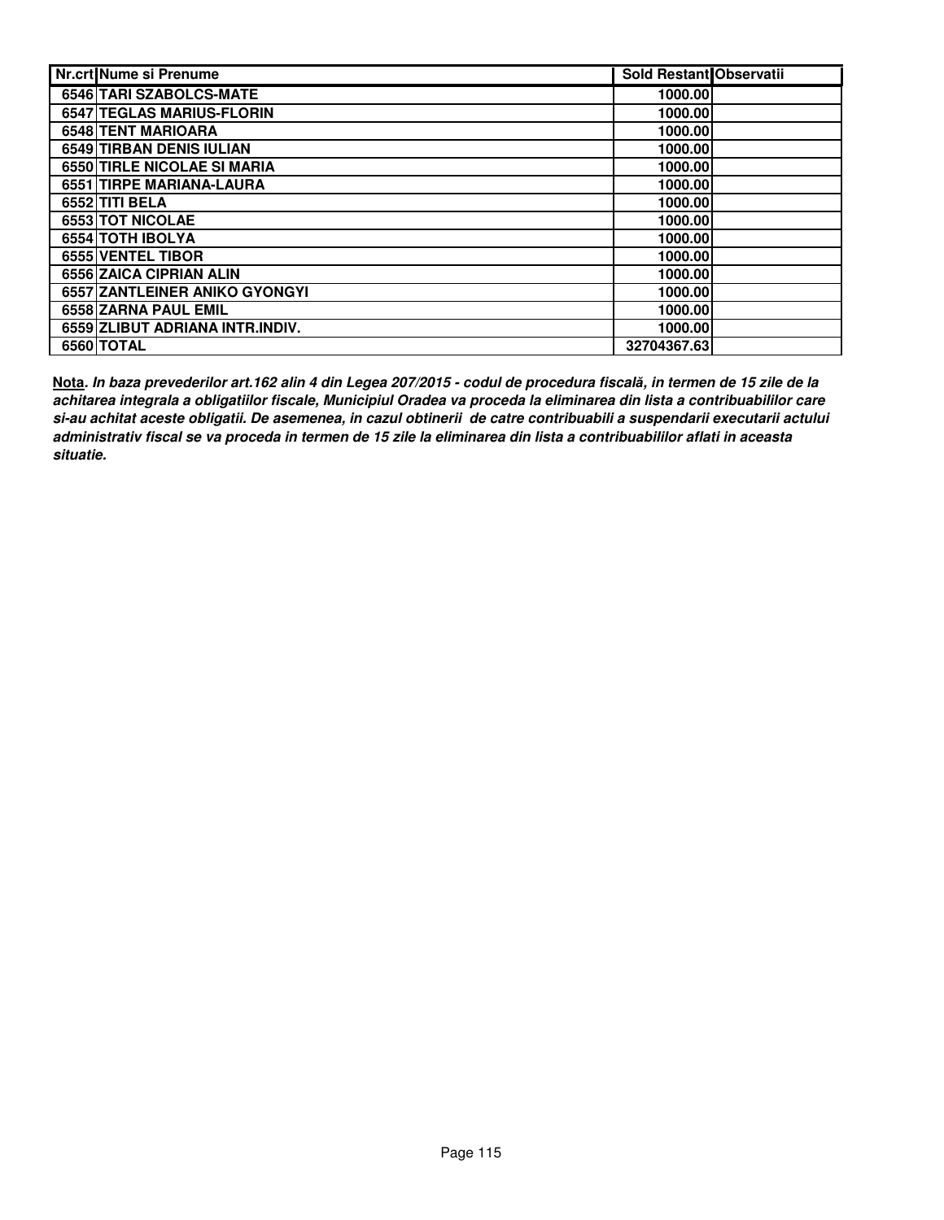| Nr.crt | Nume si Prenume | Sold Restant | Observatii |
|---|---|---|---|
| 6546 | TARI SZABOLCS-MATE | 1000.00 | |
| 6547 | TEGLAS MARIUS-FLORIN | 1000.00 | |
| 6548 | TENT MARIOARA | 1000.00 | |
| 6549 | TIRBAN DENIS IULIAN | 1000.00 | |
| 6550 | TIRLE NICOLAE SI MARIA | 1000.00 | |
| 6551 | TIRPE MARIANA-LAURA | 1000.00 | |
| 6552 | TITI BELA | 1000.00 | |
| 6553 | TOT NICOLAE | 1000.00 | |
| 6554 | TOTH IBOLYA | 1000.00 | |
| 6555 | VENTEL TIBOR | 1000.00 | |
| 6556 | ZAICA CIPRIAN ALIN | 1000.00 | |
| 6557 | ZANTLEINER ANIKO GYONGYI | 1000.00 | |
| 6558 | ZARNA PAUL EMIL | 1000.00 | |
| 6559 | ZLIBUT ADRIANA INTR.INDIV. | 1000.00 | |
| 6560 | TOTAL | 32704367.63 | |

**Nota**. ***In baza prevederilor art.162 alin 4 din Legea 207/2015 - codul de procedura fiscală, in termen de 15 zile de la achitarea integrala a obligatiilor fiscale, Municipiul Oradea va proceda la eliminarea din lista a contribuabililor care si-au achitat aceste obligatii. De asemenea, in cazul obtinerii de catre contribuabili a suspendarii executarii actului administrativ fiscal se va proceda in termen de 15 zile la eliminarea din lista a contribuabililor aflati in aceasta situatie.***